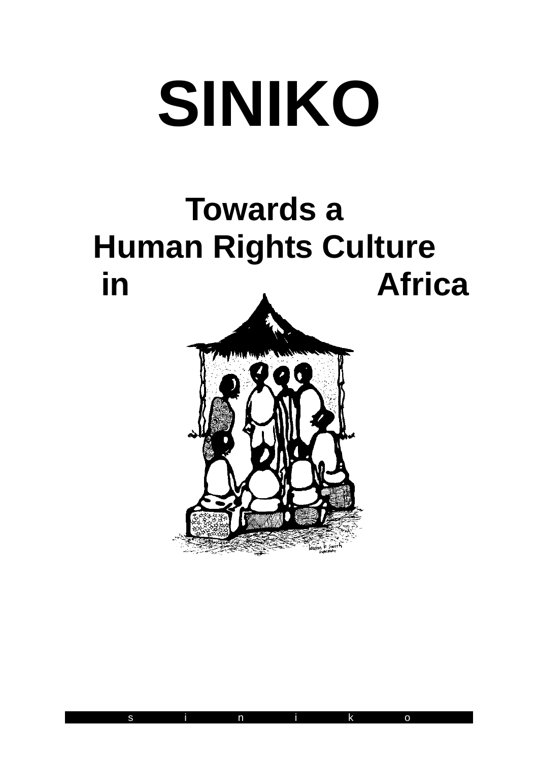# SINIKO

## Towards a Human Rights Culture in Africa

s i n i k o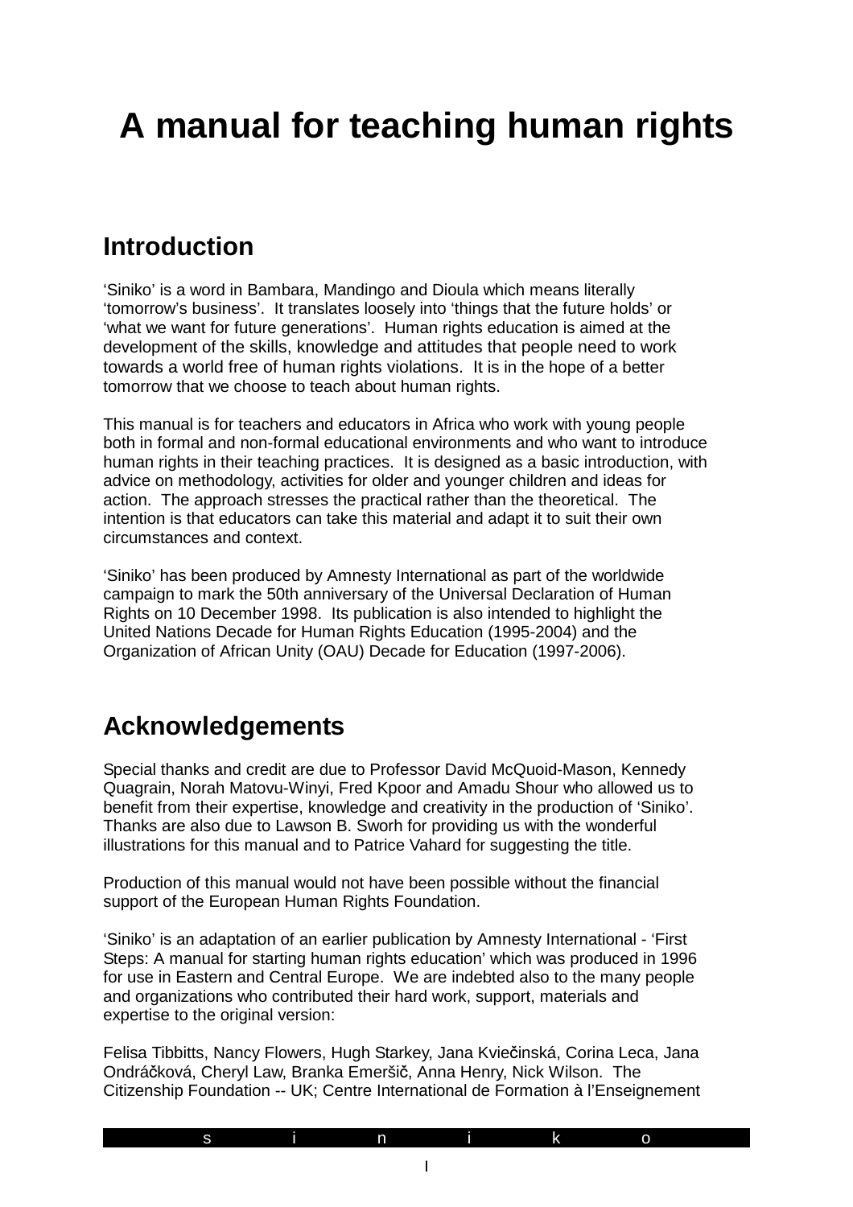# A manual for teaching human rights

## Introduction

'Siniko' is a word in Bambara, Mandingo and Dioula which means literally 'tomorrow's business'. It translates loosely into 'things that the future holds' or 'what we want for future generations'. Human rights education is aimed at the development of the skills, knowledge and attitudes that people need to work towards a world free of human rights violations. It is in the hope of a better tomorrow that we choose to teach about human rights.

This manual is for teachers and educators in Africa who work with young people both in formal and non-formal educational environments and who want to introduce human rights in their teaching practices. It is designed as a basic introduction, with advice on methodology, activities for older and younger children and ideas for action. The approach stresses the practical rather than the theoretical. The intention is that educators can take this material and adapt it to suit their own circumstances and context.

'Siniko' has been produced by Amnesty International as part of the worldwide campaign to mark the 50th anniversary of the Universal Declaration of Human Rights on 10 December 1998. Its publication is also intended to highlight the United Nations Decade for Human Rights Education (1995-2004) and the Organization of African Unity (OAU) Decade for Education (1997-2006).

## Acknowledgements

Special thanks and credit are due to Professor David McQuoid-Mason, Kennedy Quagrain, Norah Matovu-Winyi, Fred Kpoor and Amadu Shour who allowed us to benefit from their expertise, knowledge and creativity in the production of 'Siniko'. Thanks are also due to Lawson B. Sworh for providing us with the wonderful illustrations for this manual and to Patrice Vahard for suggesting the title.

Production of this manual would not have been possible without the financial support of the European Human Rights Foundation.

'Siniko' is an adaptation of an earlier publication by Amnesty International - 'First Steps: A manual for starting human rights education' which was produced in 1996 for use in Eastern and Central Europe. We are indebted also to the many people and organizations who contributed their hard work, support, materials and expertise to the original version:

Felisa Tibbitts, Nancy Flowers, Hugh Starkey, Jana Kviečinská, Corina Leca, Jana Ondráčková, Cheryl Law, Branka Emeršič, Anna Henry, Nick Wilson. The Citizenship Foundation -- UK; Centre International de Formation à l'Enseignement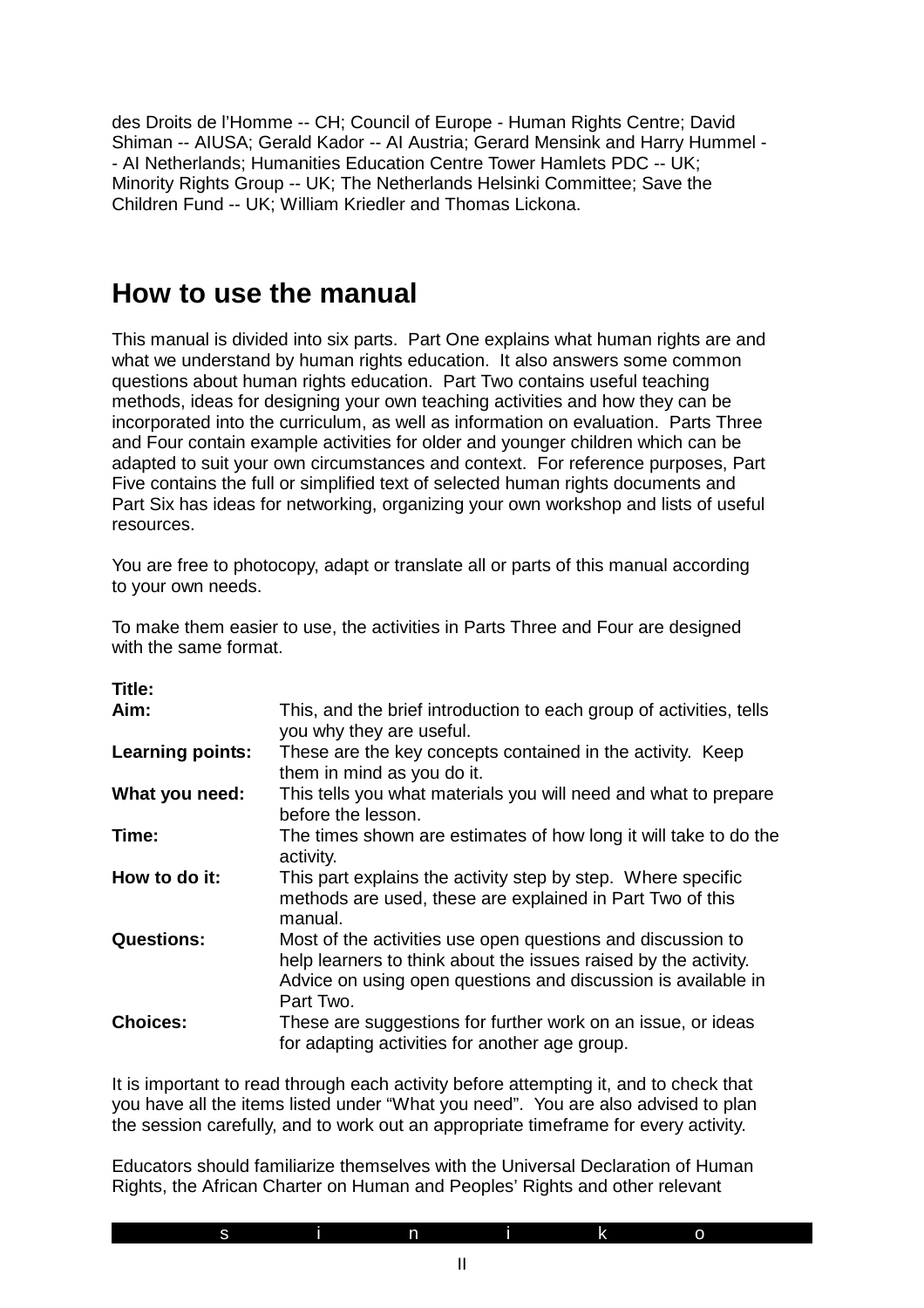des Droits de l'Homme -- CH; Council of Europe - Human Rights Centre; David Shiman -- AIUSA; Gerald Kador -- AI Austria; Gerard Mensink and Harry Hummel -- AI Netherlands; Humanities Education Centre Tower Hamlets PDC -- UK; Minority Rights Group -- UK; The Netherlands Helsinki Committee; Save the Children Fund -- UK; William Kriedler and Thomas Lickona.

## How to use the manual

This manual is divided into six parts. Part One explains what human rights are and what we understand by human rights education. It also answers some common questions about human rights education. Part Two contains useful teaching methods, ideas for designing your own teaching activities and how they can be incorporated into the curriculum, as well as information on evaluation. Parts Three and Four contain example activities for older and younger children which can be adapted to suit your own circumstances and context. For reference purposes, Part Five contains the full or simplified text of selected human rights documents and Part Six has ideas for networking, organizing your own workshop and lists of useful resources.

You are free to photocopy, adapt or translate all or parts of this manual according to your own needs.

To make them easier to use, the activities in Parts Three and Four are designed with the same format.

| | |
|---|---|
| **Title:** | |
| **Aim:** | This, and the brief introduction to each group of activities, tells you why they are useful. |
| **Learning points:** | These are the key concepts contained in the activity. Keep them in mind as you do it. |
| **What you need:** | This tells you what materials you will need and what to prepare before the lesson. |
| **Time:** | The times shown are estimates of how long it will take to do the activity. |
| **How to do it:** | This part explains the activity step by step. Where specific methods are used, these are explained in Part Two of this manual. |
| **Questions:** | Most of the activities use open questions and discussion to help learners to think about the issues raised by the activity. Advice on using open questions and discussion is available in Part Two. |
| **Choices:** | These are suggestions for further work on an issue, or ideas for adapting activities for another age group. |

It is important to read through each activity before attempting it, and to check that you have all the items listed under "What you need". You are also advised to plan the session carefully, and to work out an appropriate timeframe for every activity.

Educators should familiarize themselves with the Universal Declaration of Human Rights, the African Charter on Human and Peoples' Rights and other relevant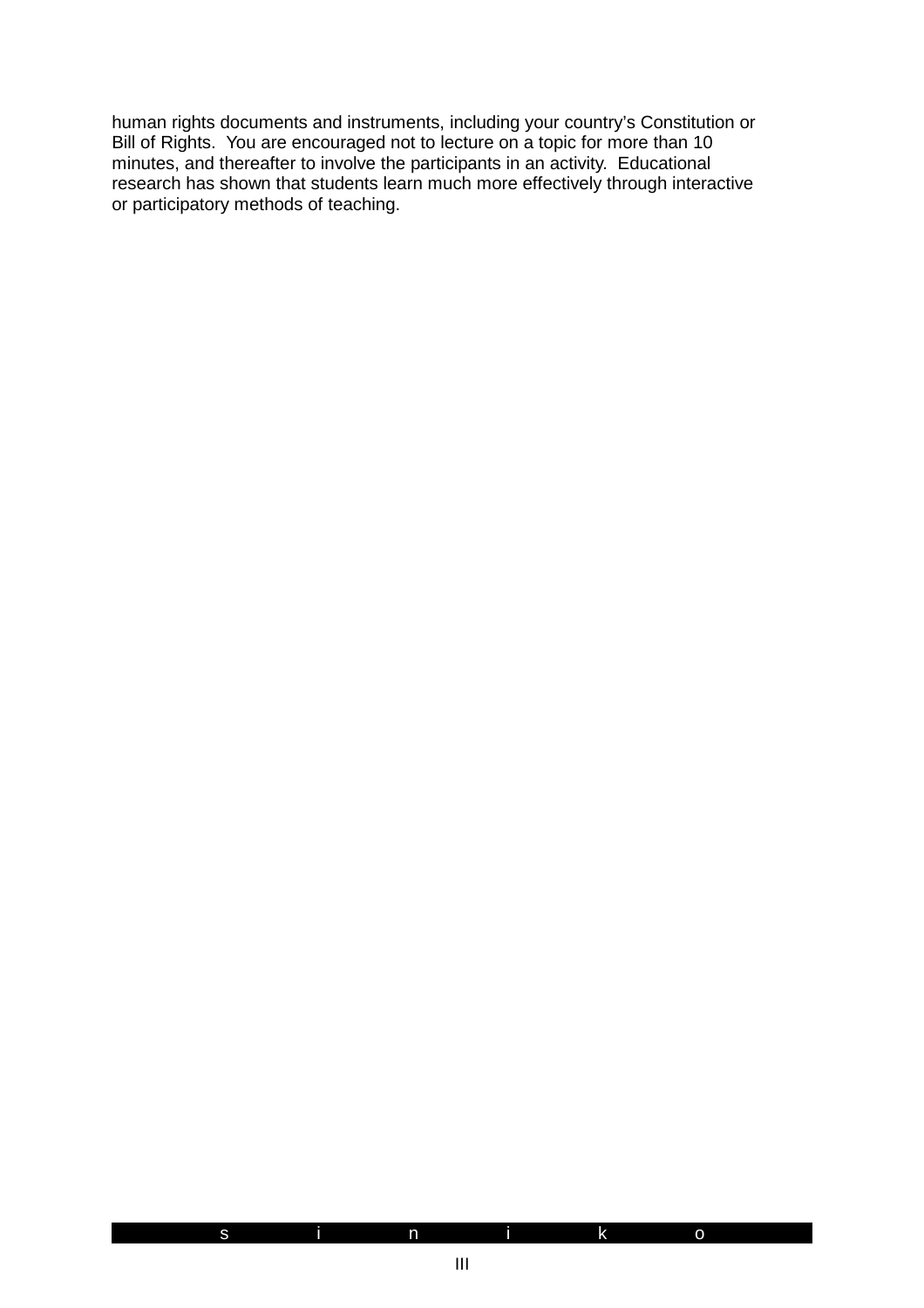human rights documents and instruments, including your country's Constitution or Bill of Rights.  You are encouraged not to lecture on a topic for more than 10 minutes, and thereafter to involve the participants in an activity.  Educational research has shown that students learn much more effectively through interactive or participatory methods of teaching.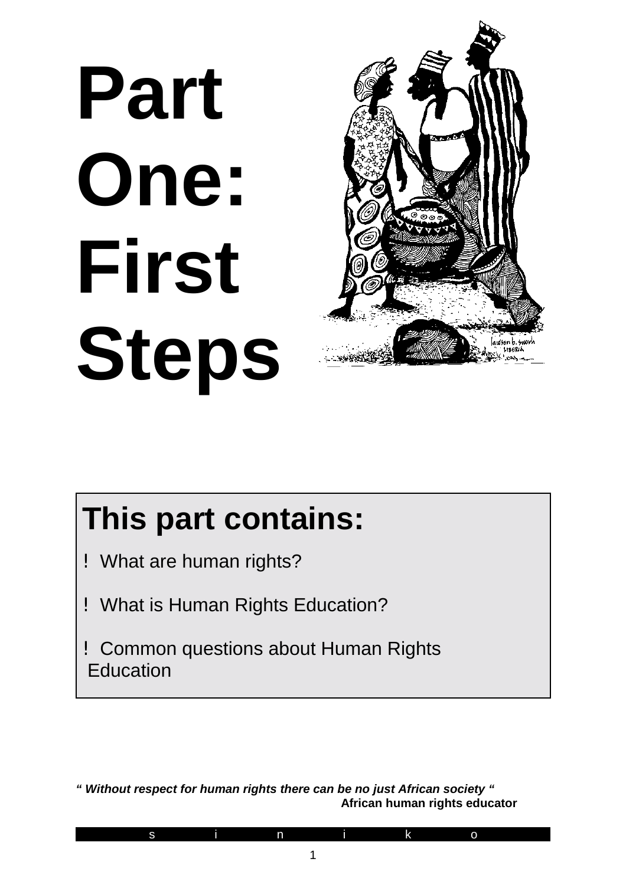# Part One: First Steps

## This part contains:

- What are human rights?
- What is Human Rights Education?
- Common questions about Human Rights Education

***" Without respect for human rights there can be no just African society "***

**African human rights educator**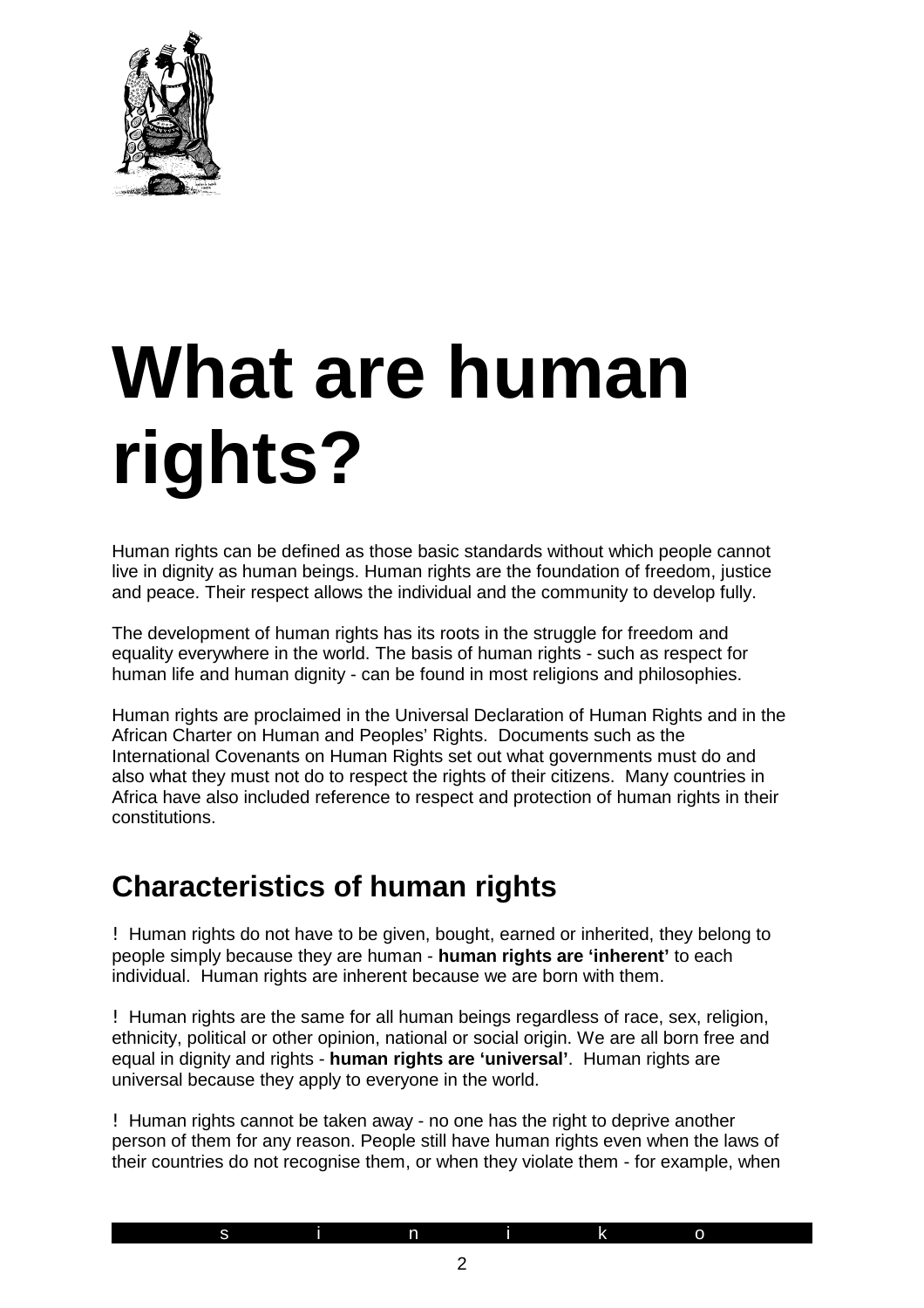# What are human rights?

Human rights can be defined as those basic standards without which people cannot live in dignity as human beings. Human rights are the foundation of freedom, justice and peace. Their respect allows the individual and the community to develop fully.

The development of human rights has its roots in the struggle for freedom and equality everywhere in the world. The basis of human rights - such as respect for human life and human dignity - can be found in most religions and philosophies.

Human rights are proclaimed in the Universal Declaration of Human Rights and in the African Charter on Human and Peoples' Rights. Documents such as the International Covenants on Human Rights set out what governments must do and also what they must not do to respect the rights of their citizens. Many countries in Africa have also included reference to respect and protection of human rights in their constitutions.

## Characteristics of human rights

- Human rights do not have to be given, bought, earned or inherited, they belong to people simply because they are human - **human rights are 'inherent'** to each individual. Human rights are inherent because we are born with them.

- Human rights are the same for all human beings regardless of race, sex, religion, ethnicity, political or other opinion, national or social origin. We are all born free and equal in dignity and rights - **human rights are 'universal'**. Human rights are universal because they apply to everyone in the world.

- Human rights cannot be taken away - no one has the right to deprive another person of them for any reason. People still have human rights even when the laws of their countries do not recognise them, or when they violate them - for example, when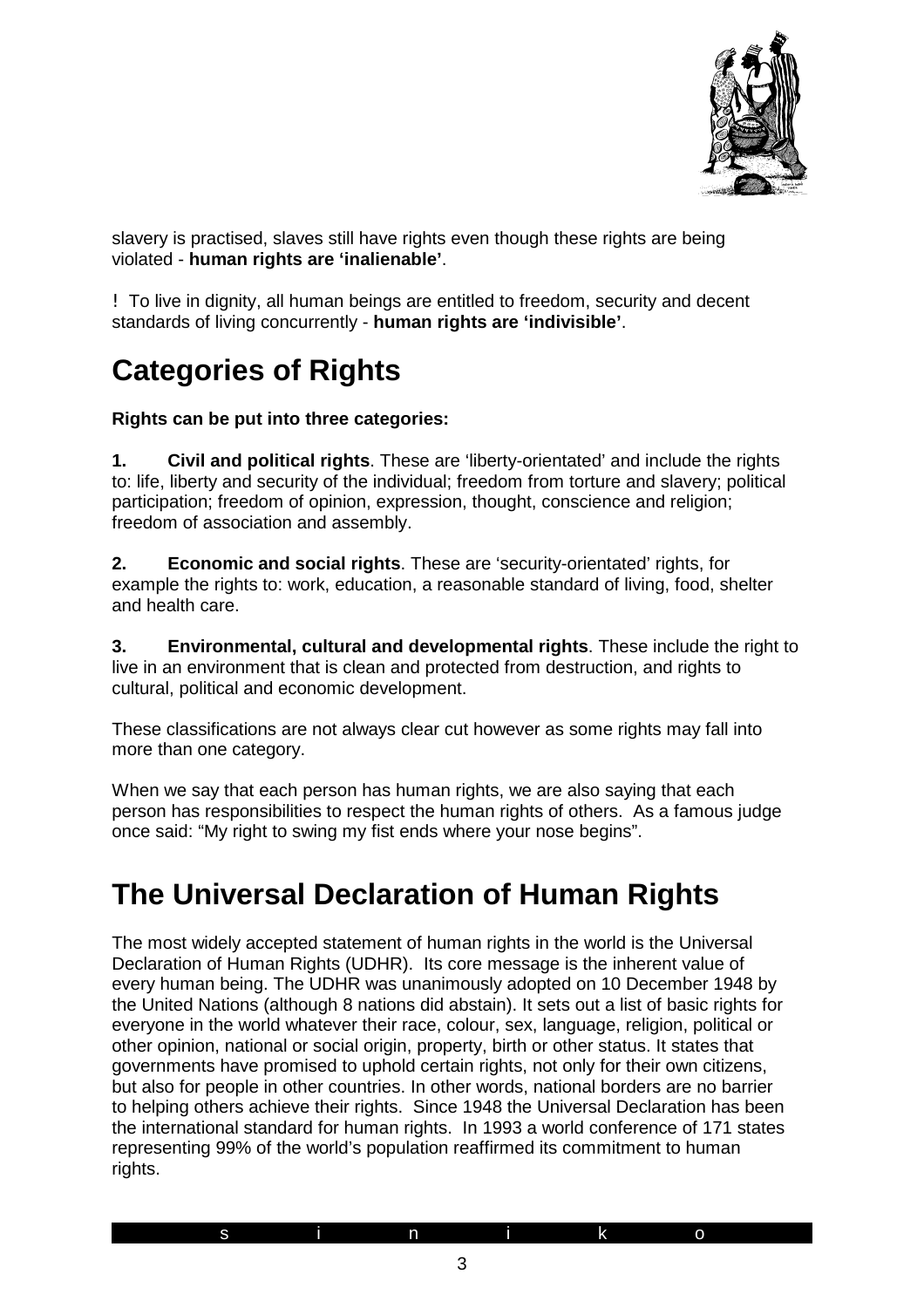slavery is practised, slaves still have rights even though these rights are being violated - **human rights are 'inalienable'**.

! To live in dignity, all human beings are entitled to freedom, security and decent standards of living concurrently - **human rights are 'indivisible'**.

## Categories of Rights

**Rights can be put into three categories:**

**1. Civil and political rights**. These are 'liberty-orientated' and include the rights to: life, liberty and security of the individual; freedom from torture and slavery; political participation; freedom of opinion, expression, thought, conscience and religion; freedom of association and assembly.

**2. Economic and social rights**. These are 'security-orientated' rights, for example the rights to: work, education, a reasonable standard of living, food, shelter and health care.

**3. Environmental, cultural and developmental rights**. These include the right to live in an environment that is clean and protected from destruction, and rights to cultural, political and economic development.

These classifications are not always clear cut however as some rights may fall into more than one category.

When we say that each person has human rights, we are also saying that each person has responsibilities to respect the human rights of others. As a famous judge once said: "My right to swing my fist ends where your nose begins".

## The Universal Declaration of Human Rights

The most widely accepted statement of human rights in the world is the Universal Declaration of Human Rights (UDHR). Its core message is the inherent value of every human being. The UDHR was unanimously adopted on 10 December 1948 by the United Nations (although 8 nations did abstain). It sets out a list of basic rights for everyone in the world whatever their race, colour, sex, language, religion, political or other opinion, national or social origin, property, birth or other status. It states that governments have promised to uphold certain rights, not only for their own citizens, but also for people in other countries. In other words, national borders are no barrier to helping others achieve their rights. Since 1948 the Universal Declaration has been the international standard for human rights. In 1993 a world conference of 171 states representing 99% of the world's population reaffirmed its commitment to human rights.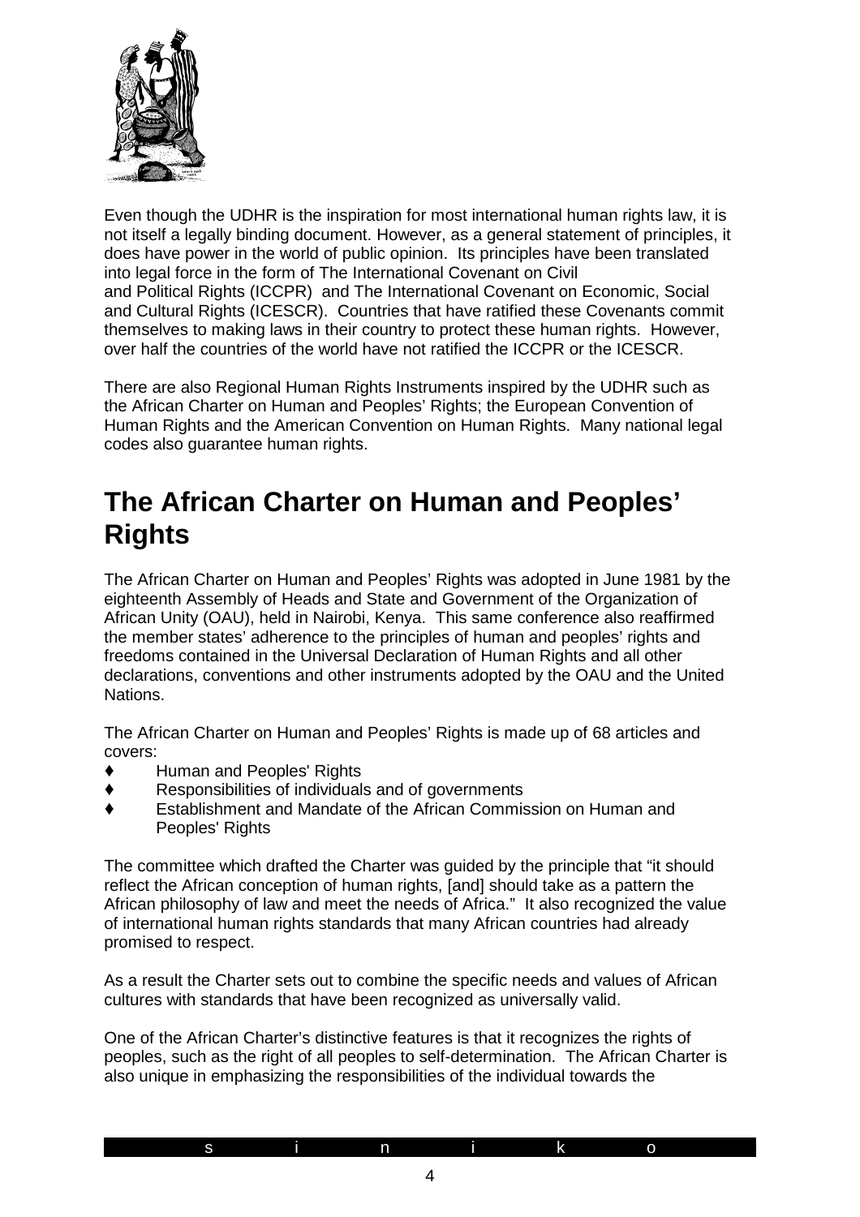Even though the UDHR is the inspiration for most international human rights law, it is not itself a legally binding document. However, as a general statement of principles, it does have power in the world of public opinion. Its principles have been translated into legal force in the form of The International Covenant on Civil and Political Rights (ICCPR) and The International Covenant on Economic, Social and Cultural Rights (ICESCR). Countries that have ratified these Covenants commit themselves to making laws in their country to protect these human rights. However, over half the countries of the world have not ratified the ICCPR or the ICESCR.

There are also Regional Human Rights Instruments inspired by the UDHR such as the African Charter on Human and Peoples' Rights; the European Convention of Human Rights and the American Convention on Human Rights. Many national legal codes also guarantee human rights.

# The African Charter on Human and Peoples' Rights

The African Charter on Human and Peoples' Rights was adopted in June 1981 by the eighteenth Assembly of Heads and State and Government of the Organization of African Unity (OAU), held in Nairobi, Kenya. This same conference also reaffirmed the member states' adherence to the principles of human and peoples' rights and freedoms contained in the Universal Declaration of Human Rights and all other declarations, conventions and other instruments adopted by the OAU and the United Nations.

The African Charter on Human and Peoples' Rights is made up of 68 articles and covers:

- Human and Peoples' Rights
- Responsibilities of individuals and of governments
- Establishment and Mandate of the African Commission on Human and Peoples' Rights

The committee which drafted the Charter was guided by the principle that "it should reflect the African conception of human rights, [and] should take as a pattern the African philosophy of law and meet the needs of Africa." It also recognized the value of international human rights standards that many African countries had already promised to respect.

As a result the Charter sets out to combine the specific needs and values of African cultures with standards that have been recognized as universally valid.

One of the African Charter's distinctive features is that it recognizes the rights of peoples, such as the right of all peoples to self-determination. The African Charter is also unique in emphasizing the responsibilities of the individual towards the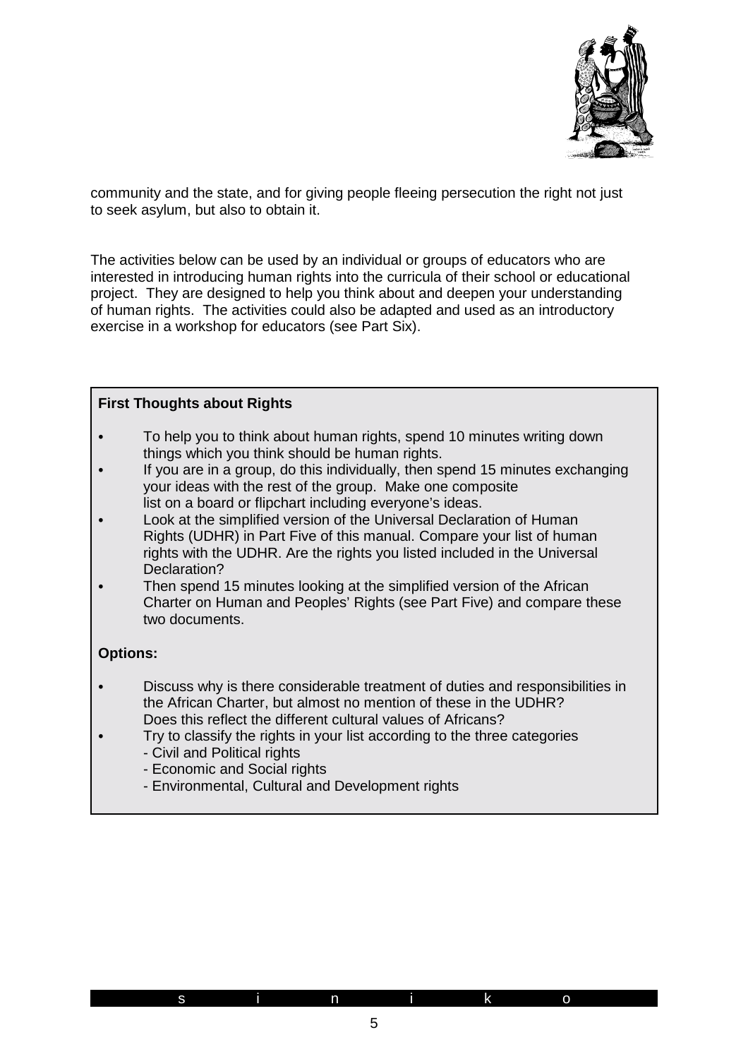community and the state, and for giving people fleeing persecution the right not just to seek asylum, but also to obtain it.

The activities below can be used by an individual or groups of educators who are interested in introducing human rights into the curricula of their school or educational project. They are designed to help you think about and deepen your understanding of human rights. The activities could also be adapted and used as an introductory exercise in a workshop for educators (see Part Six).

**First Thoughts about Rights**

- To help you to think about human rights, spend 10 minutes writing down things which you think should be human rights.
- If you are in a group, do this individually, then spend 15 minutes exchanging your ideas with the rest of the group. Make one composite list on a board or flipchart including everyone's ideas.
- Look at the simplified version of the Universal Declaration of Human Rights (UDHR) in Part Five of this manual. Compare your list of human rights with the UDHR. Are the rights you listed included in the Universal Declaration?
- Then spend 15 minutes looking at the simplified version of the African Charter on Human and Peoples' Rights (see Part Five) and compare these two documents.

**Options:**

- Discuss why is there considerable treatment of duties and responsibilities in the African Charter, but almost no mention of these in the UDHR? Does this reflect the different cultural values of Africans?
- Try to classify the rights in your list according to the three categories
  - Civil and Political rights
  - Economic and Social rights
  - Environmental, Cultural and Development rights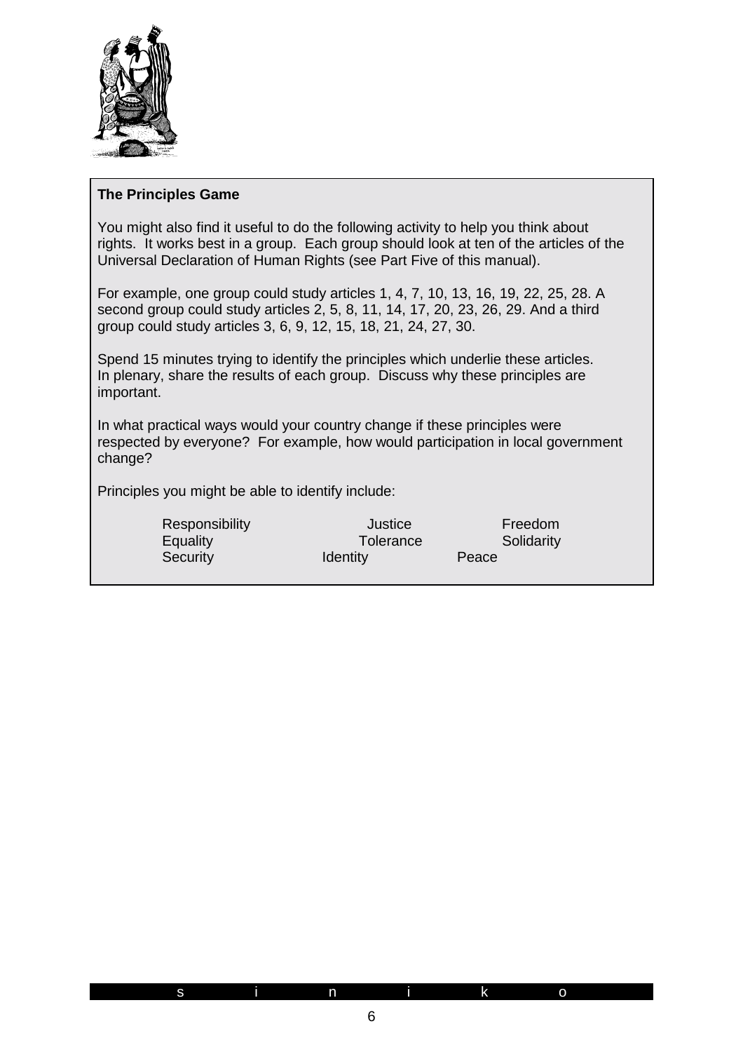### The Principles Game

You might also find it useful to do the following activity to help you think about rights. It works best in a group. Each group should look at ten of the articles of the Universal Declaration of Human Rights (see Part Five of this manual).

For example, one group could study articles 1, 4, 7, 10, 13, 16, 19, 22, 25, 28. A second group could study articles 2, 5, 8, 11, 14, 17, 20, 23, 26, 29. And a third group could study articles 3, 6, 9, 12, 15, 18, 21, 24, 27, 30.

Spend 15 minutes trying to identify the principles which underlie these articles. In plenary, share the results of each group. Discuss why these principles are important.

In what practical ways would your country change if these principles were respected by everyone? For example, how would participation in local government change?

Principles you might be able to identify include:

| | | |
|---|---|---|
| Responsibility | Justice | Freedom |
| Equality | Tolerance | Solidarity |
| Security | Identity | Peace |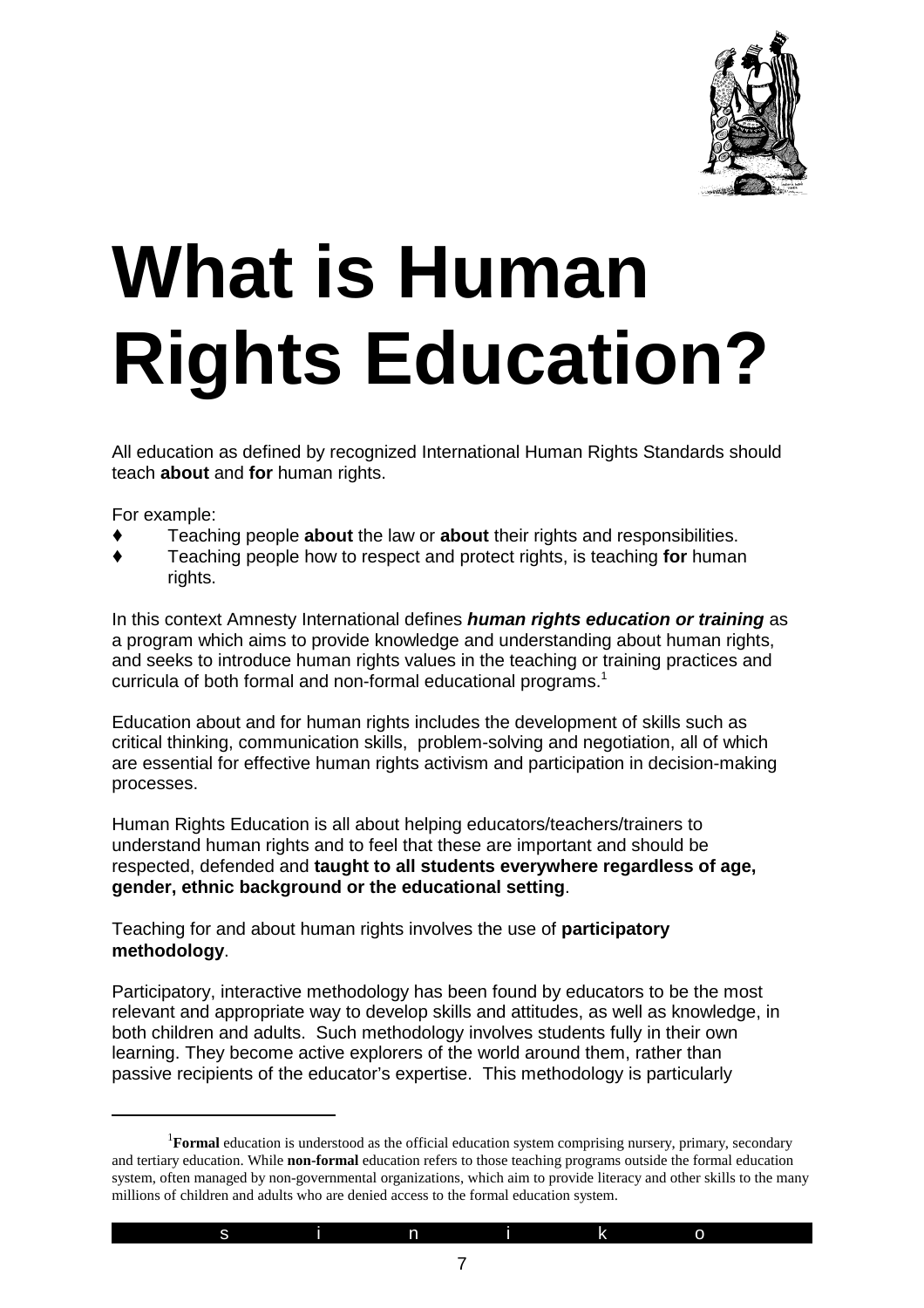# What is Human Rights Education?

All education as defined by recognized International Human Rights Standards should teach **about** and **for** human rights.

For example:

- Teaching people **about** the law or **about** their rights and responsibilities.
- Teaching people how to respect and protect rights, is teaching **for** human rights.

In this context Amnesty International defines ***human rights education or training*** as a program which aims to provide knowledge and understanding about human rights, and seeks to introduce human rights values in the teaching or training practices and curricula of both formal and non-formal educational programs.[1]

Education about and for human rights includes the development of skills such as critical thinking, communication skills, problem-solving and negotiation, all of which are essential for effective human rights activism and participation in decision-making processes.

Human Rights Education is all about helping educators/teachers/trainers to understand human rights and to feel that these are important and should be respected, defended and **taught to all students everywhere regardless of age, gender, ethnic background or the educational setting**.

Teaching for and about human rights involves the use of **participatory methodology**.

Participatory, interactive methodology has been found by educators to be the most relevant and appropriate way to develop skills and attitudes, as well as knowledge, in both children and adults. Such methodology involves students fully in their own learning. They become active explorers of the world around them, rather than passive recipients of the educator's expertise. This methodology is particularly

---

[1] **Formal** education is understood as the official education system comprising nursery, primary, secondary and tertiary education. While **non-formal** education refers to those teaching programs outside the formal education system, often managed by non-governmental organizations, which aim to provide literacy and other skills to the many millions of children and adults who are denied access to the formal education system.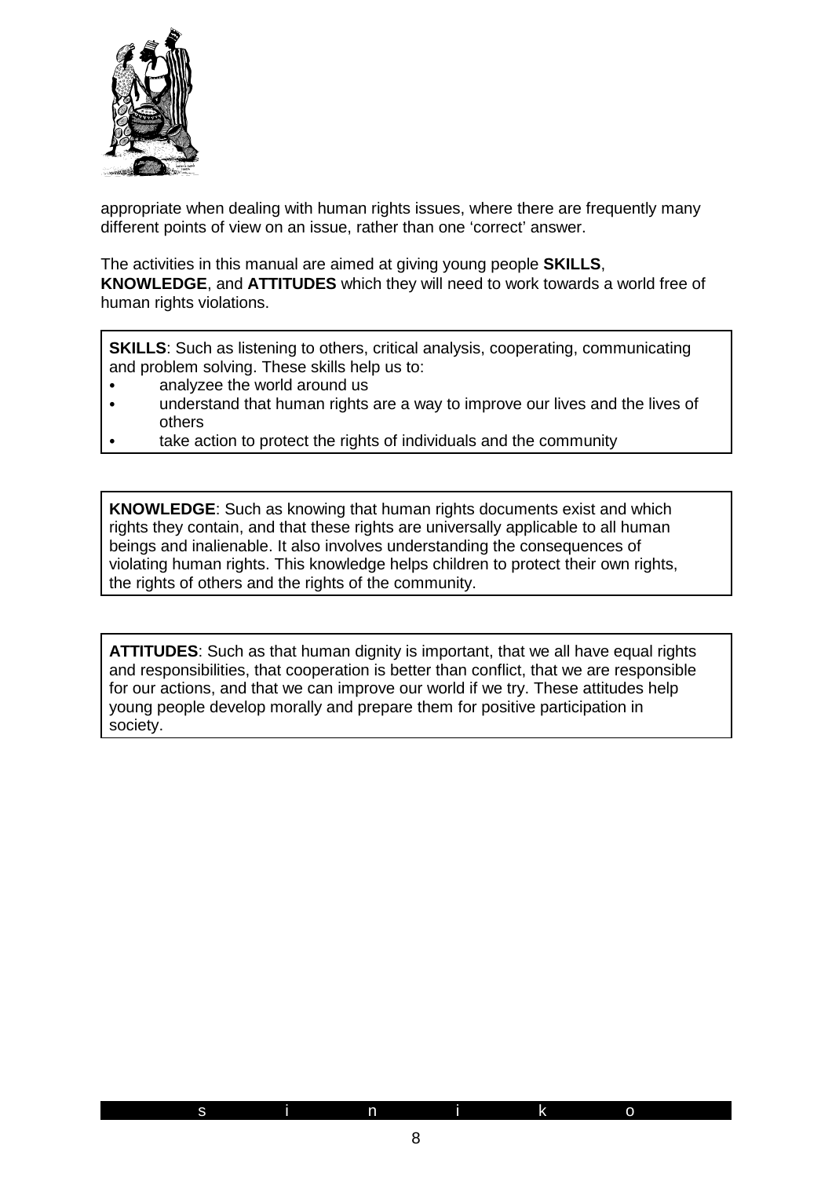appropriate when dealing with human rights issues, where there are frequently many different points of view on an issue, rather than one 'correct' answer.

The activities in this manual are aimed at giving young people **SKILLS**, **KNOWLEDGE**, and **ATTITUDES** which they will need to work towards a world free of human rights violations.

**SKILLS**: Such as listening to others, critical analysis, cooperating, communicating and problem solving. These skills help us to:

- analyzee the world around us
- understand that human rights are a way to improve our lives and the lives of others
- take action to protect the rights of individuals and the community

**KNOWLEDGE**: Such as knowing that human rights documents exist and which rights they contain, and that these rights are universally applicable to all human beings and inalienable. It also involves understanding the consequences of violating human rights. This knowledge helps children to protect their own rights, the rights of others and the rights of the community.

**ATTITUDES**: Such as that human dignity is important, that we all have equal rights and responsibilities, that cooperation is better than conflict, that we are responsible for our actions, and that we can improve our world if we try. These attitudes help young people develop morally and prepare them for positive participation in society.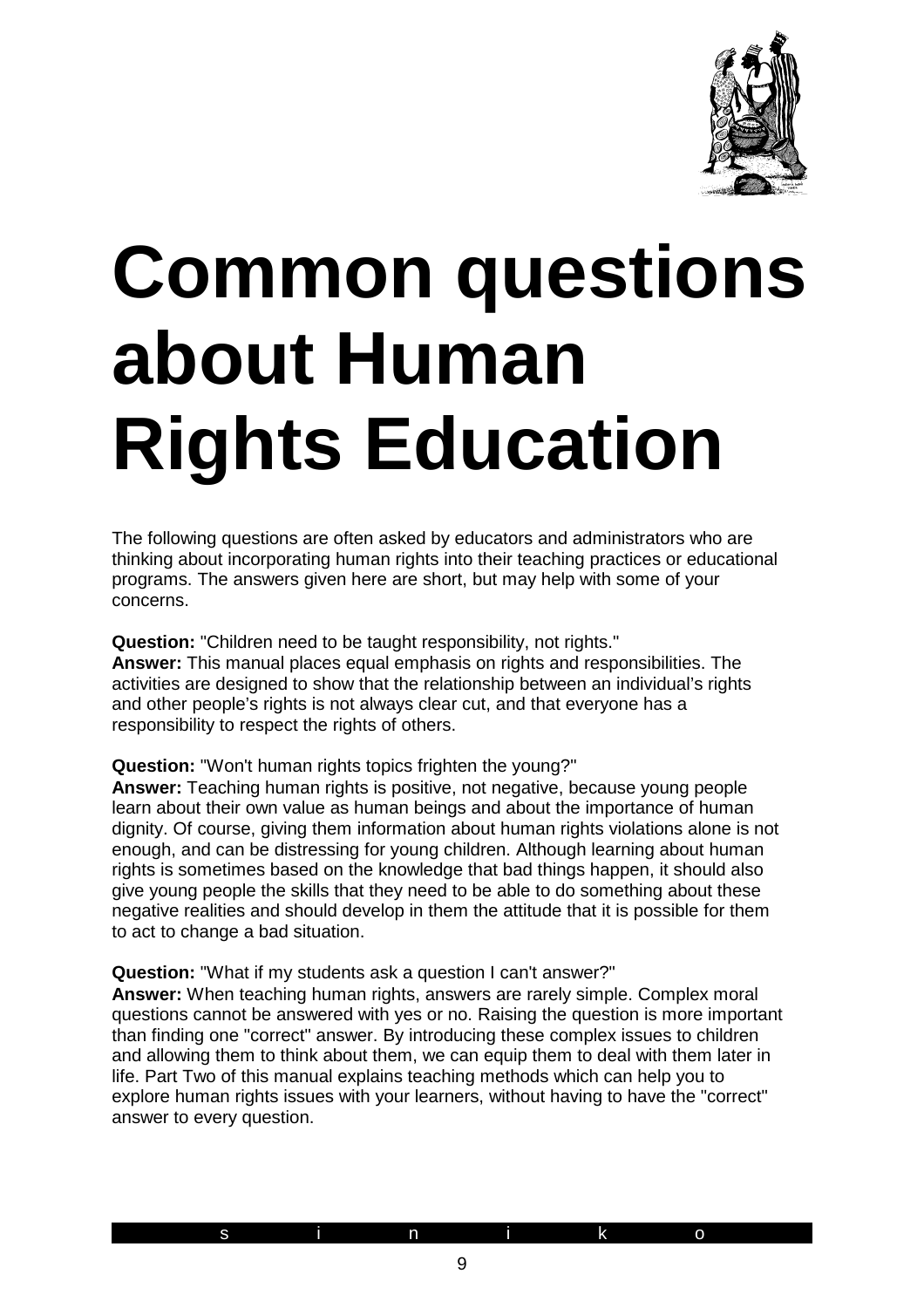# Common questions about Human Rights Education

The following questions are often asked by educators and administrators who are thinking about incorporating human rights into their teaching practices or educational programs. The answers given here are short, but may help with some of your concerns.

**Question:** "Children need to be taught responsibility, not rights."
**Answer:** This manual places equal emphasis on rights and responsibilities. The activities are designed to show that the relationship between an individual's rights and other people's rights is not always clear cut, and that everyone has a responsibility to respect the rights of others.

**Question:** "Won't human rights topics frighten the young?"
**Answer:** Teaching human rights is positive, not negative, because young people learn about their own value as human beings and about the importance of human dignity. Of course, giving them information about human rights violations alone is not enough, and can be distressing for young children. Although learning about human rights is sometimes based on the knowledge that bad things happen, it should also give young people the skills that they need to be able to do something about these negative realities and should develop in them the attitude that it is possible for them to act to change a bad situation.

**Question:** "What if my students ask a question I can't answer?"
**Answer:** When teaching human rights, answers are rarely simple. Complex moral questions cannot be answered with yes or no. Raising the question is more important than finding one "correct" answer. By introducing these complex issues to children and allowing them to think about them, we can equip them to deal with them later in life. Part Two of this manual explains teaching methods which can help you to explore human rights issues with your learners, without having to have the "correct" answer to every question.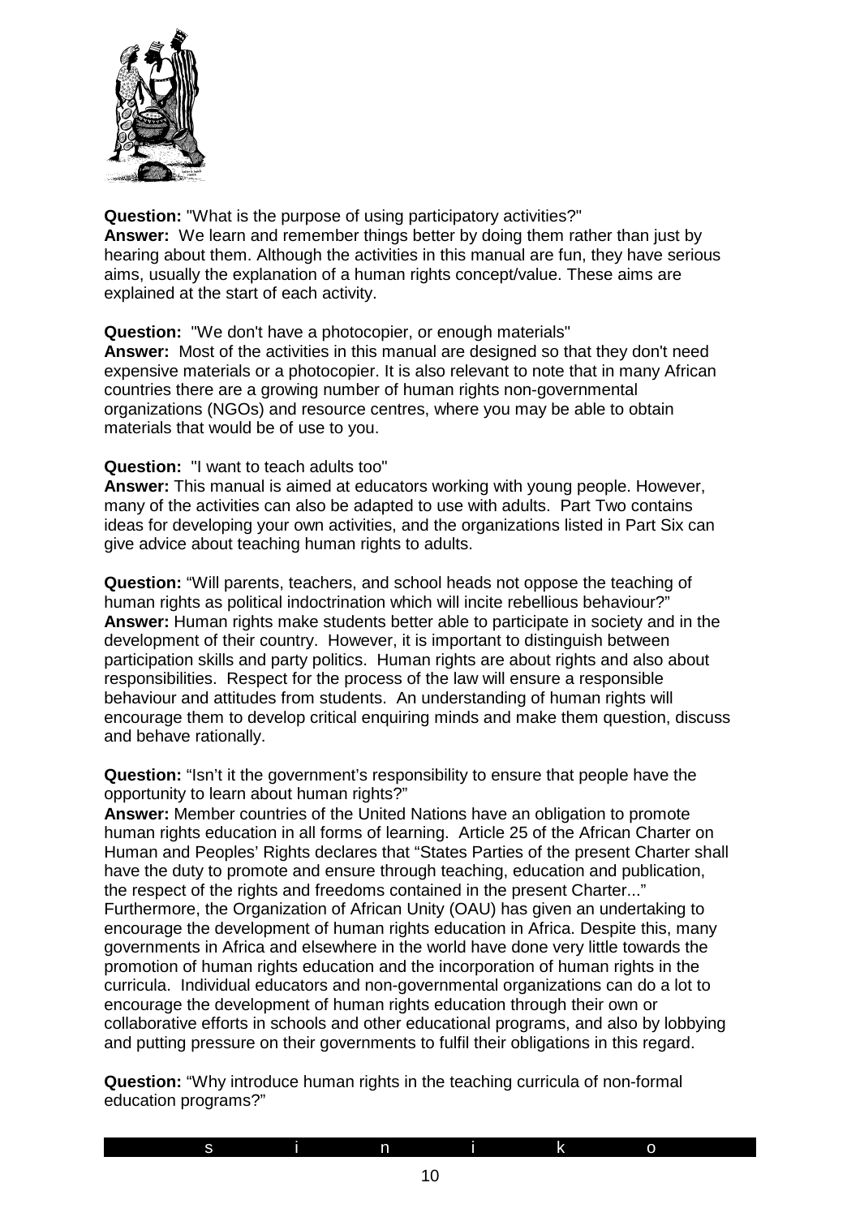**Question:** "What is the purpose of using participatory activities?"
**Answer:** We learn and remember things better by doing them rather than just by hearing about them. Although the activities in this manual are fun, they have serious aims, usually the explanation of a human rights concept/value. These aims are explained at the start of each activity.

**Question:** "We don't have a photocopier, or enough materials"
**Answer:** Most of the activities in this manual are designed so that they don't need expensive materials or a photocopier. It is also relevant to note that in many African countries there are a growing number of human rights non-governmental organizations (NGOs) and resource centres, where you may be able to obtain materials that would be of use to you.

**Question:** "I want to teach adults too"
**Answer:** This manual is aimed at educators working with young people. However, many of the activities can also be adapted to use with adults. Part Two contains ideas for developing your own activities, and the organizations listed in Part Six can give advice about teaching human rights to adults.

**Question:** "Will parents, teachers, and school heads not oppose the teaching of human rights as political indoctrination which will incite rebellious behaviour?"
**Answer:** Human rights make students better able to participate in society and in the development of their country. However, it is important to distinguish between participation skills and party politics. Human rights are about rights and also about responsibilities. Respect for the process of the law will ensure a responsible behaviour and attitudes from students. An understanding of human rights will encourage them to develop critical enquiring minds and make them question, discuss and behave rationally.

**Question:** "Isn't it the government's responsibility to ensure that people have the opportunity to learn about human rights?"
**Answer:** Member countries of the United Nations have an obligation to promote human rights education in all forms of learning. Article 25 of the African Charter on Human and Peoples' Rights declares that "States Parties of the present Charter shall have the duty to promote and ensure through teaching, education and publication, the respect of the rights and freedoms contained in the present Charter..." Furthermore, the Organization of African Unity (OAU) has given an undertaking to encourage the development of human rights education in Africa. Despite this, many governments in Africa and elsewhere in the world have done very little towards the promotion of human rights education and the incorporation of human rights in the curricula. Individual educators and non-governmental organizations can do a lot to encourage the development of human rights education through their own or collaborative efforts in schools and other educational programs, and also by lobbying and putting pressure on their governments to fulfil their obligations in this regard.

**Question:** "Why introduce human rights in the teaching curricula of non-formal education programs?"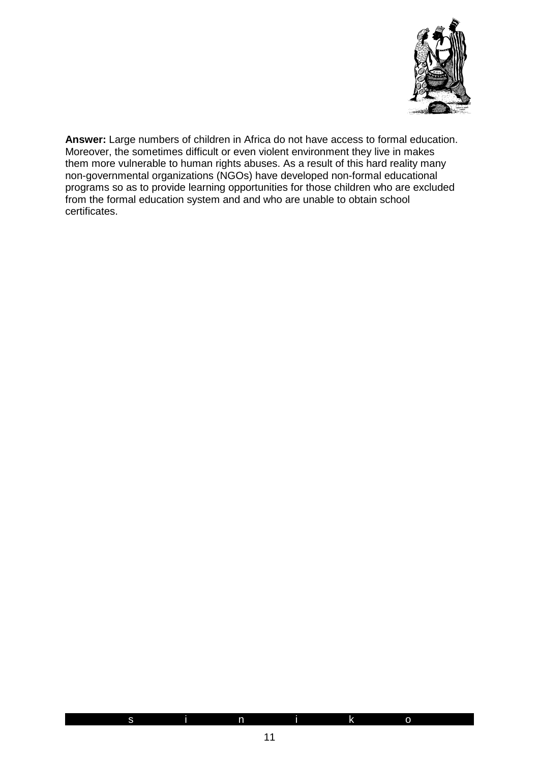**Answer:** Large numbers of children in Africa do not have access to formal education. Moreover, the sometimes difficult or even violent environment they live in makes them more vulnerable to human rights abuses. As a result of this hard reality many non-governmental organizations (NGOs) have developed non-formal educational programs so as to provide learning opportunities for those children who are excluded from the formal education system and and who are unable to obtain school certificates.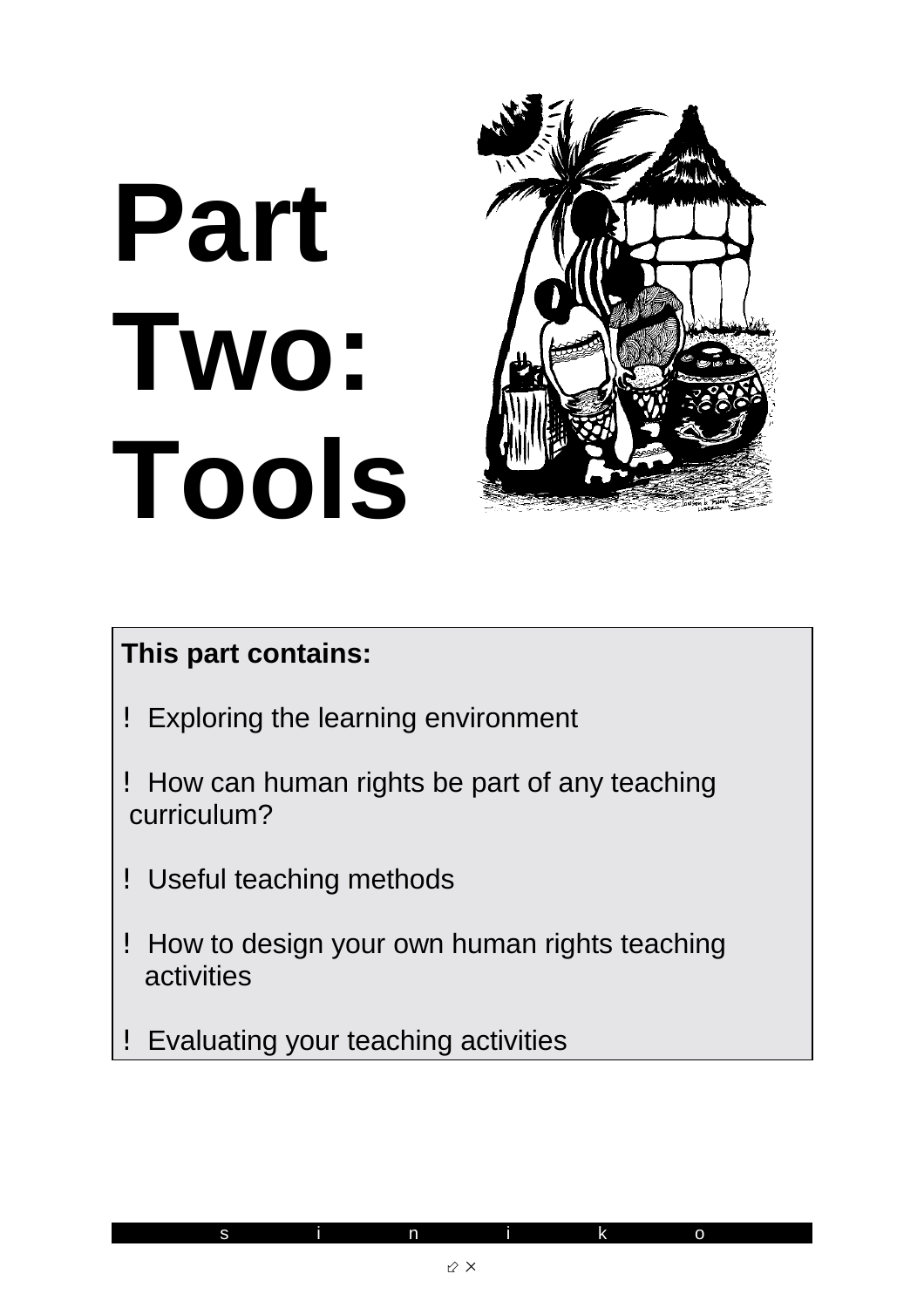# Part Two: Tools

**This part contains:**

- Exploring the learning environment
- How can human rights be part of any teaching curriculum?
- Useful teaching methods
- How to design your own human rights teaching activities
- Evaluating your teaching activities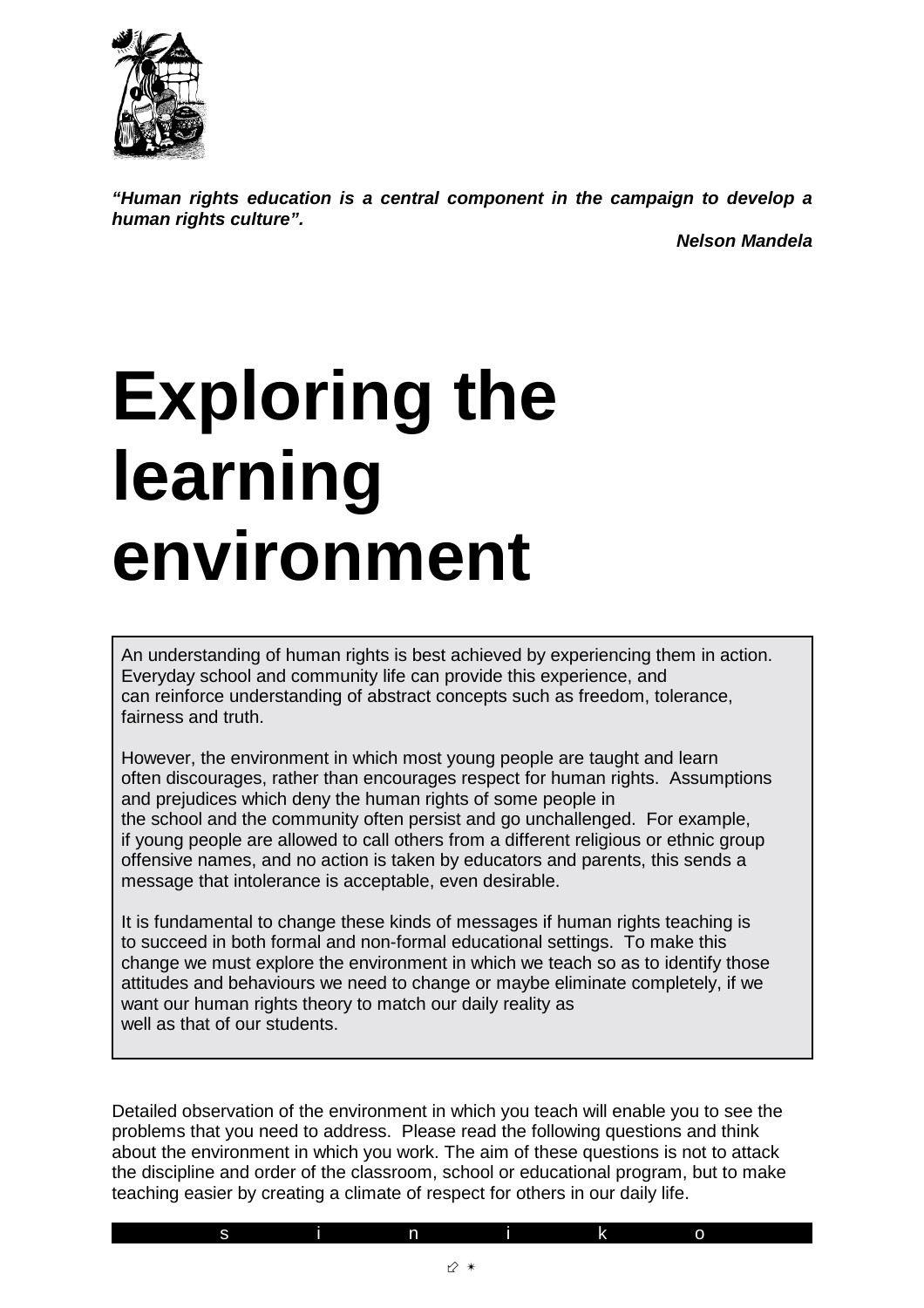***“Human rights education is a central component in the campaign to develop a human rights culture”.***

***Nelson Mandela***

# Exploring the learning environment

An understanding of human rights is best achieved by experiencing them in action. Everyday school and community life can provide this experience, and can reinforce understanding of abstract concepts such as freedom, tolerance, fairness and truth.

However, the environment in which most young people are taught and learn often discourages, rather than encourages respect for human rights. Assumptions and prejudices which deny the human rights of some people in the school and the community often persist and go unchallenged. For example, if young people are allowed to call others from a different religious or ethnic group offensive names, and no action is taken by educators and parents, this sends a message that intolerance is acceptable, even desirable.

It is fundamental to change these kinds of messages if human rights teaching is to succeed in both formal and non-formal educational settings. To make this change we must explore the environment in which we teach so as to identify those attitudes and behaviours we need to change or maybe eliminate completely, if we want our human rights theory to match our daily reality as well as that of our students.

Detailed observation of the environment in which you teach will enable you to see the problems that you need to address. Please read the following questions and think about the environment in which you work. The aim of these questions is not to attack the discipline and order of the classroom, school or educational program, but to make teaching easier by creating a climate of respect for others in our daily life.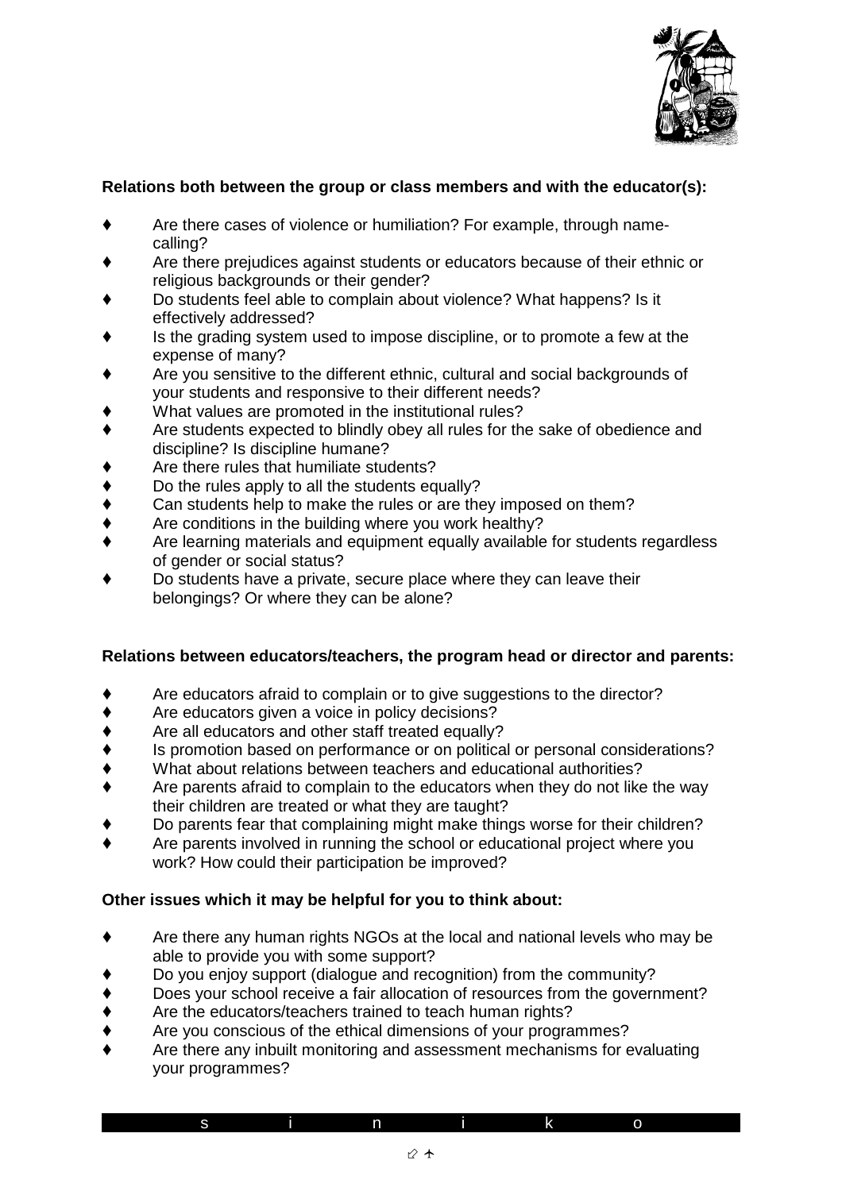**Relations both between the group or class members and with the educator(s):**

- Are there cases of violence or humiliation? For example, through name-calling?
- Are there prejudices against students or educators because of their ethnic or religious backgrounds or their gender?
- Do students feel able to complain about violence? What happens? Is it effectively addressed?
- Is the grading system used to impose discipline, or to promote a few at the expense of many?
- Are you sensitive to the different ethnic, cultural and social backgrounds of your students and responsive to their different needs?
- What values are promoted in the institutional rules?
- Are students expected to blindly obey all rules for the sake of obedience and discipline? Is discipline humane?
- Are there rules that humiliate students?
- Do the rules apply to all the students equally?
- Can students help to make the rules or are they imposed on them?
- Are conditions in the building where you work healthy?
- Are learning materials and equipment equally available for students regardless of gender or social status?
- Do students have a private, secure place where they can leave their belongings? Or where they can be alone?

**Relations between educators/teachers, the program head or director and parents:**

- Are educators afraid to complain or to give suggestions to the director?
- Are educators given a voice in policy decisions?
- Are all educators and other staff treated equally?
- Is promotion based on performance or on political or personal considerations?
- What about relations between teachers and educational authorities?
- Are parents afraid to complain to the educators when they do not like the way their children are treated or what they are taught?
- Do parents fear that complaining might make things worse for their children?
- Are parents involved in running the school or educational project where you work? How could their participation be improved?

**Other issues which it may be helpful for you to think about:**

- Are there any human rights NGOs at the local and national levels who may be able to provide you with some support?
- Do you enjoy support (dialogue and recognition) from the community?
- Does your school receive a fair allocation of resources from the government?
- Are the educators/teachers trained to teach human rights?
- Are you conscious of the ethical dimensions of your programmes?
- Are there any inbuilt monitoring and assessment mechanisms for evaluating your programmes?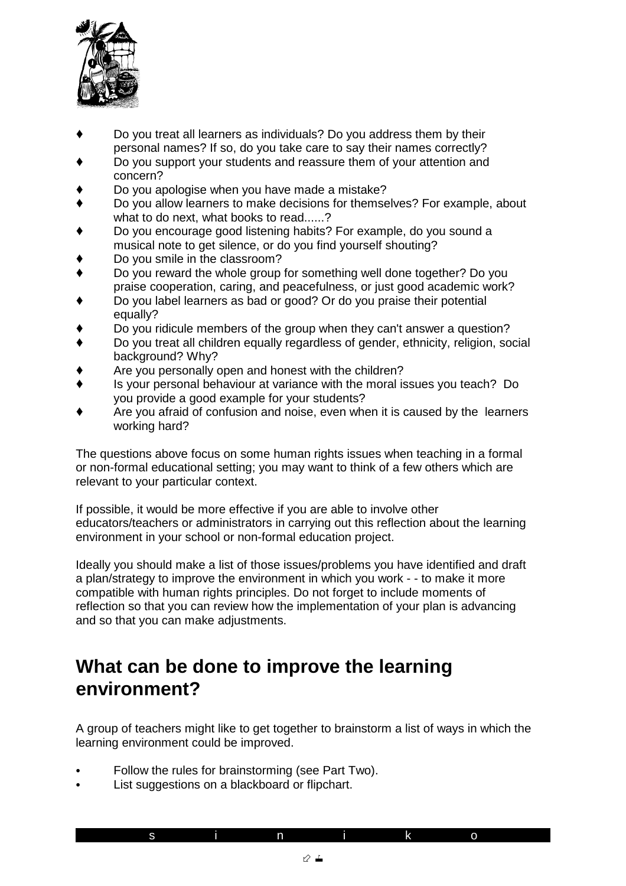- Do you treat all learners as individuals? Do you address them by their personal names? If so, do you take care to say their names correctly?
- Do you support your students and reassure them of your attention and concern?
- Do you apologise when you have made a mistake?
- Do you allow learners to make decisions for themselves? For example, about what to do next, what books to read......?
- Do you encourage good listening habits? For example, do you sound a musical note to get silence, or do you find yourself shouting?
- Do you smile in the classroom?
- Do you reward the whole group for something well done together? Do you praise cooperation, caring, and peacefulness, or just good academic work?
- Do you label learners as bad or good? Or do you praise their potential equally?
- Do you ridicule members of the group when they can't answer a question?
- Do you treat all children equally regardless of gender, ethnicity, religion, social background? Why?
- Are you personally open and honest with the children?
- Is your personal behaviour at variance with the moral issues you teach? Do you provide a good example for your students?
- Are you afraid of confusion and noise, even when it is caused by the learners working hard?

The questions above focus on some human rights issues when teaching in a formal or non-formal educational setting; you may want to think of a few others which are relevant to your particular context.

If possible, it would be more effective if you are able to involve other educators/teachers or administrators in carrying out this reflection about the learning environment in your school or non-formal education project.

Ideally you should make a list of those issues/problems you have identified and draft a plan/strategy to improve the environment in which you work - - to make it more compatible with human rights principles. Do not forget to include moments of reflection so that you can review how the implementation of your plan is advancing and so that you can make adjustments.

## What can be done to improve the learning environment?

A group of teachers might like to get together to brainstorm a list of ways in which the learning environment could be improved.

- Follow the rules for brainstorming (see Part Two).
- List suggestions on a blackboard or flipchart.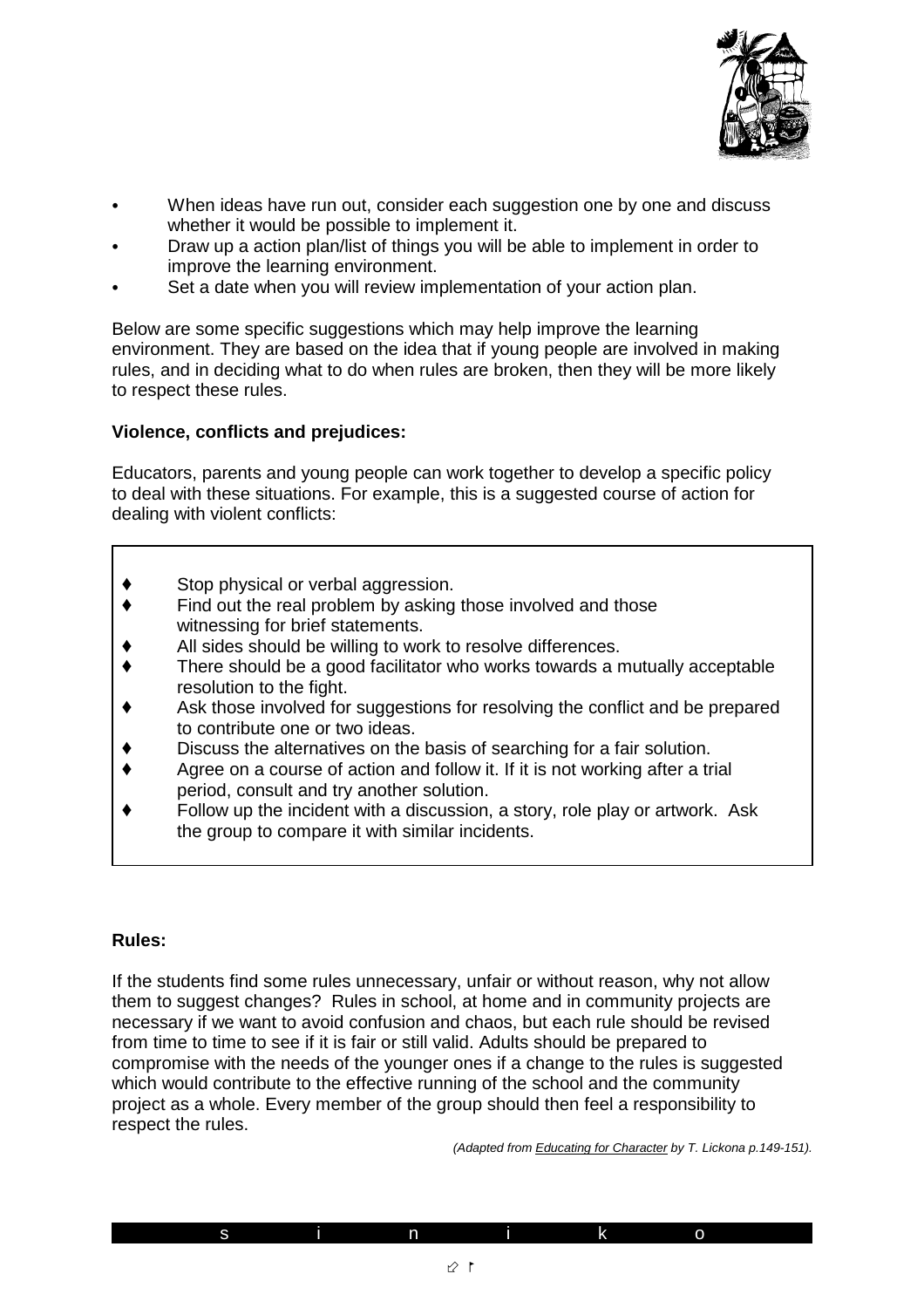- When ideas have run out, consider each suggestion one by one and discuss whether it would be possible to implement it.
- Draw up a action plan/list of things you will be able to implement in order to improve the learning environment.
- Set a date when you will review implementation of your action plan.

Below are some specific suggestions which may help improve the learning environment. They are based on the idea that if young people are involved in making rules, and in deciding what to do when rules are broken, then they will be more likely to respect these rules.

**Violence, conflicts and prejudices:**

Educators, parents and young people can work together to develop a specific policy to deal with these situations. For example, this is a suggested course of action for dealing with violent conflicts:

- Stop physical or verbal aggression.
- Find out the real problem by asking those involved and those witnessing for brief statements.
- All sides should be willing to work to resolve differences.
- There should be a good facilitator who works towards a mutually acceptable resolution to the fight.
- Ask those involved for suggestions for resolving the conflict and be prepared to contribute one or two ideas.
- Discuss the alternatives on the basis of searching for a fair solution.
- Agree on a course of action and follow it. If it is not working after a trial period, consult and try another solution.
- Follow up the incident with a discussion, a story, role play or artwork. Ask the group to compare it with similar incidents.

**Rules:**

If the students find some rules unnecessary, unfair or without reason, why not allow them to suggest changes? Rules in school, at home and in community projects are necessary if we want to avoid confusion and chaos, but each rule should be revised from time to time to see if it is fair or still valid. Adults should be prepared to compromise with the needs of the younger ones if a change to the rules is suggested which would contribute to the effective running of the school and the community project as a whole. Every member of the group should then feel a responsibility to respect the rules.

*(Adapted from Educating for Character by T. Lickona p.149-151).*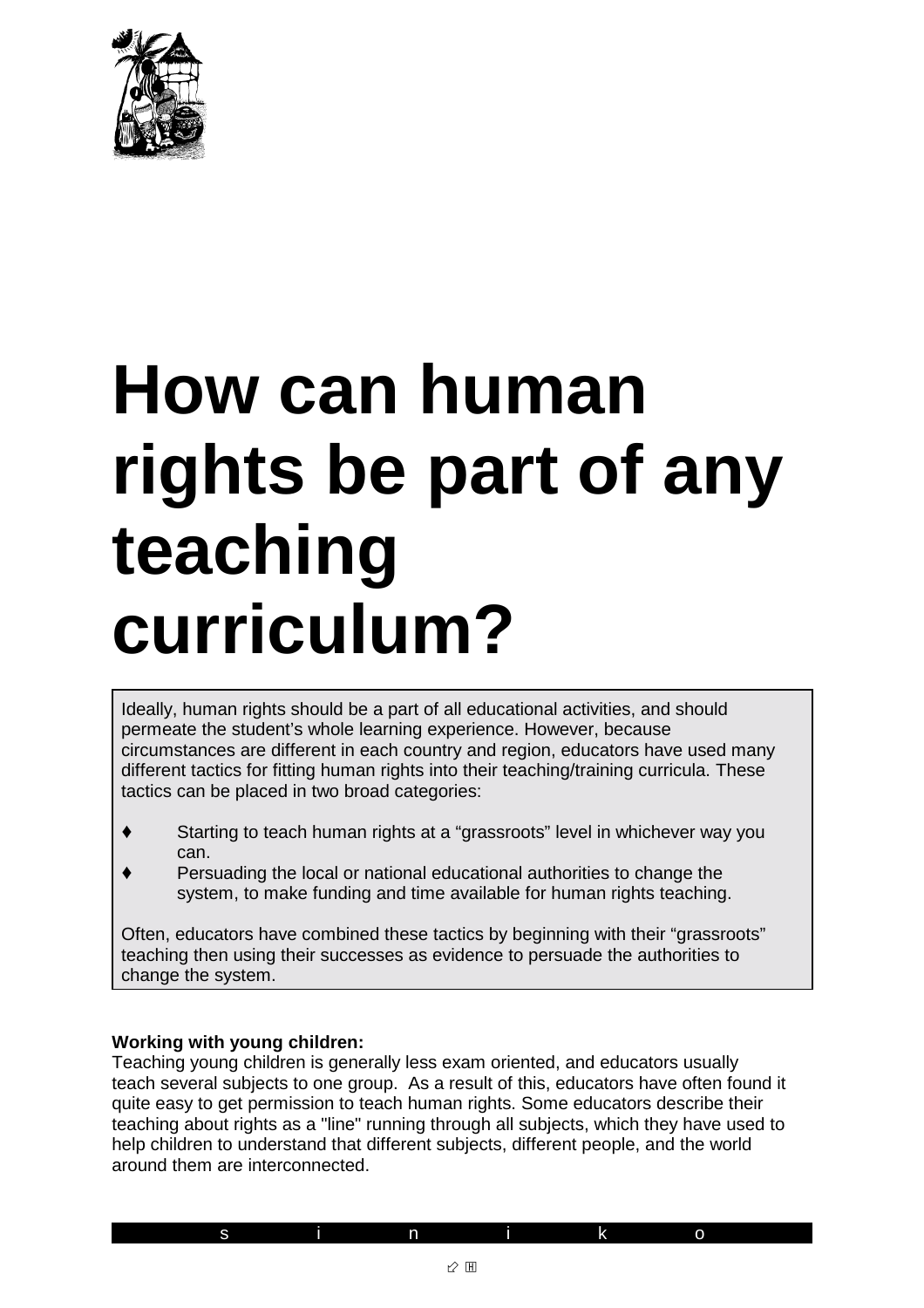# How can human rights be part of any teaching curriculum?

Ideally, human rights should be a part of all educational activities, and should permeate the student's whole learning experience. However, because circumstances are different in each country and region, educators have used many different tactics for fitting human rights into their teaching/training curricula. These tactics can be placed in two broad categories:

- Starting to teach human rights at a "grassroots" level in whichever way you can.
- Persuading the local or national educational authorities to change the system, to make funding and time available for human rights teaching.

Often, educators have combined these tactics by beginning with their "grassroots" teaching then using their successes as evidence to persuade the authorities to change the system.

**Working with young children:**
Teaching young children is generally less exam oriented, and educators usually teach several subjects to one group. As a result of this, educators have often found it quite easy to get permission to teach human rights. Some educators describe their teaching about rights as a "line" running through all subjects, which they have used to help children to understand that different subjects, different people, and the world around them are interconnected.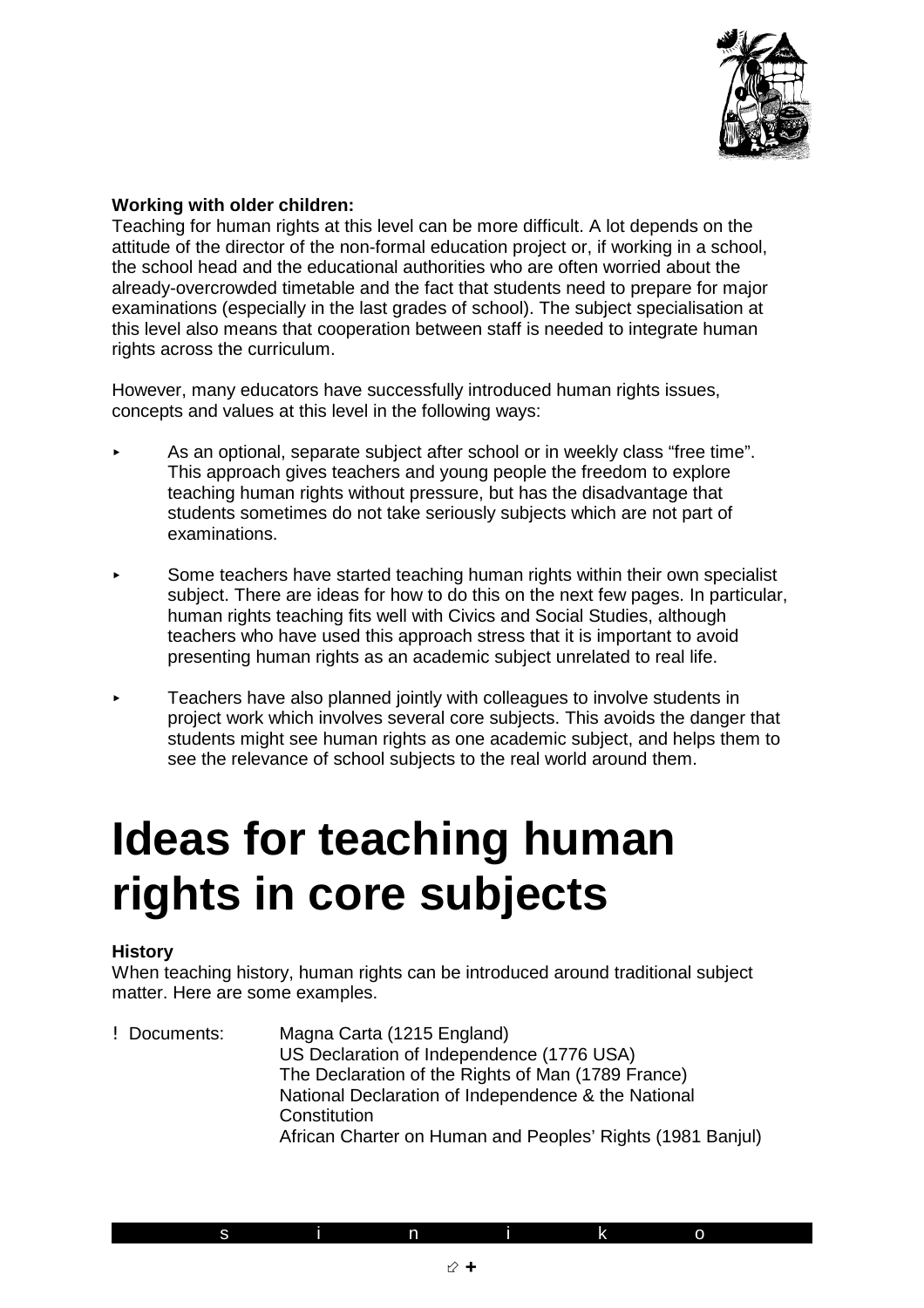**Working with older children:**
Teaching for human rights at this level can be more difficult. A lot depends on the attitude of the director of the non-formal education project or, if working in a school, the school head and the educational authorities who are often worried about the already-overcrowded timetable and the fact that students need to prepare for major examinations (especially in the last grades of school). The subject specialisation at this level also means that cooperation between staff is needed to integrate human rights across the curriculum.

However, many educators have successfully introduced human rights issues, concepts and values at this level in the following ways:

- As an optional, separate subject after school or in weekly class "free time". This approach gives teachers and young people the freedom to explore teaching human rights without pressure, but has the disadvantage that students sometimes do not take seriously subjects which are not part of examinations.

- Some teachers have started teaching human rights within their own specialist subject. There are ideas for how to do this on the next few pages. In particular, human rights teaching fits well with Civics and Social Studies, although teachers who have used this approach stress that it is important to avoid presenting human rights as an academic subject unrelated to real life.

- Teachers have also planned jointly with colleagues to involve students in project work which involves several core subjects. This avoids the danger that students might see human rights as one academic subject, and helps them to see the relevance of school subjects to the real world around them.

# Ideas for teaching human rights in core subjects

**History**
When teaching history, human rights can be introduced around traditional subject matter. Here are some examples.

- Documents:
  - Magna Carta (1215 England)
  - US Declaration of Independence (1776 USA)
  - The Declaration of the Rights of Man (1789 France)
  - National Declaration of Independence & the National Constitution
  - African Charter on Human and Peoples' Rights (1981 Banjul)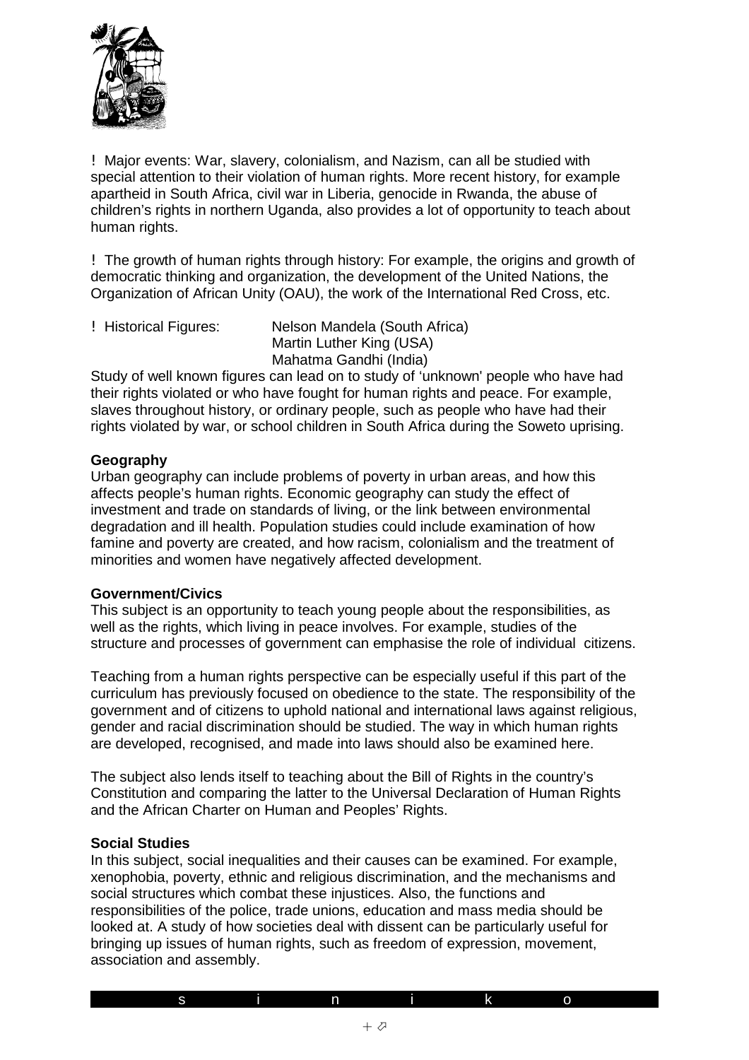- Major events: War, slavery, colonialism, and Nazism, can all be studied with special attention to their violation of human rights. More recent history, for example apartheid in South Africa, civil war in Liberia, genocide in Rwanda, the abuse of children's rights in northern Uganda, also provides a lot of opportunity to teach about human rights.

- The growth of human rights through history: For example, the origins and growth of democratic thinking and organization, the development of the United Nations, the Organization of African Unity (OAU), the work of the International Red Cross, etc.

- Historical Figures: Nelson Mandela (South Africa)
  Martin Luther King (USA)
  Mahatma Gandhi (India)

Study of well known figures can lead on to study of 'unknown' people who have had their rights violated or who have fought for human rights and peace. For example, slaves throughout history, or ordinary people, such as people who have had their rights violated by war, or school children in South Africa during the Soweto uprising.

**Geography**

Urban geography can include problems of poverty in urban areas, and how this affects people's human rights. Economic geography can study the effect of investment and trade on standards of living, or the link between environmental degradation and ill health. Population studies could include examination of how famine and poverty are created, and how racism, colonialism and the treatment of minorities and women have negatively affected development.

**Government/Civics**

This subject is an opportunity to teach young people about the responsibilities, as well as the rights, which living in peace involves. For example, studies of the structure and processes of government can emphasise the role of individual citizens.

Teaching from a human rights perspective can be especially useful if this part of the curriculum has previously focused on obedience to the state. The responsibility of the government and of citizens to uphold national and international laws against religious, gender and racial discrimination should be studied. The way in which human rights are developed, recognised, and made into laws should also be examined here.

The subject also lends itself to teaching about the Bill of Rights in the country's Constitution and comparing the latter to the Universal Declaration of Human Rights and the African Charter on Human and Peoples' Rights.

**Social Studies**

In this subject, social inequalities and their causes can be examined. For example, xenophobia, poverty, ethnic and religious discrimination, and the mechanisms and social structures which combat these injustices. Also, the functions and responsibilities of the police, trade unions, education and mass media should be looked at. A study of how societies deal with dissent can be particularly useful for bringing up issues of human rights, such as freedom of expression, movement, association and assembly.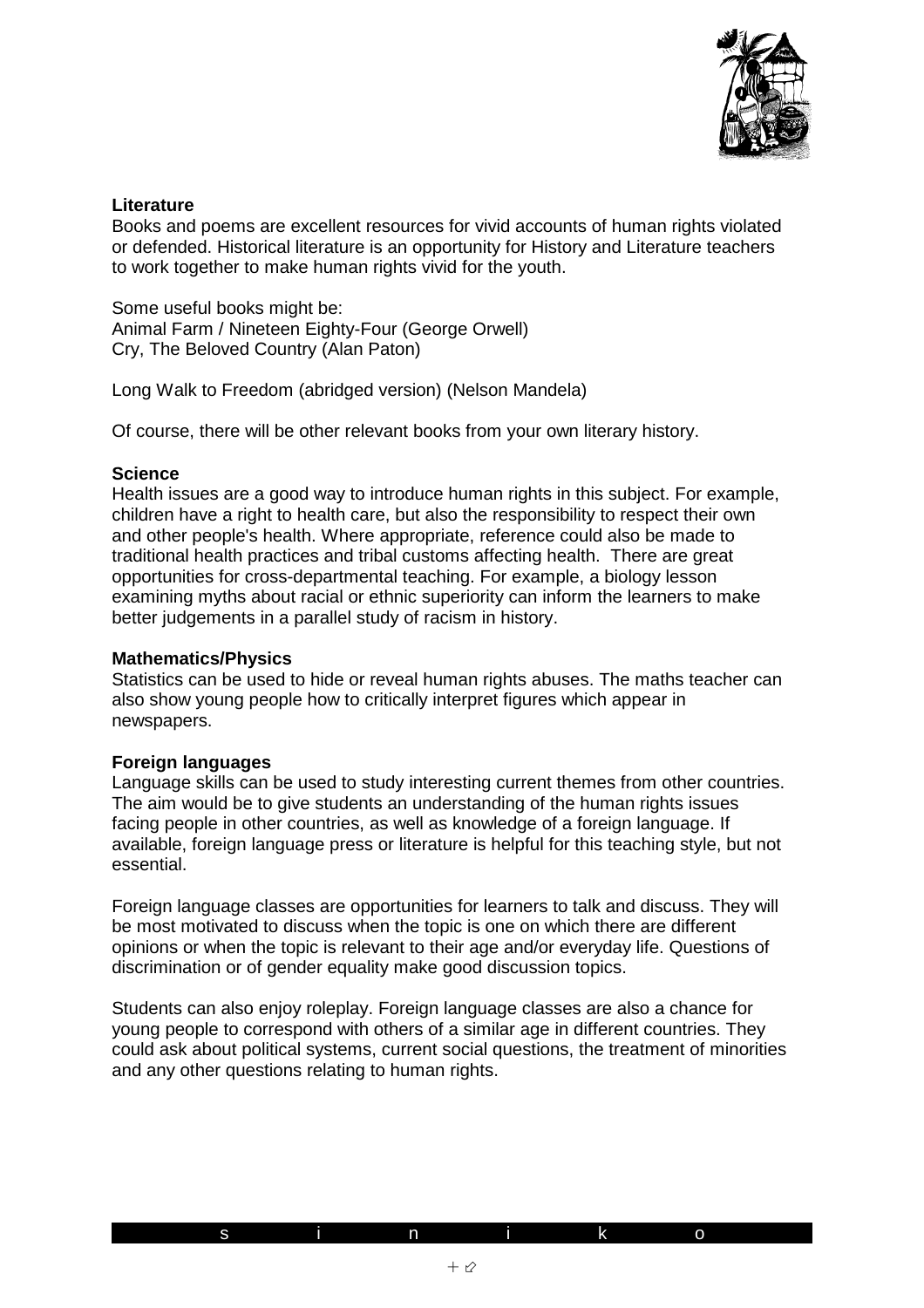**Literature**

Books and poems are excellent resources for vivid accounts of human rights violated or defended. Historical literature is an opportunity for History and Literature teachers to work together to make human rights vivid for the youth.

Some useful books might be:
Animal Farm / Nineteen Eighty-Four (George Orwell)
Cry, The Beloved Country (Alan Paton)

Long Walk to Freedom (abridged version) (Nelson Mandela)

Of course, there will be other relevant books from your own literary history.

**Science**

Health issues are a good way to introduce human rights in this subject. For example, children have a right to health care, but also the responsibility to respect their own and other people's health. Where appropriate, reference could also be made to traditional health practices and tribal customs affecting health. There are great opportunities for cross-departmental teaching. For example, a biology lesson examining myths about racial or ethnic superiority can inform the learners to make better judgements in a parallel study of racism in history.

**Mathematics/Physics**

Statistics can be used to hide or reveal human rights abuses. The maths teacher can also show young people how to critically interpret figures which appear in newspapers.

**Foreign languages**

Language skills can be used to study interesting current themes from other countries. The aim would be to give students an understanding of the human rights issues facing people in other countries, as well as knowledge of a foreign language. If available, foreign language press or literature is helpful for this teaching style, but not essential.

Foreign language classes are opportunities for learners to talk and discuss. They will be most motivated to discuss when the topic is one on which there are different opinions or when the topic is relevant to their age and/or everyday life. Questions of discrimination or of gender equality make good discussion topics.

Students can also enjoy roleplay. Foreign language classes are also a chance for young people to correspond with others of a similar age in different countries. They could ask about political systems, current social questions, the treatment of minorities and any other questions relating to human rights.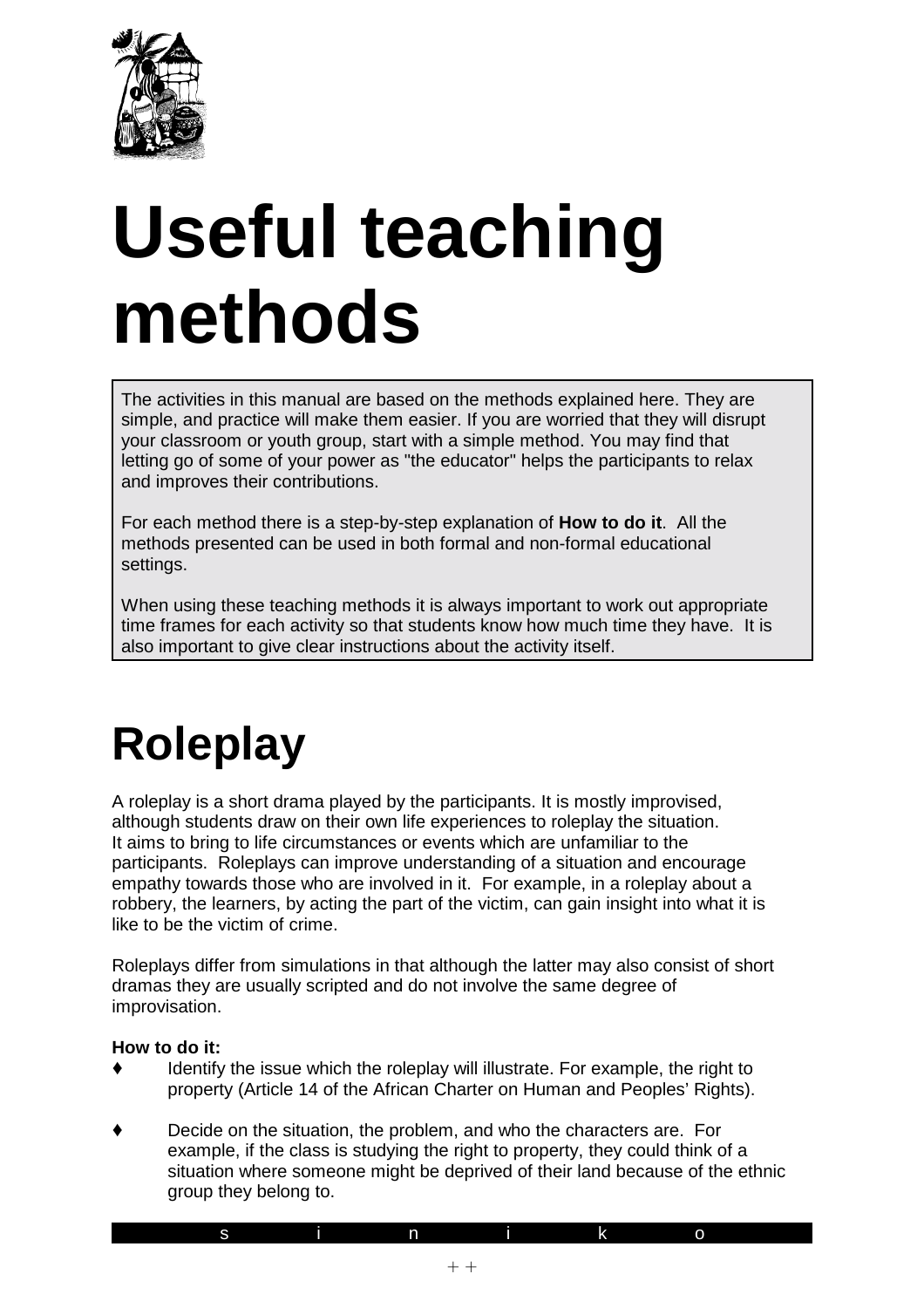# Useful teaching methods

The activities in this manual are based on the methods explained here. They are simple, and practice will make them easier. If you are worried that they will disrupt your classroom or youth group, start with a simple method. You may find that letting go of some of your power as "the educator" helps the participants to relax and improves their contributions.

For each method there is a step-by-step explanation of **How to do it**. All the methods presented can be used in both formal and non-formal educational settings.

When using these teaching methods it is always important to work out appropriate time frames for each activity so that students know how much time they have. It is also important to give clear instructions about the activity itself.

# Roleplay

A roleplay is a short drama played by the participants. It is mostly improvised, although students draw on their own life experiences to roleplay the situation. It aims to bring to life circumstances or events which are unfamiliar to the participants. Roleplays can improve understanding of a situation and encourage empathy towards those who are involved in it. For example, in a roleplay about a robbery, the learners, by acting the part of the victim, can gain insight into what it is like to be the victim of crime.

Roleplays differ from simulations in that although the latter may also consist of short dramas they are usually scripted and do not involve the same degree of improvisation.

**How to do it:**

- Identify the issue which the roleplay will illustrate. For example, the right to property (Article 14 of the African Charter on Human and Peoples' Rights).
- Decide on the situation, the problem, and who the characters are. For example, if the class is studying the right to property, they could think of a situation where someone might be deprived of their land because of the ethnic group they belong to.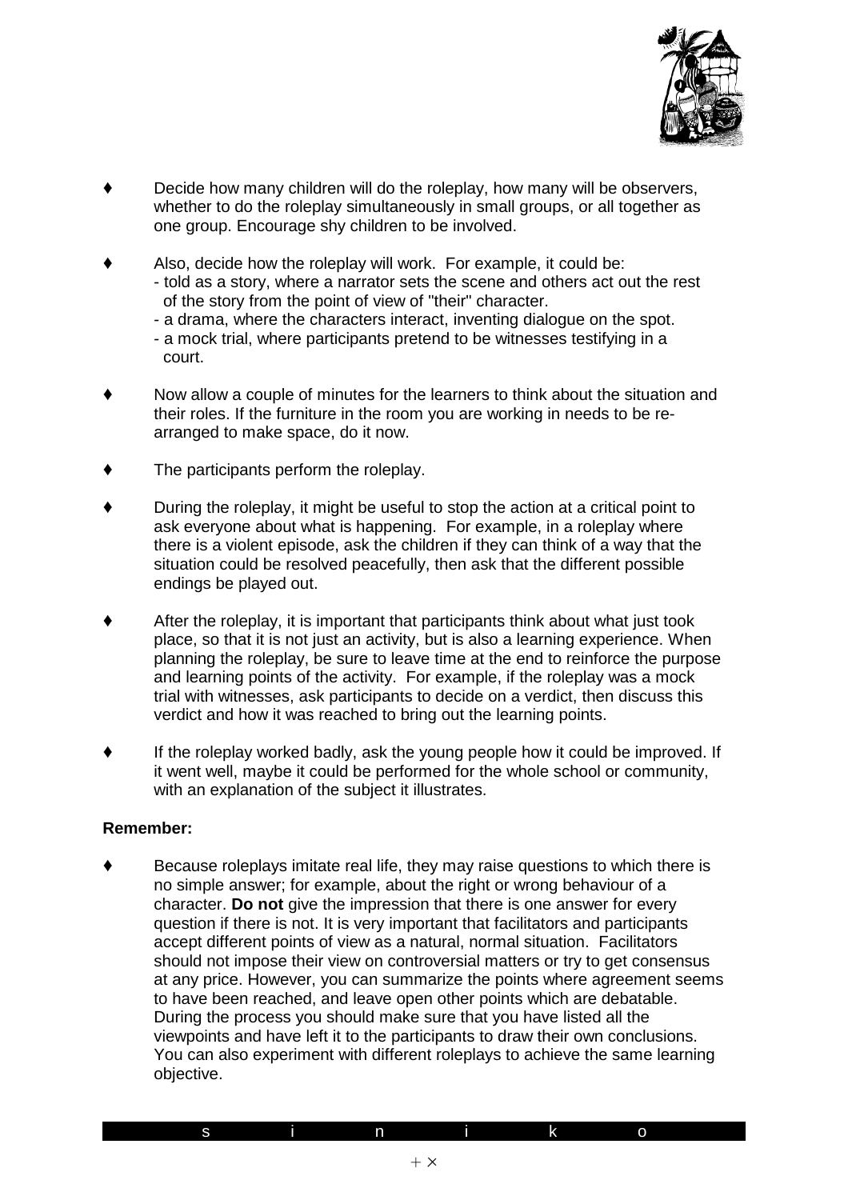- Decide how many children will do the roleplay, how many will be observers, whether to do the roleplay simultaneously in small groups, or all together as one group. Encourage shy children to be involved.

- Also, decide how the roleplay will work. For example, it could be:
  - told as a story, where a narrator sets the scene and others act out the rest of the story from the point of view of "their" character.
  - a drama, where the characters interact, inventing dialogue on the spot.
  - a mock trial, where participants pretend to be witnesses testifying in a court.

- Now allow a couple of minutes for the learners to think about the situation and their roles. If the furniture in the room you are working in needs to be re-arranged to make space, do it now.

- The participants perform the roleplay.

- During the roleplay, it might be useful to stop the action at a critical point to ask everyone about what is happening. For example, in a roleplay where there is a violent episode, ask the children if they can think of a way that the situation could be resolved peacefully, then ask that the different possible endings be played out.

- After the roleplay, it is important that participants think about what just took place, so that it is not just an activity, but is also a learning experience. When planning the roleplay, be sure to leave time at the end to reinforce the purpose and learning points of the activity. For example, if the roleplay was a mock trial with witnesses, ask participants to decide on a verdict, then discuss this verdict and how it was reached to bring out the learning points.

- If the roleplay worked badly, ask the young people how it could be improved. If it went well, maybe it could be performed for the whole school or community, with an explanation of the subject it illustrates.

**Remember:**

- Because roleplays imitate real life, they may raise questions to which there is no simple answer; for example, about the right or wrong behaviour of a character. **Do not** give the impression that there is one answer for every question if there is not. It is very important that facilitators and participants accept different points of view as a natural, normal situation. Facilitators should not impose their view on controversial matters or try to get consensus at any price. However, you can summarize the points where agreement seems to have been reached, and leave open other points which are debatable. During the process you should make sure that you have listed all the viewpoints and have left it to the participants to draw their own conclusions. You can also experiment with different roleplays to achieve the same learning objective.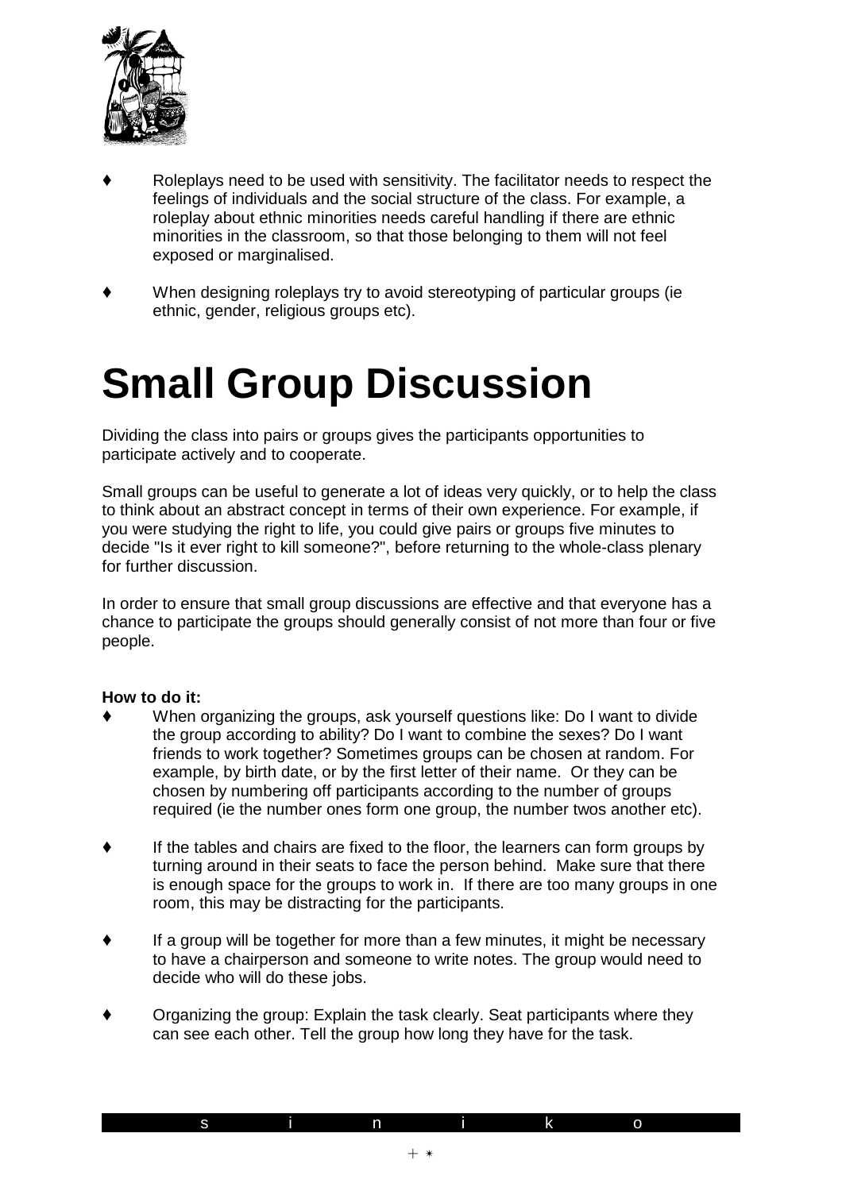- Roleplays need to be used with sensitivity. The facilitator needs to respect the feelings of individuals and the social structure of the class. For example, a roleplay about ethnic minorities needs careful handling if there are ethnic minorities in the classroom, so that those belonging to them will not feel exposed or marginalised.

- When designing roleplays try to avoid stereotyping of particular groups (ie ethnic, gender, religious groups etc).

# Small Group Discussion

Dividing the class into pairs or groups gives the participants opportunities to participate actively and to cooperate.

Small groups can be useful to generate a lot of ideas very quickly, or to help the class to think about an abstract concept in terms of their own experience. For example, if you were studying the right to life, you could give pairs or groups five minutes to decide "Is it ever right to kill someone?", before returning to the whole-class plenary for further discussion.

In order to ensure that small group discussions are effective and that everyone has a chance to participate the groups should generally consist of not more than four or five people.

**How to do it:**

- When organizing the groups, ask yourself questions like: Do I want to divide the group according to ability? Do I want to combine the sexes? Do I want friends to work together? Sometimes groups can be chosen at random. For example, by birth date, or by the first letter of their name. Or they can be chosen by numbering off participants according to the number of groups required (ie the number ones form one group, the number twos another etc).

- If the tables and chairs are fixed to the floor, the learners can form groups by turning around in their seats to face the person behind. Make sure that there is enough space for the groups to work in. If there are too many groups in one room, this may be distracting for the participants.

- If a group will be together for more than a few minutes, it might be necessary to have a chairperson and someone to write notes. The group would need to decide who will do these jobs.

- Organizing the group: Explain the task clearly. Seat participants where they can see each other. Tell the group how long they have for the task.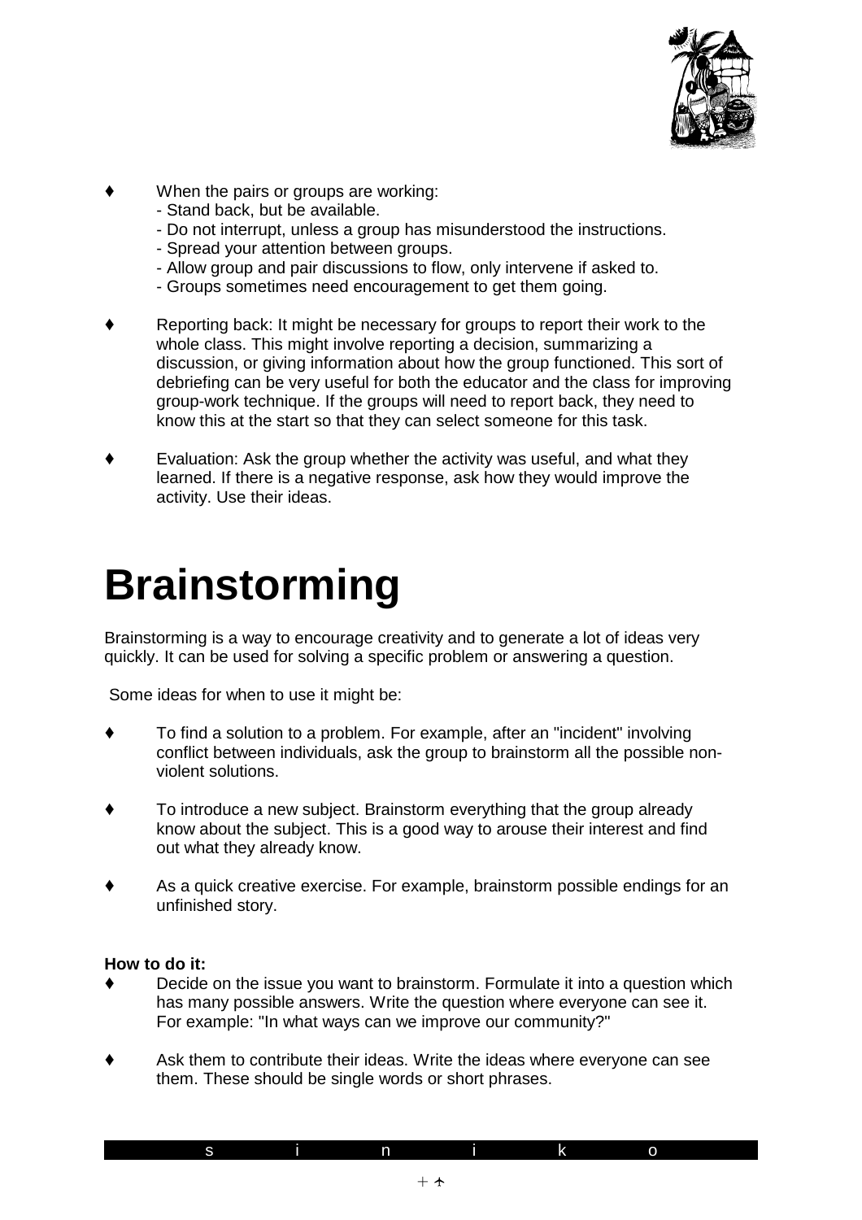- When the pairs or groups are working:
  - Stand back, but be available.
  - Do not interrupt, unless a group has misunderstood the instructions.
  - Spread your attention between groups.
  - Allow group and pair discussions to flow, only intervene if asked to.
  - Groups sometimes need encouragement to get them going.

- Reporting back: It might be necessary for groups to report their work to the whole class. This might involve reporting a decision, summarizing a discussion, or giving information about how the group functioned. This sort of debriefing can be very useful for both the educator and the class for improving group-work technique. If the groups will need to report back, they need to know this at the start so that they can select someone for this task.

- Evaluation: Ask the group whether the activity was useful, and what they learned. If there is a negative response, ask how they would improve the activity. Use their ideas.

# Brainstorming

Brainstorming is a way to encourage creativity and to generate a lot of ideas very quickly. It can be used for solving a specific problem or answering a question.

Some ideas for when to use it might be:

- To find a solution to a problem. For example, after an "incident" involving conflict between individuals, ask the group to brainstorm all the possible non-violent solutions.

- To introduce a new subject. Brainstorm everything that the group already know about the subject. This is a good way to arouse their interest and find out what they already know.

- As a quick creative exercise. For example, brainstorm possible endings for an unfinished story.

**How to do it:**

- Decide on the issue you want to brainstorm. Formulate it into a question which has many possible answers. Write the question where everyone can see it. For example: "In what ways can we improve our community?"

- Ask them to contribute their ideas. Write the ideas where everyone can see them. These should be single words or short phrases.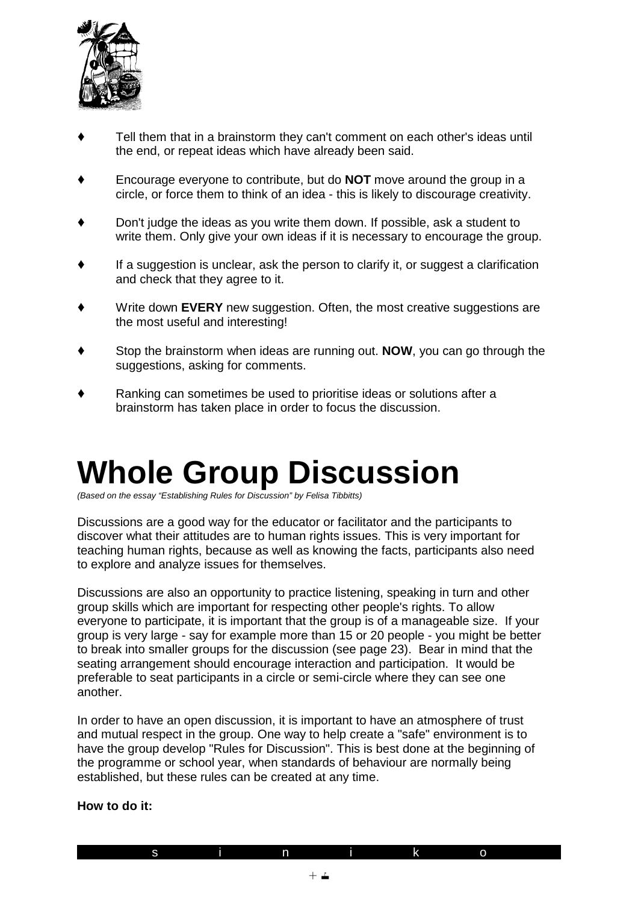- Tell them that in a brainstorm they can't comment on each other's ideas until the end, or repeat ideas which have already been said.
- Encourage everyone to contribute, but do **NOT** move around the group in a circle, or force them to think of an idea - this is likely to discourage creativity.
- Don't judge the ideas as you write them down. If possible, ask a student to write them. Only give your own ideas if it is necessary to encourage the group.
- If a suggestion is unclear, ask the person to clarify it, or suggest a clarification and check that they agree to it.
- Write down **EVERY** new suggestion. Often, the most creative suggestions are the most useful and interesting!
- Stop the brainstorm when ideas are running out. **NOW**, you can go through the suggestions, asking for comments.
- Ranking can sometimes be used to prioritise ideas or solutions after a brainstorm has taken place in order to focus the discussion.

# Whole Group Discussion

*(Based on the essay "Establishing Rules for Discussion" by Felisa Tibbitts)*

Discussions are a good way for the educator or facilitator and the participants to discover what their attitudes are to human rights issues. This is very important for teaching human rights, because as well as knowing the facts, participants also need to explore and analyze issues for themselves.

Discussions are also an opportunity to practice listening, speaking in turn and other group skills which are important for respecting other people's rights. To allow everyone to participate, it is important that the group is of a manageable size. If your group is very large - say for example more than 15 or 20 people - you might be better to break into smaller groups for the discussion (see page 23). Bear in mind that the seating arrangement should encourage interaction and participation. It would be preferable to seat participants in a circle or semi-circle where they can see one another.

In order to have an open discussion, it is important to have an atmosphere of trust and mutual respect in the group. One way to help create a "safe" environment is to have the group develop "Rules for Discussion". This is best done at the beginning of the programme or school year, when standards of behaviour are normally being established, but these rules can be created at any time.

**How to do it:**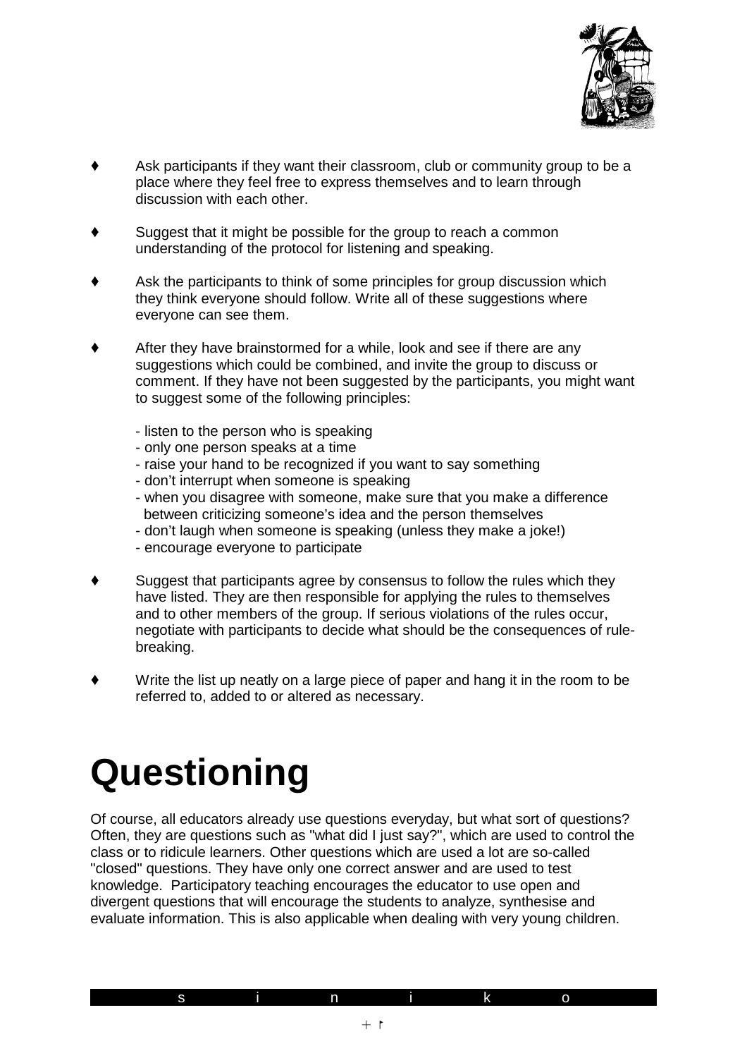- Ask participants if they want their classroom, club or community group to be a place where they feel free to express themselves and to learn through discussion with each other.

- Suggest that it might be possible for the group to reach a common understanding of the protocol for listening and speaking.

- Ask the participants to think of some principles for group discussion which they think everyone should follow. Write all of these suggestions where everyone can see them.

- After they have brainstormed for a while, look and see if there are any suggestions which could be combined, and invite the group to discuss or comment. If they have not been suggested by the participants, you might want to suggest some of the following principles:

  - listen to the person who is speaking
  - only one person speaks at a time
  - raise your hand to be recognized if you want to say something
  - don't interrupt when someone is speaking
  - when you disagree with someone, make sure that you make a difference between criticizing someone's idea and the person themselves
  - don't laugh when someone is speaking (unless they make a joke!)
  - encourage everyone to participate

- Suggest that participants agree by consensus to follow the rules which they have listed. They are then responsible for applying the rules to themselves and to other members of the group. If serious violations of the rules occur, negotiate with participants to decide what should be the consequences of rule-breaking.

- Write the list up neatly on a large piece of paper and hang it in the room to be referred to, added to or altered as necessary.

# Questioning

Of course, all educators already use questions everyday, but what sort of questions? Often, they are questions such as "what did I just say?", which are used to control the class or to ridicule learners. Other questions which are used a lot are so-called "closed" questions. They have only one correct answer and are used to test knowledge. Participatory teaching encourages the educator to use open and divergent questions that will encourage the students to analyze, synthesise and evaluate information. This is also applicable when dealing with very young children.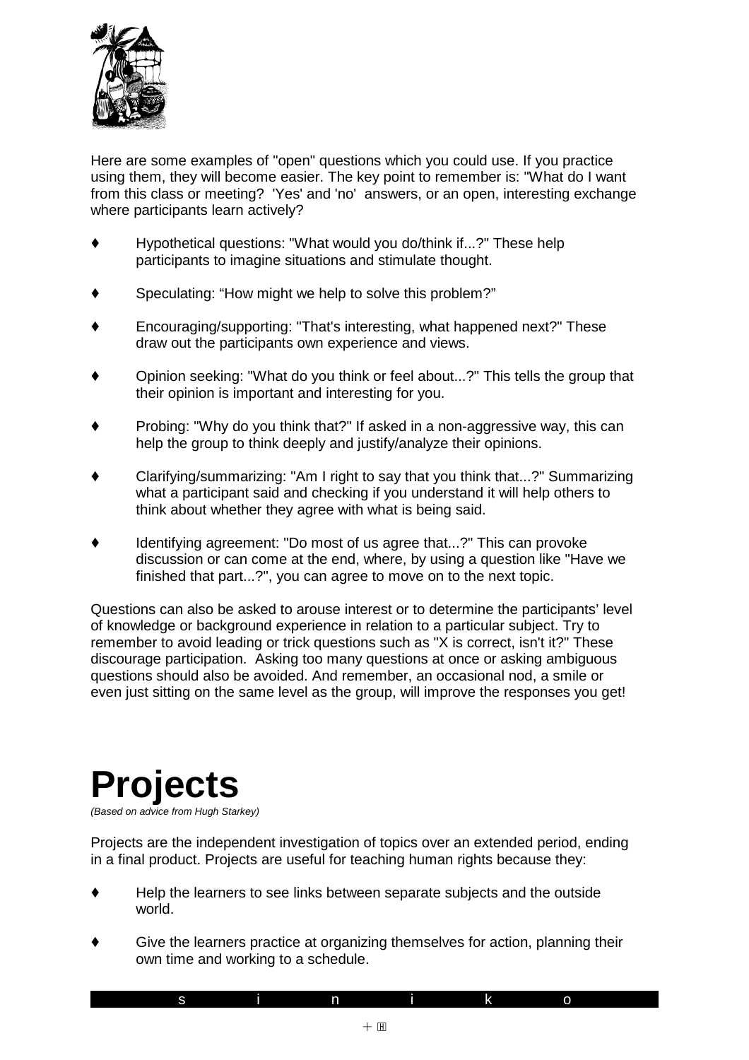Here are some examples of "open" questions which you could use. If you practice using them, they will become easier. The key point to remember is: "What do I want from this class or meeting? 'Yes' and 'no' answers, or an open, interesting exchange where participants learn actively?

- Hypothetical questions: "What would you do/think if...?" These help participants to imagine situations and stimulate thought.
- Speculating: “How might we help to solve this problem?”
- Encouraging/supporting: "That's interesting, what happened next?" These draw out the participants own experience and views.
- Opinion seeking: "What do you think or feel about...?" This tells the group that their opinion is important and interesting for you.
- Probing: "Why do you think that?" If asked in a non-aggressive way, this can help the group to think deeply and justify/analyze their opinions.
- Clarifying/summarizing: "Am I right to say that you think that...?" Summarizing what a participant said and checking if you understand it will help others to think about whether they agree with what is being said.
- Identifying agreement: "Do most of us agree that...?" This can provoke discussion or can come at the end, where, by using a question like "Have we finished that part...?", you can agree to move on to the next topic.

Questions can also be asked to arouse interest or to determine the participants’ level of knowledge or background experience in relation to a particular subject. Try to remember to avoid leading or trick questions such as "X is correct, isn't it?" These discourage participation. Asking too many questions at once or asking ambiguous questions should also be avoided. And remember, an occasional nod, a smile or even just sitting on the same level as the group, will improve the responses you get!

# Projects

*(Based on advice from Hugh Starkey)*

Projects are the independent investigation of topics over an extended period, ending in a final product. Projects are useful for teaching human rights because they:

- Help the learners to see links between separate subjects and the outside world.
- Give the learners practice at organizing themselves for action, planning their own time and working to a schedule.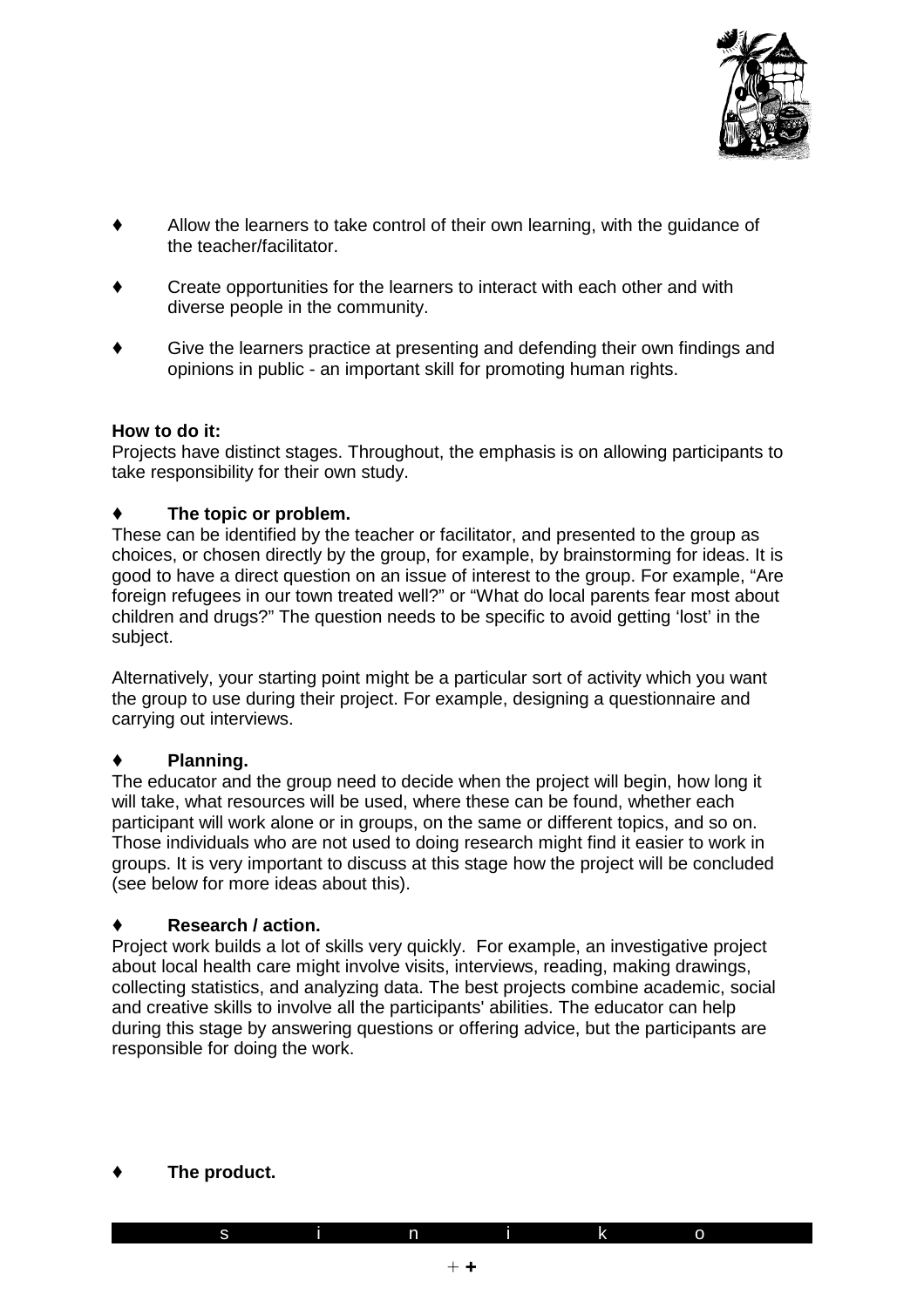- Allow the learners to take control of their own learning, with the guidance of the teacher/facilitator.
- Create opportunities for the learners to interact with each other and with diverse people in the community.
- Give the learners practice at presenting and defending their own findings and opinions in public - an important skill for promoting human rights.

**How to do it:**
Projects have distinct stages. Throughout, the emphasis is on allowing participants to take responsibility for their own study.

- **The topic or problem.**

These can be identified by the teacher or facilitator, and presented to the group as choices, or chosen directly by the group, for example, by brainstorming for ideas. It is good to have a direct question on an issue of interest to the group. For example, “Are foreign refugees in our town treated well?” or “What do local parents fear most about children and drugs?” The question needs to be specific to avoid getting ‘lost’ in the subject.

Alternatively, your starting point might be a particular sort of activity which you want the group to use during their project. For example, designing a questionnaire and carrying out interviews.

- **Planning.**

The educator and the group need to decide when the project will begin, how long it will take, what resources will be used, where these can be found, whether each participant will work alone or in groups, on the same or different topics, and so on. Those individuals who are not used to doing research might find it easier to work in groups. It is very important to discuss at this stage how the project will be concluded (see below for more ideas about this).

- **Research / action.**

Project work builds a lot of skills very quickly. For example, an investigative project about local health care might involve visits, interviews, reading, making drawings, collecting statistics, and analyzing data. The best projects combine academic, social and creative skills to involve all the participants' abilities. The educator can help during this stage by answering questions or offering advice, but the participants are responsible for doing the work.

- **The product.**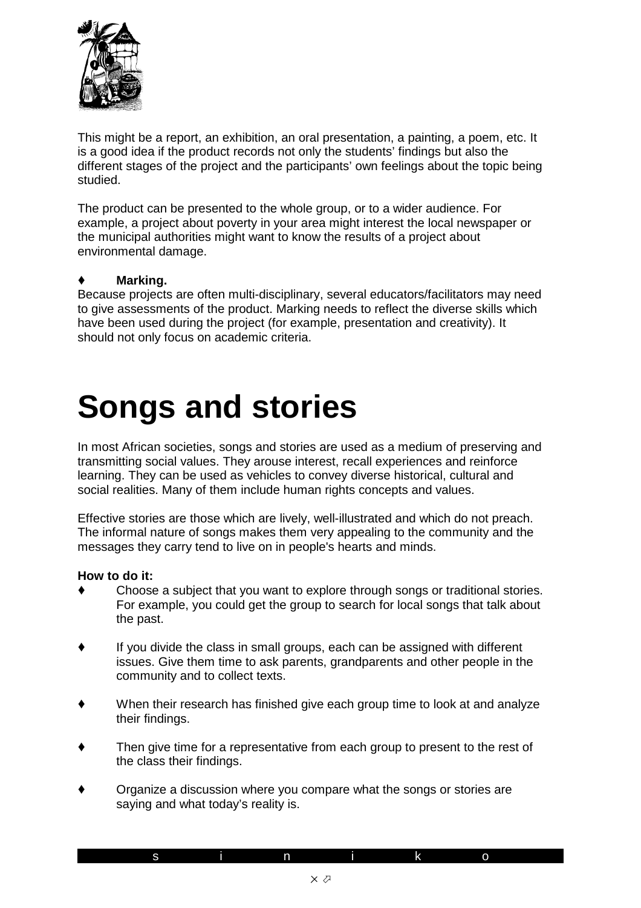This might be a report, an exhibition, an oral presentation, a painting, a poem, etc. It is a good idea if the product records not only the students' findings but also the different stages of the project and the participants' own feelings about the topic being studied.

The product can be presented to the whole group, or to a wider audience. For example, a project about poverty in your area might interest the local newspaper or the municipal authorities might want to know the results of a project about environmental damage.

- **Marking.**

Because projects are often multi-disciplinary, several educators/facilitators may need to give assessments of the product. Marking needs to reflect the diverse skills which have been used during the project (for example, presentation and creativity). It should not only focus on academic criteria.

# Songs and stories

In most African societies, songs and stories are used as a medium of preserving and transmitting social values. They arouse interest, recall experiences and reinforce learning. They can be used as vehicles to convey diverse historical, cultural and social realities. Many of them include human rights concepts and values.

Effective stories are those which are lively, well-illustrated and which do not preach. The informal nature of songs makes them very appealing to the community and the messages they carry tend to live on in people's hearts and minds.

**How to do it:**

- Choose a subject that you want to explore through songs or traditional stories. For example, you could get the group to search for local songs that talk about the past.
- If you divide the class in small groups, each can be assigned with different issues. Give them time to ask parents, grandparents and other people in the community and to collect texts.
- When their research has finished give each group time to look at and analyze their findings.
- Then give time for a representative from each group to present to the rest of the class their findings.
- Organize a discussion where you compare what the songs or stories are saying and what today's reality is.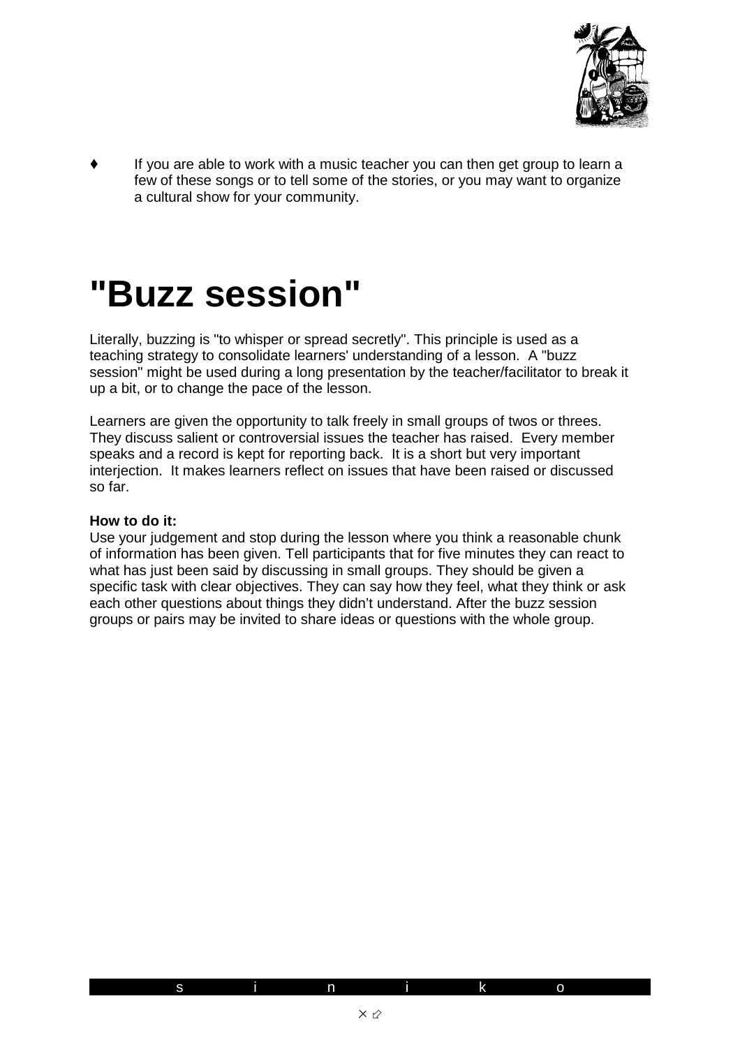- If you are able to work with a music teacher you can then get group to learn a few of these songs or to tell some of the stories, or you may want to organize a cultural show for your community.

# "Buzz session"

Literally, buzzing is "to whisper or spread secretly". This principle is used as a teaching strategy to consolidate learners' understanding of a lesson. A "buzz session" might be used during a long presentation by the teacher/facilitator to break it up a bit, or to change the pace of the lesson.

Learners are given the opportunity to talk freely in small groups of twos or threes. They discuss salient or controversial issues the teacher has raised. Every member speaks and a record is kept for reporting back. It is a short but very important interjection. It makes learners reflect on issues that have been raised or discussed so far.

**How to do it:**
Use your judgement and stop during the lesson where you think a reasonable chunk of information has been given. Tell participants that for five minutes they can react to what has just been said by discussing in small groups. They should be given a specific task with clear objectives. They can say how they feel, what they think or ask each other questions about things they didn't understand. After the buzz session groups or pairs may be invited to share ideas or questions with the whole group.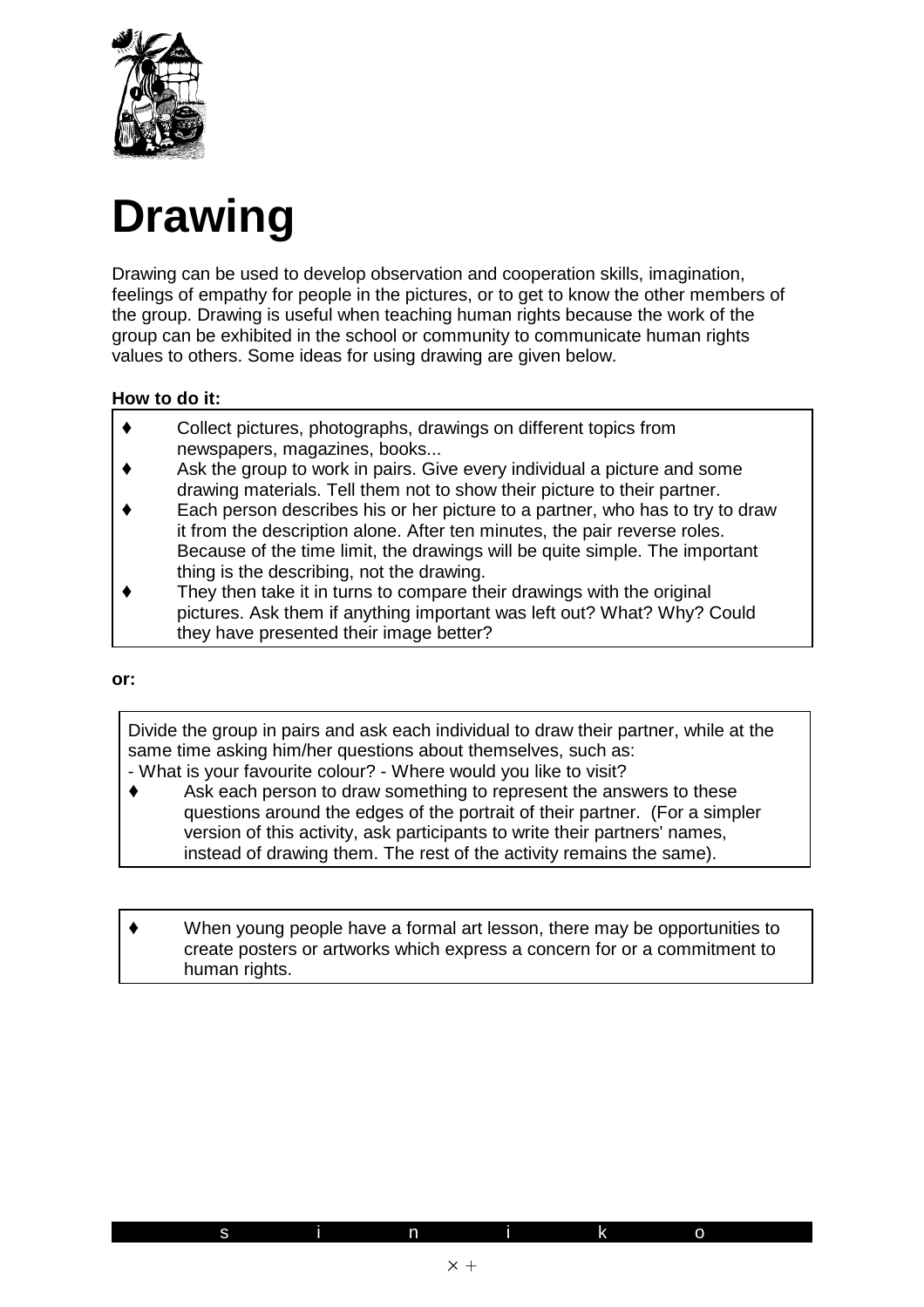# Drawing

Drawing can be used to develop observation and cooperation skills, imagination, feelings of empathy for people in the pictures, or to get to know the other members of the group. Drawing is useful when teaching human rights because the work of the group can be exhibited in the school or community to communicate human rights values to others. Some ideas for using drawing are given below.

**How to do it:**

- Collect pictures, photographs, drawings on different topics from newspapers, magazines, books...
- Ask the group to work in pairs. Give every individual a picture and some drawing materials. Tell them not to show their picture to their partner.
- Each person describes his or her picture to a partner, who has to try to draw it from the description alone. After ten minutes, the pair reverse roles. Because of the time limit, the drawings will be quite simple. The important thing is the describing, not the drawing.
- They then take it in turns to compare their drawings with the original pictures. Ask them if anything important was left out? What? Why? Could they have presented their image better?

**or:**

Divide the group in pairs and ask each individual to draw their partner, while at the same time asking him/her questions about themselves, such as:
- What is your favourite colour? - Where would you like to visit?

- Ask each person to draw something to represent the answers to these questions around the edges of the portrait of their partner. (For a simpler version of this activity, ask participants to write their partners' names, instead of drawing them. The rest of the activity remains the same).

- When young people have a formal art lesson, there may be opportunities to create posters or artworks which express a concern for or a commitment to human rights.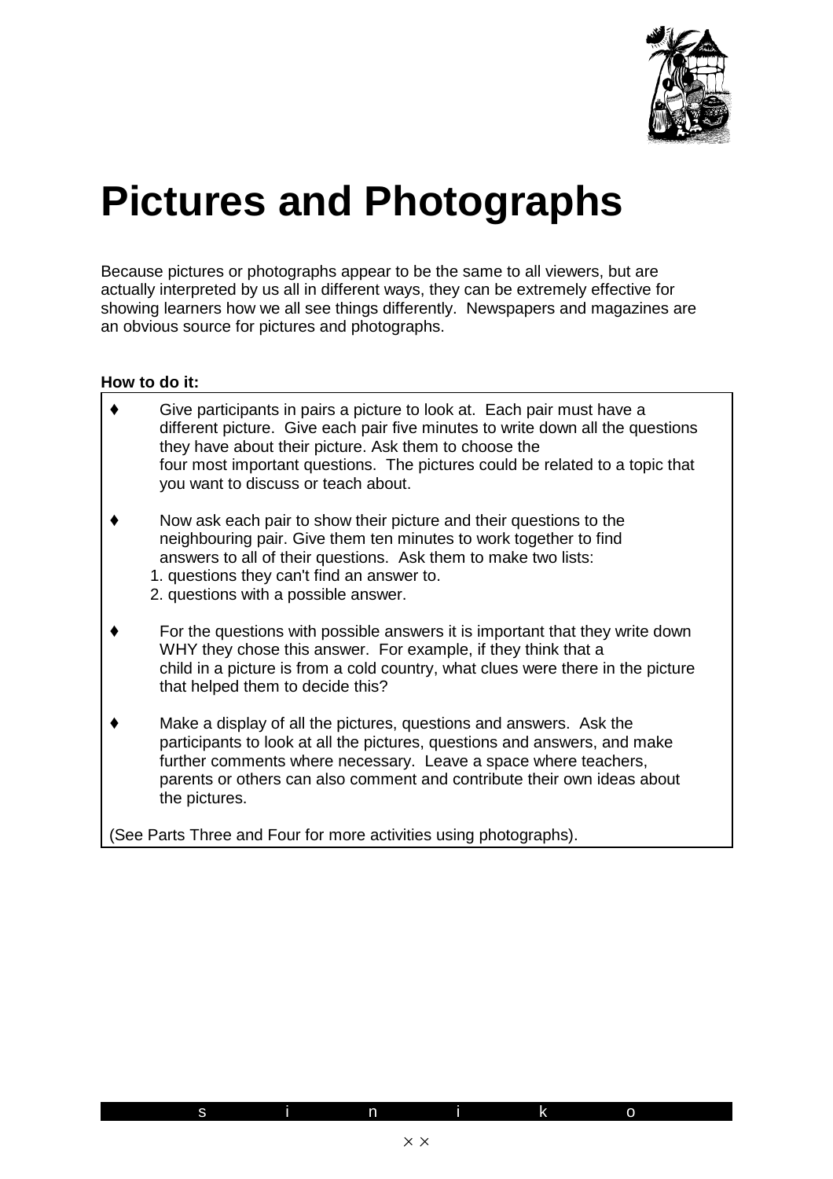# Pictures and Photographs

Because pictures or photographs appear to be the same to all viewers, but are actually interpreted by us all in different ways, they can be extremely effective for showing learners how we all see things differently. Newspapers and magazines are an obvious source for pictures and photographs.

**How to do it:**

- Give participants in pairs a picture to look at. Each pair must have a different picture. Give each pair five minutes to write down all the questions they have about their picture. Ask them to choose the four most important questions. The pictures could be related to a topic that you want to discuss or teach about.

- Now ask each pair to show their picture and their questions to the neighbouring pair. Give them ten minutes to work together to find answers to all of their questions. Ask them to make two lists:
  1. questions they can't find an answer to.
  2. questions with a possible answer.

- For the questions with possible answers it is important that they write down WHY they chose this answer. For example, if they think that a child in a picture is from a cold country, what clues were there in the picture that helped them to decide this?

- Make a display of all the pictures, questions and answers. Ask the participants to look at all the pictures, questions and answers, and make further comments where necessary. Leave a space where teachers, parents or others can also comment and contribute their own ideas about the pictures.

(See Parts Three and Four for more activities using photographs).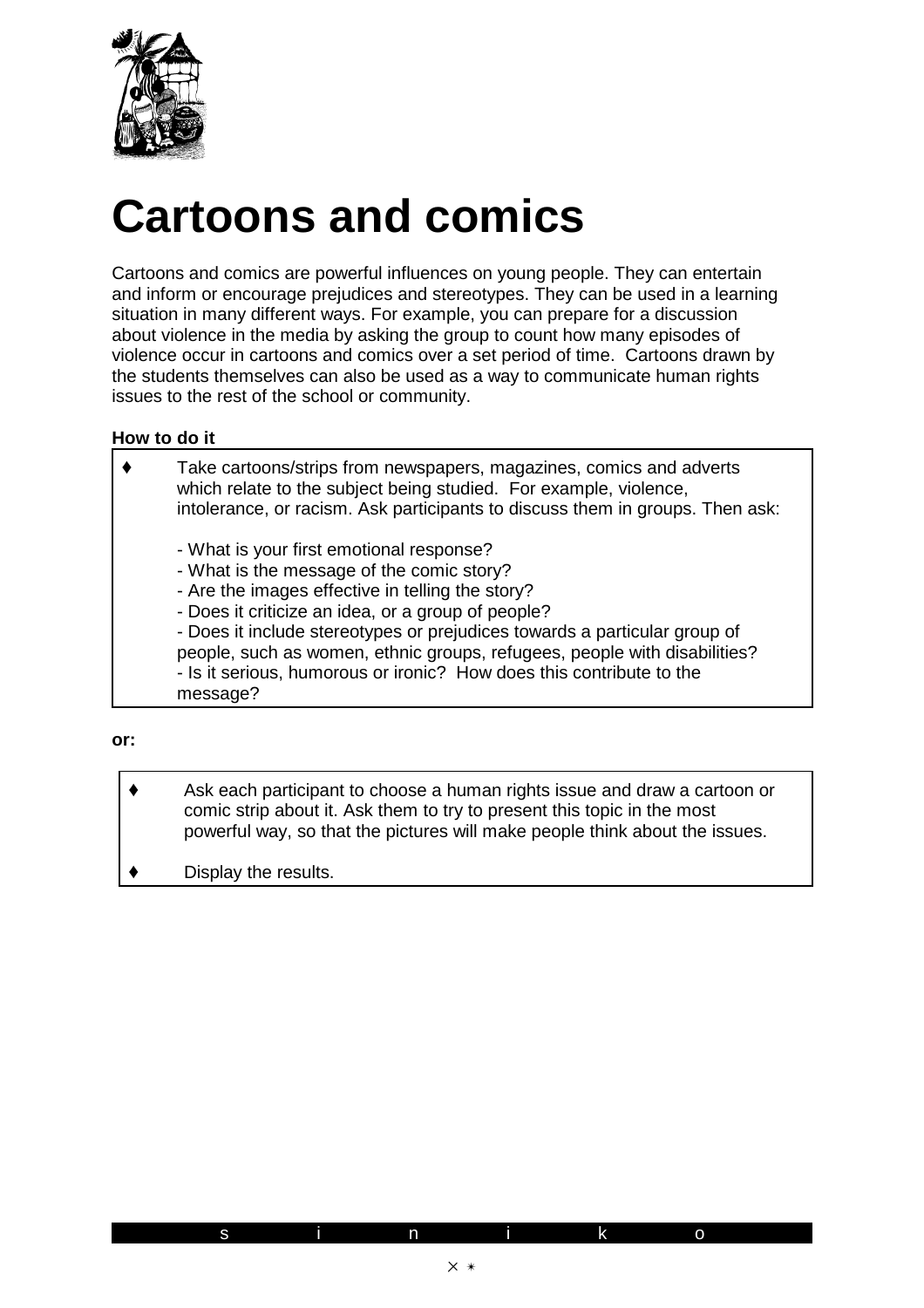# Cartoons and comics

Cartoons and comics are powerful influences on young people. They can entertain and inform or encourage prejudices and stereotypes. They can be used in a learning situation in many different ways. For example, you can prepare for a discussion about violence in the media by asking the group to count how many episodes of violence occur in cartoons and comics over a set period of time. Cartoons drawn by the students themselves can also be used as a way to communicate human rights issues to the rest of the school or community.

**How to do it**

- Take cartoons/strips from newspapers, magazines, comics and adverts which relate to the subject being studied. For example, violence, intolerance, or racism. Ask participants to discuss them in groups. Then ask:

  - What is your first emotional response?
  - What is the message of the comic story?
  - Are the images effective in telling the story?
  - Does it criticize an idea, or a group of people?
  - Does it include stereotypes or prejudices towards a particular group of people, such as women, ethnic groups, refugees, people with disabilities?
  - Is it serious, humorous or ironic? How does this contribute to the message?

**or:**

- Ask each participant to choose a human rights issue and draw a cartoon or comic strip about it. Ask them to try to present this topic in the most powerful way, so that the pictures will make people think about the issues.
- Display the results.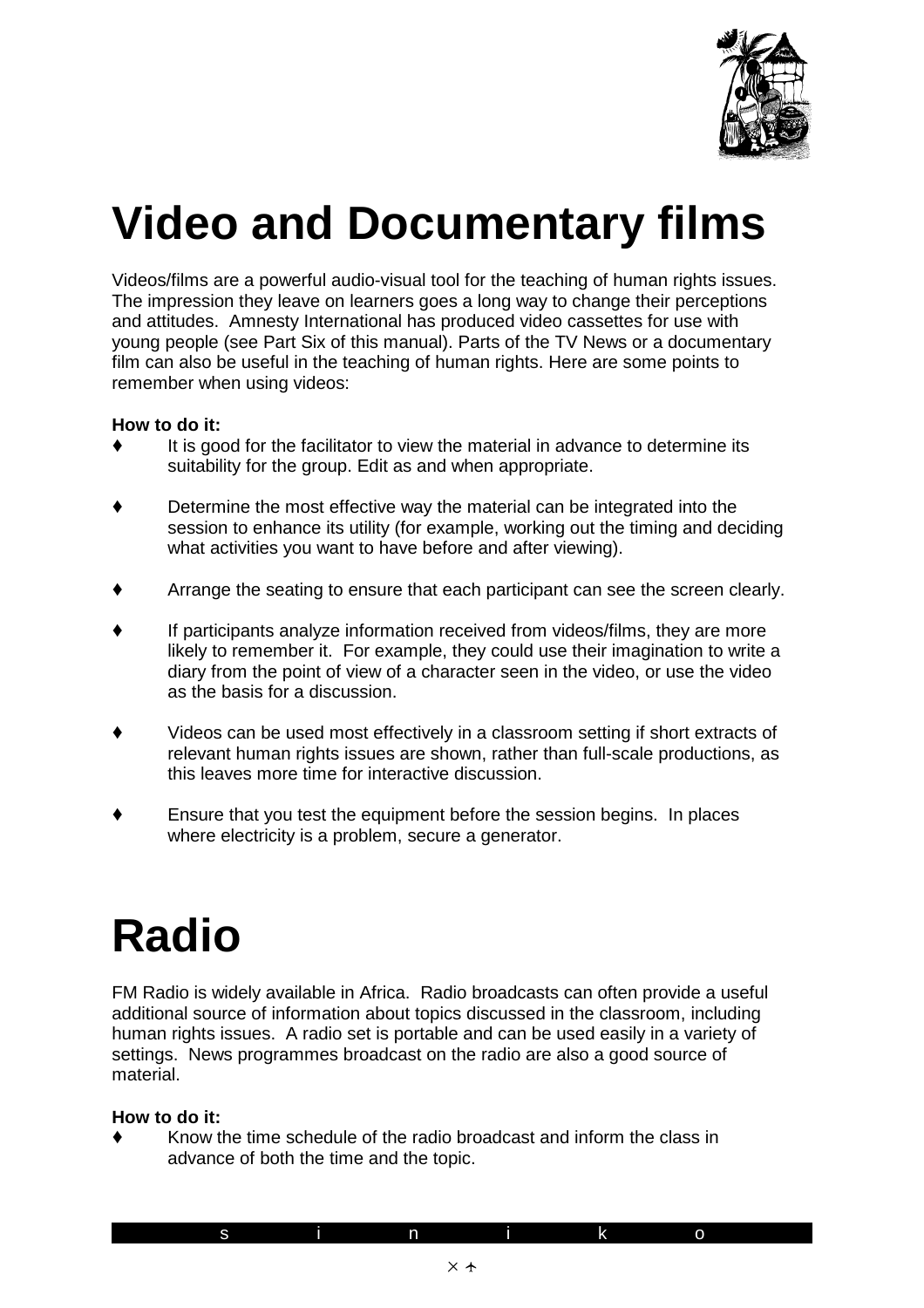# Video and Documentary films

Videos/films are a powerful audio-visual tool for the teaching of human rights issues. The impression they leave on learners goes a long way to change their perceptions and attitudes. Amnesty International has produced video cassettes for use with young people (see Part Six of this manual). Parts of the TV News or a documentary film can also be useful in the teaching of human rights. Here are some points to remember when using videos:

**How to do it:**

- It is good for the facilitator to view the material in advance to determine its suitability for the group. Edit as and when appropriate.
- Determine the most effective way the material can be integrated into the session to enhance its utility (for example, working out the timing and deciding what activities you want to have before and after viewing).
- Arrange the seating to ensure that each participant can see the screen clearly.
- If participants analyze information received from videos/films, they are more likely to remember it. For example, they could use their imagination to write a diary from the point of view of a character seen in the video, or use the video as the basis for a discussion.
- Videos can be used most effectively in a classroom setting if short extracts of relevant human rights issues are shown, rather than full-scale productions, as this leaves more time for interactive discussion.
- Ensure that you test the equipment before the session begins. In places where electricity is a problem, secure a generator.

# Radio

FM Radio is widely available in Africa. Radio broadcasts can often provide a useful additional source of information about topics discussed in the classroom, including human rights issues. A radio set is portable and can be used easily in a variety of settings. News programmes broadcast on the radio are also a good source of material.

**How to do it:**

- Know the time schedule of the radio broadcast and inform the class in advance of both the time and the topic.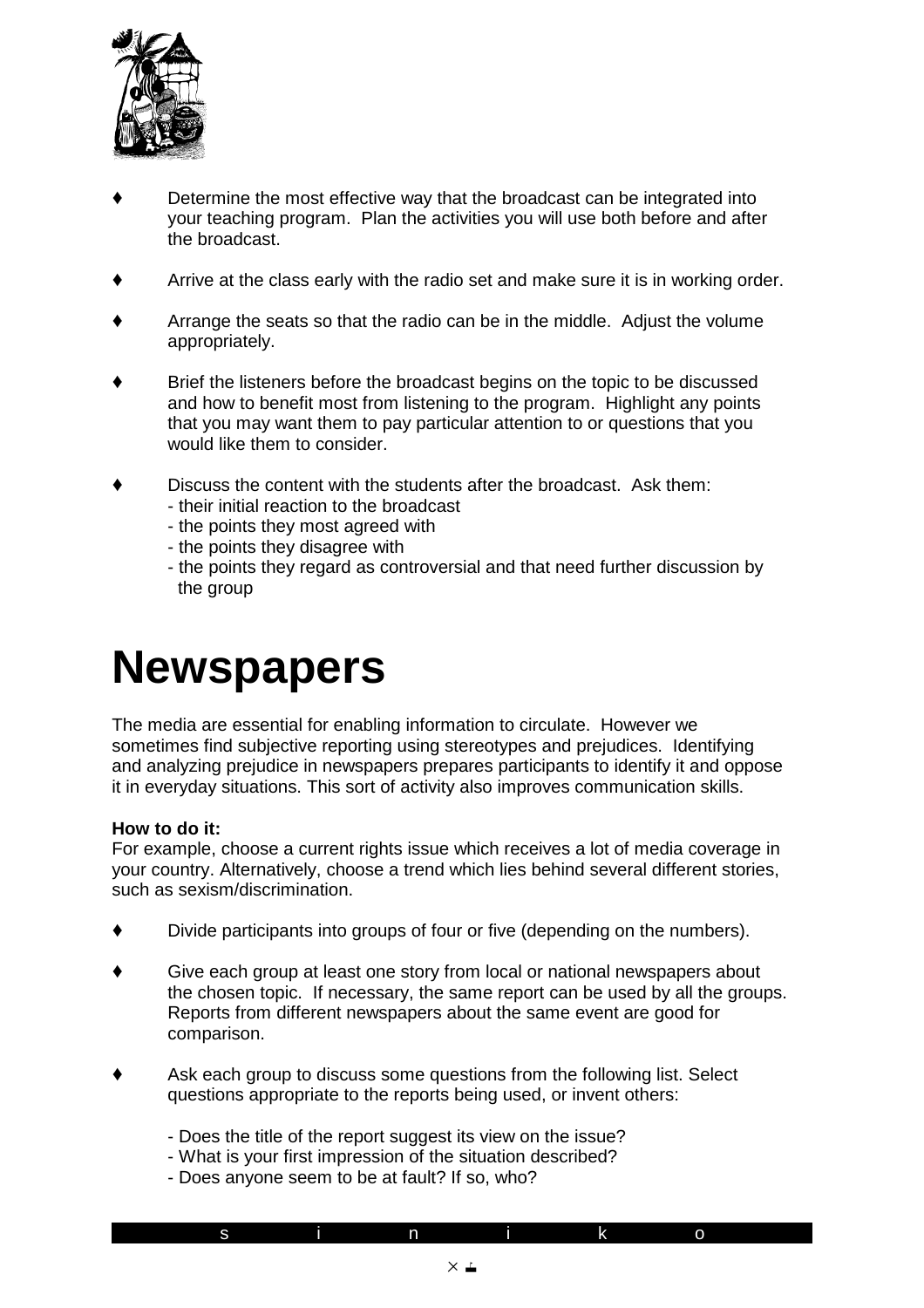- Determine the most effective way that the broadcast can be integrated into your teaching program. Plan the activities you will use both before and after the broadcast.

- Arrive at the class early with the radio set and make sure it is in working order.

- Arrange the seats so that the radio can be in the middle. Adjust the volume appropriately.

- Brief the listeners before the broadcast begins on the topic to be discussed and how to benefit most from listening to the program. Highlight any points that you may want them to pay particular attention to or questions that you would like them to consider.

- Discuss the content with the students after the broadcast. Ask them:
  - their initial reaction to the broadcast
  - the points they most agreed with
  - the points they disagree with
  - the points they regard as controversial and that need further discussion by the group

# Newspapers

The media are essential for enabling information to circulate. However we sometimes find subjective reporting using stereotypes and prejudices. Identifying and analyzing prejudice in newspapers prepares participants to identify it and oppose it in everyday situations. This sort of activity also improves communication skills.

**How to do it:**
For example, choose a current rights issue which receives a lot of media coverage in your country. Alternatively, choose a trend which lies behind several different stories, such as sexism/discrimination.

- Divide participants into groups of four or five (depending on the numbers).

- Give each group at least one story from local or national newspapers about the chosen topic. If necessary, the same report can be used by all the groups. Reports from different newspapers about the same event are good for comparison.

- Ask each group to discuss some questions from the following list. Select questions appropriate to the reports being used, or invent others:

  - Does the title of the report suggest its view on the issue?
  - What is your first impression of the situation described?
  - Does anyone seem to be at fault? If so, who?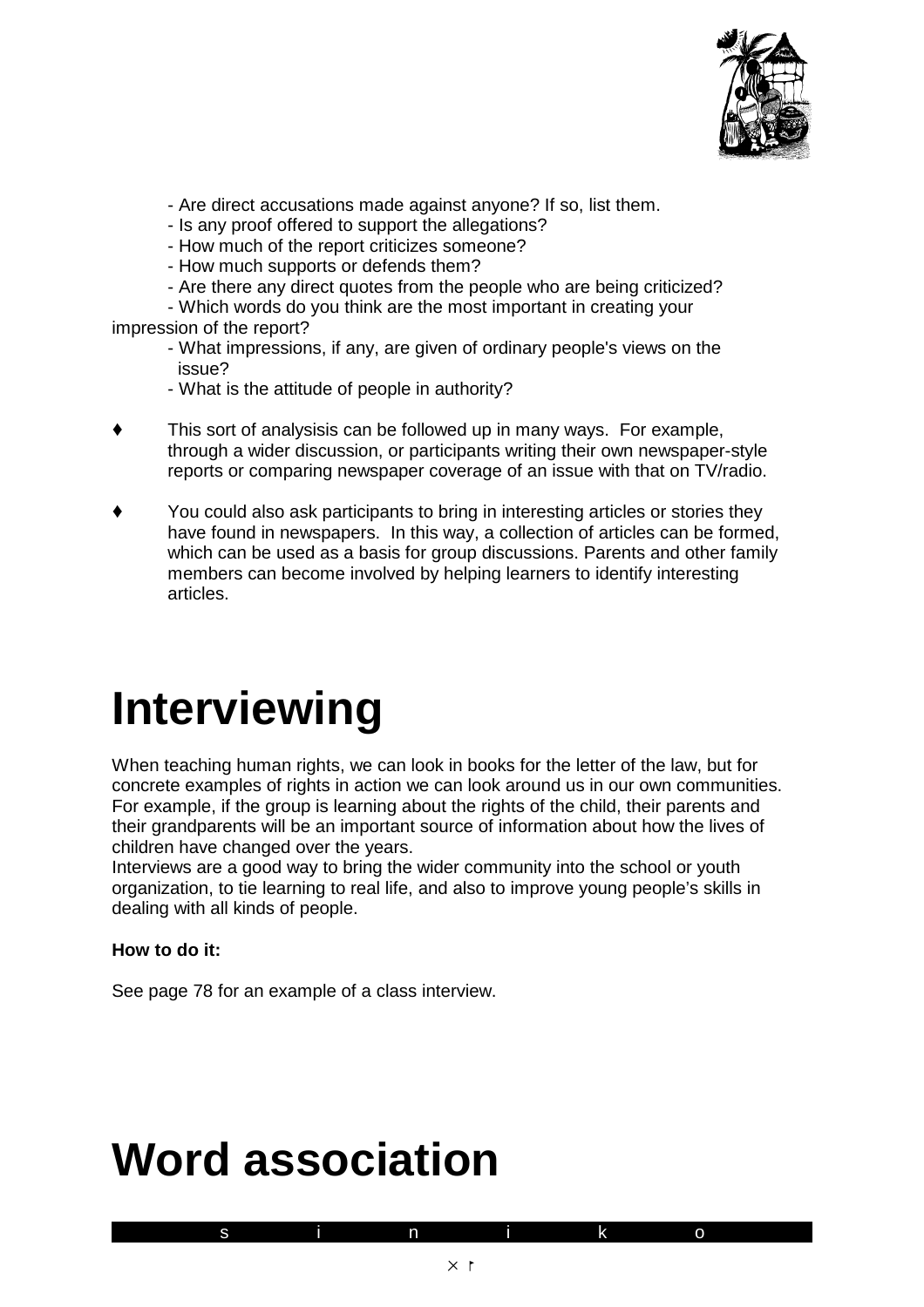- Are direct accusations made against anyone? If so, list them.
- Is any proof offered to support the allegations?
- How much of the report criticizes someone?
- How much supports or defends them?
- Are there any direct quotes from the people who are being criticized?
- Which words do you think are the most important in creating your impression of the report?
- What impressions, if any, are given of ordinary people's views on the issue?
- What is the attitude of people in authority?

- ♦ This sort of analysisis can be followed up in many ways. For example, through a wider discussion, or participants writing their own newspaper-style reports or comparing newspaper coverage of an issue with that on TV/radio.

- ♦ You could also ask participants to bring in interesting articles or stories they have found in newspapers. In this way, a collection of articles can be formed, which can be used as a basis for group discussions. Parents and other family members can become involved by helping learners to identify interesting articles.

# Interviewing

When teaching human rights, we can look in books for the letter of the law, but for concrete examples of rights in action we can look around us in our own communities. For example, if the group is learning about the rights of the child, their parents and their grandparents will be an important source of information about how the lives of children have changed over the years.
Interviews are a good way to bring the wider community into the school or youth organization, to tie learning to real life, and also to improve young people's skills in dealing with all kinds of people.

**How to do it:**

See page 78 for an example of a class interview.

# Word association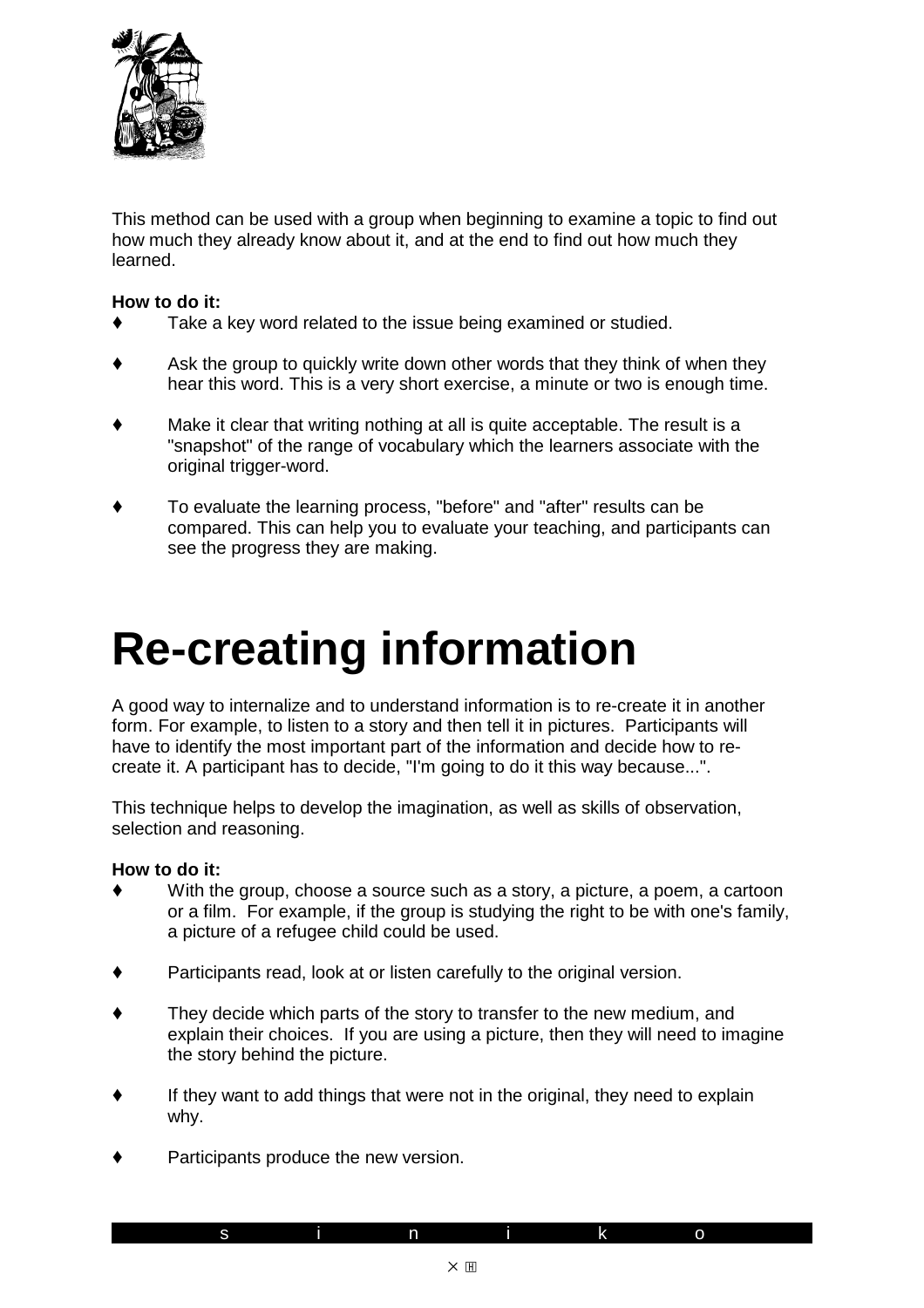This method can be used with a group when beginning to examine a topic to find out how much they already know about it, and at the end to find out how much they learned.

**How to do it:**

- Take a key word related to the issue being examined or studied.
- Ask the group to quickly write down other words that they think of when they hear this word. This is a very short exercise, a minute or two is enough time.
- Make it clear that writing nothing at all is quite acceptable. The result is a "snapshot" of the range of vocabulary which the learners associate with the original trigger-word.
- To evaluate the learning process, "before" and "after" results can be compared. This can help you to evaluate your teaching, and participants can see the progress they are making.

# Re-creating information

A good way to internalize and to understand information is to re-create it in another form. For example, to listen to a story and then tell it in pictures. Participants will have to identify the most important part of the information and decide how to re-create it. A participant has to decide, "I'm going to do it this way because...".

This technique helps to develop the imagination, as well as skills of observation, selection and reasoning.

**How to do it:**

- With the group, choose a source such as a story, a picture, a poem, a cartoon or a film. For example, if the group is studying the right to be with one's family, a picture of a refugee child could be used.
- Participants read, look at or listen carefully to the original version.
- They decide which parts of the story to transfer to the new medium, and explain their choices. If you are using a picture, then they will need to imagine the story behind the picture.
- If they want to add things that were not in the original, they need to explain why.
- Participants produce the new version.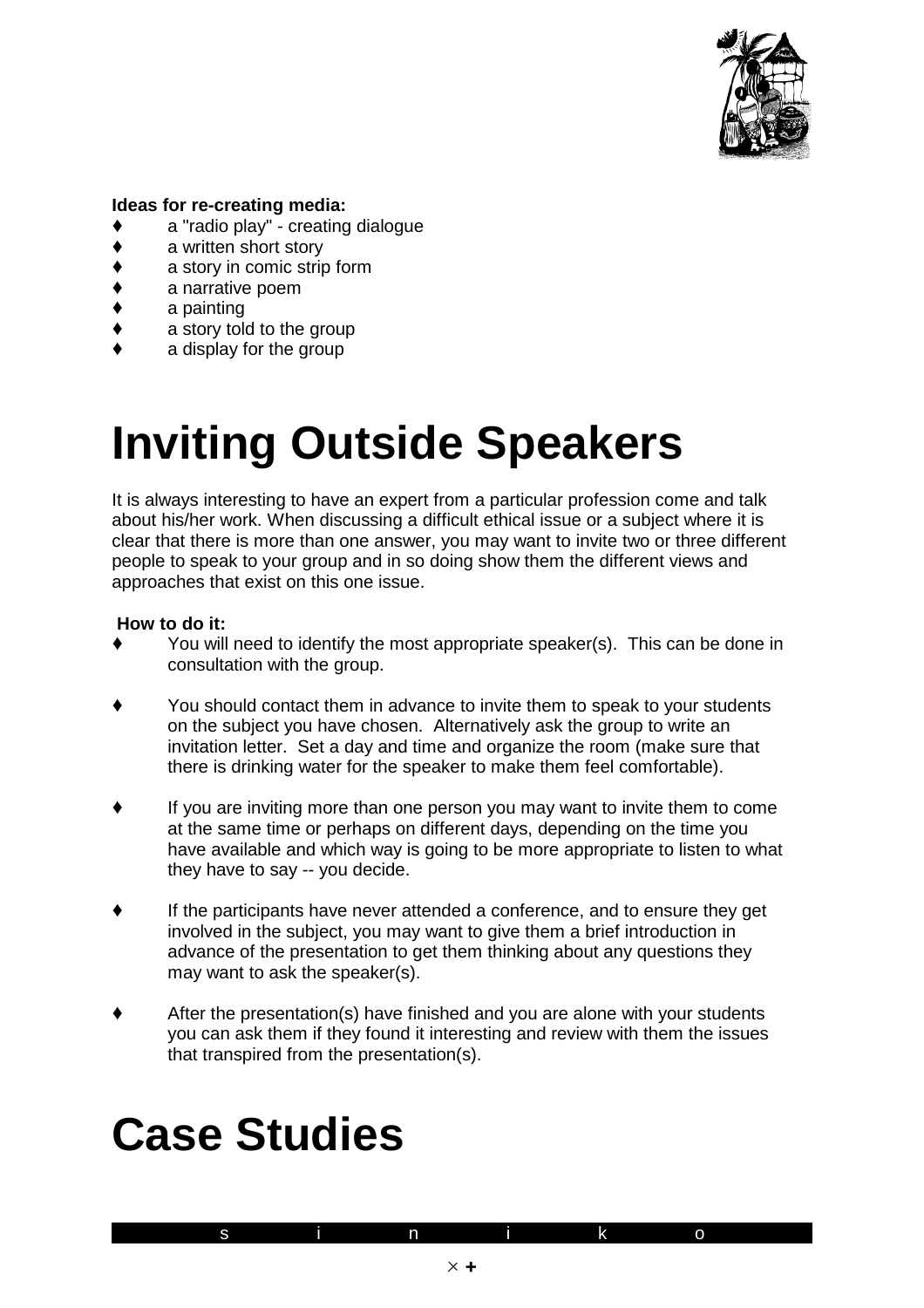**Ideas for re-creating media:**

- a "radio play" - creating dialogue
- a written short story
- a story in comic strip form
- a narrative poem
- a painting
- a story told to the group
- a display for the group

# Inviting Outside Speakers

It is always interesting to have an expert from a particular profession come and talk about his/her work. When discussing a difficult ethical issue or a subject where it is clear that there is more than one answer, you may want to invite two or three different people to speak to your group and in so doing show them the different views and approaches that exist on this one issue.

**How to do it:**

- You will need to identify the most appropriate speaker(s). This can be done in consultation with the group.
- You should contact them in advance to invite them to speak to your students on the subject you have chosen. Alternatively ask the group to write an invitation letter. Set a day and time and organize the room (make sure that there is drinking water for the speaker to make them feel comfortable).
- If you are inviting more than one person you may want to invite them to come at the same time or perhaps on different days, depending on the time you have available and which way is going to be more appropriate to listen to what they have to say -- you decide.
- If the participants have never attended a conference, and to ensure they get involved in the subject, you may want to give them a brief introduction in advance of the presentation to get them thinking about any questions they may want to ask the speaker(s).
- After the presentation(s) have finished and you are alone with your students you can ask them if they found it interesting and review with them the issues that transpired from the presentation(s).

# Case Studies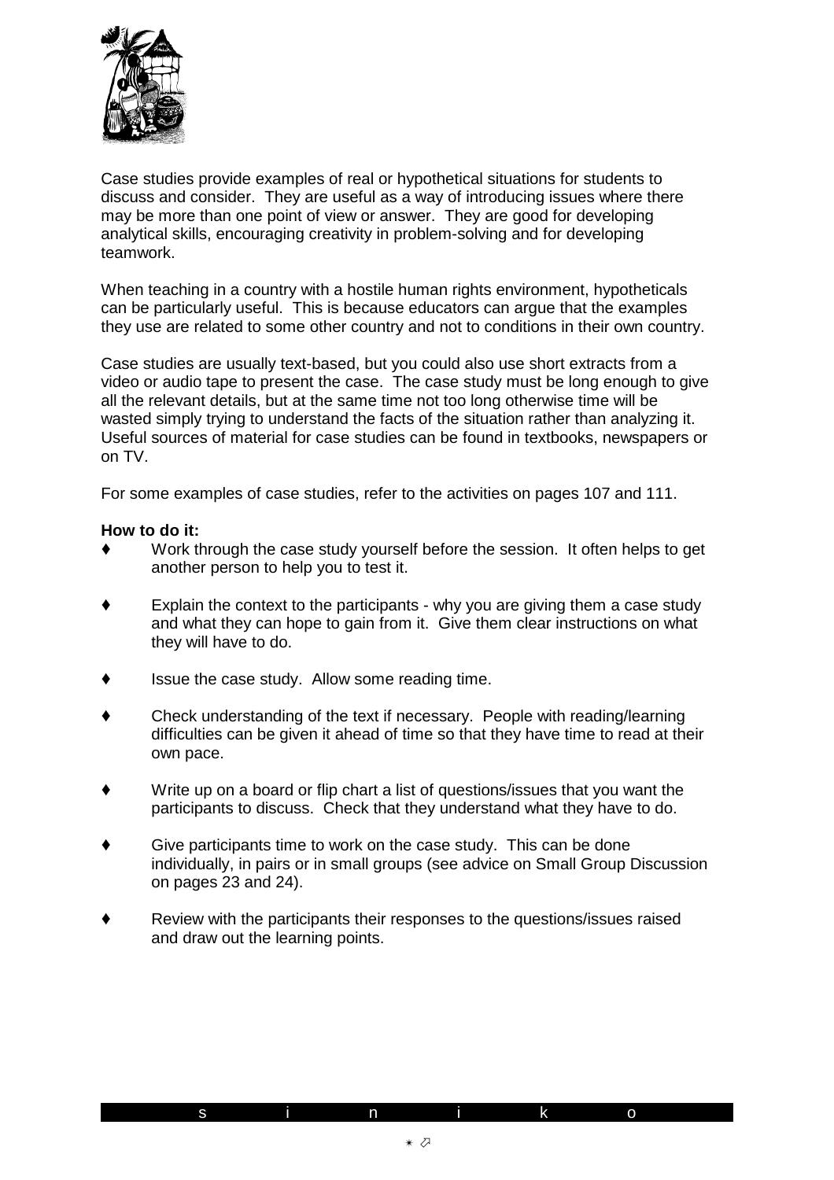Case studies provide examples of real or hypothetical situations for students to discuss and consider. They are useful as a way of introducing issues where there may be more than one point of view or answer. They are good for developing analytical skills, encouraging creativity in problem-solving and for developing teamwork.

When teaching in a country with a hostile human rights environment, hypotheticals can be particularly useful. This is because educators can argue that the examples they use are related to some other country and not to conditions in their own country.

Case studies are usually text-based, but you could also use short extracts from a video or audio tape to present the case. The case study must be long enough to give all the relevant details, but at the same time not too long otherwise time will be wasted simply trying to understand the facts of the situation rather than analyzing it. Useful sources of material for case studies can be found in textbooks, newspapers or on TV.

For some examples of case studies, refer to the activities on pages 107 and 111.

**How to do it:**

- Work through the case study yourself before the session. It often helps to get another person to help you to test it.
- Explain the context to the participants - why you are giving them a case study and what they can hope to gain from it. Give them clear instructions on what they will have to do.
- Issue the case study. Allow some reading time.
- Check understanding of the text if necessary. People with reading/learning difficulties can be given it ahead of time so that they have time to read at their own pace.
- Write up on a board or flip chart a list of questions/issues that you want the participants to discuss. Check that they understand what they have to do.
- Give participants time to work on the case study. This can be done individually, in pairs or in small groups (see advice on Small Group Discussion on pages 23 and 24).
- Review with the participants their responses to the questions/issues raised and draw out the learning points.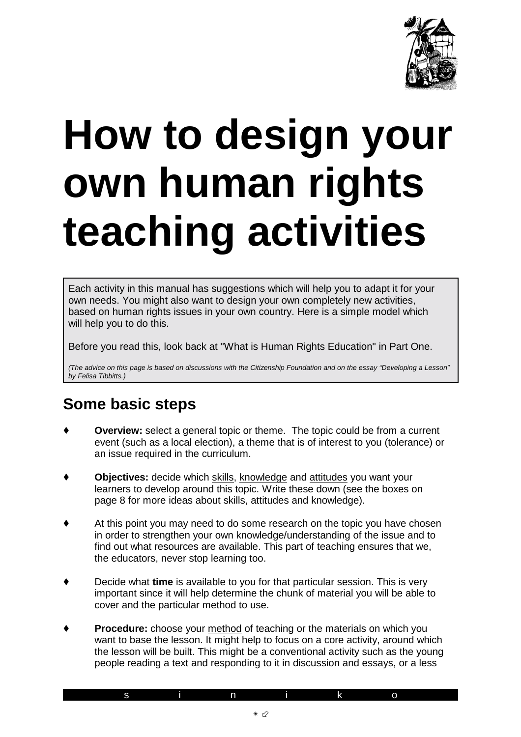# How to design your own human rights teaching activities

Each activity in this manual has suggestions which will help you to adapt it for your own needs. You might also want to design your own completely new activities, based on human rights issues in your own country. Here is a simple model which will help you to do this.

Before you read this, look back at "What is Human Rights Education" in Part One.

*(The advice on this page is based on discussions with the Citizenship Foundation and on the essay "Developing a Lesson" by Felisa Tibbitts.)*

## Some basic steps

- **Overview:** select a general topic or theme. The topic could be from a current event (such as a local election), a theme that is of interest to you (tolerance) or an issue required in the curriculum.

- **Objectives:** decide which skills, knowledge and attitudes you want your learners to develop around this topic. Write these down (see the boxes on page 8 for more ideas about skills, attitudes and knowledge).

- At this point you may need to do some research on the topic you have chosen in order to strengthen your own knowledge/understanding of the issue and to find out what resources are available. This part of teaching ensures that we, the educators, never stop learning too.

- Decide what **time** is available to you for that particular session. This is very important since it will help determine the chunk of material you will be able to cover and the particular method to use.

- **Procedure:** choose your method of teaching or the materials on which you want to base the lesson. It might help to focus on a core activity, around which the lesson will be built. This might be a conventional activity such as the young people reading a text and responding to it in discussion and essays, or a less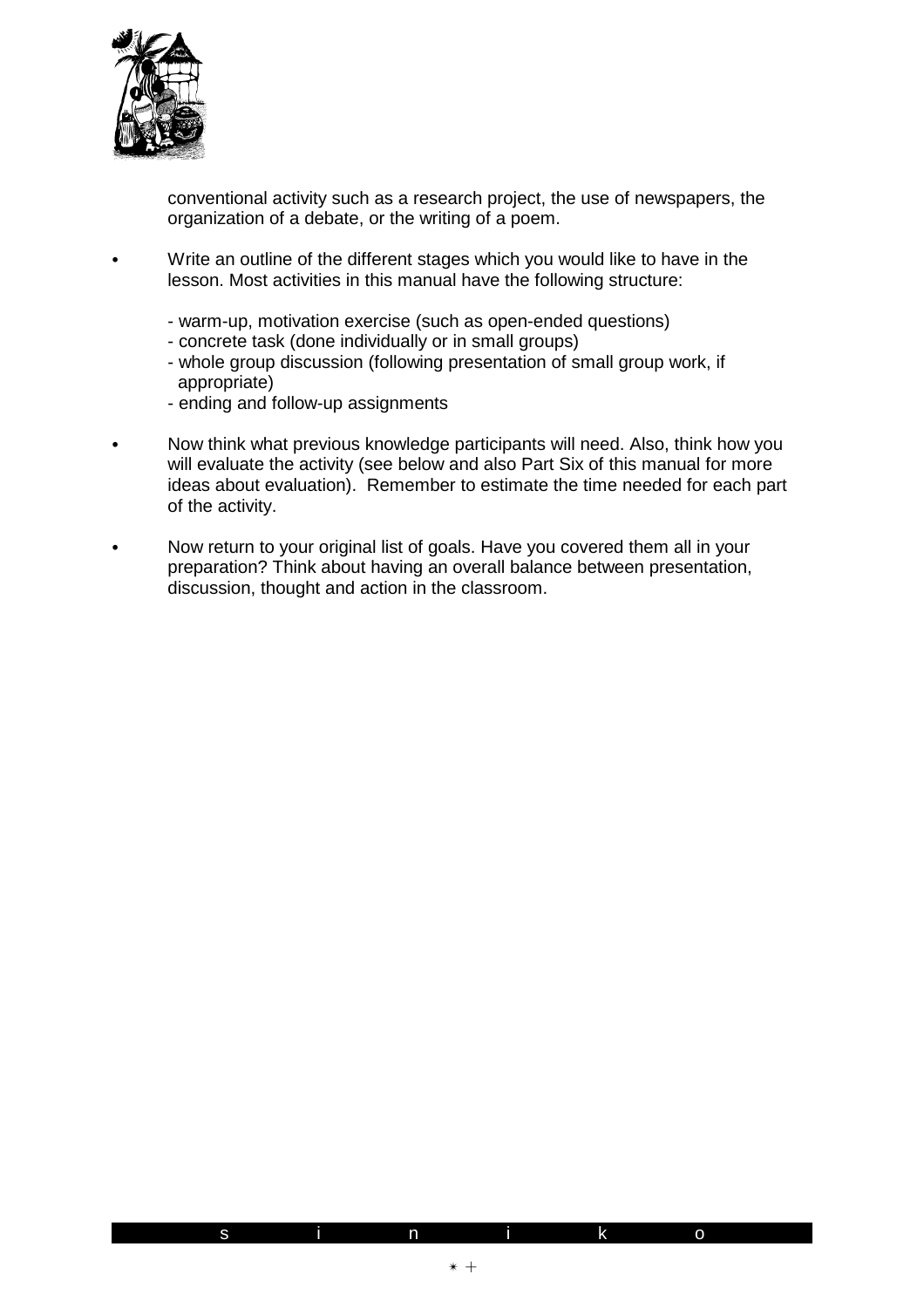conventional activity such as a research project, the use of newspapers, the organization of a debate, or the writing of a poem.

- Write an outline of the different stages which you would like to have in the lesson. Most activities in this manual have the following structure:

  - warm-up, motivation exercise (such as open-ended questions)
  - concrete task (done individually or in small groups)
  - whole group discussion (following presentation of small group work, if appropriate)
  - ending and follow-up assignments

- Now think what previous knowledge participants will need. Also, think how you will evaluate the activity (see below and also Part Six of this manual for more ideas about evaluation). Remember to estimate the time needed for each part of the activity.

- Now return to your original list of goals. Have you covered them all in your preparation? Think about having an overall balance between presentation, discussion, thought and action in the classroom.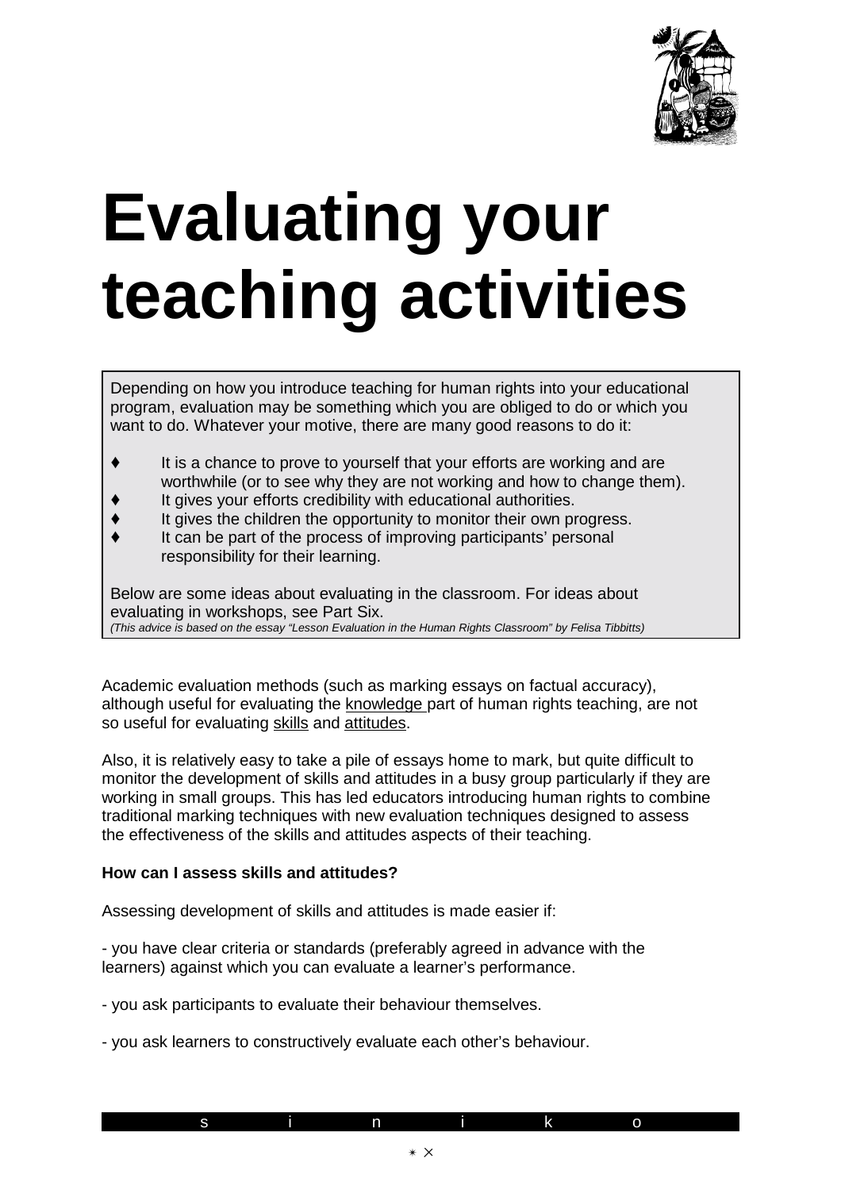# Evaluating your teaching activities

Depending on how you introduce teaching for human rights into your educational program, evaluation may be something which you are obliged to do or which you want to do. Whatever your motive, there are many good reasons to do it:

- It is a chance to prove to yourself that your efforts are working and are worthwhile (or to see why they are not working and how to change them).
- It gives your efforts credibility with educational authorities.
- It gives the children the opportunity to monitor their own progress.
- It can be part of the process of improving participants' personal responsibility for their learning.

Below are some ideas about evaluating in the classroom. For ideas about evaluating in workshops, see Part Six.
*(This advice is based on the essay "Lesson Evaluation in the Human Rights Classroom" by Felisa Tibbitts)*

Academic evaluation methods (such as marking essays on factual accuracy), although useful for evaluating the knowledge part of human rights teaching, are not so useful for evaluating skills and attitudes.

Also, it is relatively easy to take a pile of essays home to mark, but quite difficult to monitor the development of skills and attitudes in a busy group particularly if they are working in small groups. This has led educators introducing human rights to combine traditional marking techniques with new evaluation techniques designed to assess the effectiveness of the skills and attitudes aspects of their teaching.

**How can I assess skills and attitudes?**

Assessing development of skills and attitudes is made easier if:

- you have clear criteria or standards (preferably agreed in advance with the learners) against which you can evaluate a learner's performance.

- you ask participants to evaluate their behaviour themselves.

- you ask learners to constructively evaluate each other's behaviour.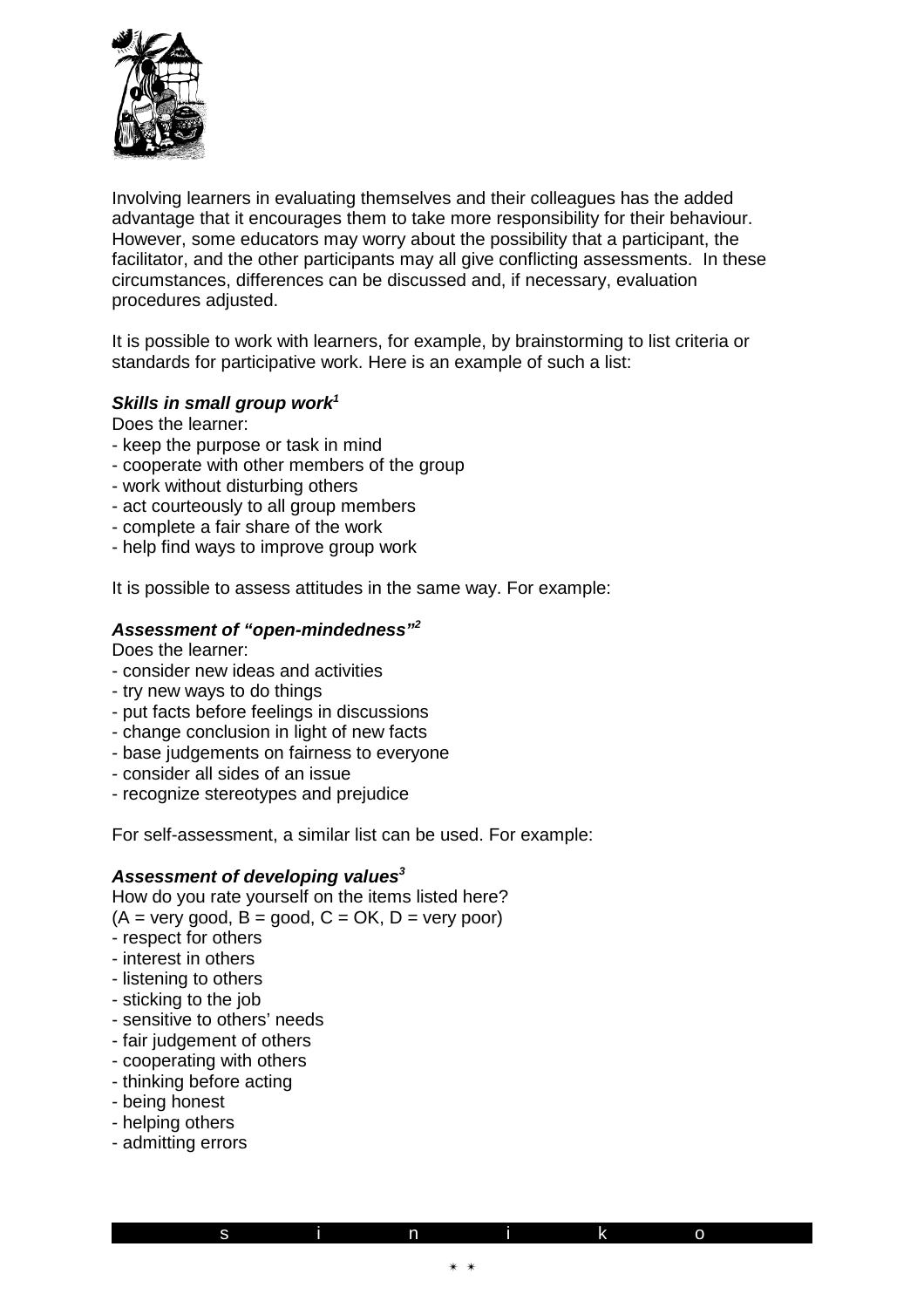Involving learners in evaluating themselves and their colleagues has the added advantage that it encourages them to take more responsibility for their behaviour. However, some educators may worry about the possibility that a participant, the facilitator, and the other participants may all give conflicting assessments. In these circumstances, differences can be discussed and, if necessary, evaluation procedures adjusted.

It is possible to work with learners, for example, by brainstorming to list criteria or standards for participative work. Here is an example of such a list:

***Skills in small group work***[1]

Does the learner:

- keep the purpose or task in mind
- cooperate with other members of the group
- work without disturbing others
- act courteously to all group members
- complete a fair share of the work
- help find ways to improve group work

It is possible to assess attitudes in the same way. For example:

***Assessment of "open-mindedness"***[2]

Does the learner:

- consider new ideas and activities
- try new ways to do things
- put facts before feelings in discussions
- change conclusion in light of new facts
- base judgements on fairness to everyone
- consider all sides of an issue
- recognize stereotypes and prejudice

For self-assessment, a similar list can be used. For example:

***Assessment of developing values***[3]

How do you rate yourself on the items listed here?

(A = very good, B = good, C = OK, D = very poor)

- respect for others
- interest in others
- listening to others
- sticking to the job
- sensitive to others' needs
- fair judgement of others
- cooperating with others
- thinking before acting
- being honest
- helping others
- admitting errors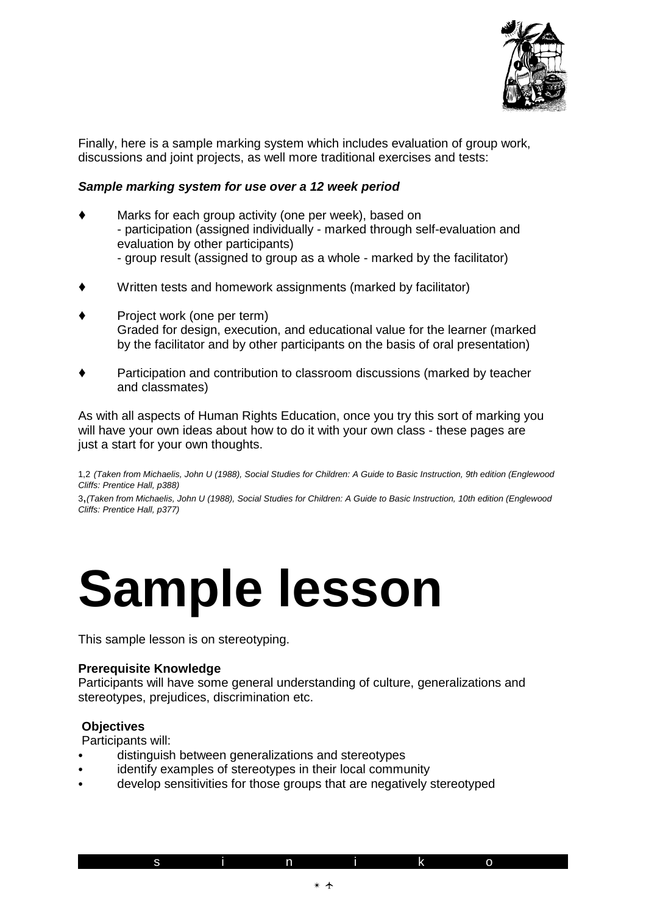Finally, here is a sample marking system which includes evaluation of group work, discussions and joint projects, as well more traditional exercises and tests:

***Sample marking system for use over a 12 week period***

- Marks for each group activity (one per week), based on
  - participation (assigned individually - marked through self-evaluation and evaluation by other participants)
  - group result (assigned to group as a whole - marked by the facilitator)
- Written tests and homework assignments (marked by facilitator)
- Project work (one per term)
  Graded for design, execution, and educational value for the learner (marked by the facilitator and by other participants on the basis of oral presentation)
- Participation and contribution to classroom discussions (marked by teacher and classmates)

As with all aspects of Human Rights Education, once you try this sort of marking you will have your own ideas about how to do it with your own class - these pages are just a start for your own thoughts.

1,2 *(Taken from Michaelis, John U (1988), Social Studies for Children: A Guide to Basic Instruction, 9th edition (Englewood Cliffs: Prentice Hall, p388)*

3,*(Taken from Michaelis, John U (1988), Social Studies for Children: A Guide to Basic Instruction, 10th edition (Englewood Cliffs: Prentice Hall, p377)*

# Sample lesson

This sample lesson is on stereotyping.

**Prerequisite Knowledge**
Participants will have some general understanding of culture, generalizations and stereotypes, prejudices, discrimination etc.

**Objectives**
Participants will:

- distinguish between generalizations and stereotypes
- identify examples of stereotypes in their local community
- develop sensitivities for those groups that are negatively stereotyped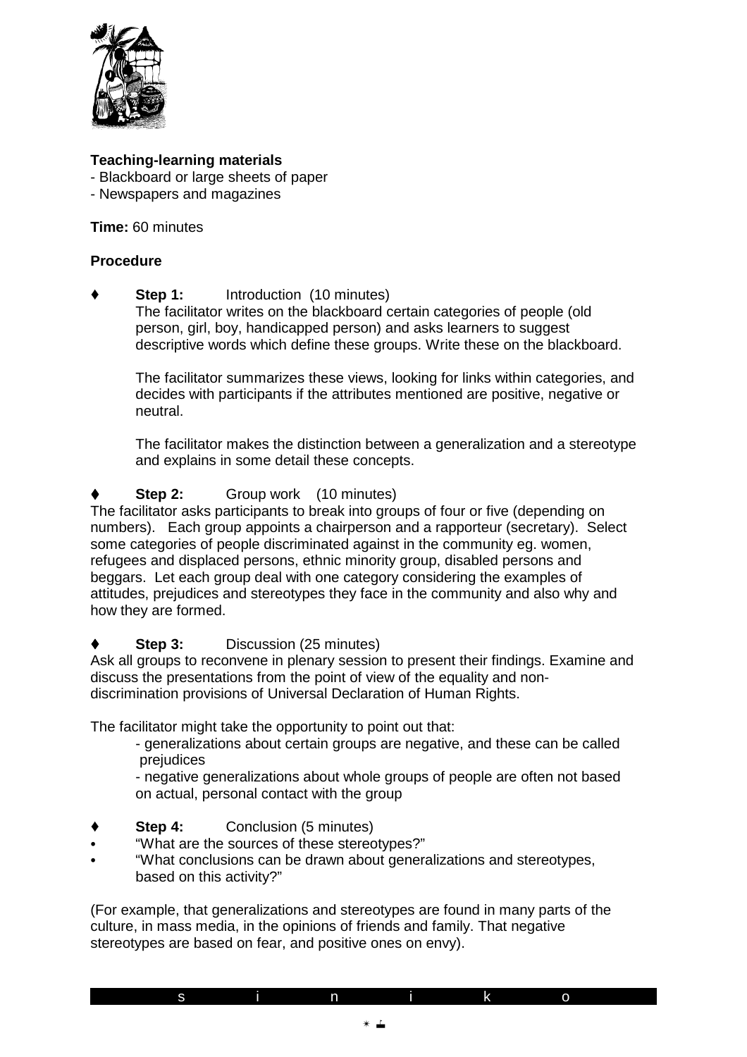**Teaching-learning materials**

- Blackboard or large sheets of paper
- Newspapers and magazines

**Time:** 60 minutes

**Procedure**

♦ **Step 1:** Introduction (10 minutes)

The facilitator writes on the blackboard certain categories of people (old person, girl, boy, handicapped person) and asks learners to suggest descriptive words which define these groups. Write these on the blackboard.

The facilitator summarizes these views, looking for links within categories, and decides with participants if the attributes mentioned are positive, negative or neutral.

The facilitator makes the distinction between a generalization and a stereotype and explains in some detail these concepts.

♦ **Step 2:** Group work (10 minutes)

The facilitator asks participants to break into groups of four or five (depending on numbers). Each group appoints a chairperson and a rapporteur (secretary). Select some categories of people discriminated against in the community eg. women, refugees and displaced persons, ethnic minority group, disabled persons and beggars. Let each group deal with one category considering the examples of attitudes, prejudices and stereotypes they face in the community and also why and how they are formed.

♦ **Step 3:** Discussion (25 minutes)

Ask all groups to reconvene in plenary session to present their findings. Examine and discuss the presentations from the point of view of the equality and non-discrimination provisions of Universal Declaration of Human Rights.

The facilitator might take the opportunity to point out that:

- generalizations about certain groups are negative, and these can be called prejudices
- negative generalizations about whole groups of people are often not based on actual, personal contact with the group

♦ **Step 4:** Conclusion (5 minutes)

- "What are the sources of these stereotypes?"
- "What conclusions can be drawn about generalizations and stereotypes, based on this activity?"

(For example, that generalizations and stereotypes are found in many parts of the culture, in mass media, in the opinions of friends and family. That negative stereotypes are based on fear, and positive ones on envy).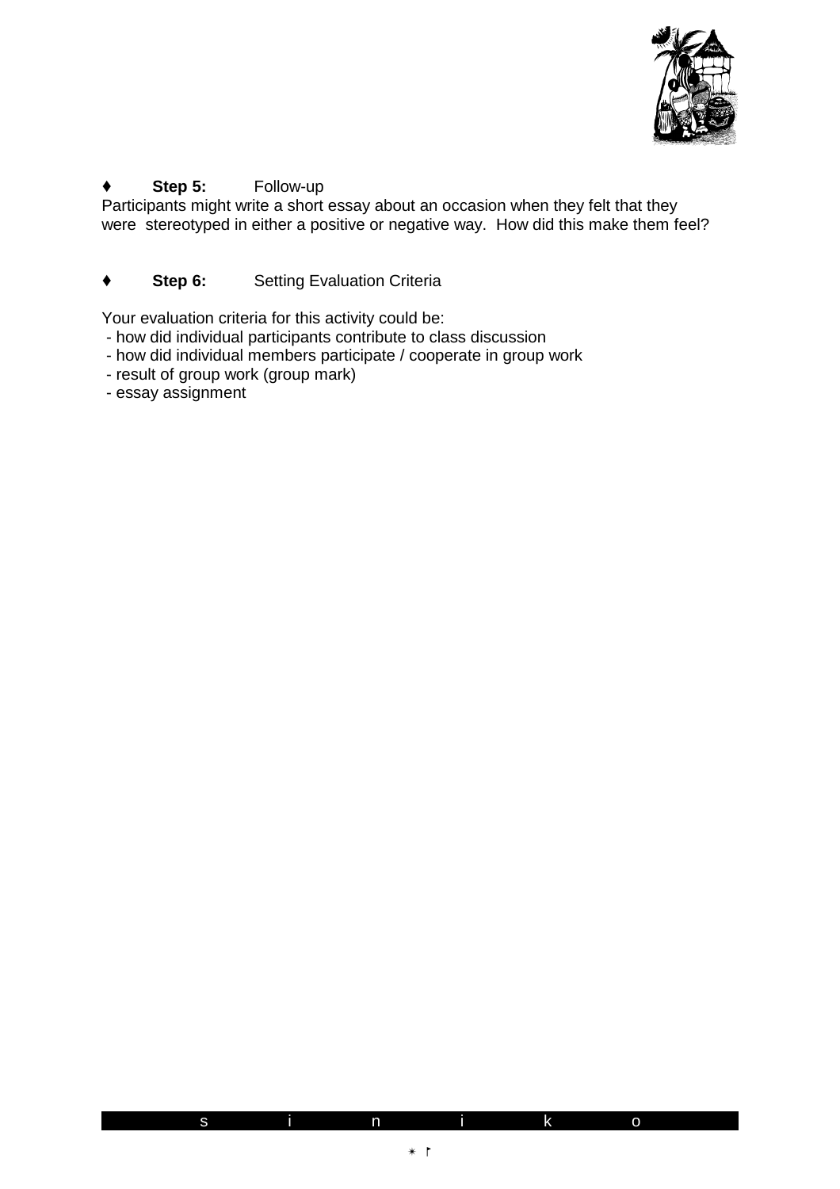♦ **Step 5:** Follow-up

Participants might write a short essay about an occasion when they felt that they were stereotyped in either a positive or negative way. How did this make them feel?

♦ **Step 6:** Setting Evaluation Criteria

Your evaluation criteria for this activity could be:

- how did individual participants contribute to class discussion
- how did individual members participate / cooperate in group work
- result of group work (group mark)
- essay assignment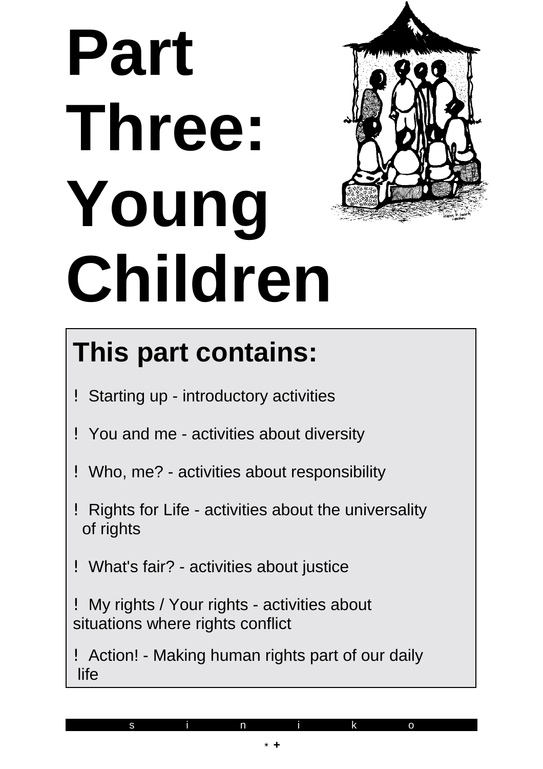# Part Three: Young Children

## This part contains:

- Starting up - introductory activities
- You and me - activities about diversity
- Who, me? - activities about responsibility
- Rights for Life - activities about the universality of rights
- What's fair? - activities about justice
- My rights / Your rights - activities about situations where rights conflict
- Action! - Making human rights part of our daily life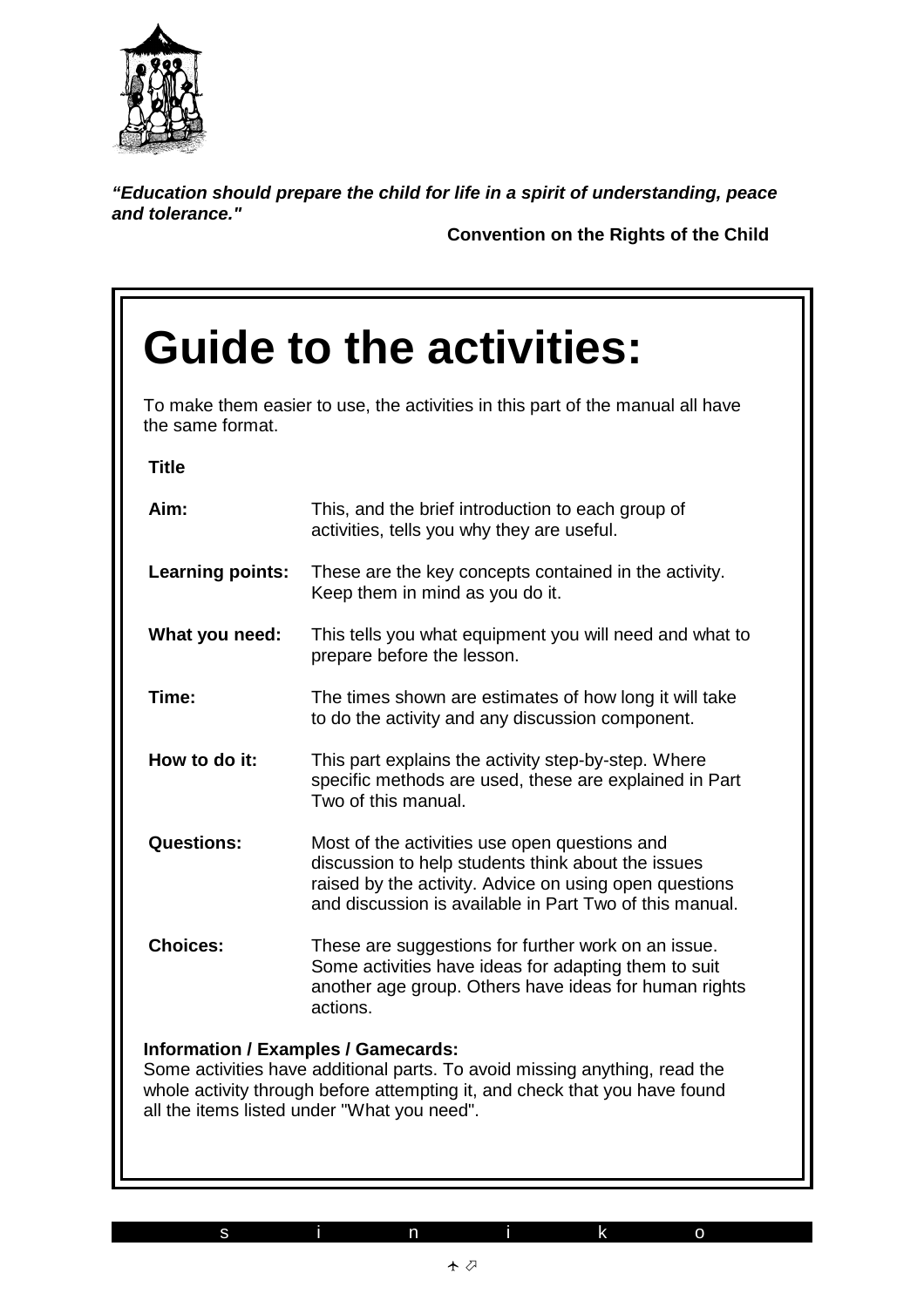***"Education should prepare the child for life in a spirit of understanding, peace and tolerance."***

**Convention on the Rights of the Child**

# Guide to the activities:

To make them easier to use, the activities in this part of the manual all have the same format.

**Title**

| | |
|---|---|
| **Aim:** | This, and the brief introduction to each group of activities, tells you why they are useful. |
| **Learning points:** | These are the key concepts contained in the activity. Keep them in mind as you do it. |
| **What you need:** | This tells you what equipment you will need and what to prepare before the lesson. |
| **Time:** | The times shown are estimates of how long it will take to do the activity and any discussion component. |
| **How to do it:** | This part explains the activity step-by-step. Where specific methods are used, these are explained in Part Two of this manual. |
| **Questions:** | Most of the activities use open questions and discussion to help students think about the issues raised by the activity. Advice on using open questions and discussion is available in Part Two of this manual. |
| **Choices:** | These are suggestions for further work on an issue. Some activities have ideas for adapting them to suit another age group. Others have ideas for human rights actions. |

**Information / Examples / Gamecards:**
Some activities have additional parts. To avoid missing anything, read the whole activity through before attempting it, and check that you have found all the items listed under "What you need".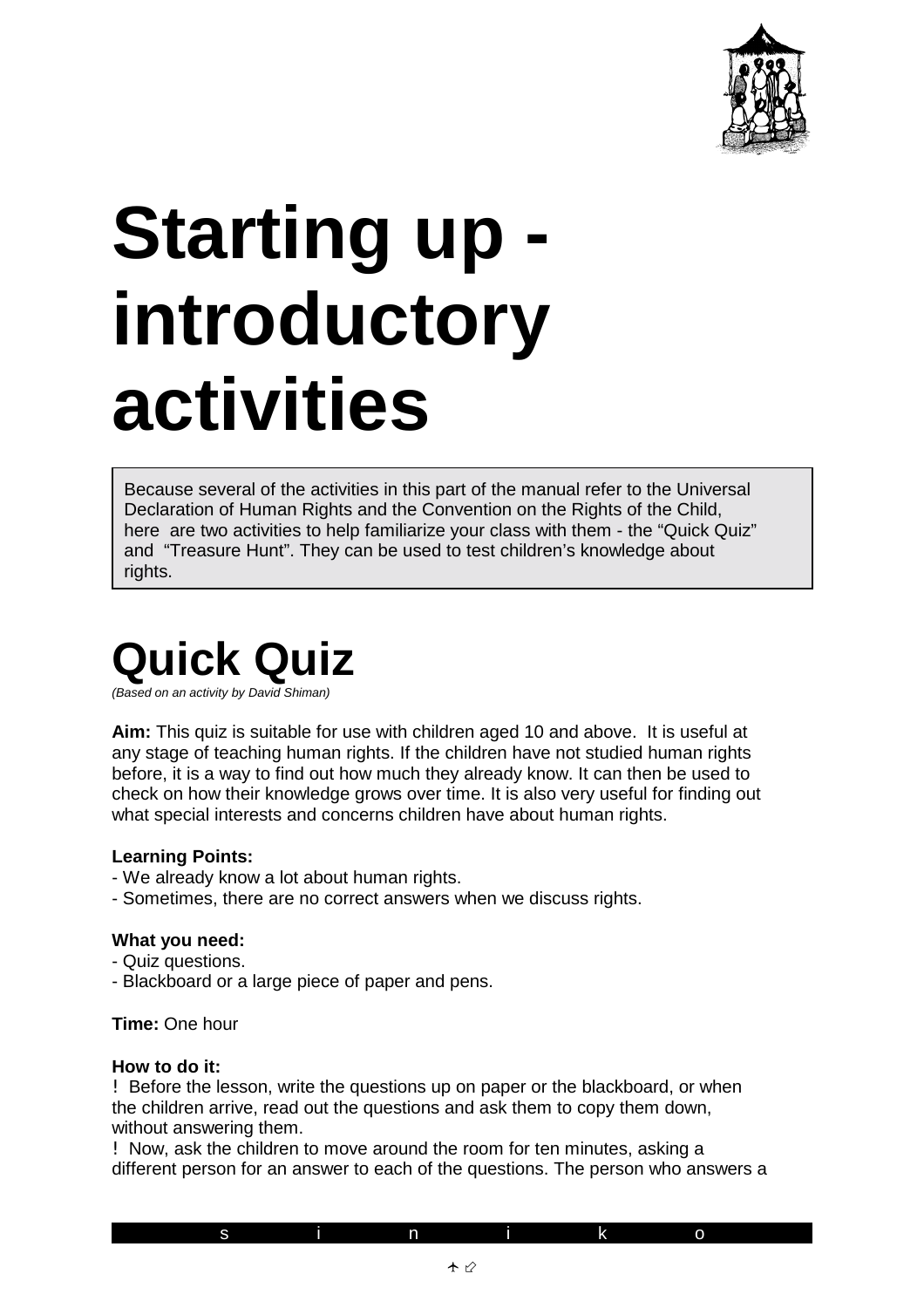# Starting up - introductory activities

Because several of the activities in this part of the manual refer to the Universal Declaration of Human Rights and the Convention on the Rights of the Child, here are two activities to help familiarize your class with them - the "Quick Quiz" and "Treasure Hunt". They can be used to test children's knowledge about rights.

# Quick Quiz

*(Based on an activity by David Shiman)*

**Aim:** This quiz is suitable for use with children aged 10 and above. It is useful at any stage of teaching human rights. If the children have not studied human rights before, it is a way to find out how much they already know. It can then be used to check on how their knowledge grows over time. It is also very useful for finding out what special interests and concerns children have about human rights.

**Learning Points:**
- We already know a lot about human rights.
- Sometimes, there are no correct answers when we discuss rights.

**What you need:**
- Quiz questions.
- Blackboard or a large piece of paper and pens.

**Time:** One hour

**How to do it:**

! Before the lesson, write the questions up on paper or the blackboard, or when the children arrive, read out the questions and ask them to copy them down, without answering them.

! Now, ask the children to move around the room for ten minutes, asking a different person for an answer to each of the questions. The person who answers a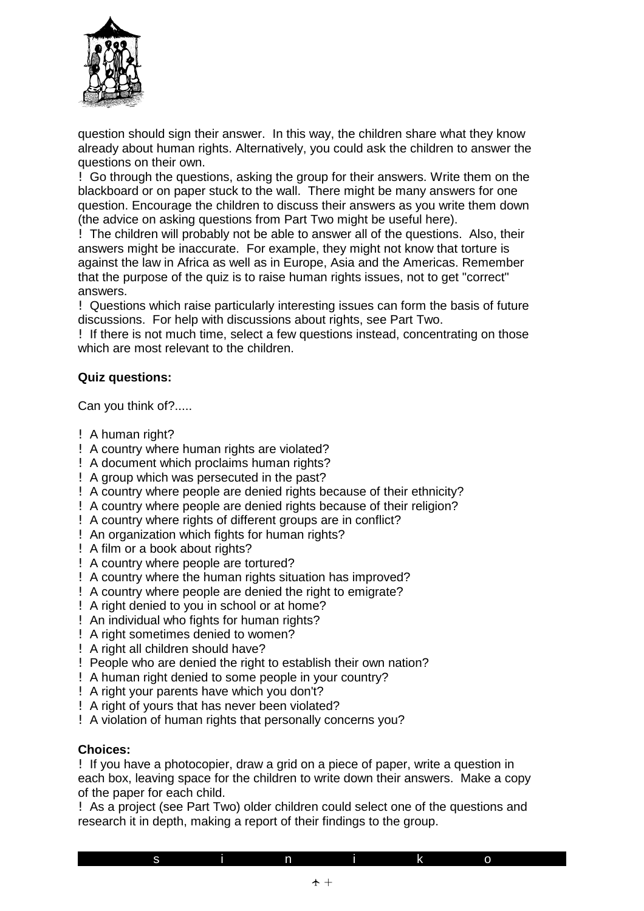question should sign their answer. In this way, the children share what they know already about human rights. Alternatively, you could ask the children to answer the questions on their own.

- Go through the questions, asking the group for their answers. Write them on the blackboard or on paper stuck to the wall. There might be many answers for one question. Encourage the children to discuss their answers as you write them down (the advice on asking questions from Part Two might be useful here).
- The children will probably not be able to answer all of the questions. Also, their answers might be inaccurate. For example, they might not know that torture is against the law in Africa as well as in Europe, Asia and the Americas. Remember that the purpose of the quiz is to raise human rights issues, not to get "correct" answers.
- Questions which raise particularly interesting issues can form the basis of future discussions. For help with discussions about rights, see Part Two.
- If there is not much time, select a few questions instead, concentrating on those which are most relevant to the children.

**Quiz questions:**

Can you think of?.....

- A human right?
- A country where human rights are violated?
- A document which proclaims human rights?
- A group which was persecuted in the past?
- A country where people are denied rights because of their ethnicity?
- A country where people are denied rights because of their religion?
- A country where rights of different groups are in conflict?
- An organization which fights for human rights?
- A film or a book about rights?
- A country where people are tortured?
- A country where the human rights situation has improved?
- A country where people are denied the right to emigrate?
- A right denied to you in school or at home?
- An individual who fights for human rights?
- A right sometimes denied to women?
- A right all children should have?
- People who are denied the right to establish their own nation?
- A human right denied to some people in your country?
- A right your parents have which you don't?
- A right of yours that has never been violated?
- A violation of human rights that personally concerns you?

**Choices:**

- If you have a photocopier, draw a grid on a piece of paper, write a question in each box, leaving space for the children to write down their answers. Make a copy of the paper for each child.
- As a project (see Part Two) older children could select one of the questions and research it in depth, making a report of their findings to the group.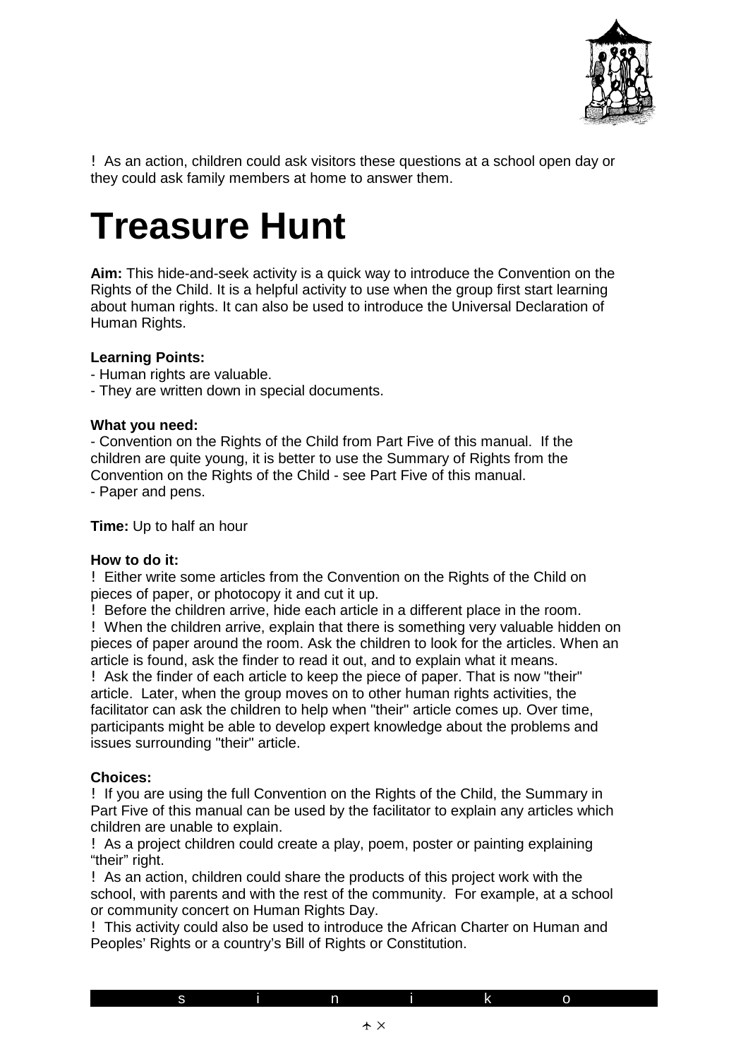- As an action, children could ask visitors these questions at a school open day or they could ask family members at home to answer them.

# Treasure Hunt

**Aim:** This hide-and-seek activity is a quick way to introduce the Convention on the Rights of the Child. It is a helpful activity to use when the group first start learning about human rights. It can also be used to introduce the Universal Declaration of Human Rights.

**Learning Points:**
- Human rights are valuable.
- They are written down in special documents.

**What you need:**
- Convention on the Rights of the Child from Part Five of this manual. If the children are quite young, it is better to use the Summary of Rights from the Convention on the Rights of the Child - see Part Five of this manual.
- Paper and pens.

**Time:** Up to half an hour

**How to do it:**
- Either write some articles from the Convention on the Rights of the Child on pieces of paper, or photocopy it and cut it up.
- Before the children arrive, hide each article in a different place in the room.
- When the children arrive, explain that there is something very valuable hidden on pieces of paper around the room. Ask the children to look for the articles. When an article is found, ask the finder to read it out, and to explain what it means.
- Ask the finder of each article to keep the piece of paper. That is now "their" article. Later, when the group moves on to other human rights activities, the facilitator can ask the children to help when "their" article comes up. Over time, participants might be able to develop expert knowledge about the problems and issues surrounding "their" article.

**Choices:**
- If you are using the full Convention on the Rights of the Child, the Summary in Part Five of this manual can be used by the facilitator to explain any articles which children are unable to explain.
- As a project children could create a play, poem, poster or painting explaining "their" right.
- As an action, children could share the products of this project work with the school, with parents and with the rest of the community. For example, at a school or community concert on Human Rights Day.
- This activity could also be used to introduce the African Charter on Human and Peoples' Rights or a country's Bill of Rights or Constitution.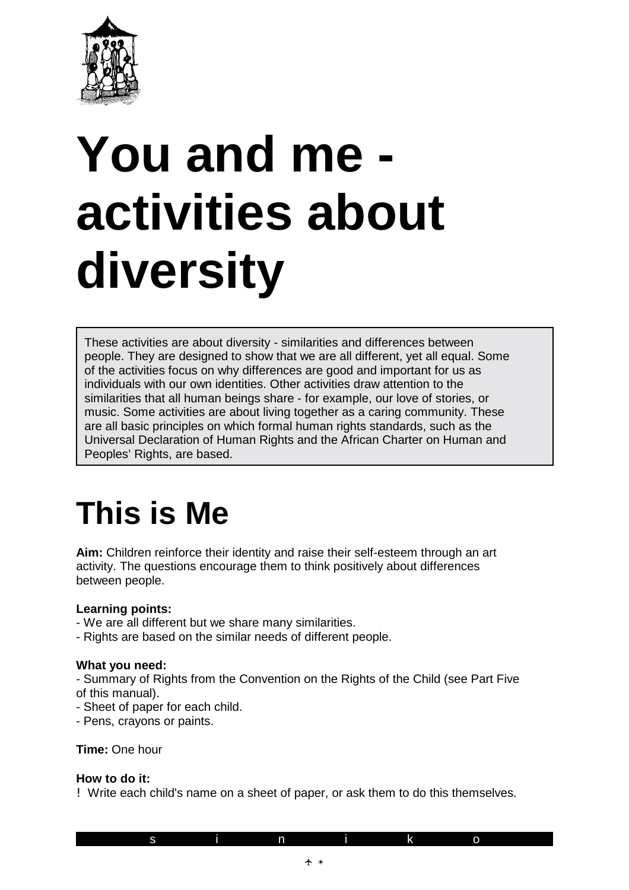# You and me - activities about diversity

These activities are about diversity - similarities and differences between people. They are designed to show that we are all different, yet all equal. Some of the activities focus on why differences are good and important for us as individuals with our own identities. Other activities draw attention to the similarities that all human beings share - for example, our love of stories, or music. Some activities are about living together as a caring community. These are all basic principles on which formal human rights standards, such as the Universal Declaration of Human Rights and the African Charter on Human and Peoples' Rights, are based.

## This is Me

**Aim:** Children reinforce their identity and raise their self-esteem through an art activity. The questions encourage them to think positively about differences between people.

**Learning points:**
- We are all different but we share many similarities.
- Rights are based on the similar needs of different people.

**What you need:**
- Summary of Rights from the Convention on the Rights of the Child (see Part Five of this manual).
- Sheet of paper for each child.
- Pens, crayons or paints.

**Time:** One hour

**How to do it:**
- Write each child's name on a sheet of paper, or ask them to do this themselves.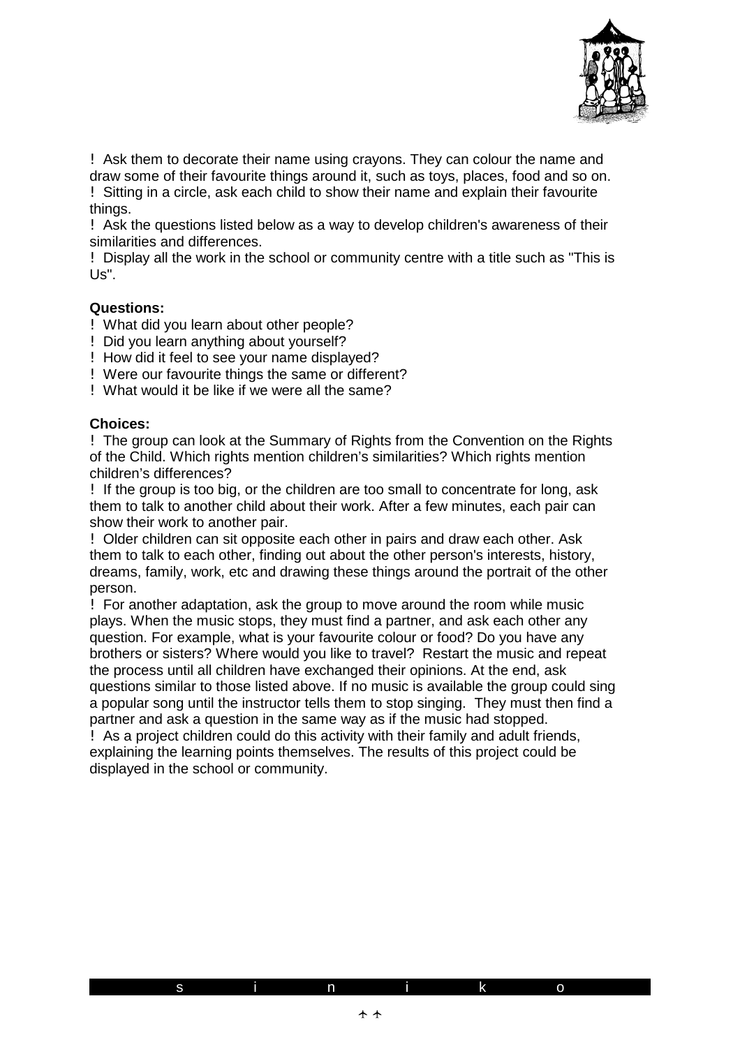- Ask them to decorate their name using crayons. They can colour the name and draw some of their favourite things around it, such as toys, places, food and so on.
- Sitting in a circle, ask each child to show their name and explain their favourite things.
- Ask the questions listed below as a way to develop children's awareness of their similarities and differences.
- Display all the work in the school or community centre with a title such as "This is Us".

**Questions:**

- What did you learn about other people?
- Did you learn anything about yourself?
- How did it feel to see your name displayed?
- Were our favourite things the same or different?
- What would it be like if we were all the same?

**Choices:**

- The group can look at the Summary of Rights from the Convention on the Rights of the Child. Which rights mention children's similarities? Which rights mention children's differences?
- If the group is too big, or the children are too small to concentrate for long, ask them to talk to another child about their work. After a few minutes, each pair can show their work to another pair.
- Older children can sit opposite each other in pairs and draw each other. Ask them to talk to each other, finding out about the other person's interests, history, dreams, family, work, etc and drawing these things around the portrait of the other person.
- For another adaptation, ask the group to move around the room while music plays. When the music stops, they must find a partner, and ask each other any question. For example, what is your favourite colour or food? Do you have any brothers or sisters? Where would you like to travel? Restart the music and repeat the process until all children have exchanged their opinions. At the end, ask questions similar to those listed above. If no music is available the group could sing a popular song until the instructor tells them to stop singing. They must then find a partner and ask a question in the same way as if the music had stopped.
- As a project children could do this activity with their family and adult friends, explaining the learning points themselves. The results of this project could be displayed in the school or community.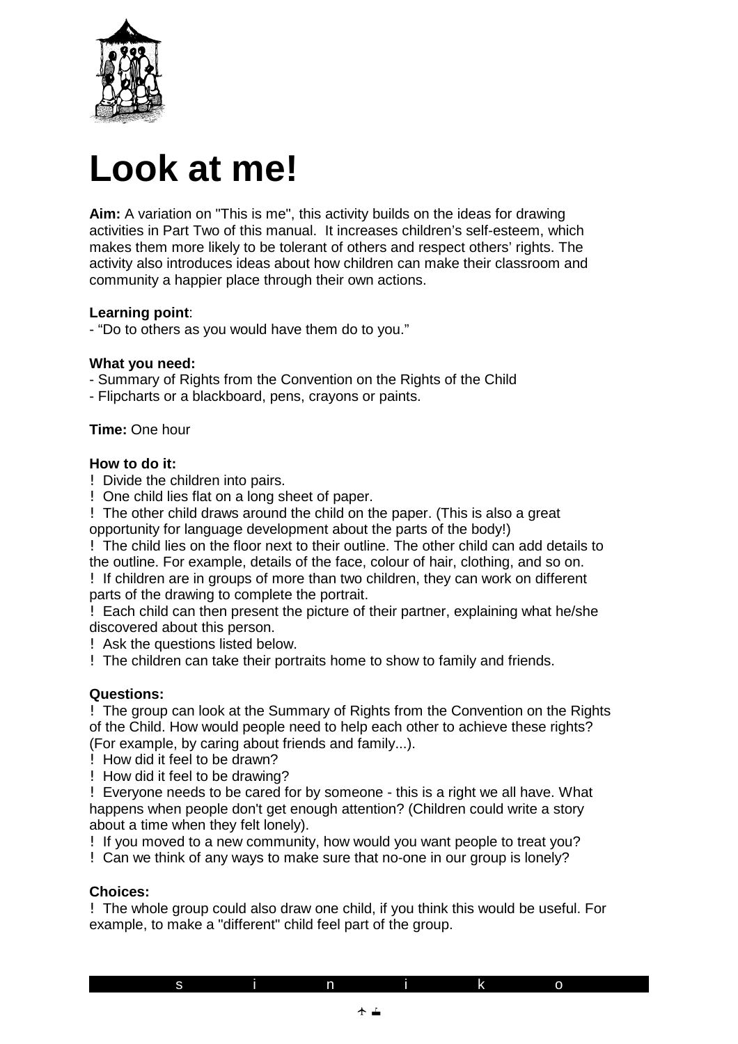# Look at me!

**Aim:** A variation on "This is me", this activity builds on the ideas for drawing activities in Part Two of this manual. It increases children's self-esteem, which makes them more likely to be tolerant of others and respect others' rights. The activity also introduces ideas about how children can make their classroom and community a happier place through their own actions.

**Learning point**:
- "Do to others as you would have them do to you."

**What you need:**
- Summary of Rights from the Convention on the Rights of the Child
- Flipcharts or a blackboard, pens, crayons or paints.

**Time:** One hour

**How to do it:**
- Divide the children into pairs.
- One child lies flat on a long sheet of paper.
- The other child draws around the child on the paper. (This is also a great opportunity for language development about the parts of the body!)
- The child lies on the floor next to their outline. The other child can add details to the outline. For example, details of the face, colour of hair, clothing, and so on.
- If children are in groups of more than two children, they can work on different parts of the drawing to complete the portrait.
- Each child can then present the picture of their partner, explaining what he/she discovered about this person.
- Ask the questions listed below.
- The children can take their portraits home to show to family and friends.

**Questions:**
- The group can look at the Summary of Rights from the Convention on the Rights of the Child. How would people need to help each other to achieve these rights? (For example, by caring about friends and family...).
- How did it feel to be drawn?
- How did it feel to be drawing?
- Everyone needs to be cared for by someone - this is a right we all have. What happens when people don't get enough attention? (Children could write a story about a time when they felt lonely).
- If you moved to a new community, how would you want people to treat you?
- Can we think of any ways to make sure that no-one in our group is lonely?

**Choices:**
- The whole group could also draw one child, if you think this would be useful. For example, to make a "different" child feel part of the group.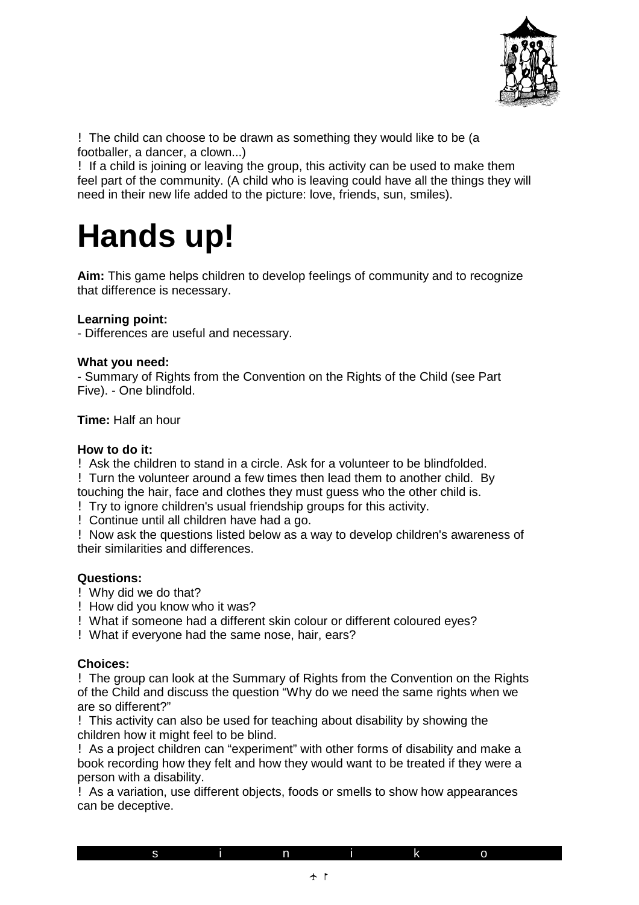- The child can choose to be drawn as something they would like to be (a footballer, a dancer, a clown...)
- If a child is joining or leaving the group, this activity can be used to make them feel part of the community. (A child who is leaving could have all the things they will need in their new life added to the picture: love, friends, sun, smiles).

# Hands up!

**Aim:** This game helps children to develop feelings of community and to recognize that difference is necessary.

**Learning point:**
- Differences are useful and necessary.

**What you need:**
- Summary of Rights from the Convention on the Rights of the Child (see Part Five). - One blindfold.

**Time:** Half an hour

**How to do it:**

- Ask the children to stand in a circle. Ask for a volunteer to be blindfolded.
- Turn the volunteer around a few times then lead them to another child. By touching the hair, face and clothes they must guess who the other child is.
- Try to ignore children's usual friendship groups for this activity.
- Continue until all children have had a go.
- Now ask the questions listed below as a way to develop children's awareness of their similarities and differences.

**Questions:**

- Why did we do that?
- How did you know who it was?
- What if someone had a different skin colour or different coloured eyes?
- What if everyone had the same nose, hair, ears?

**Choices:**

- The group can look at the Summary of Rights from the Convention on the Rights of the Child and discuss the question "Why do we need the same rights when we are so different?"
- This activity can also be used for teaching about disability by showing the children how it might feel to be blind.
- As a project children can "experiment" with other forms of disability and make a book recording how they felt and how they would want to be treated if they were a person with a disability.
- As a variation, use different objects, foods or smells to show how appearances can be deceptive.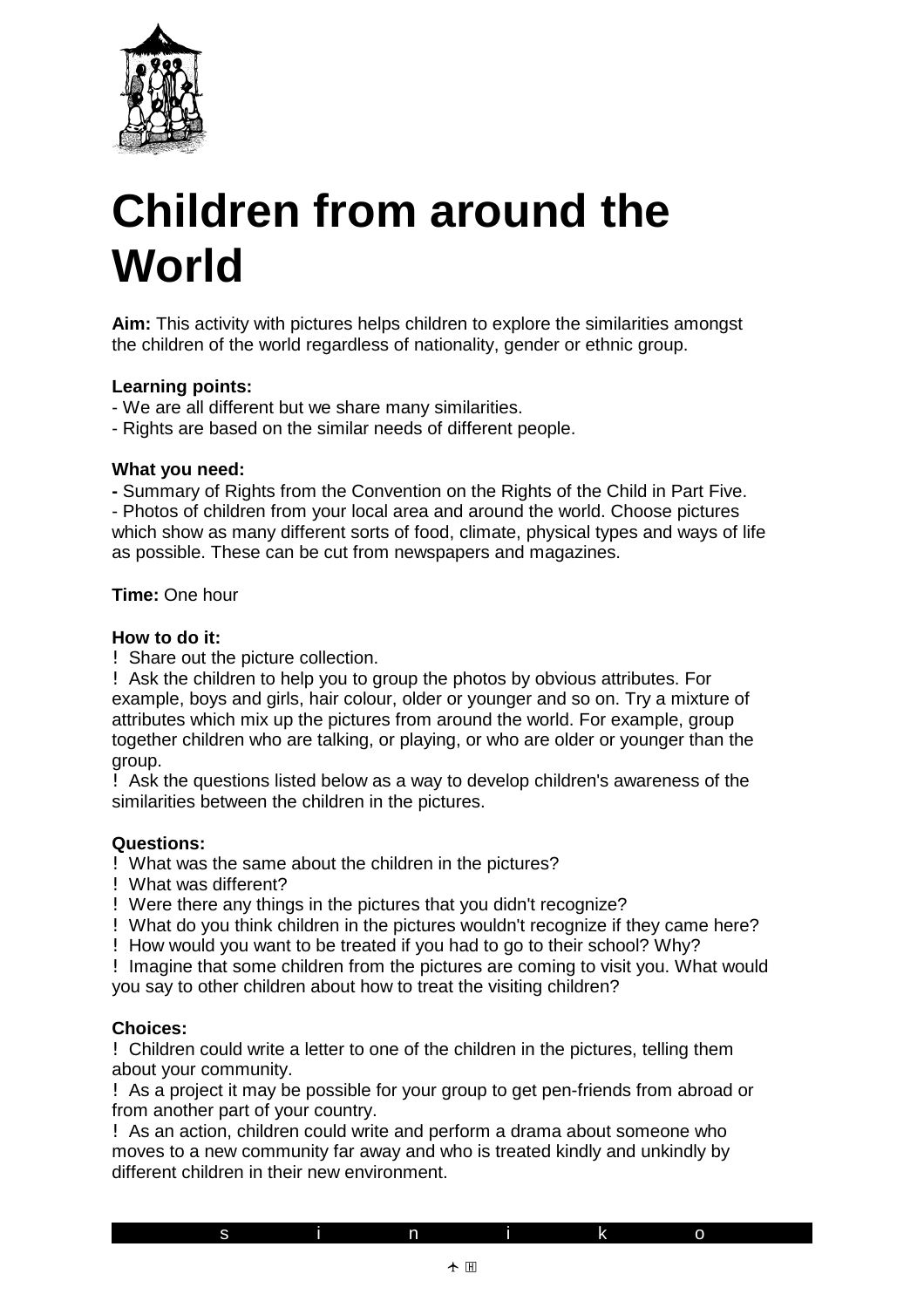# Children from around the World

**Aim:** This activity with pictures helps children to explore the similarities amongst the children of the world regardless of nationality, gender or ethnic group.

**Learning points:**
- We are all different but we share many similarities.
- Rights are based on the similar needs of different people.

**What you need:**
- Summary of Rights from the Convention on the Rights of the Child in Part Five.
- Photos of children from your local area and around the world. Choose pictures which show as many different sorts of food, climate, physical types and ways of life as possible. These can be cut from newspapers and magazines.

**Time:** One hour

**How to do it:**
- Share out the picture collection.
- Ask the children to help you to group the photos by obvious attributes. For example, boys and girls, hair colour, older or younger and so on. Try a mixture of attributes which mix up the pictures from around the world. For example, group together children who are talking, or playing, or who are older or younger than the group.
- Ask the questions listed below as a way to develop children's awareness of the similarities between the children in the pictures.

**Questions:**
- What was the same about the children in the pictures?
- What was different?
- Were there any things in the pictures that you didn't recognize?
- What do you think children in the pictures wouldn't recognize if they came here?
- How would you want to be treated if you had to go to their school? Why?
- Imagine that some children from the pictures are coming to visit you. What would you say to other children about how to treat the visiting children?

**Choices:**
- Children could write a letter to one of the children in the pictures, telling them about your community.
- As a project it may be possible for your group to get pen-friends from abroad or from another part of your country.
- As an action, children could write and perform a drama about someone who moves to a new community far away and who is treated kindly and unkindly by different children in their new environment.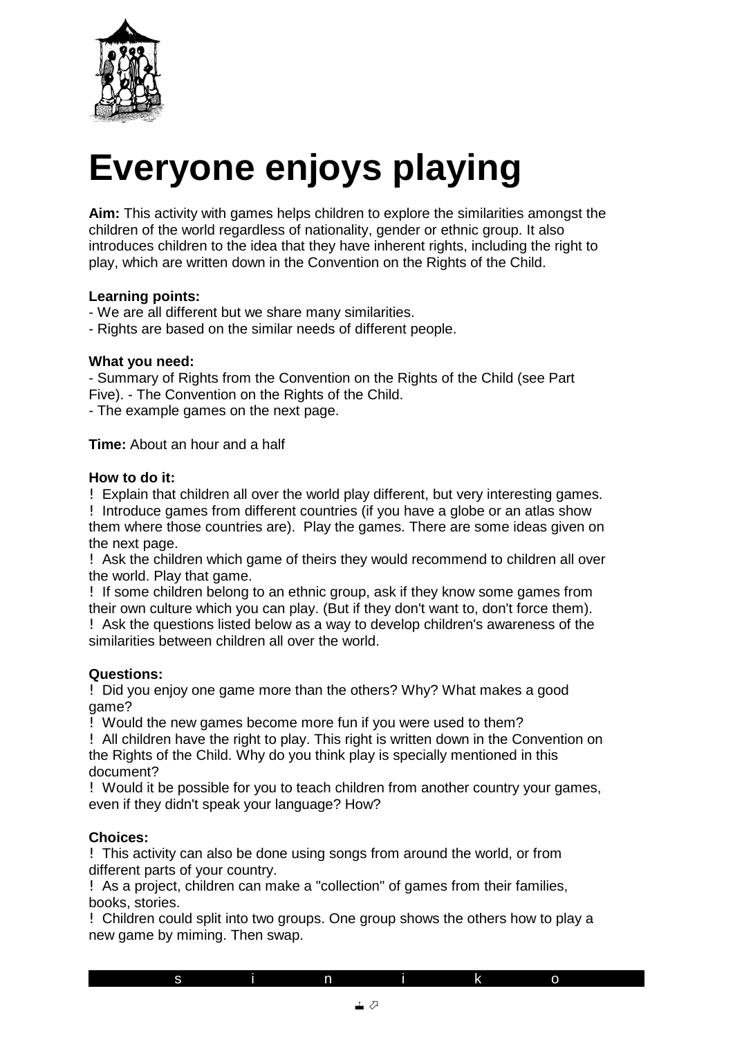# Everyone enjoys playing

**Aim:** This activity with games helps children to explore the similarities amongst the children of the world regardless of nationality, gender or ethnic group. It also introduces children to the idea that they have inherent rights, including the right to play, which are written down in the Convention on the Rights of the Child.

**Learning points:**
- We are all different but we share many similarities.
- Rights are based on the similar needs of different people.

**What you need:**
- Summary of Rights from the Convention on the Rights of the Child (see Part Five).
- The Convention on the Rights of the Child.
- The example games on the next page.

**Time:** About an hour and a half

**How to do it:**

! Explain that children all over the world play different, but very interesting games.

! Introduce games from different countries (if you have a globe or an atlas show them where those countries are). Play the games. There are some ideas given on the next page.

! Ask the children which game of theirs they would recommend to children all over the world. Play that game.

! If some children belong to an ethnic group, ask if they know some games from their own culture which you can play. (But if they don't want to, don't force them).

! Ask the questions listed below as a way to develop children's awareness of the similarities between children all over the world.

**Questions:**

! Did you enjoy one game more than the others? Why? What makes a good game?

! Would the new games become more fun if you were used to them?

! All children have the right to play. This right is written down in the Convention on the Rights of the Child. Why do you think play is specially mentioned in this document?

! Would it be possible for you to teach children from another country your games, even if they didn't speak your language? How?

**Choices:**

! This activity can also be done using songs from around the world, or from different parts of your country.

! As a project, children can make a "collection" of games from their families, books, stories.

! Children could split into two groups. One group shows the others how to play a new game by miming. Then swap.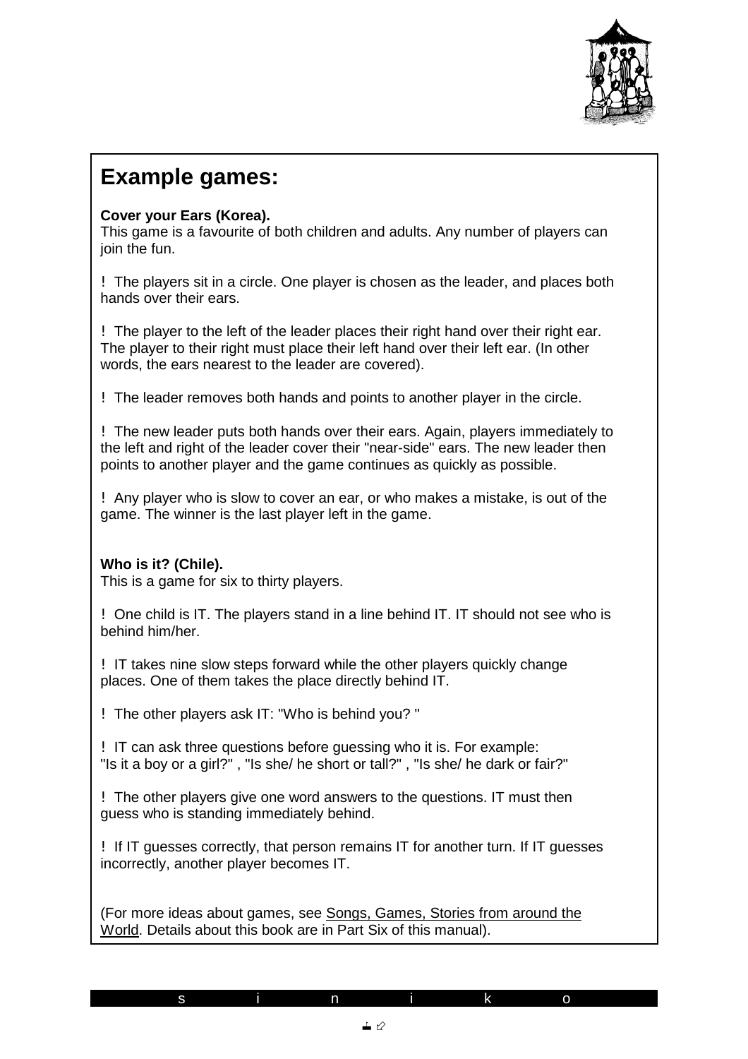## Example games:

**Cover your Ears (Korea).**
This game is a favourite of both children and adults. Any number of players can join the fun.

- The players sit in a circle. One player is chosen as the leader, and places both hands over their ears.
- The player to the left of the leader places their right hand over their right ear. The player to their right must place their left hand over their left ear. (In other words, the ears nearest to the leader are covered).
- The leader removes both hands and points to another player in the circle.
- The new leader puts both hands over their ears. Again, players immediately to the left and right of the leader cover their "near-side" ears. The new leader then points to another player and the game continues as quickly as possible.
- Any player who is slow to cover an ear, or who makes a mistake, is out of the game. The winner is the last player left in the game.

**Who is it? (Chile).**
This is a game for six to thirty players.

- One child is IT. The players stand in a line behind IT. IT should not see who is behind him/her.
- IT takes nine slow steps forward while the other players quickly change places. One of them takes the place directly behind IT.
- The other players ask IT: "Who is behind you? "
- IT can ask three questions before guessing who it is. For example: "Is it a boy or a girl?" , "Is she/ he short or tall?" , "Is she/ he dark or fair?"
- The other players give one word answers to the questions. IT must then guess who is standing immediately behind.
- If IT guesses correctly, that person remains IT for another turn. If IT guesses incorrectly, another player becomes IT.

(For more ideas about games, see Songs, Games, Stories from around the World. Details about this book are in Part Six of this manual).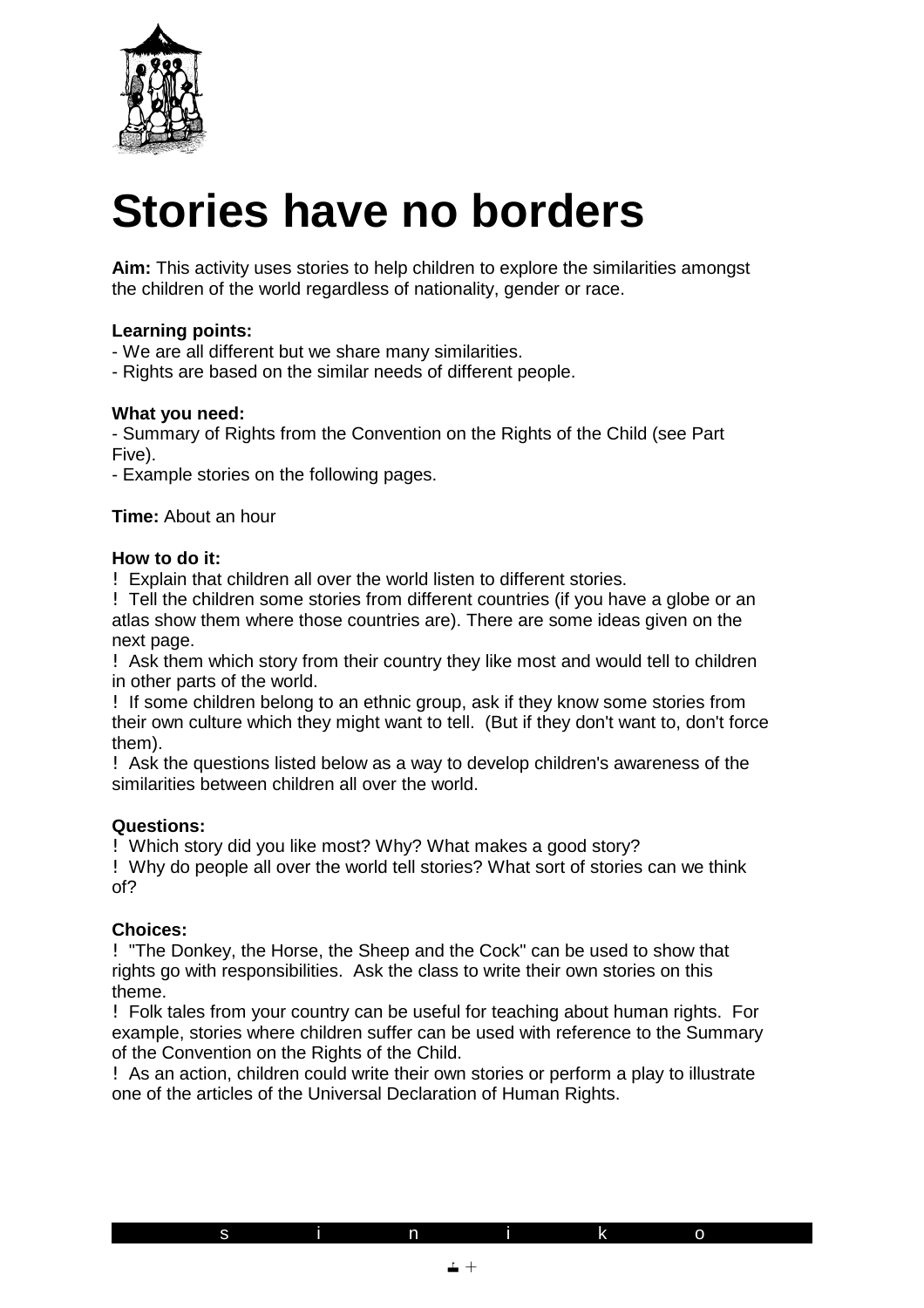# Stories have no borders

**Aim:** This activity uses stories to help children to explore the similarities amongst the children of the world regardless of nationality, gender or race.

**Learning points:**

- We are all different but we share many similarities.
- Rights are based on the similar needs of different people.

**What you need:**

- Summary of Rights from the Convention on the Rights of the Child (see Part Five).
- Example stories on the following pages.

**Time:** About an hour

**How to do it:**

- Explain that children all over the world listen to different stories.
- Tell the children some stories from different countries (if you have a globe or an atlas show them where those countries are). There are some ideas given on the next page.
- Ask them which story from their country they like most and would tell to children in other parts of the world.
- If some children belong to an ethnic group, ask if they know some stories from their own culture which they might want to tell. (But if they don't want to, don't force them).
- Ask the questions listed below as a way to develop children's awareness of the similarities between children all over the world.

**Questions:**

- Which story did you like most? Why? What makes a good story?
- Why do people all over the world tell stories? What sort of stories can we think of?

**Choices:**

- "The Donkey, the Horse, the Sheep and the Cock" can be used to show that rights go with responsibilities. Ask the class to write their own stories on this theme.
- Folk tales from your country can be useful for teaching about human rights. For example, stories where children suffer can be used with reference to the Summary of the Convention on the Rights of the Child.
- As an action, children could write their own stories or perform a play to illustrate one of the articles of the Universal Declaration of Human Rights.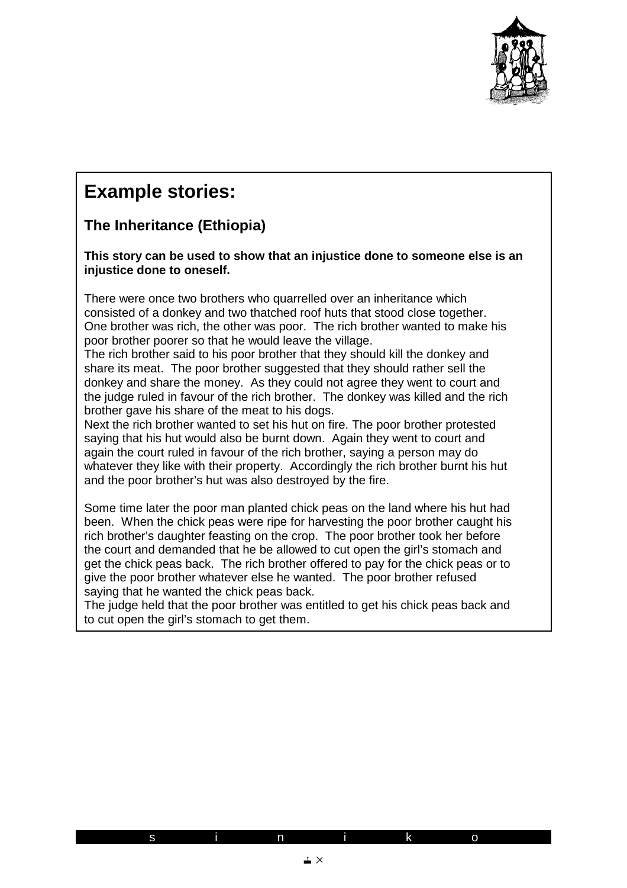## Example stories:

### The Inheritance (Ethiopia)

**This story can be used to show that an injustice done to someone else is an injustice done to oneself.**

There were once two brothers who quarrelled over an inheritance which consisted of a donkey and two thatched roof huts that stood close together. One brother was rich, the other was poor. The rich brother wanted to make his poor brother poorer so that he would leave the village.
The rich brother said to his poor brother that they should kill the donkey and share its meat. The poor brother suggested that they should rather sell the donkey and share the money. As they could not agree they went to court and the judge ruled in favour of the rich brother. The donkey was killed and the rich brother gave his share of the meat to his dogs.
Next the rich brother wanted to set his hut on fire. The poor brother protested saying that his hut would also be burnt down. Again they went to court and again the court ruled in favour of the rich brother, saying a person may do whatever they like with their property. Accordingly the rich brother burnt his hut and the poor brother's hut was also destroyed by the fire.

Some time later the poor man planted chick peas on the land where his hut had been. When the chick peas were ripe for harvesting the poor brother caught his rich brother's daughter feasting on the crop. The poor brother took her before the court and demanded that he be allowed to cut open the girl's stomach and get the chick peas back. The rich brother offered to pay for the chick peas or to give the poor brother whatever else he wanted. The poor brother refused saying that he wanted the chick peas back.
The judge held that the poor brother was entitled to get his chick peas back and to cut open the girl's stomach to get them.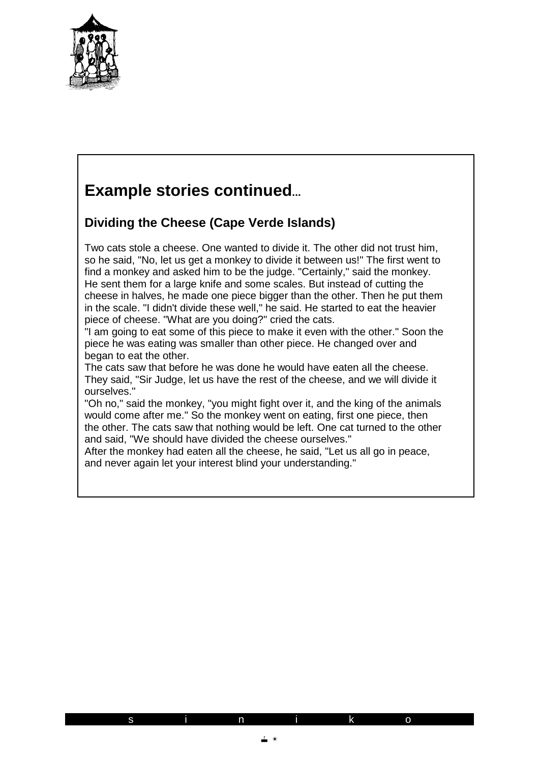## Example stories continued...

### Dividing the Cheese (Cape Verde Islands)

Two cats stole a cheese. One wanted to divide it. The other did not trust him, so he said, "No, let us get a monkey to divide it between us!" The first went to find a monkey and asked him to be the judge. "Certainly," said the monkey. He sent them for a large knife and some scales. But instead of cutting the cheese in halves, he made one piece bigger than the other. Then he put them in the scale. "I didn't divide these well," he said. He started to eat the heavier piece of cheese. "What are you doing?" cried the cats.

"I am going to eat some of this piece to make it even with the other." Soon the piece he was eating was smaller than other piece. He changed over and began to eat the other.

The cats saw that before he was done he would have eaten all the cheese. They said, "Sir Judge, let us have the rest of the cheese, and we will divide it ourselves."

"Oh no," said the monkey, "you might fight over it, and the king of the animals would come after me." So the monkey went on eating, first one piece, then the other. The cats saw that nothing would be left. One cat turned to the other and said, "We should have divided the cheese ourselves."

After the monkey had eaten all the cheese, he said, "Let us all go in peace, and never again let your interest blind your understanding."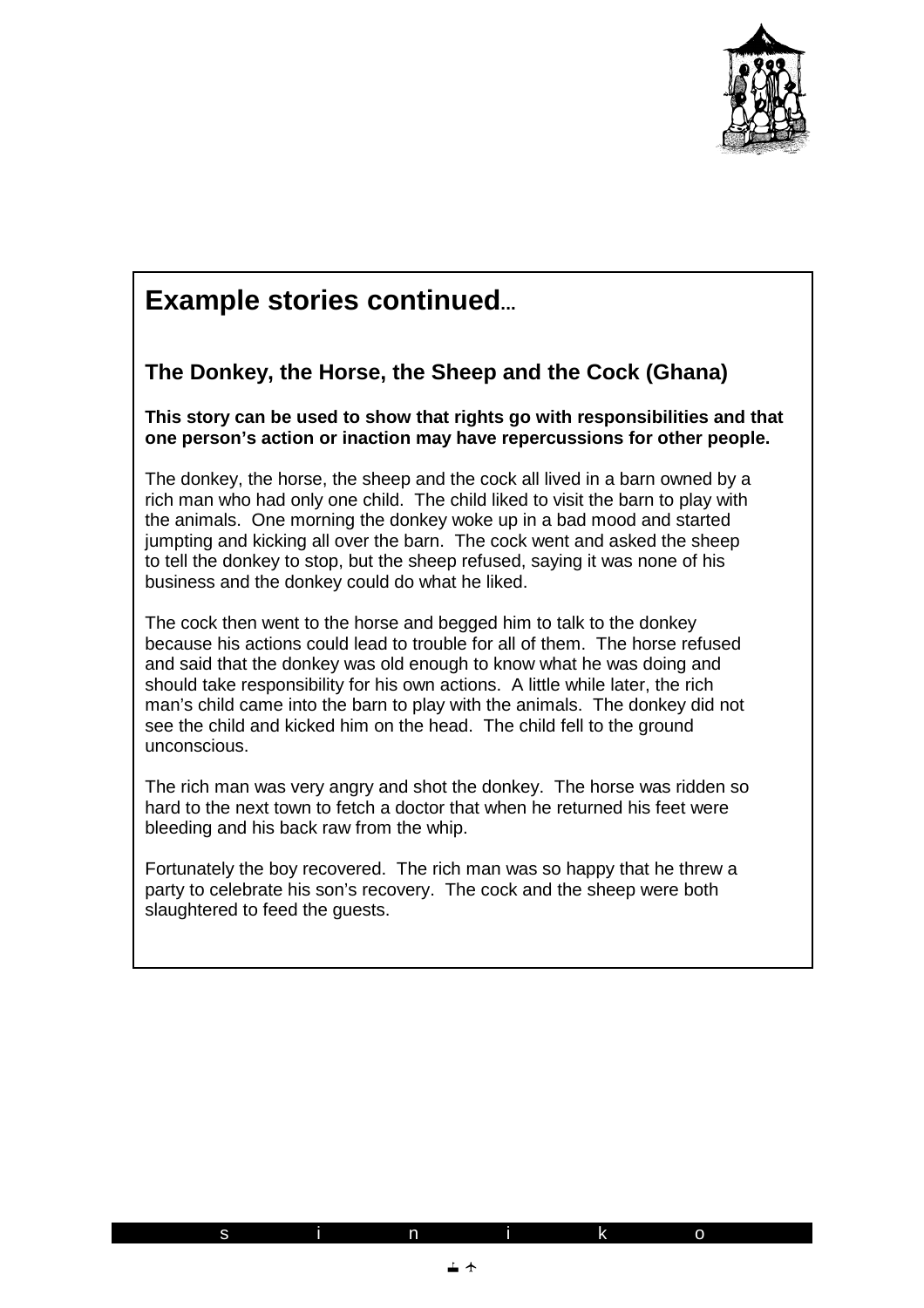## Example stories continued...

### The Donkey, the Horse, the Sheep and the Cock (Ghana)

**This story can be used to show that rights go with responsibilities and that one person's action or inaction may have repercussions for other people.**

The donkey, the horse, the sheep and the cock all lived in a barn owned by a rich man who had only one child. The child liked to visit the barn to play with the animals. One morning the donkey woke up in a bad mood and started jumping and kicking all over the barn. The cock went and asked the sheep to tell the donkey to stop, but the sheep refused, saying it was none of his business and the donkey could do what he liked.

The cock then went to the horse and begged him to talk to the donkey because his actions could lead to trouble for all of them. The horse refused and said that the donkey was old enough to know what he was doing and should take responsibility for his own actions. A little while later, the rich man's child came into the barn to play with the animals. The donkey did not see the child and kicked him on the head. The child fell to the ground unconscious.

The rich man was very angry and shot the donkey. The horse was ridden so hard to the next town to fetch a doctor that when he returned his feet were bleeding and his back raw from the whip.

Fortunately the boy recovered. The rich man was so happy that he threw a party to celebrate his son's recovery. The cock and the sheep were both slaughtered to feed the guests.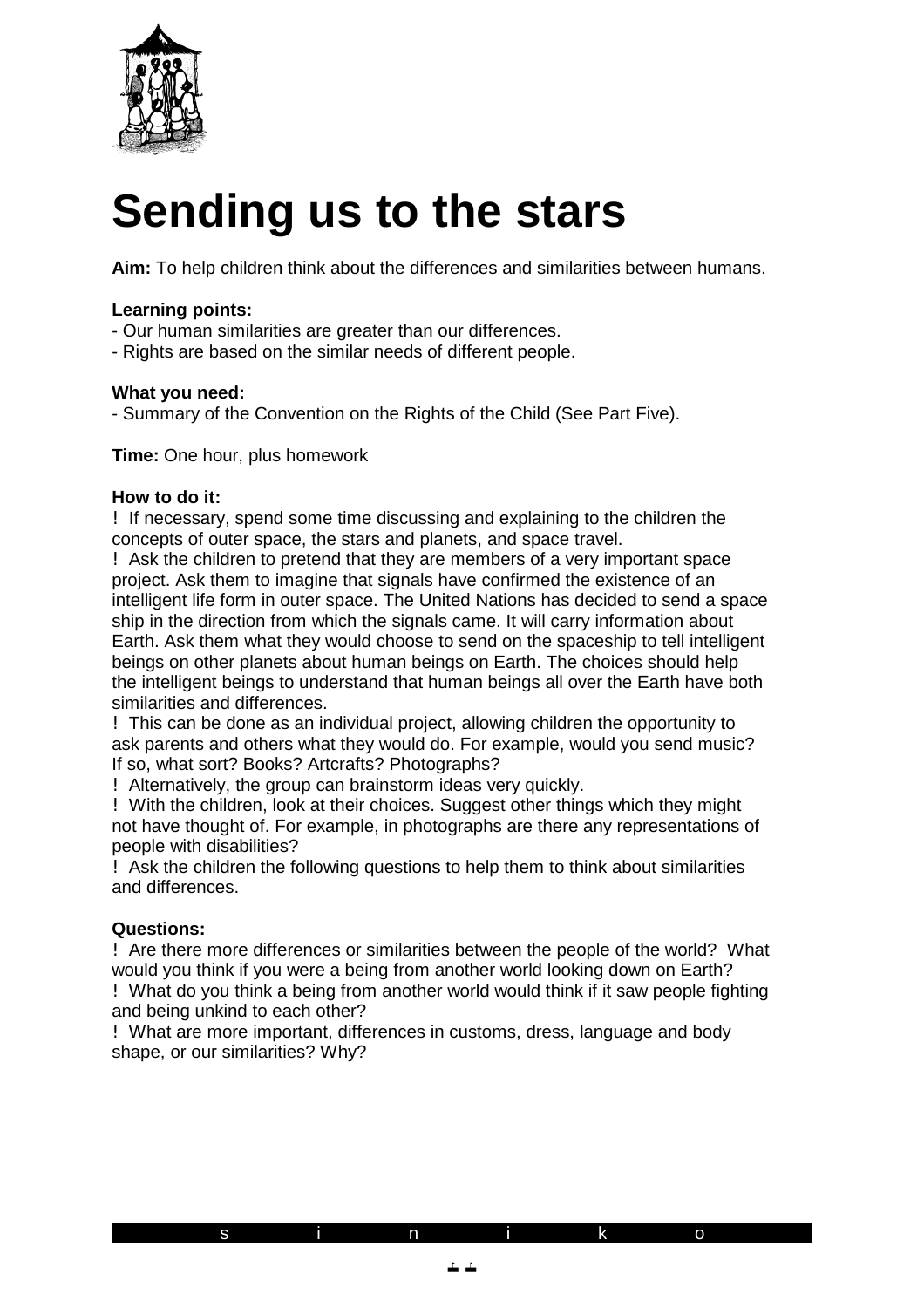# Sending us to the stars

**Aim:** To help children think about the differences and similarities between humans.

**Learning points:**
- Our human similarities are greater than our differences.
- Rights are based on the similar needs of different people.

**What you need:**
- Summary of the Convention on the Rights of the Child (See Part Five).

**Time:** One hour, plus homework

**How to do it:**

! If necessary, spend some time discussing and explaining to the children the concepts of outer space, the stars and planets, and space travel.

! Ask the children to pretend that they are members of a very important space project. Ask them to imagine that signals have confirmed the existence of an intelligent life form in outer space. The United Nations has decided to send a space ship in the direction from which the signals came. It will carry information about Earth. Ask them what they would choose to send on the spaceship to tell intelligent beings on other planets about human beings on Earth. The choices should help the intelligent beings to understand that human beings all over the Earth have both similarities and differences.

! This can be done as an individual project, allowing children the opportunity to ask parents and others what they would do. For example, would you send music? If so, what sort? Books? Artcrafts? Photographs?

! Alternatively, the group can brainstorm ideas very quickly.

! With the children, look at their choices. Suggest other things which they might not have thought of. For example, in photographs are there any representations of people with disabilities?

! Ask the children the following questions to help them to think about similarities and differences.

**Questions:**

! Are there more differences or similarities between the people of the world? What would you think if you were a being from another world looking down on Earth?

! What do you think a being from another world would think if it saw people fighting and being unkind to each other?

! What are more important, differences in customs, dress, language and body shape, or our similarities? Why?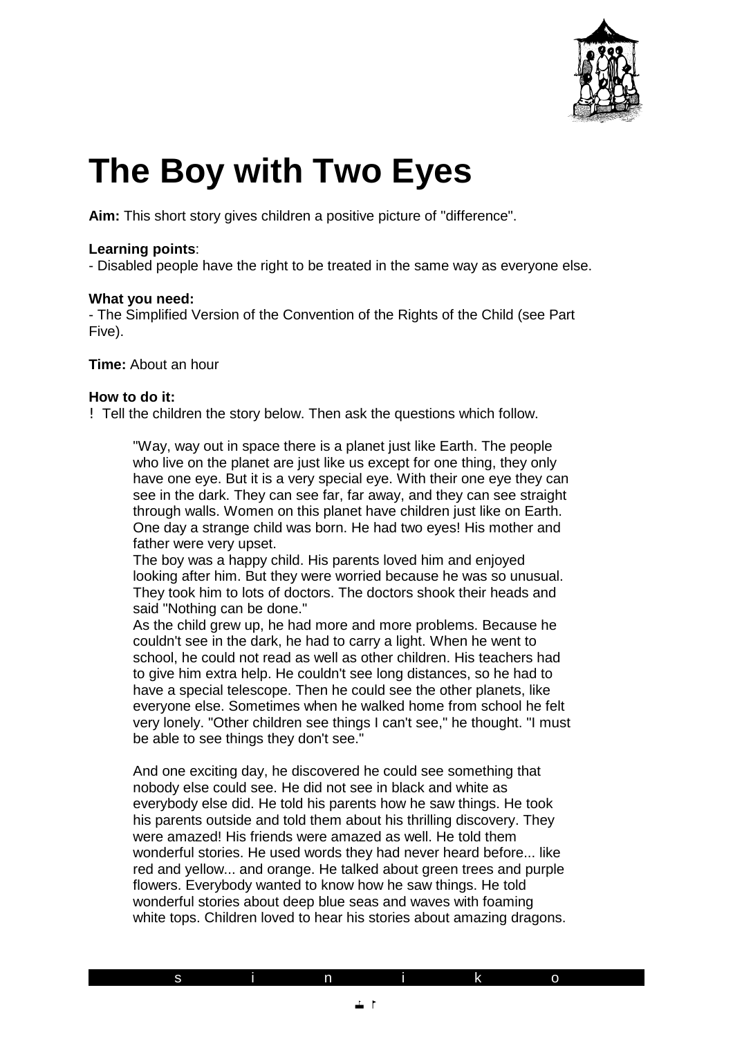# The Boy with Two Eyes

**Aim:** This short story gives children a positive picture of "difference".

**Learning points**:
- Disabled people have the right to be treated in the same way as everyone else.

**What you need:**
- The Simplified Version of the Convention of the Rights of the Child (see Part Five).

**Time:** About an hour

**How to do it:**
! Tell the children the story below. Then ask the questions which follow.

> "Way, way out in space there is a planet just like Earth. The people who live on the planet are just like us except for one thing, they only have one eye. But it is a very special eye. With their one eye they can see in the dark. They can see far, far away, and they can see straight through walls. Women on this planet have children just like on Earth. One day a strange child was born. He had two eyes! His mother and father were very upset.
> The boy was a happy child. His parents loved him and enjoyed looking after him. But they were worried because he was so unusual. They took him to lots of doctors. The doctors shook their heads and said "Nothing can be done."
> As the child grew up, he had more and more problems. Because he couldn't see in the dark, he had to carry a light. When he went to school, he could not read as well as other children. His teachers had to give him extra help. He couldn't see long distances, so he had to have a special telescope. Then he could see the other planets, like everyone else. Sometimes when he walked home from school he felt very lonely. "Other children see things I can't see," he thought. "I must be able to see things they don't see."
>
> And one exciting day, he discovered he could see something that nobody else could see. He did not see in black and white as everybody else did. He told his parents how he saw things. He took his parents outside and told them about his thrilling discovery. They were amazed! His friends were amazed as well. He told them wonderful stories. He used words they had never heard before... like red and yellow... and orange. He talked about green trees and purple flowers. Everybody wanted to know how he saw things. He told wonderful stories about deep blue seas and waves with foaming white tops. Children loved to hear his stories about amazing dragons.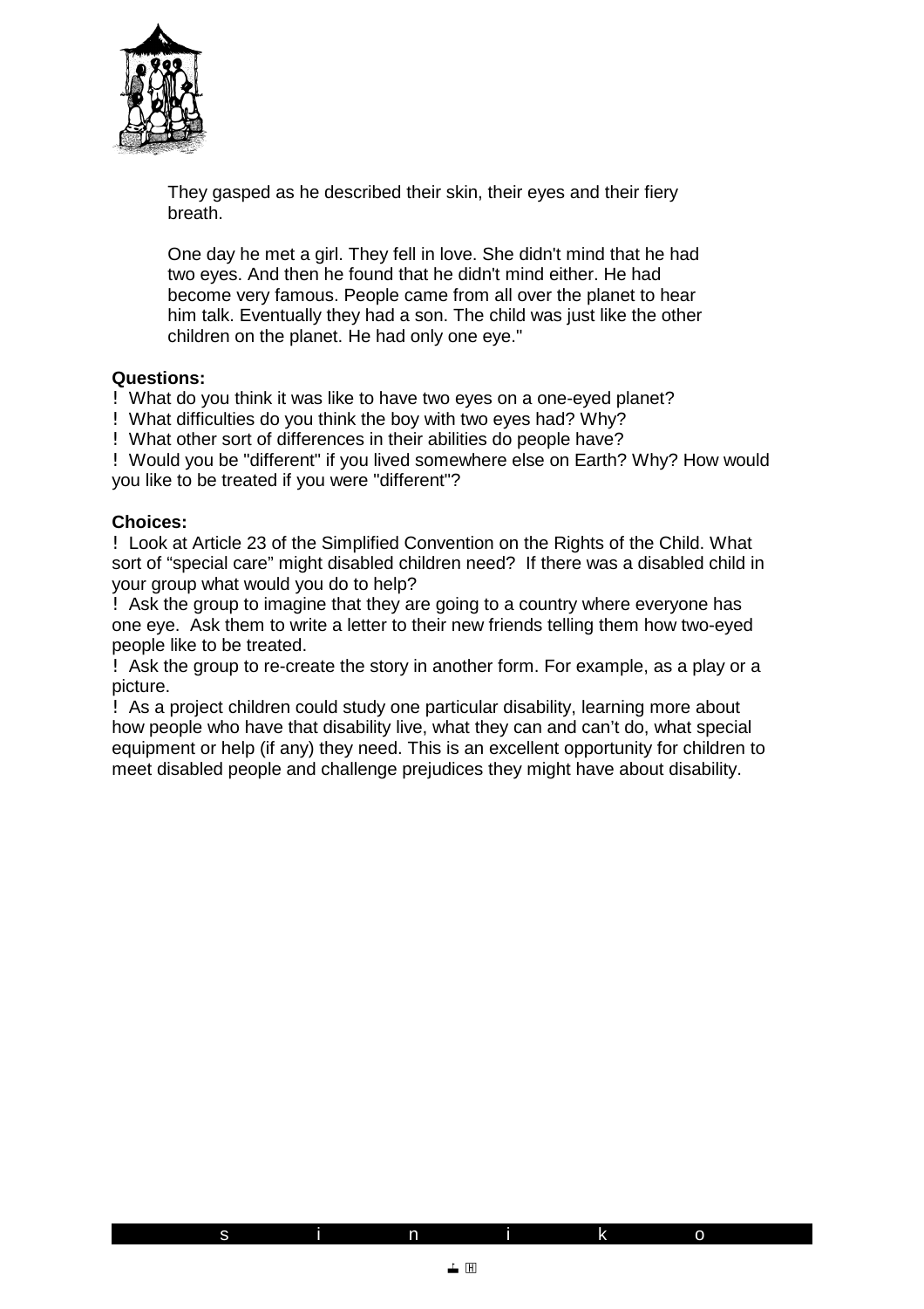They gasped as he described their skin, their eyes and their fiery breath.

One day he met a girl. They fell in love. She didn't mind that he had two eyes. And then he found that he didn't mind either. He had become very famous. People came from all over the planet to hear him talk. Eventually they had a son. The child was just like the other children on the planet. He had only one eye."

**Questions:**

- What do you think it was like to have two eyes on a one-eyed planet?
- What difficulties do you think the boy with two eyes had? Why?
- What other sort of differences in their abilities do people have?
- Would you be "different" if you lived somewhere else on Earth? Why? How would you like to be treated if you were "different"?

**Choices:**

- Look at Article 23 of the Simplified Convention on the Rights of the Child. What sort of "special care" might disabled children need? If there was a disabled child in your group what would you do to help?
- Ask the group to imagine that they are going to a country where everyone has one eye. Ask them to write a letter to their new friends telling them how two-eyed people like to be treated.
- Ask the group to re-create the story in another form. For example, as a play or a picture.
- As a project children could study one particular disability, learning more about how people who have that disability live, what they can and can't do, what special equipment or help (if any) they need. This is an excellent opportunity for children to meet disabled people and challenge prejudices they might have about disability.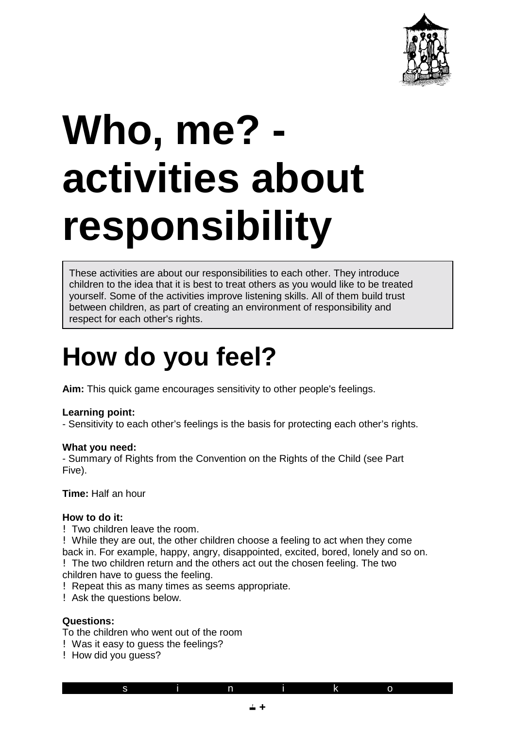# Who, me? - activities about responsibility

These activities are about our responsibilities to each other. They introduce children to the idea that it is best to treat others as you would like to be treated yourself. Some of the activities improve listening skills. All of them build trust between children, as part of creating an environment of responsibility and respect for each other's rights.

## How do you feel?

**Aim:** This quick game encourages sensitivity to other people's feelings.

**Learning point:**
- Sensitivity to each other's feelings is the basis for protecting each other's rights.

**What you need:**
- Summary of Rights from the Convention on the Rights of the Child (see Part Five).

**Time:** Half an hour

**How to do it:**

- Two children leave the room.
- While they are out, the other children choose a feeling to act when they come back in. For example, happy, angry, disappointed, excited, bored, lonely and so on.
- The two children return and the others act out the chosen feeling. The two children have to guess the feeling.
- Repeat this as many times as seems appropriate.
- Ask the questions below.

**Questions:**

To the children who went out of the room

- Was it easy to guess the feelings?
- How did you guess?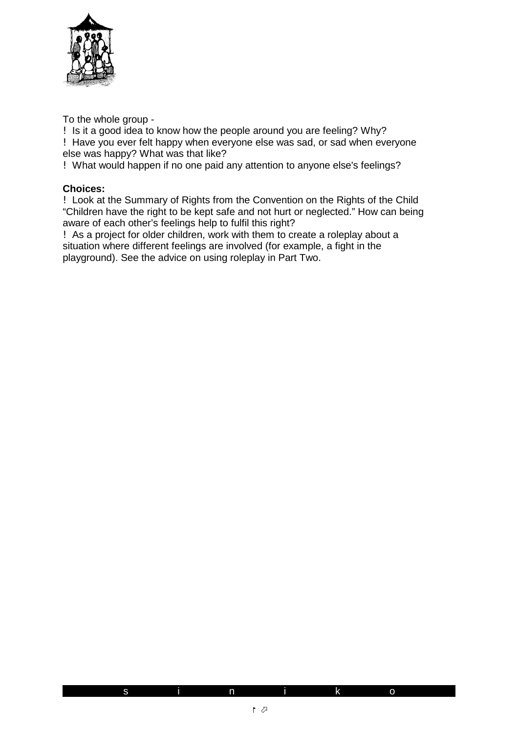To the whole group -

- Is it a good idea to know how the people around you are feeling? Why?
- Have you ever felt happy when everyone else was sad, or sad when everyone else was happy? What was that like?
- What would happen if no one paid any attention to anyone else's feelings?

**Choices:**

- Look at the Summary of Rights from the Convention on the Rights of the Child "Children have the right to be kept safe and not hurt or neglected." How can being aware of each other's feelings help to fulfil this right?
- As a project for older children, work with them to create a roleplay about a situation where different feelings are involved (for example, a fight in the playground). See the advice on using roleplay in Part Two.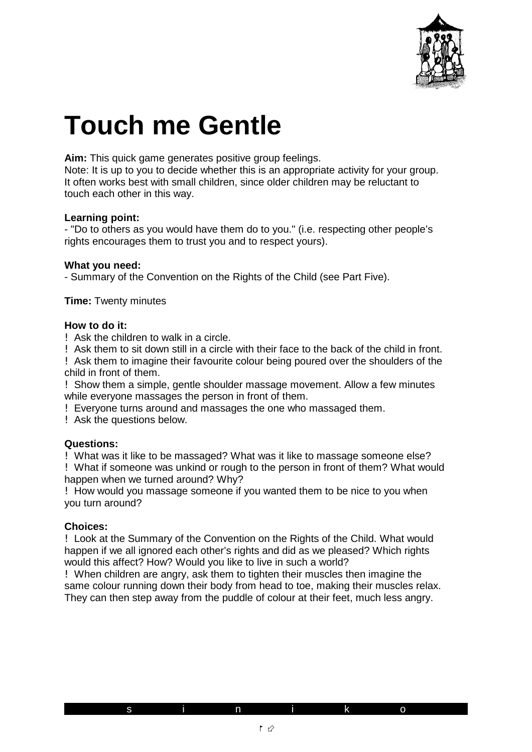# Touch me Gentle

**Aim:** This quick game generates positive group feelings.
Note: It is up to you to decide whether this is an appropriate activity for your group. It often works best with small children, since older children may be reluctant to touch each other in this way.

**Learning point:**
- "Do to others as you would have them do to you." (i.e. respecting other people's rights encourages them to trust you and to respect yours).

**What you need:**
- Summary of the Convention on the Rights of the Child (see Part Five).

**Time:** Twenty minutes

**How to do it:**

- Ask the children to walk in a circle.
- Ask them to sit down still in a circle with their face to the back of the child in front.
- Ask them to imagine their favourite colour being poured over the shoulders of the child in front of them.
- Show them a simple, gentle shoulder massage movement. Allow a few minutes while everyone massages the person in front of them.
- Everyone turns around and massages the one who massaged them.
- Ask the questions below.

**Questions:**

- What was it like to be massaged? What was it like to massage someone else?
- What if someone was unkind or rough to the person in front of them? What would happen when we turned around? Why?
- How would you massage someone if you wanted them to be nice to you when you turn around?

**Choices:**

- Look at the Summary of the Convention on the Rights of the Child. What would happen if we all ignored each other's rights and did as we pleased? Which rights would this affect? How? Would you like to live in such a world?
- When children are angry, ask them to tighten their muscles then imagine the same colour running down their body from head to toe, making their muscles relax. They can then step away from the puddle of colour at their feet, much less angry.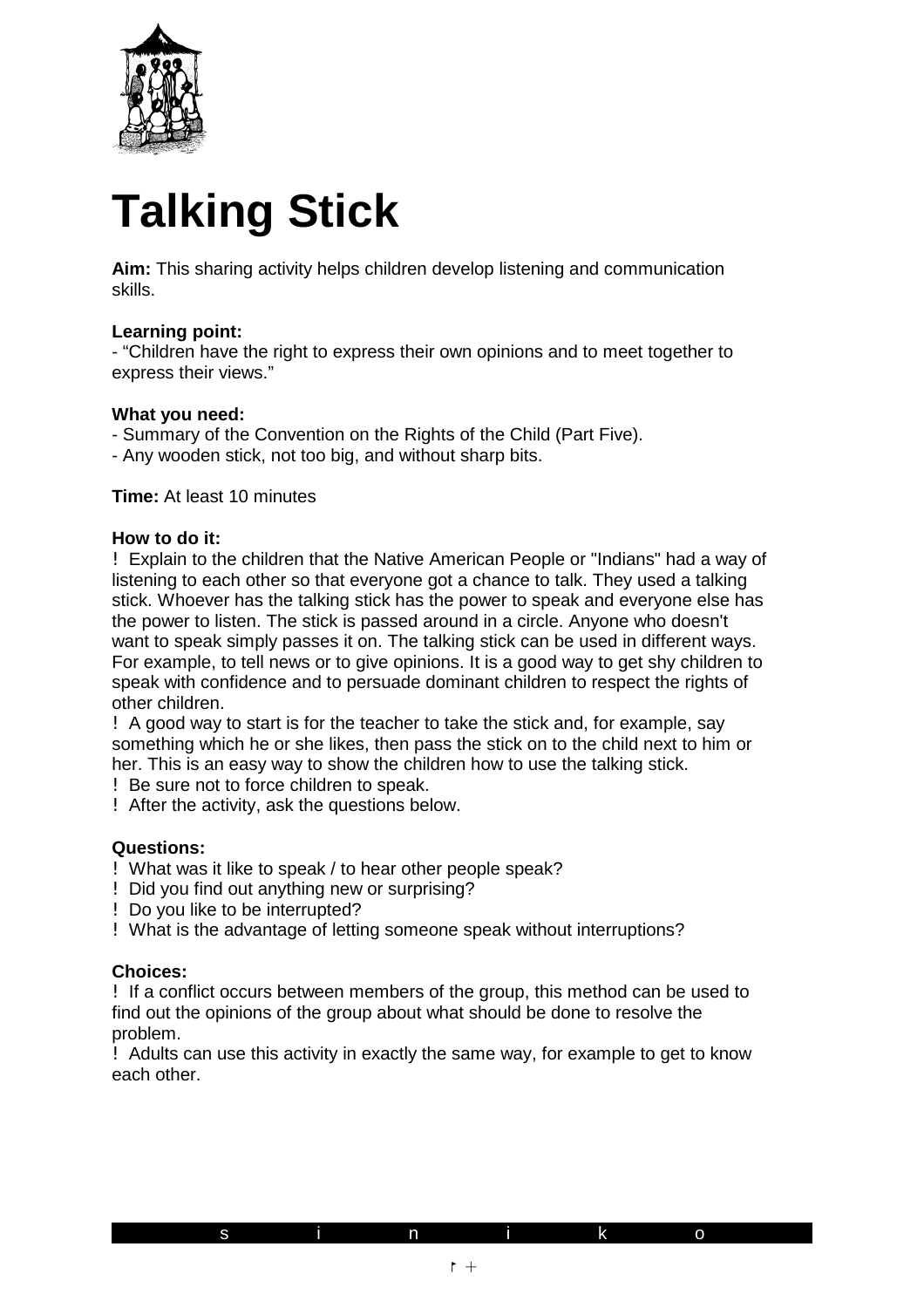# Talking Stick

**Aim:** This sharing activity helps children develop listening and communication skills.

**Learning point:**
- "Children have the right to express their own opinions and to meet together to express their views."

**What you need:**
- Summary of the Convention on the Rights of the Child (Part Five).
- Any wooden stick, not too big, and without sharp bits.

**Time:** At least 10 minutes

**How to do it:**

- Explain to the children that the Native American People or "Indians" had a way of listening to each other so that everyone got a chance to talk. They used a talking stick. Whoever has the talking stick has the power to speak and everyone else has the power to listen. The stick is passed around in a circle. Anyone who doesn't want to speak simply passes it on. The talking stick can be used in different ways. For example, to tell news or to give opinions. It is a good way to get shy children to speak with confidence and to persuade dominant children to respect the rights of other children.
- A good way to start is for the teacher to take the stick and, for example, say something which he or she likes, then pass the stick on to the child next to him or her. This is an easy way to show the children how to use the talking stick.
- Be sure not to force children to speak.
- After the activity, ask the questions below.

**Questions:**

- What was it like to speak / to hear other people speak?
- Did you find out anything new or surprising?
- Do you like to be interrupted?
- What is the advantage of letting someone speak without interruptions?

**Choices:**

- If a conflict occurs between members of the group, this method can be used to find out the opinions of the group about what should be done to resolve the problem.
- Adults can use this activity in exactly the same way, for example to get to know each other.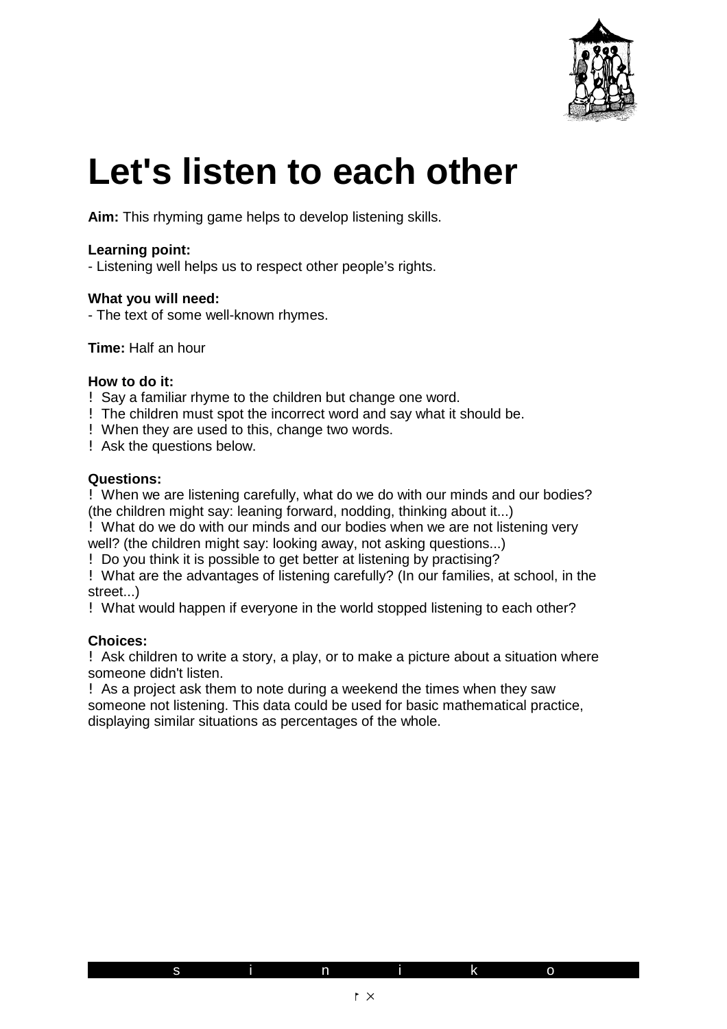# Let's listen to each other

**Aim:** This rhyming game helps to develop listening skills.

**Learning point:**
- Listening well helps us to respect other people's rights.

**What you will need:**
- The text of some well-known rhymes.

**Time:** Half an hour

**How to do it:**
- Say a familiar rhyme to the children but change one word.
- The children must spot the incorrect word and say what it should be.
- When they are used to this, change two words.
- Ask the questions below.

**Questions:**
- When we are listening carefully, what do we do with our minds and our bodies? (the children might say: leaning forward, nodding, thinking about it...)
- What do we do with our minds and our bodies when we are not listening very well? (the children might say: looking away, not asking questions...)
- Do you think it is possible to get better at listening by practising?
- What are the advantages of listening carefully? (In our families, at school, in the street...)
- What would happen if everyone in the world stopped listening to each other?

**Choices:**
- Ask children to write a story, a play, or to make a picture about a situation where someone didn't listen.
- As a project ask them to note during a weekend the times when they saw someone not listening. This data could be used for basic mathematical practice, displaying similar situations as percentages of the whole.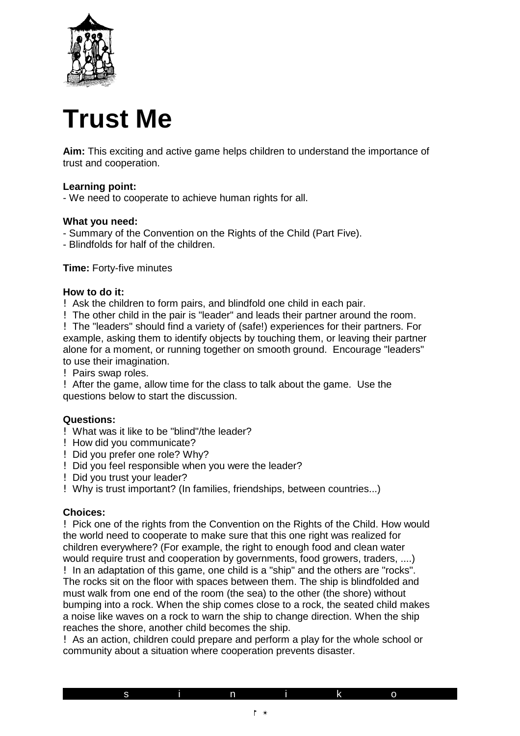# Trust Me

**Aim:** This exciting and active game helps children to understand the importance of trust and cooperation.

**Learning point:**
- We need to cooperate to achieve human rights for all.

**What you need:**
- Summary of the Convention on the Rights of the Child (Part Five).
- Blindfolds for half of the children.

**Time:** Forty-five minutes

**How to do it:**
- Ask the children to form pairs, and blindfold one child in each pair.
- The other child in the pair is "leader" and leads their partner around the room.
- The "leaders" should find a variety of (safe!) experiences for their partners. For example, asking them to identify objects by touching them, or leaving their partner alone for a moment, or running together on smooth ground. Encourage "leaders" to use their imagination.
- Pairs swap roles.
- After the game, allow time for the class to talk about the game. Use the questions below to start the discussion.

**Questions:**
- What was it like to be "blind"/the leader?
- How did you communicate?
- Did you prefer one role? Why?
- Did you feel responsible when you were the leader?
- Did you trust your leader?
- Why is trust important? (In families, friendships, between countries...)

**Choices:**
- Pick one of the rights from the Convention on the Rights of the Child. How would the world need to cooperate to make sure that this one right was realized for children everywhere? (For example, the right to enough food and clean water would require trust and cooperation by governments, food growers, traders, ....)
- In an adaptation of this game, one child is a "ship" and the others are "rocks". The rocks sit on the floor with spaces between them. The ship is blindfolded and must walk from one end of the room (the sea) to the other (the shore) without bumping into a rock. When the ship comes close to a rock, the seated child makes a noise like waves on a rock to warn the ship to change direction. When the ship reaches the shore, another child becomes the ship.
- As an action, children could prepare and perform a play for the whole school or community about a situation where cooperation prevents disaster.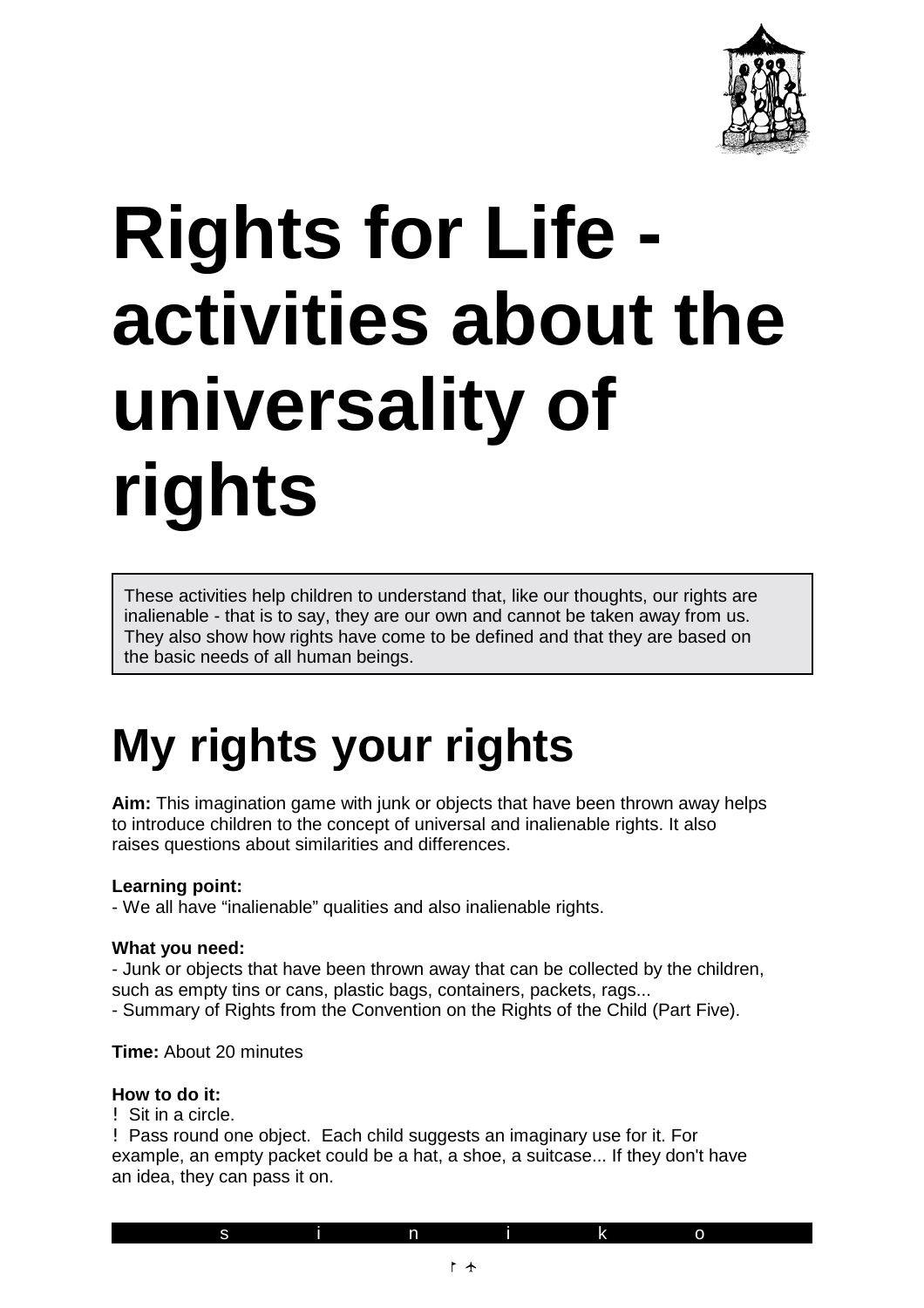# Rights for Life - activities about the universality of rights

These activities help children to understand that, like our thoughts, our rights are inalienable - that is to say, they are our own and cannot be taken away from us. They also show how rights have come to be defined and that they are based on the basic needs of all human beings.

## My rights your rights

**Aim:** This imagination game with junk or objects that have been thrown away helps to introduce children to the concept of universal and inalienable rights. It also raises questions about similarities and differences.

**Learning point:**
- We all have "inalienable" qualities and also inalienable rights.

**What you need:**
- Junk or objects that have been thrown away that can be collected by the children, such as empty tins or cans, plastic bags, containers, packets, rags...
- Summary of Rights from the Convention on the Rights of the Child (Part Five).

**Time:** About 20 minutes

**How to do it:**
- Sit in a circle.
- Pass round one object. Each child suggests an imaginary use for it. For example, an empty packet could be a hat, a shoe, a suitcase... If they don't have an idea, they can pass it on.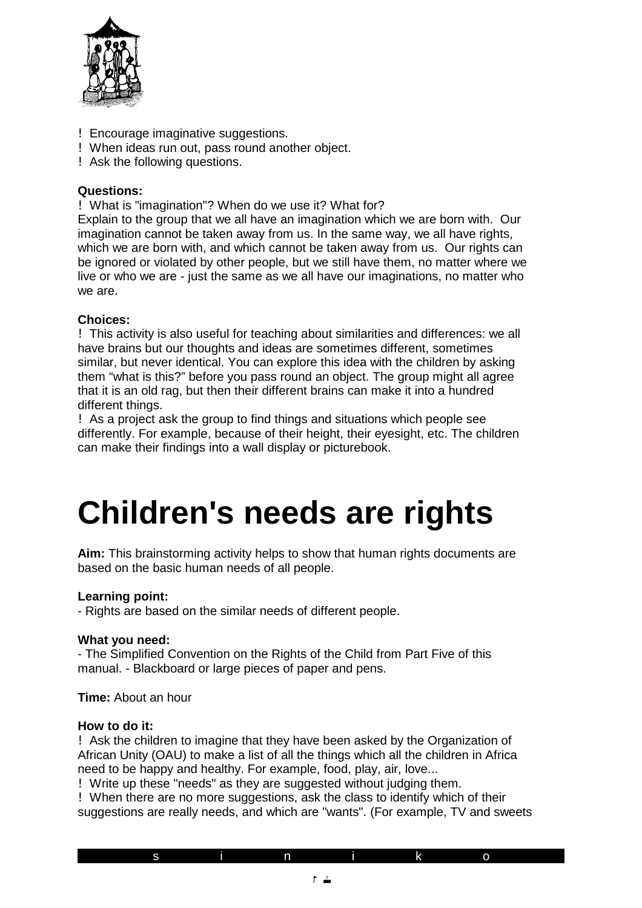- Encourage imaginative suggestions.
- When ideas run out, pass round another object.
- Ask the following questions.

**Questions:**

- What is "imagination"? When do we use it? What for?

Explain to the group that we all have an imagination which we are born with. Our imagination cannot be taken away from us. In the same way, we all have rights, which we are born with, and which cannot be taken away from us. Our rights can be ignored or violated by other people, but we still have them, no matter where we live or who we are - just the same as we all have our imaginations, no matter who we are.

**Choices:**

- This activity is also useful for teaching about similarities and differences: we all have brains but our thoughts and ideas are sometimes different, sometimes similar, but never identical. You can explore this idea with the children by asking them "what is this?" before you pass round an object. The group might all agree that it is an old rag, but then their different brains can make it into a hundred different things.
- As a project ask the group to find things and situations which people see differently. For example, because of their height, their eyesight, etc. The children can make their findings into a wall display or picturebook.

# Children's needs are rights

**Aim:** This brainstorming activity helps to show that human rights documents are based on the basic human needs of all people.

**Learning point:**

- Rights are based on the similar needs of different people.

**What you need:**

- The Simplified Convention on the Rights of the Child from Part Five of this manual. - Blackboard or large pieces of paper and pens.

**Time:** About an hour

**How to do it:**

- Ask the children to imagine that they have been asked by the Organization of African Unity (OAU) to make a list of all the things which all the children in Africa need to be happy and healthy. For example, food, play, air, love...
- Write up these "needs" as they are suggested without judging them.
- When there are no more suggestions, ask the class to identify which of their suggestions are really needs, and which are "wants". (For example, TV and sweets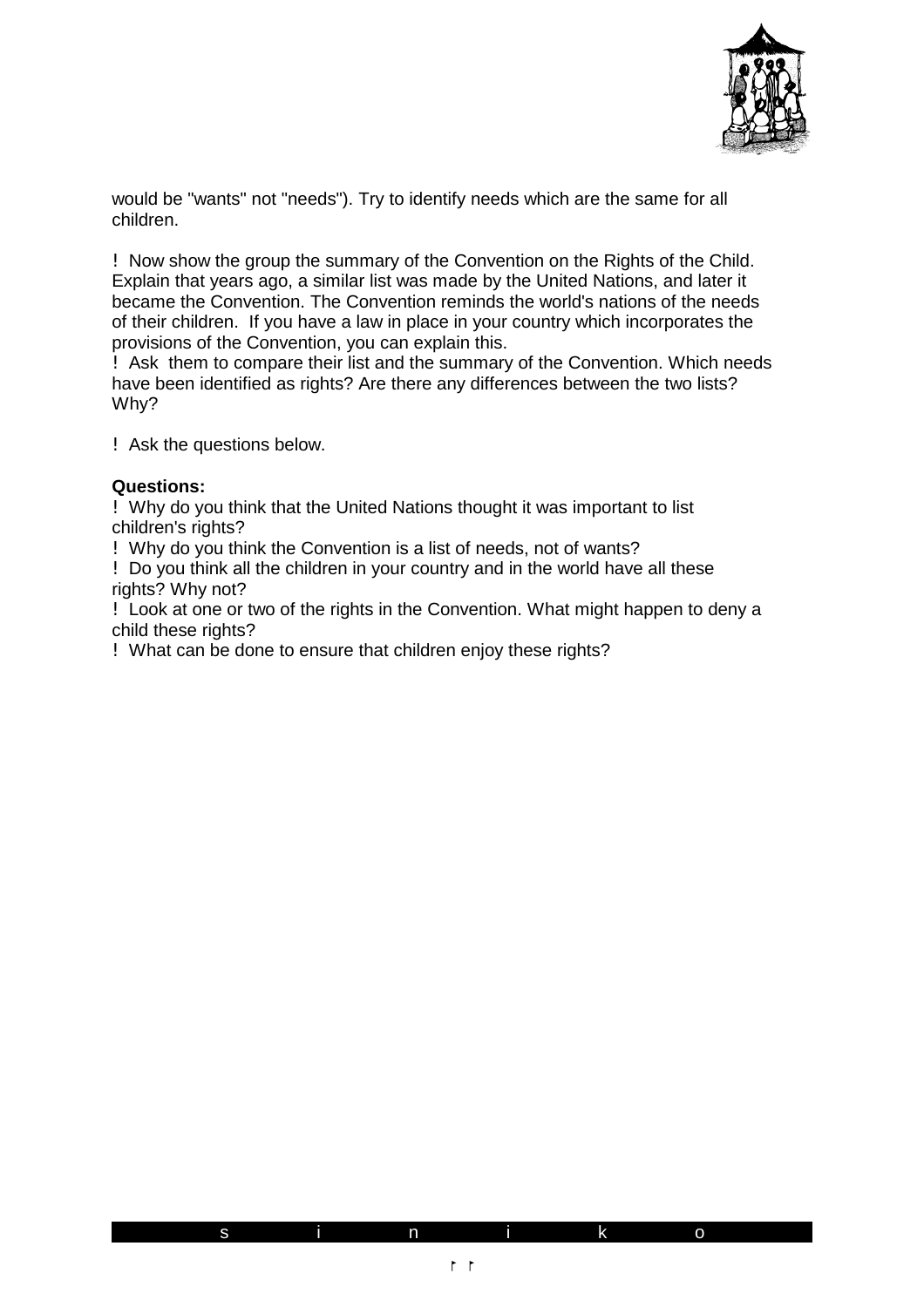would be "wants" not "needs"). Try to identify needs which are the same for all children.

- Now show the group the summary of the Convention on the Rights of the Child. Explain that years ago, a similar list was made by the United Nations, and later it became the Convention. The Convention reminds the world's nations of the needs of their children. If you have a law in place in your country which incorporates the provisions of the Convention, you can explain this.
- Ask them to compare their list and the summary of the Convention. Which needs have been identified as rights? Are there any differences between the two lists? Why?

- Ask the questions below.

**Questions:**

- Why do you think that the United Nations thought it was important to list children's rights?
- Why do you think the Convention is a list of needs, not of wants?
- Do you think all the children in your country and in the world have all these rights? Why not?
- Look at one or two of the rights in the Convention. What might happen to deny a child these rights?
- What can be done to ensure that children enjoy these rights?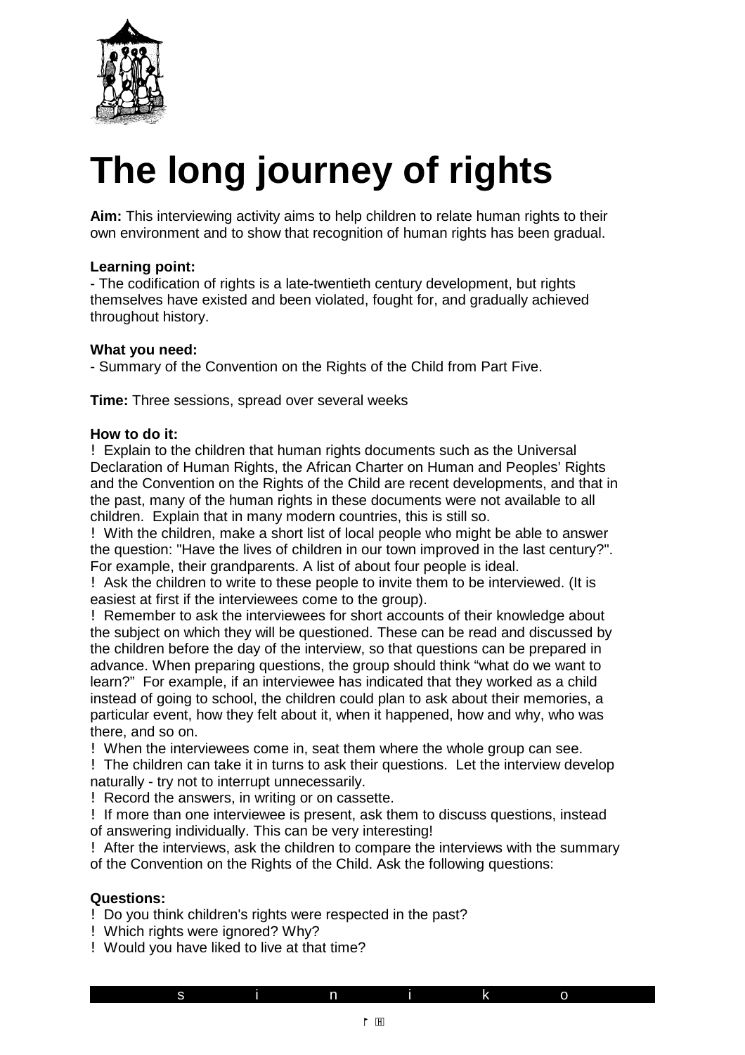# The long journey of rights

**Aim:** This interviewing activity aims to help children to relate human rights to their own environment and to show that recognition of human rights has been gradual.

**Learning point:**
- The codification of rights is a late-twentieth century development, but rights themselves have existed and been violated, fought for, and gradually achieved throughout history.

**What you need:**
- Summary of the Convention on the Rights of the Child from Part Five.

**Time:** Three sessions, spread over several weeks

**How to do it:**

- Explain to the children that human rights documents such as the Universal Declaration of Human Rights, the African Charter on Human and Peoples' Rights and the Convention on the Rights of the Child are recent developments, and that in the past, many of the human rights in these documents were not available to all children. Explain that in many modern countries, this is still so.
- With the children, make a short list of local people who might be able to answer the question: "Have the lives of children in our town improved in the last century?". For example, their grandparents. A list of about four people is ideal.
- Ask the children to write to these people to invite them to be interviewed. (It is easiest at first if the interviewees come to the group).
- Remember to ask the interviewees for short accounts of their knowledge about the subject on which they will be questioned. These can be read and discussed by the children before the day of the interview, so that questions can be prepared in advance. When preparing questions, the group should think "what do we want to learn?" For example, if an interviewee has indicated that they worked as a child instead of going to school, the children could plan to ask about their memories, a particular event, how they felt about it, when it happened, how and why, who was there, and so on.
- When the interviewees come in, seat them where the whole group can see.
- The children can take it in turns to ask their questions. Let the interview develop naturally - try not to interrupt unnecessarily.
- Record the answers, in writing or on cassette.
- If more than one interviewee is present, ask them to discuss questions, instead of answering individually. This can be very interesting!
- After the interviews, ask the children to compare the interviews with the summary of the Convention on the Rights of the Child. Ask the following questions:

**Questions:**

- Do you think children's rights were respected in the past?
- Which rights were ignored? Why?
- Would you have liked to live at that time?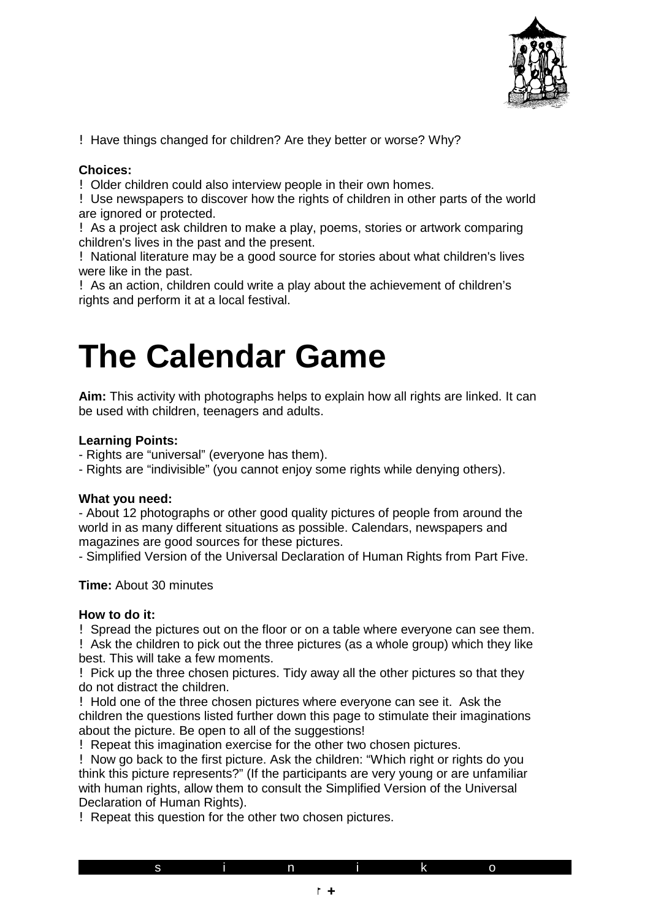- Have things changed for children? Are they better or worse? Why?

**Choices:**

- Older children could also interview people in their own homes.
- Use newspapers to discover how the rights of children in other parts of the world are ignored or protected.
- As a project ask children to make a play, poems, stories or artwork comparing children's lives in the past and the present.
- National literature may be a good source for stories about what children's lives were like in the past.
- As an action, children could write a play about the achievement of children's rights and perform it at a local festival.

# The Calendar Game

**Aim:** This activity with photographs helps to explain how all rights are linked. It can be used with children, teenagers and adults.

**Learning Points:**

- Rights are "universal" (everyone has them).
- Rights are "indivisible" (you cannot enjoy some rights while denying others).

**What you need:**

- About 12 photographs or other good quality pictures of people from around the world in as many different situations as possible. Calendars, newspapers and magazines are good sources for these pictures.
- Simplified Version of the Universal Declaration of Human Rights from Part Five.

**Time:** About 30 minutes

**How to do it:**

- Spread the pictures out on the floor or on a table where everyone can see them.
- Ask the children to pick out the three pictures (as a whole group) which they like best. This will take a few moments.
- Pick up the three chosen pictures. Tidy away all the other pictures so that they do not distract the children.
- Hold one of the three chosen pictures where everyone can see it. Ask the children the questions listed further down this page to stimulate their imaginations about the picture. Be open to all of the suggestions!
- Repeat this imagination exercise for the other two chosen pictures.
- Now go back to the first picture. Ask the children: "Which right or rights do you think this picture represents?" (If the participants are very young or are unfamiliar with human rights, allow them to consult the Simplified Version of the Universal Declaration of Human Rights).
- Repeat this question for the other two chosen pictures.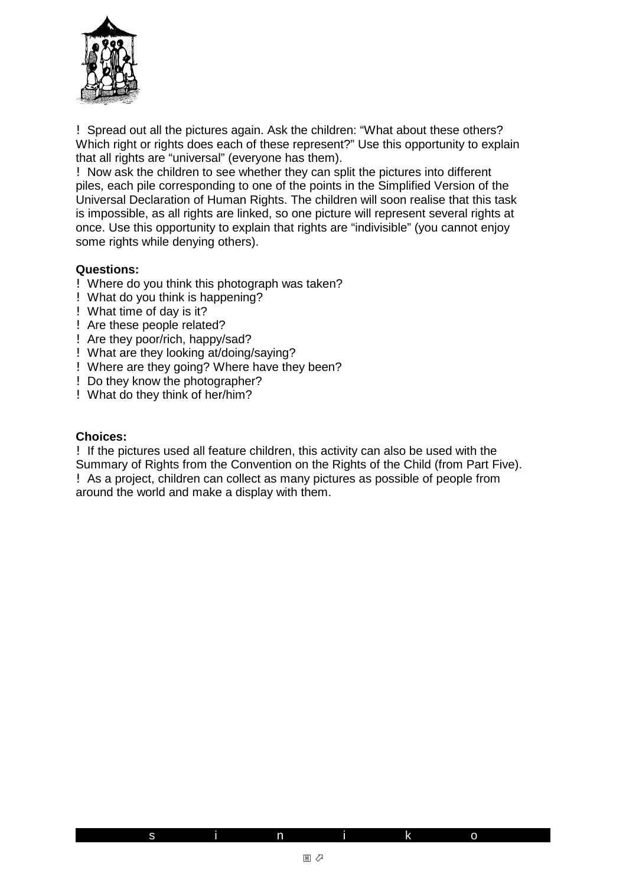- Spread out all the pictures again. Ask the children: “What about these others? Which right or rights does each of these represent?” Use this opportunity to explain that all rights are “universal” (everyone has them).
- Now ask the children to see whether they can split the pictures into different piles, each pile corresponding to one of the points in the Simplified Version of the Universal Declaration of Human Rights. The children will soon realise that this task is impossible, as all rights are linked, so one picture will represent several rights at once. Use this opportunity to explain that rights are “indivisible” (you cannot enjoy some rights while denying others).

**Questions:**

- Where do you think this photograph was taken?
- What do you think is happening?
- What time of day is it?
- Are these people related?
- Are they poor/rich, happy/sad?
- What are they looking at/doing/saying?
- Where are they going? Where have they been?
- Do they know the photographer?
- What do they think of her/him?

**Choices:**

- If the pictures used all feature children, this activity can also be used with the Summary of Rights from the Convention on the Rights of the Child (from Part Five).
- As a project, children can collect as many pictures as possible of people from around the world and make a display with them.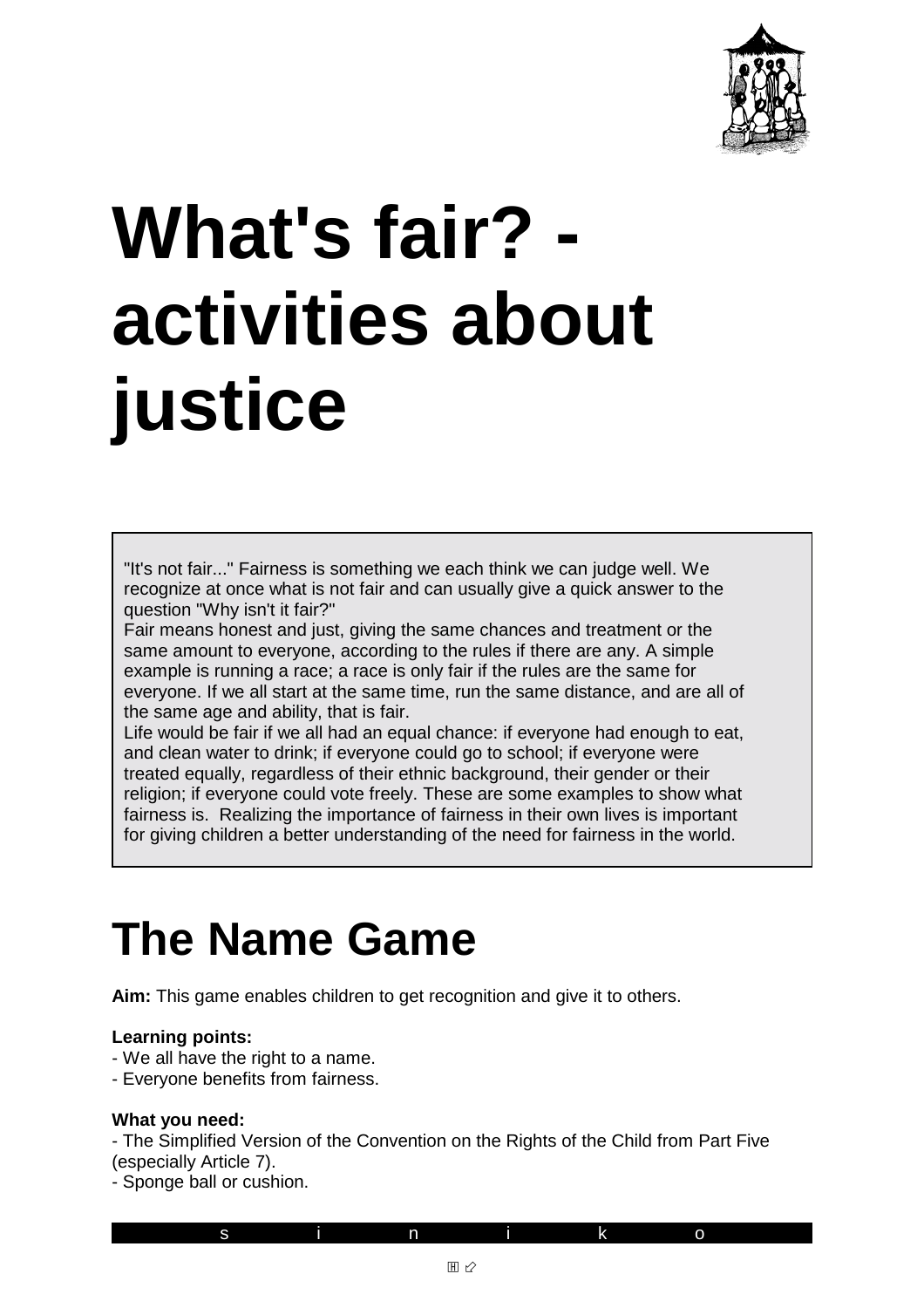# What's fair? - activities about justice

"It's not fair..." Fairness is something we each think we can judge well. We recognize at once what is not fair and can usually give a quick answer to the question "Why isn't it fair?"
Fair means honest and just, giving the same chances and treatment or the same amount to everyone, according to the rules if there are any. A simple example is running a race; a race is only fair if the rules are the same for everyone. If we all start at the same time, run the same distance, and are all of the same age and ability, that is fair.
Life would be fair if we all had an equal chance: if everyone had enough to eat, and clean water to drink; if everyone could go to school; if everyone were treated equally, regardless of their ethnic background, their gender or their religion; if everyone could vote freely. These are some examples to show what fairness is. Realizing the importance of fairness in their own lives is important for giving children a better understanding of the need for fairness in the world.

## The Name Game

**Aim:** This game enables children to get recognition and give it to others.

**Learning points:**
- We all have the right to a name.
- Everyone benefits from fairness.

**What you need:**
- The Simplified Version of the Convention on the Rights of the Child from Part Five (especially Article 7).
- Sponge ball or cushion.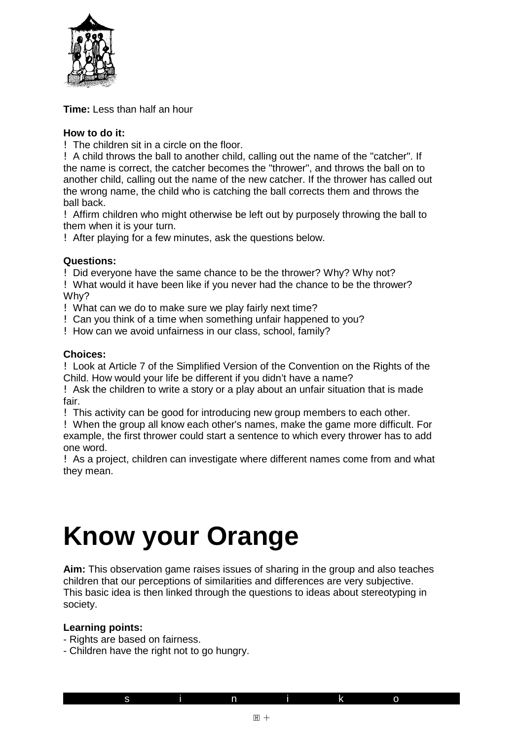**Time:** Less than half an hour

**How to do it:**

- The children sit in a circle on the floor.
- A child throws the ball to another child, calling out the name of the "catcher". If the name is correct, the catcher becomes the "thrower", and throws the ball on to another child, calling out the name of the new catcher. If the thrower has called out the wrong name, the child who is catching the ball corrects them and throws the ball back.
- Affirm children who might otherwise be left out by purposely throwing the ball to them when it is your turn.
- After playing for a few minutes, ask the questions below.

**Questions:**

- Did everyone have the same chance to be the thrower? Why? Why not?
- What would it have been like if you never had the chance to be the thrower? Why?
- What can we do to make sure we play fairly next time?
- Can you think of a time when something unfair happened to you?
- How can we avoid unfairness in our class, school, family?

**Choices:**

- Look at Article 7 of the Simplified Version of the Convention on the Rights of the Child. How would your life be different if you didn't have a name?
- Ask the children to write a story or a play about an unfair situation that is made fair.
- This activity can be good for introducing new group members to each other.
- When the group all know each other's names, make the game more difficult. For example, the first thrower could start a sentence to which every thrower has to add one word.
- As a project, children can investigate where different names come from and what they mean.

# Know your Orange

**Aim:** This observation game raises issues of sharing in the group and also teaches children that our perceptions of similarities and differences are very subjective. This basic idea is then linked through the questions to ideas about stereotyping in society.

**Learning points:**

- Rights are based on fairness.
- Children have the right not to go hungry.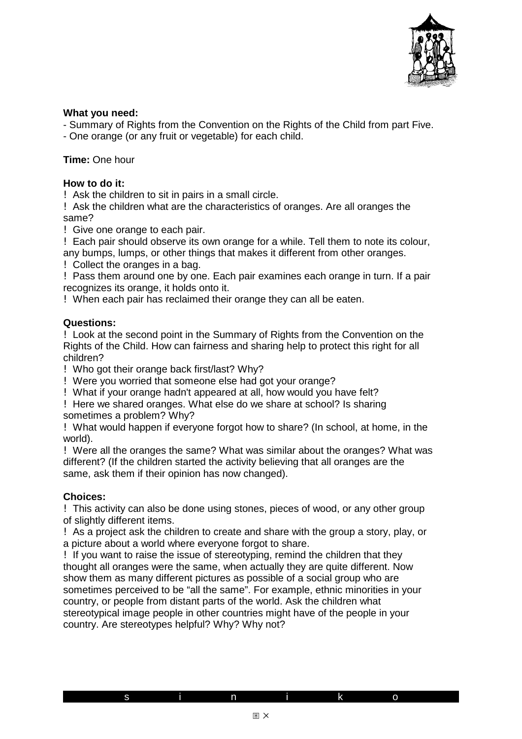**What you need:**

- Summary of Rights from the Convention on the Rights of the Child from part Five.
- One orange (or any fruit or vegetable) for each child.

**Time:** One hour

**How to do it:**

- Ask the children to sit in pairs in a small circle.
- Ask the children what are the characteristics of oranges. Are all oranges the same?
- Give one orange to each pair.
- Each pair should observe its own orange for a while. Tell them to note its colour, any bumps, lumps, or other things that makes it different from other oranges.
- Collect the oranges in a bag.
- Pass them around one by one. Each pair examines each orange in turn. If a pair recognizes its orange, it holds onto it.
- When each pair has reclaimed their orange they can all be eaten.

**Questions:**

- Look at the second point in the Summary of Rights from the Convention on the Rights of the Child. How can fairness and sharing help to protect this right for all children?
- Who got their orange back first/last? Why?
- Were you worried that someone else had got your orange?
- What if your orange hadn't appeared at all, how would you have felt?
- Here we shared oranges. What else do we share at school? Is sharing sometimes a problem? Why?
- What would happen if everyone forgot how to share? (In school, at home, in the world).
- Were all the oranges the same? What was similar about the oranges? What was different? (If the children started the activity believing that all oranges are the same, ask them if their opinion has now changed).

**Choices:**

- This activity can also be done using stones, pieces of wood, or any other group of slightly different items.
- As a project ask the children to create and share with the group a story, play, or a picture about a world where everyone forgot to share.
- If you want to raise the issue of stereotyping, remind the children that they thought all oranges were the same, when actually they are quite different. Now show them as many different pictures as possible of a social group who are sometimes perceived to be "all the same". For example, ethnic minorities in your country, or people from distant parts of the world. Ask the children what stereotypical image people in other countries might have of the people in your country. Are stereotypes helpful? Why? Why not?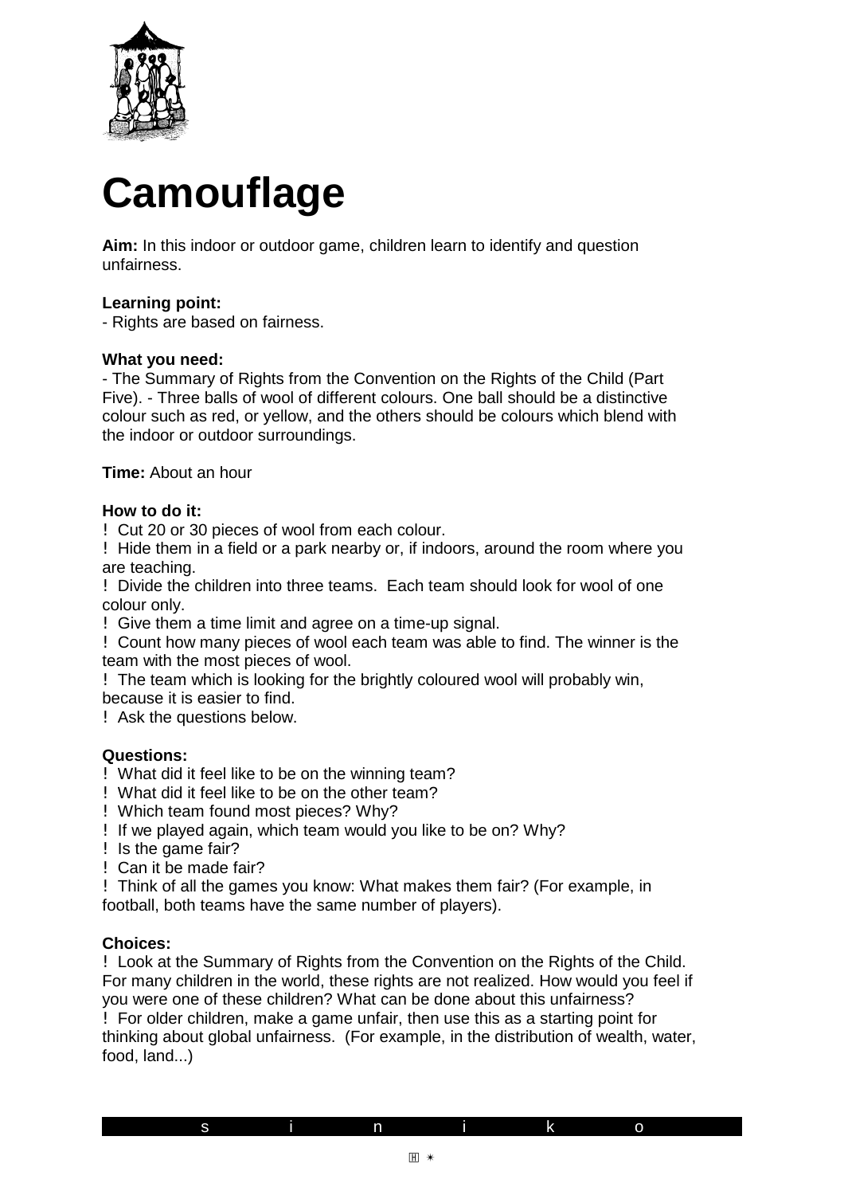# Camouflage

**Aim:** In this indoor or outdoor game, children learn to identify and question unfairness.

**Learning point:**
- Rights are based on fairness.

**What you need:**
- The Summary of Rights from the Convention on the Rights of the Child (Part Five). - Three balls of wool of different colours. One ball should be a distinctive colour such as red, or yellow, and the others should be colours which blend with the indoor or outdoor surroundings.

**Time:** About an hour

**How to do it:**

- Cut 20 or 30 pieces of wool from each colour.
- Hide them in a field or a park nearby or, if indoors, around the room where you are teaching.
- Divide the children into three teams. Each team should look for wool of one colour only.
- Give them a time limit and agree on a time-up signal.
- Count how many pieces of wool each team was able to find. The winner is the team with the most pieces of wool.
- The team which is looking for the brightly coloured wool will probably win, because it is easier to find.
- Ask the questions below.

**Questions:**

- What did it feel like to be on the winning team?
- What did it feel like to be on the other team?
- Which team found most pieces? Why?
- If we played again, which team would you like to be on? Why?
- Is the game fair?
- Can it be made fair?
- Think of all the games you know: What makes them fair? (For example, in football, both teams have the same number of players).

**Choices:**

- Look at the Summary of Rights from the Convention on the Rights of the Child. For many children in the world, these rights are not realized. How would you feel if you were one of these children? What can be done about this unfairness?
- For older children, make a game unfair, then use this as a starting point for thinking about global unfairness. (For example, in the distribution of wealth, water, food, land...)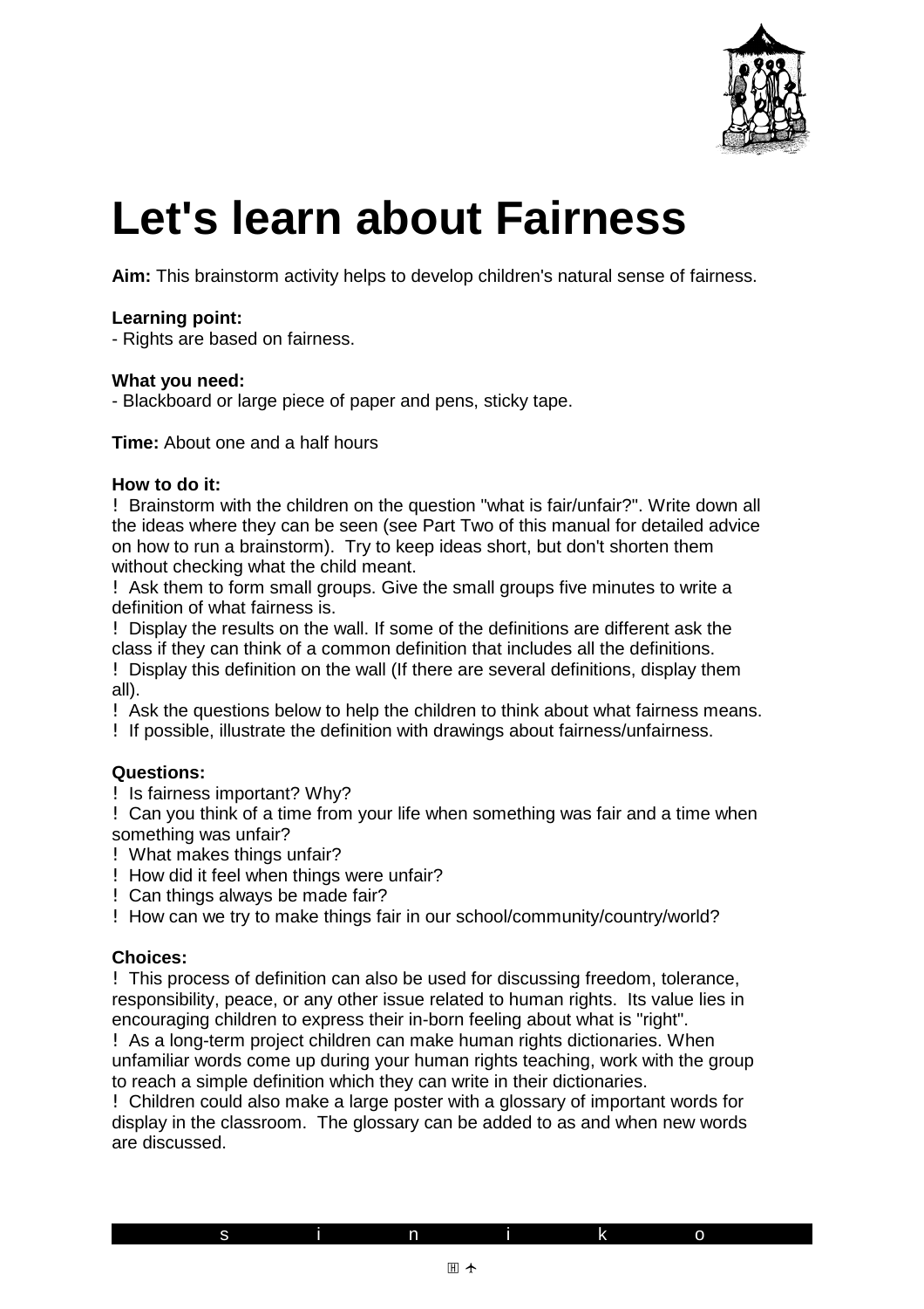# Let's learn about Fairness

**Aim:** This brainstorm activity helps to develop children's natural sense of fairness.

**Learning point:**
- Rights are based on fairness.

**What you need:**
- Blackboard or large piece of paper and pens, sticky tape.

**Time:** About one and a half hours

**How to do it:**

- Brainstorm with the children on the question "what is fair/unfair?". Write down all the ideas where they can be seen (see Part Two of this manual for detailed advice on how to run a brainstorm). Try to keep ideas short, but don't shorten them without checking what the child meant.
- Ask them to form small groups. Give the small groups five minutes to write a definition of what fairness is.
- Display the results on the wall. If some of the definitions are different ask the class if they can think of a common definition that includes all the definitions.
- Display this definition on the wall (If there are several definitions, display them all).
- Ask the questions below to help the children to think about what fairness means.
- If possible, illustrate the definition with drawings about fairness/unfairness.

**Questions:**

- Is fairness important? Why?
- Can you think of a time from your life when something was fair and a time when something was unfair?
- What makes things unfair?
- How did it feel when things were unfair?
- Can things always be made fair?
- How can we try to make things fair in our school/community/country/world?

**Choices:**

- This process of definition can also be used for discussing freedom, tolerance, responsibility, peace, or any other issue related to human rights. Its value lies in encouraging children to express their in-born feeling about what is "right".
- As a long-term project children can make human rights dictionaries. When unfamiliar words come up during your human rights teaching, work with the group to reach a simple definition which they can write in their dictionaries.
- Children could also make a large poster with a glossary of important words for display in the classroom. The glossary can be added to as and when new words are discussed.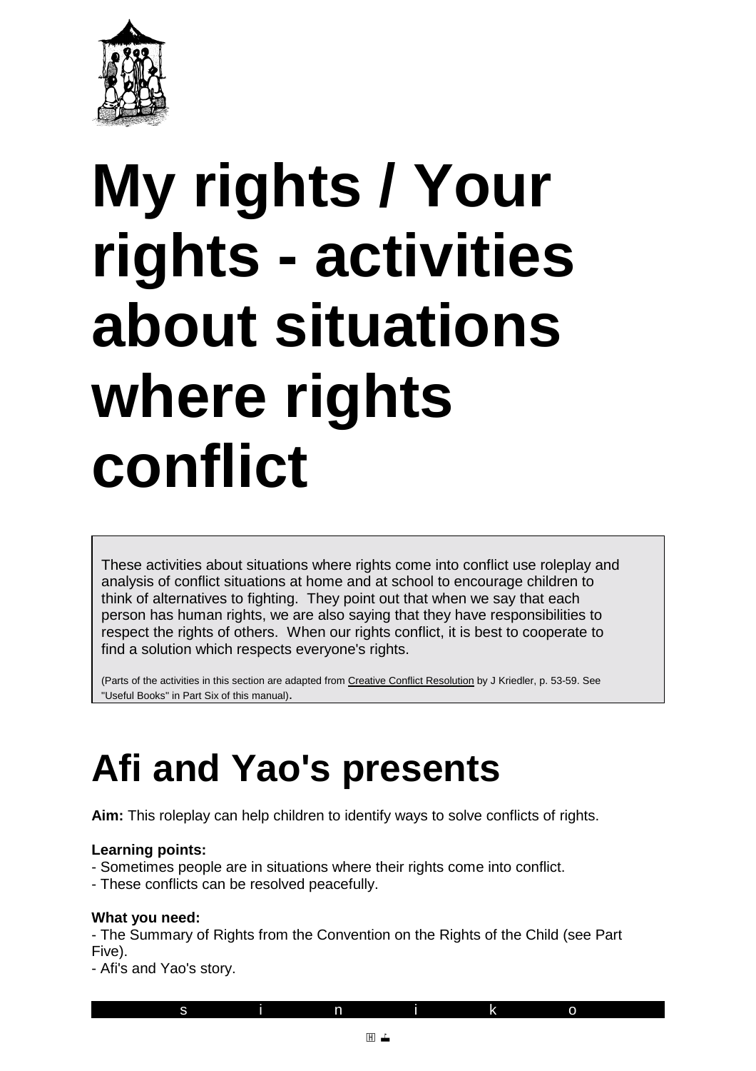# My rights / Your rights - activities about situations where rights conflict

These activities about situations where rights come into conflict use roleplay and analysis of conflict situations at home and at school to encourage children to think of alternatives to fighting. They point out that when we say that each person has human rights, we are also saying that they have responsibilities to respect the rights of others. When our rights conflict, it is best to cooperate to find a solution which respects everyone's rights.

(Parts of the activities in this section are adapted from Creative Conflict Resolution by J Kriedler, p. 53-59. See "Useful Books" in Part Six of this manual).

## Afi and Yao's presents

**Aim:** This roleplay can help children to identify ways to solve conflicts of rights.

**Learning points:**

- Sometimes people are in situations where their rights come into conflict.
- These conflicts can be resolved peacefully.

**What you need:**

- The Summary of Rights from the Convention on the Rights of the Child (see Part Five).
- Afi's and Yao's story.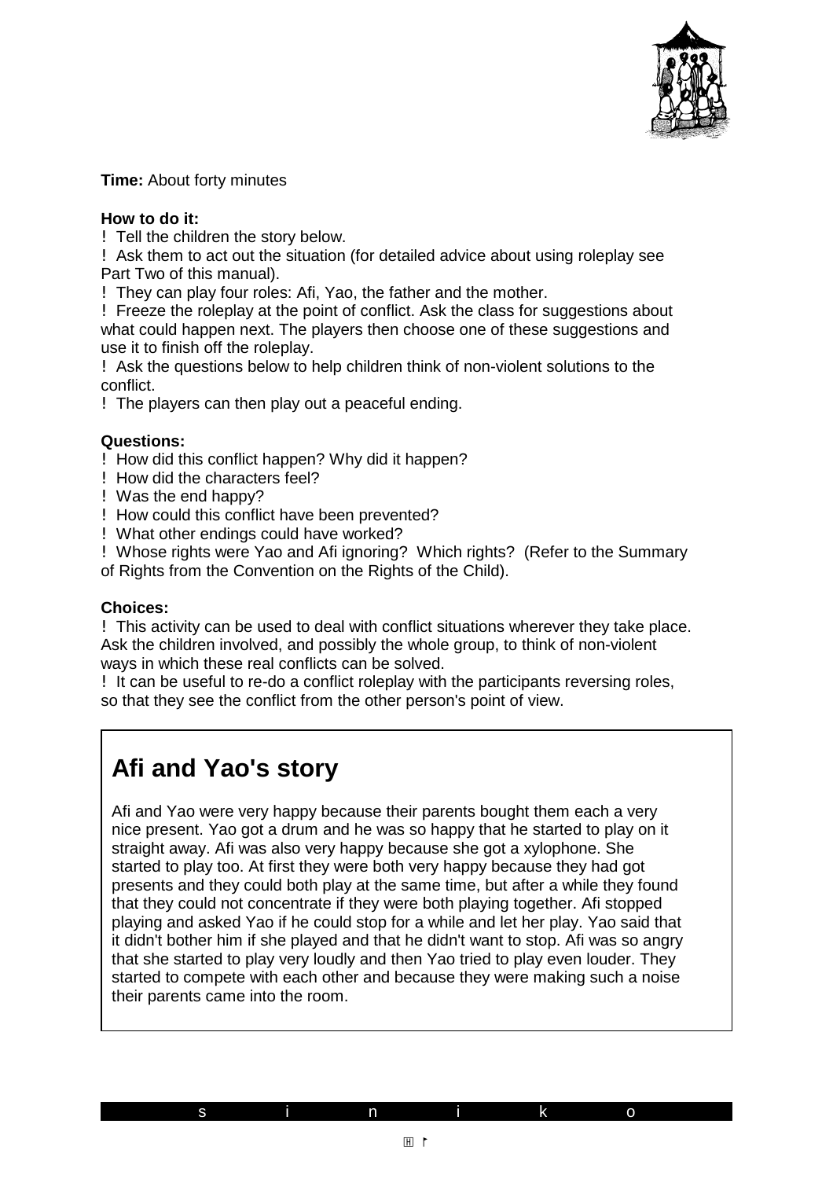**Time:** About forty minutes

**How to do it:**

- Tell the children the story below.
- Ask them to act out the situation (for detailed advice about using roleplay see Part Two of this manual).
- They can play four roles: Afi, Yao, the father and the mother.
- Freeze the roleplay at the point of conflict. Ask the class for suggestions about what could happen next. The players then choose one of these suggestions and use it to finish off the roleplay.
- Ask the questions below to help children think of non-violent solutions to the conflict.
- The players can then play out a peaceful ending.

**Questions:**

- How did this conflict happen? Why did it happen?
- How did the characters feel?
- Was the end happy?
- How could this conflict have been prevented?
- What other endings could have worked?
- Whose rights were Yao and Afi ignoring? Which rights? (Refer to the Summary of Rights from the Convention on the Rights of the Child).

**Choices:**

- This activity can be used to deal with conflict situations wherever they take place. Ask the children involved, and possibly the whole group, to think of non-violent ways in which these real conflicts can be solved.
- It can be useful to re-do a conflict roleplay with the participants reversing roles, so that they see the conflict from the other person's point of view.

## Afi and Yao's story

Afi and Yao were very happy because their parents bought them each a very nice present. Yao got a drum and he was so happy that he started to play on it straight away. Afi was also very happy because she got a xylophone. She started to play too. At first they were both very happy because they had got presents and they could both play at the same time, but after a while they found that they could not concentrate if they were both playing together. Afi stopped playing and asked Yao if he could stop for a while and let her play. Yao said that it didn't bother him if she played and that he didn't want to stop. Afi was so angry that she started to play very loudly and then Yao tried to play even louder. They started to compete with each other and because they were making such a noise their parents came into the room.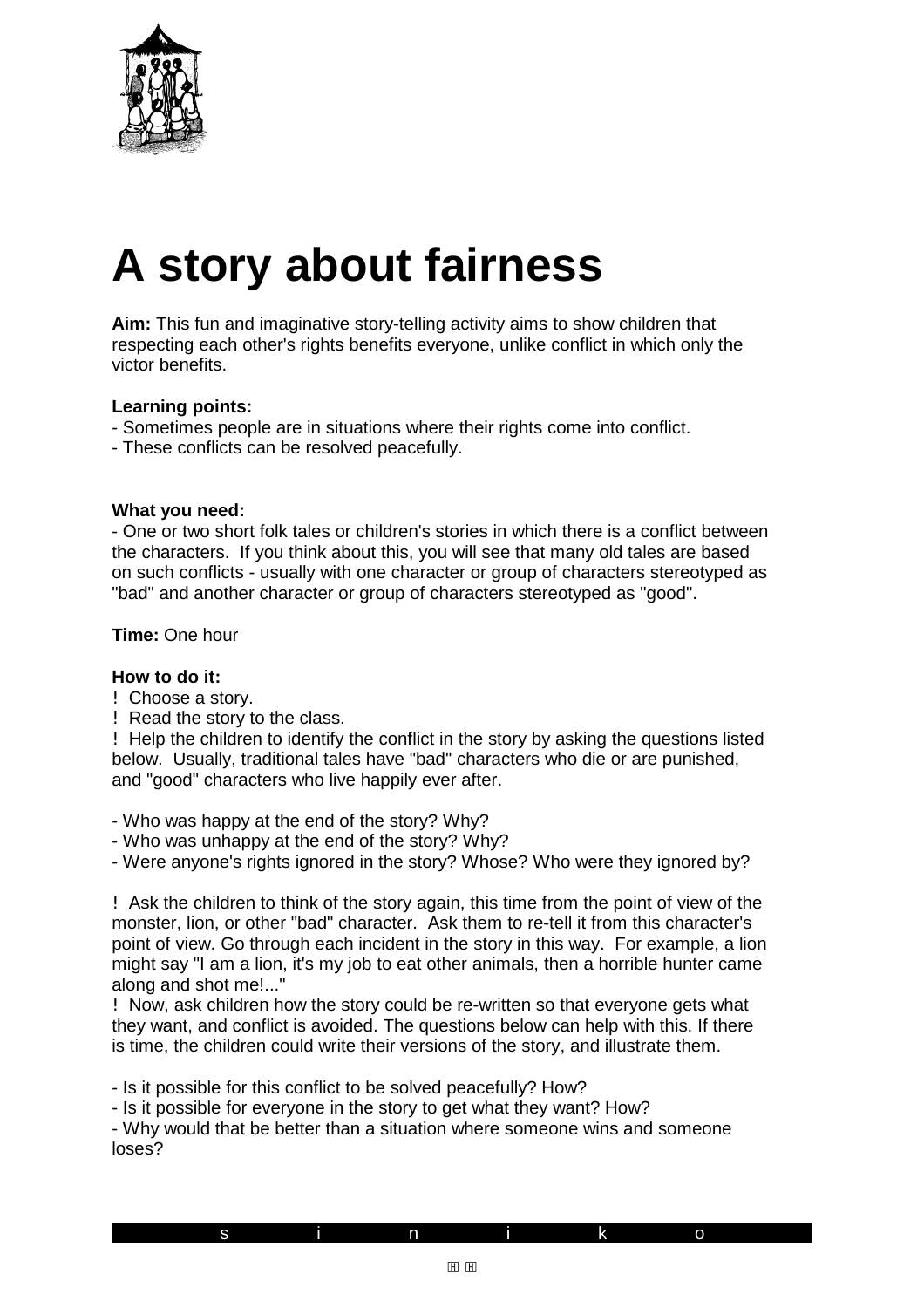# A story about fairness

**Aim:** This fun and imaginative story-telling activity aims to show children that respecting each other's rights benefits everyone, unlike conflict in which only the victor benefits.

**Learning points:**
- Sometimes people are in situations where their rights come into conflict.
- These conflicts can be resolved peacefully.

**What you need:**
- One or two short folk tales or children's stories in which there is a conflict between the characters. If you think about this, you will see that many old tales are based on such conflicts - usually with one character or group of characters stereotyped as "bad" and another character or group of characters stereotyped as "good".

**Time:** One hour

**How to do it:**

! Choose a story.

! Read the story to the class.

! Help the children to identify the conflict in the story by asking the questions listed below. Usually, traditional tales have "bad" characters who die or are punished, and "good" characters who live happily ever after.

- Who was happy at the end of the story? Why?
- Who was unhappy at the end of the story? Why?
- Were anyone's rights ignored in the story? Whose? Who were they ignored by?

! Ask the children to think of the story again, this time from the point of view of the monster, lion, or other "bad" character. Ask them to re-tell it from this character's point of view. Go through each incident in the story in this way. For example, a lion might say "I am a lion, it's my job to eat other animals, then a horrible hunter came along and shot me!..."

! Now, ask children how the story could be re-written so that everyone gets what they want, and conflict is avoided. The questions below can help with this. If there is time, the children could write their versions of the story, and illustrate them.

- Is it possible for this conflict to be solved peacefully? How?
- Is it possible for everyone in the story to get what they want? How?
- Why would that be better than a situation where someone wins and someone loses?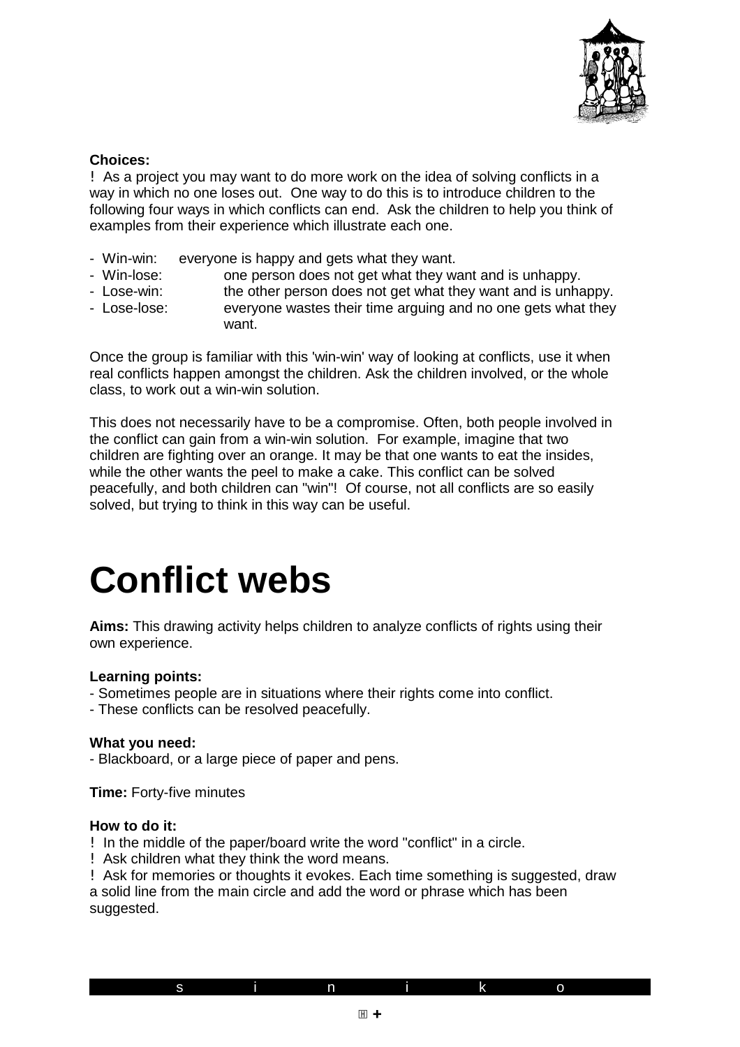**Choices:**

! As a project you may want to do more work on the idea of solving conflicts in a way in which no one loses out. One way to do this is to introduce children to the following four ways in which conflicts can end. Ask the children to help you think of examples from their experience which illustrate each one.

- Win-win: everyone is happy and gets what they want.
- Win-lose: one person does not get what they want and is unhappy.
- Lose-win: the other person does not get what they want and is unhappy.
- Lose-lose: everyone wastes their time arguing and no one gets what they want.

Once the group is familiar with this 'win-win' way of looking at conflicts, use it when real conflicts happen amongst the children. Ask the children involved, or the whole class, to work out a win-win solution.

This does not necessarily have to be a compromise. Often, both people involved in the conflict can gain from a win-win solution. For example, imagine that two children are fighting over an orange. It may be that one wants to eat the insides, while the other wants the peel to make a cake. This conflict can be solved peacefully, and both children can "win"! Of course, not all conflicts are so easily solved, but trying to think in this way can be useful.

# Conflict webs

**Aims:** This drawing activity helps children to analyze conflicts of rights using their own experience.

**Learning points:**

- Sometimes people are in situations where their rights come into conflict.
- These conflicts can be resolved peacefully.

**What you need:**

- Blackboard, or a large piece of paper and pens.

**Time:** Forty-five minutes

**How to do it:**

! In the middle of the paper/board write the word "conflict" in a circle.

! Ask children what they think the word means.

! Ask for memories or thoughts it evokes. Each time something is suggested, draw a solid line from the main circle and add the word or phrase which has been suggested.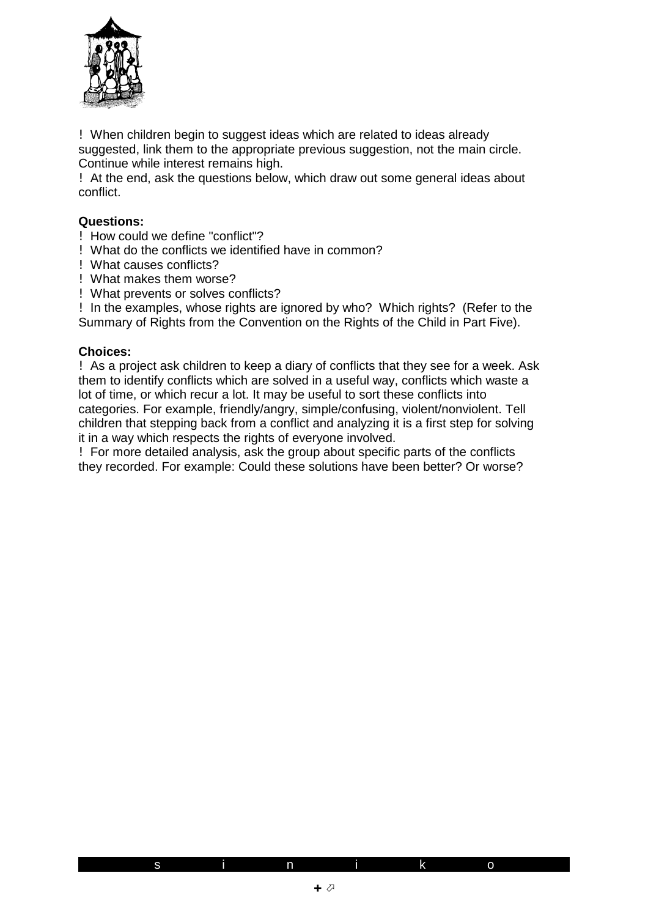! When children begin to suggest ideas which are related to ideas already suggested, link them to the appropriate previous suggestion, not the main circle. Continue while interest remains high.

! At the end, ask the questions below, which draw out some general ideas about conflict.

**Questions:**

! How could we define "conflict"?

! What do the conflicts we identified have in common?

! What causes conflicts?

! What makes them worse?

! What prevents or solves conflicts?

! In the examples, whose rights are ignored by who? Which rights? (Refer to the Summary of Rights from the Convention on the Rights of the Child in Part Five).

**Choices:**

! As a project ask children to keep a diary of conflicts that they see for a week. Ask them to identify conflicts which are solved in a useful way, conflicts which waste a lot of time, or which recur a lot. It may be useful to sort these conflicts into categories. For example, friendly/angry, simple/confusing, violent/nonviolent. Tell children that stepping back from a conflict and analyzing it is a first step for solving it in a way which respects the rights of everyone involved.

! For more detailed analysis, ask the group about specific parts of the conflicts they recorded. For example: Could these solutions have been better? Or worse?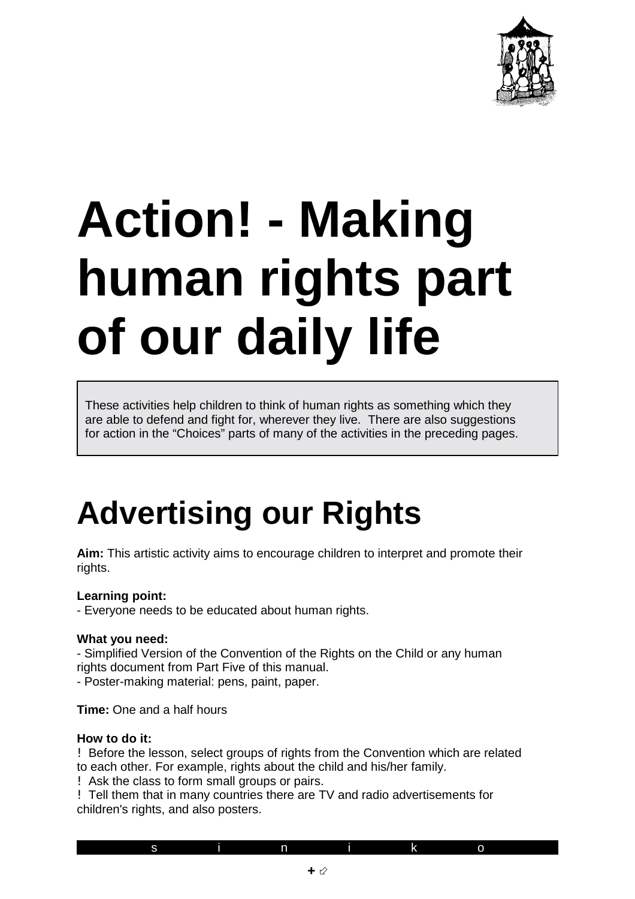# Action! - Making human rights part of our daily life

These activities help children to think of human rights as something which they are able to defend and fight for, wherever they live. There are also suggestions for action in the "Choices" parts of many of the activities in the preceding pages.

## Advertising our Rights

**Aim:** This artistic activity aims to encourage children to interpret and promote their rights.

**Learning point:**
- Everyone needs to be educated about human rights.

**What you need:**
- Simplified Version of the Convention of the Rights on the Child or any human rights document from Part Five of this manual.
- Poster-making material: pens, paint, paper.

**Time:** One and a half hours

**How to do it:**

! Before the lesson, select groups of rights from the Convention which are related to each other. For example, rights about the child and his/her family.

! Ask the class to form small groups or pairs.

! Tell them that in many countries there are TV and radio advertisements for children's rights, and also posters.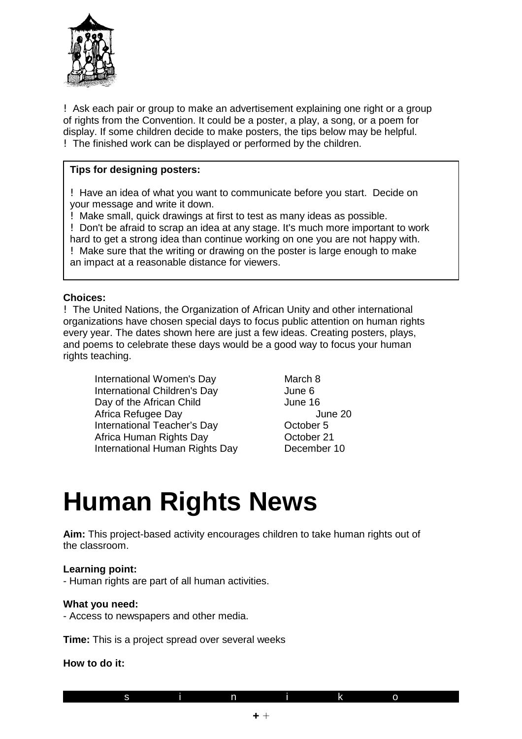- Ask each pair or group to make an advertisement explaining one right or a group of rights from the Convention. It could be a poster, a play, a song, or a poem for display. If some children decide to make posters, the tips below may be helpful.
- The finished work can be displayed or performed by the children.

> **Tips for designing posters:**
>
> - Have an idea of what you want to communicate before you start. Decide on your message and write it down.
> - Make small, quick drawings at first to test as many ideas as possible.
> - Don't be afraid to scrap an idea at any stage. It's much more important to work hard to get a strong idea than continue working on one you are not happy with.
> - Make sure that the writing or drawing on the poster is large enough to make an impact at a reasonable distance for viewers.

**Choices:**

- The United Nations, the Organization of African Unity and other international organizations have chosen special days to focus public attention on human rights every year. The dates shown here are just a few ideas. Creating posters, plays, and poems to celebrate these days would be a good way to focus your human rights teaching.

| | |
|---|---|
| International Women's Day | March 8 |
| International Children's Day | June 6 |
| Day of the African Child | June 16 |
| Africa Refugee Day | June 20 |
| International Teacher's Day | October 5 |
| Africa Human Rights Day | October 21 |
| International Human Rights Day | December 10 |

# Human Rights News

**Aim:** This project-based activity encourages children to take human rights out of the classroom.

**Learning point:**
- Human rights are part of all human activities.

**What you need:**
- Access to newspapers and other media.

**Time:** This is a project spread over several weeks

**How to do it:**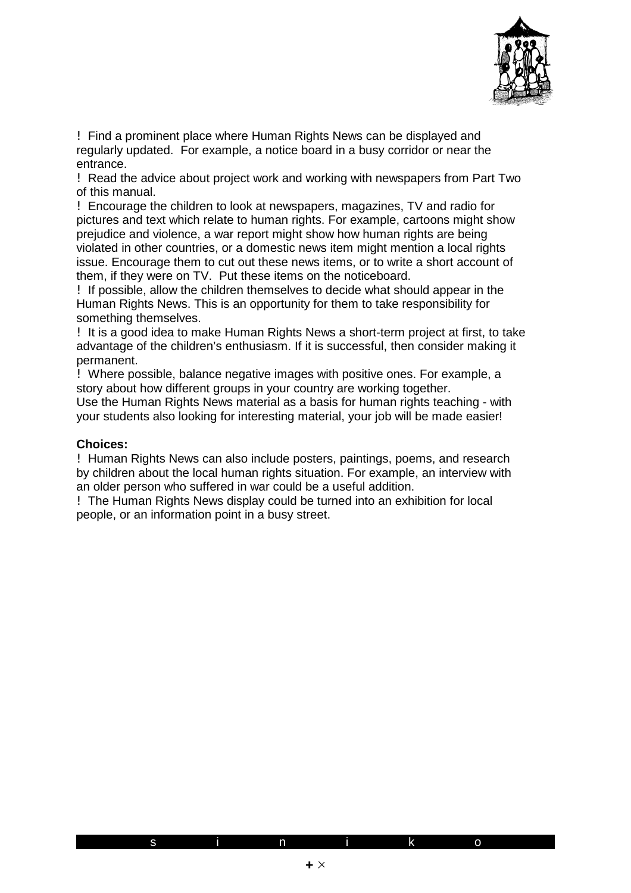- Find a prominent place where Human Rights News can be displayed and regularly updated. For example, a notice board in a busy corridor or near the entrance.
- Read the advice about project work and working with newspapers from Part Two of this manual.
- Encourage the children to look at newspapers, magazines, TV and radio for pictures and text which relate to human rights. For example, cartoons might show prejudice and violence, a war report might show how human rights are being violated in other countries, or a domestic news item might mention a local rights issue. Encourage them to cut out these news items, or to write a short account of them, if they were on TV. Put these items on the noticeboard.
- If possible, allow the children themselves to decide what should appear in the Human Rights News. This is an opportunity for them to take responsibility for something themselves.
- It is a good idea to make Human Rights News a short-term project at first, to take advantage of the children's enthusiasm. If it is successful, then consider making it permanent.
- Where possible, balance negative images with positive ones. For example, a story about how different groups in your country are working together.

Use the Human Rights News material as a basis for human rights teaching - with your students also looking for interesting material, your job will be made easier!

**Choices:**

- Human Rights News can also include posters, paintings, poems, and research by children about the local human rights situation. For example, an interview with an older person who suffered in war could be a useful addition.
- The Human Rights News display could be turned into an exhibition for local people, or an information point in a busy street.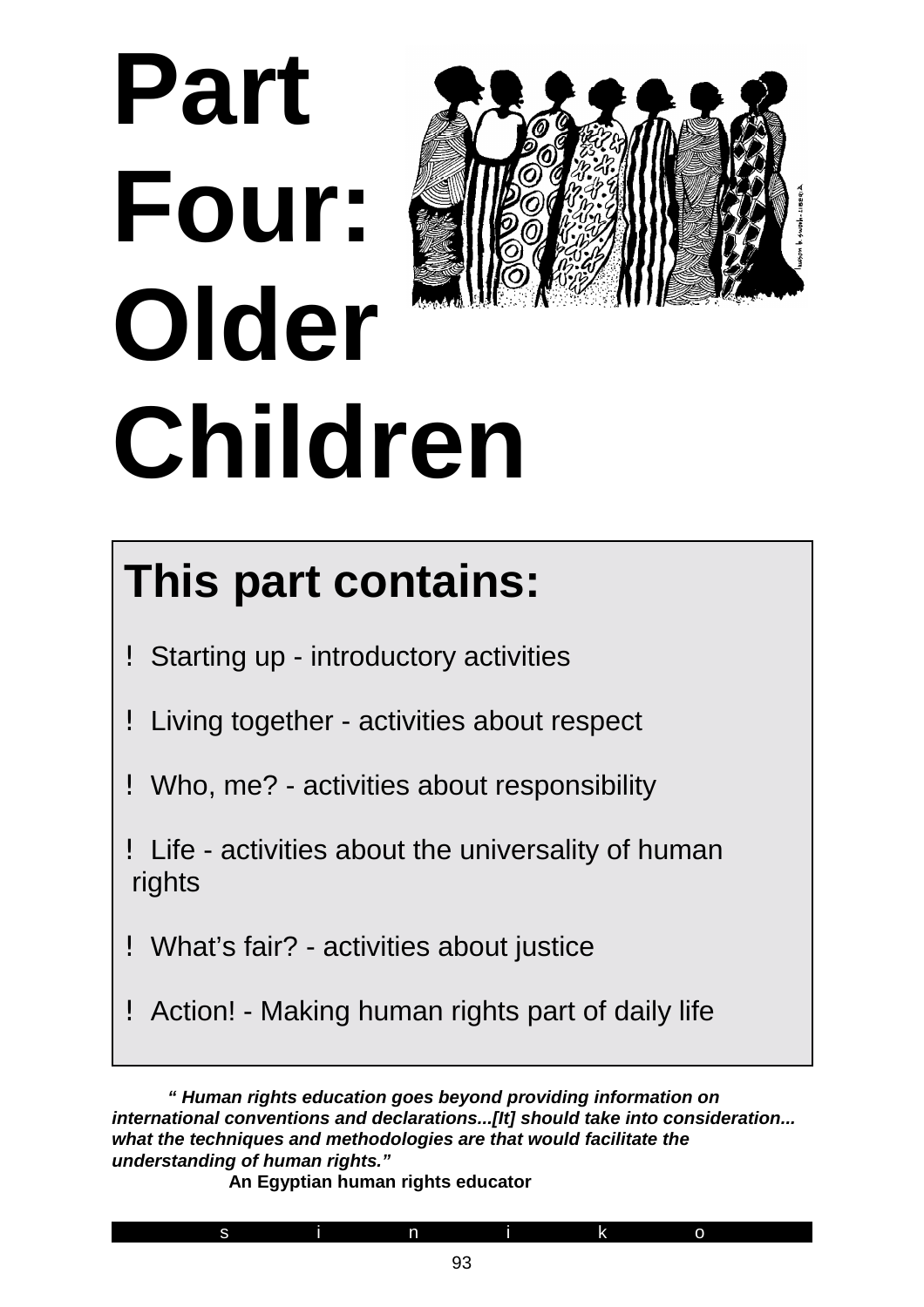# Part Four: Older Children

## This part contains:

- Starting up - introductory activities
- Living together - activities about respect
- Who, me? - activities about responsibility
- Life - activities about the universality of human rights
- What's fair? - activities about justice
- Action! - Making human rights part of daily life

***" Human rights education goes beyond providing information on international conventions and declarations...[It] should take into consideration... what the techniques and methodologies are that would facilitate the understanding of human rights."***

**An Egyptian human rights educator**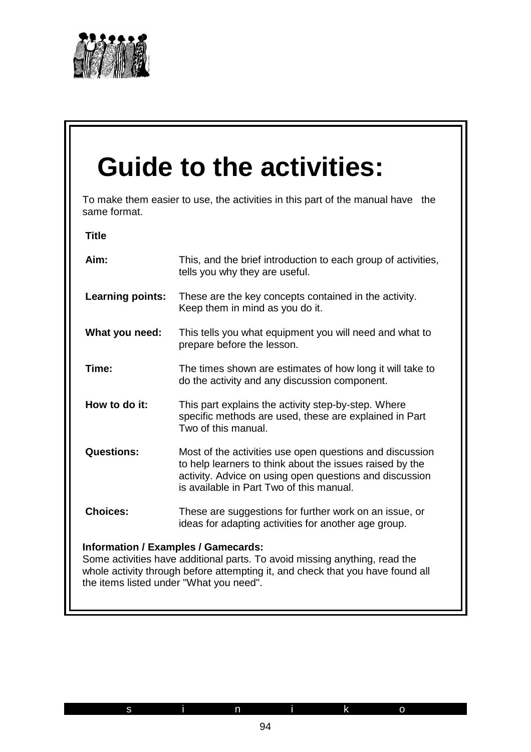# Guide to the activities:

To make them easier to use, the activities in this part of the manual have the same format.

**Title**

| | |
|---|---|
| **Aim:** | This, and the brief introduction to each group of activities, tells you why they are useful. |
| **Learning points:** | These are the key concepts contained in the activity. Keep them in mind as you do it. |
| **What you need:** | This tells you what equipment you will need and what to prepare before the lesson. |
| **Time:** | The times shown are estimates of how long it will take to do the activity and any discussion component. |
| **How to do it:** | This part explains the activity step-by-step. Where specific methods are used, these are explained in Part Two of this manual. |
| **Questions:** | Most of the activities use open questions and discussion to help learners to think about the issues raised by the activity. Advice on using open questions and discussion is available in Part Two of this manual. |
| **Choices:** | These are suggestions for further work on an issue, or ideas for adapting activities for another age group. |

**Information / Examples / Gamecards:**
Some activities have additional parts. To avoid missing anything, read the whole activity through before attempting it, and check that you have found all the items listed under "What you need".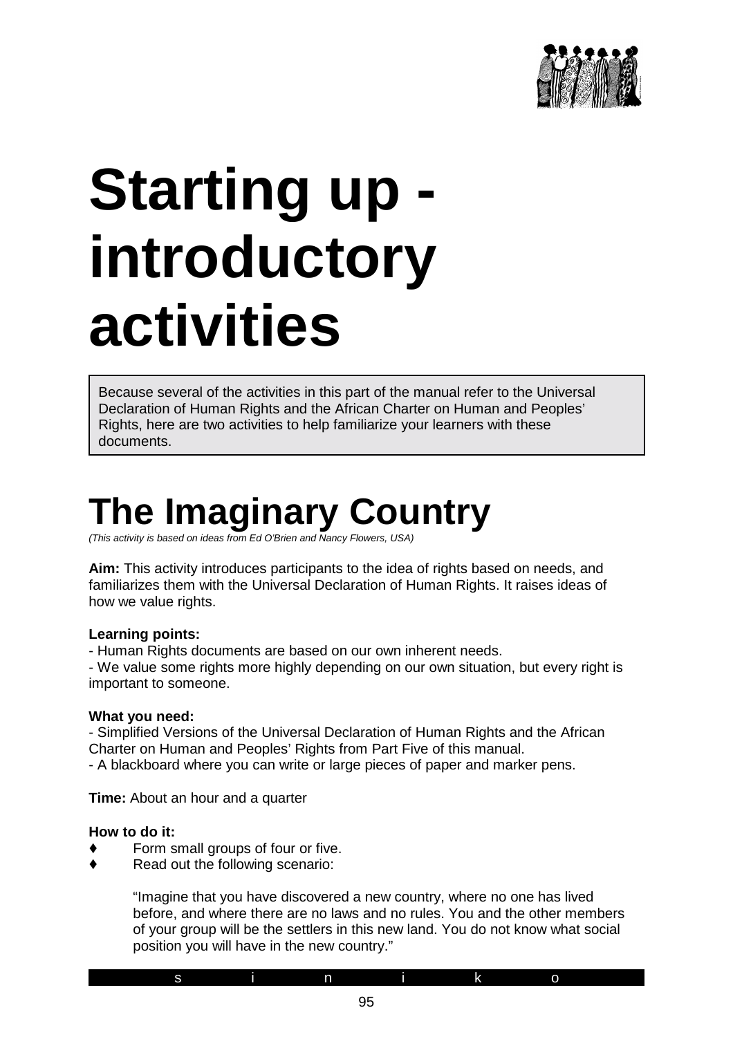# Starting up - introductory activities

Because several of the activities in this part of the manual refer to the Universal Declaration of Human Rights and the African Charter on Human and Peoples' Rights, here are two activities to help familiarize your learners with these documents.

# The Imaginary Country

*(This activity is based on ideas from Ed O'Brien and Nancy Flowers, USA)*

**Aim:** This activity introduces participants to the idea of rights based on needs, and familiarizes them with the Universal Declaration of Human Rights. It raises ideas of how we value rights.

**Learning points:**

- Human Rights documents are based on our own inherent needs.
- We value some rights more highly depending on our own situation, but every right is important to someone.

**What you need:**

- Simplified Versions of the Universal Declaration of Human Rights and the African Charter on Human and Peoples' Rights from Part Five of this manual.
- A blackboard where you can write or large pieces of paper and marker pens.

**Time:** About an hour and a quarter

**How to do it:**

♦ Form small groups of four or five.
♦ Read out the following scenario:

> "Imagine that you have discovered a new country, where no one has lived before, and where there are no laws and no rules. You and the other members of your group will be the settlers in this new land. You do not know what social position you will have in the new country."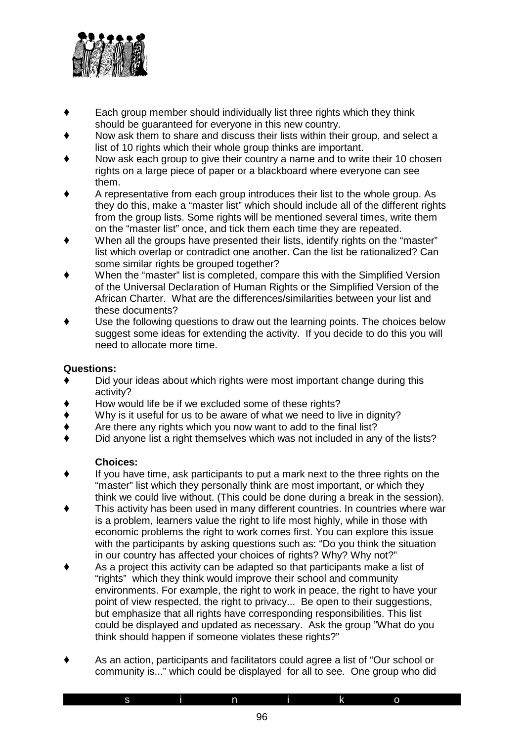- Each group member should individually list three rights which they think should be guaranteed for everyone in this new country.
- Now ask them to share and discuss their lists within their group, and select a list of 10 rights which their whole group thinks are important.
- Now ask each group to give their country a name and to write their 10 chosen rights on a large piece of paper or a blackboard where everyone can see them.
- A representative from each group introduces their list to the whole group. As they do this, make a "master list" which should include all of the different rights from the group lists. Some rights will be mentioned several times, write them on the "master list" once, and tick them each time they are repeated.
- When all the groups have presented their lists, identify rights on the "master" list which overlap or contradict one another. Can the list be rationalized? Can some similar rights be grouped together?
- When the "master" list is completed, compare this with the Simplified Version of the Universal Declaration of Human Rights or the Simplified Version of the African Charter. What are the differences/similarities between your list and these documents?
- Use the following questions to draw out the learning points. The choices below suggest some ideas for extending the activity. If you decide to do this you will need to allocate more time.

**Questions:**

- Did your ideas about which rights were most important change during this activity?
- How would life be if we excluded some of these rights?
- Why is it useful for us to be aware of what we need to live in dignity?
- Are there any rights which you now want to add to the final list?
- Did anyone list a right themselves which was not included in any of the lists?

**Choices:**

- If you have time, ask participants to put a mark next to the three rights on the "master" list which they personally think are most important, or which they think we could live without. (This could be done during a break in the session).
- This activity has been used in many different countries. In countries where war is a problem, learners value the right to life most highly, while in those with economic problems the right to work comes first. You can explore this issue with the participants by asking questions such as: "Do you think the situation in our country has affected your choices of rights? Why? Why not?"
- As a project this activity can be adapted so that participants make a list of "rights" which they think would improve their school and community environments. For example, the right to work in peace, the right to have your point of view respected, the right to privacy... Be open to their suggestions, but emphasize that all rights have corresponding responsibilities. This list could be displayed and updated as necessary. Ask the group "What do you think should happen if someone violates these rights?"
- As an action, participants and facilitators could agree a list of "Our school or community is..." which could be displayed for all to see. One group who did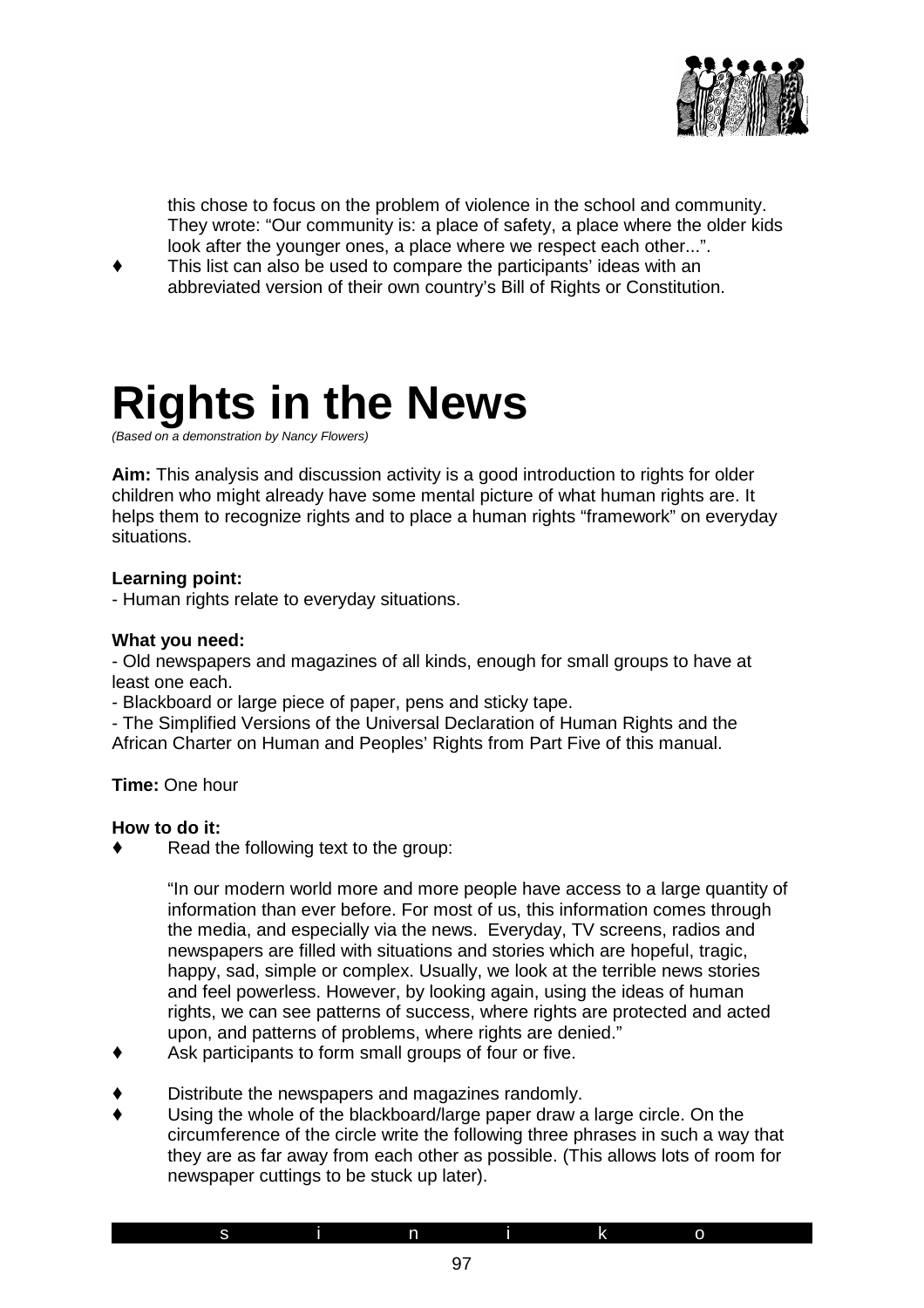this chose to focus on the problem of violence in the school and community. They wrote: "Our community is: a place of safety, a place where the older kids look after the younger ones, a place where we respect each other...".

- This list can also be used to compare the participants' ideas with an abbreviated version of their own country's Bill of Rights or Constitution.

# Rights in the News

*(Based on a demonstration by Nancy Flowers)*

**Aim:** This analysis and discussion activity is a good introduction to rights for older children who might already have some mental picture of what human rights are. It helps them to recognize rights and to place a human rights "framework" on everyday situations.

**Learning point:**
- Human rights relate to everyday situations.

**What you need:**
- Old newspapers and magazines of all kinds, enough for small groups to have at least one each.
- Blackboard or large piece of paper, pens and sticky tape.
- The Simplified Versions of the Universal Declaration of Human Rights and the African Charter on Human and Peoples' Rights from Part Five of this manual.

**Time:** One hour

**How to do it:**

- Read the following text to the group:

  "In our modern world more and more people have access to a large quantity of information than ever before. For most of us, this information comes through the media, and especially via the news. Everyday, TV screens, radios and newspapers are filled with situations and stories which are hopeful, tragic, happy, sad, simple or complex. Usually, we look at the terrible news stories and feel powerless. However, by looking again, using the ideas of human rights, we can see patterns of success, where rights are protected and acted upon, and patterns of problems, where rights are denied."

- Ask participants to form small groups of four or five.
- Distribute the newspapers and magazines randomly.
- Using the whole of the blackboard/large paper draw a large circle. On the circumference of the circle write the following three phrases in such a way that they are as far away from each other as possible. (This allows lots of room for newspaper cuttings to be stuck up later).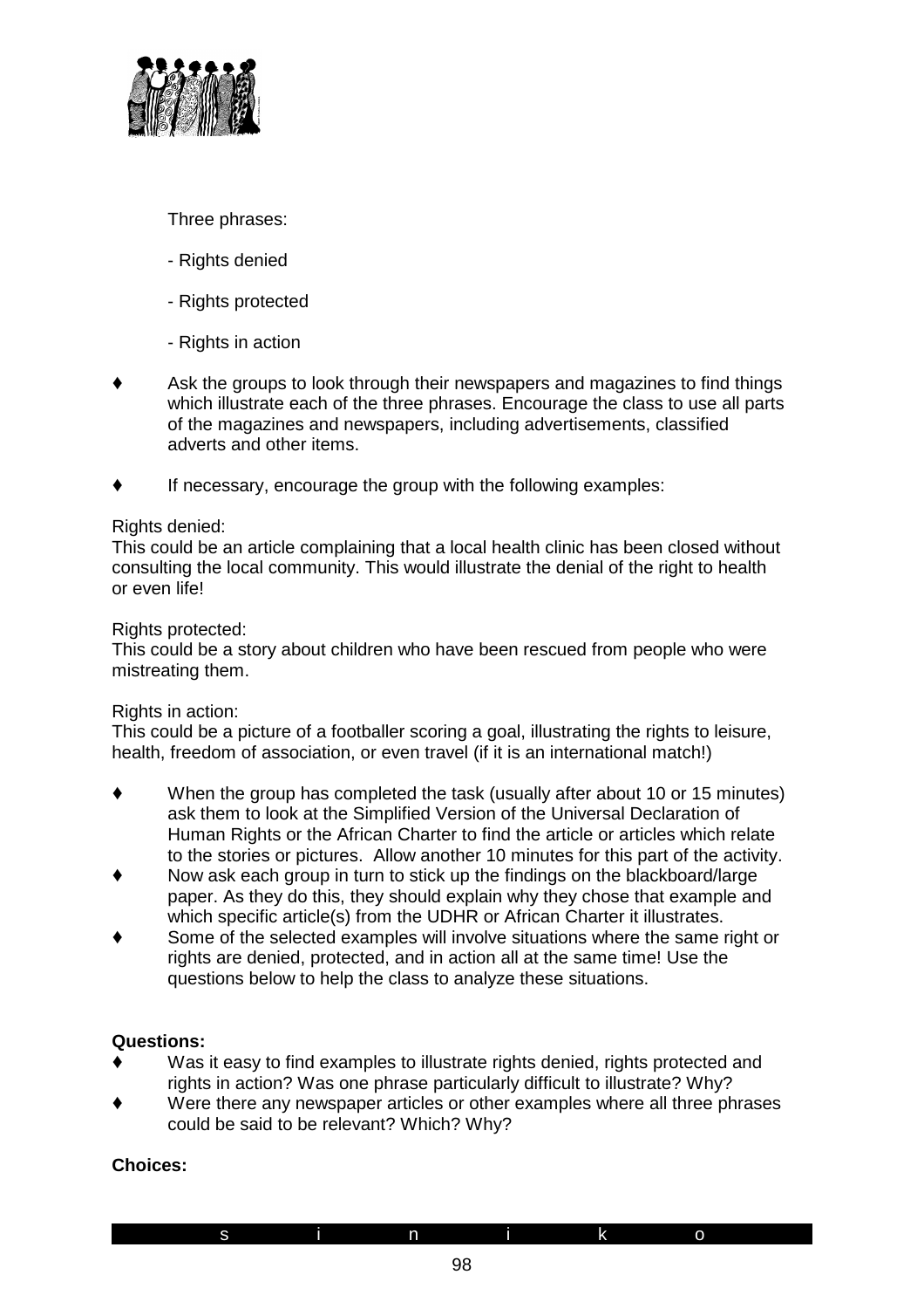Three phrases:

- Rights denied

- Rights protected

- Rights in action

- Ask the groups to look through their newspapers and magazines to find things which illustrate each of the three phrases. Encourage the class to use all parts of the magazines and newspapers, including advertisements, classified adverts and other items.

- If necessary, encourage the group with the following examples:

Rights denied:
This could be an article complaining that a local health clinic has been closed without consulting the local community. This would illustrate the denial of the right to health or even life!

Rights protected:
This could be a story about children who have been rescued from people who were mistreating them.

Rights in action:
This could be a picture of a footballer scoring a goal, illustrating the rights to leisure, health, freedom of association, or even travel (if it is an international match!)

- When the group has completed the task (usually after about 10 or 15 minutes) ask them to look at the Simplified Version of the Universal Declaration of Human Rights or the African Charter to find the article or articles which relate to the stories or pictures. Allow another 10 minutes for this part of the activity.
- Now ask each group in turn to stick up the findings on the blackboard/large paper. As they do this, they should explain why they chose that example and which specific article(s) from the UDHR or African Charter it illustrates.
- Some of the selected examples will involve situations where the same right or rights are denied, protected, and in action all at the same time! Use the questions below to help the class to analyze these situations.

**Questions:**

- Was it easy to find examples to illustrate rights denied, rights protected and rights in action? Was one phrase particularly difficult to illustrate? Why?
- Were there any newspaper articles or other examples where all three phrases could be said to be relevant? Which? Why?

**Choices:**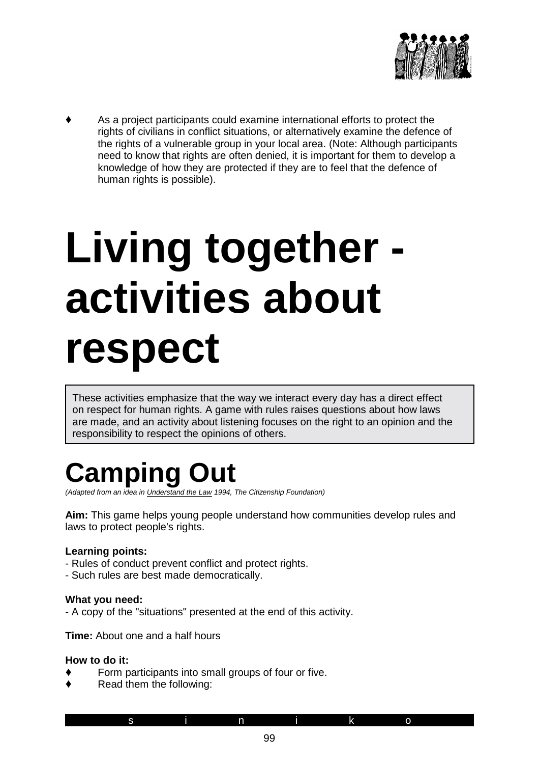- As a project participants could examine international efforts to protect the rights of civilians in conflict situations, or alternatively examine the defence of the rights of a vulnerable group in your local area. (Note: Although participants need to know that rights are often denied, it is important for them to develop a knowledge of how they are protected if they are to feel that the defence of human rights is possible).

# Living together - activities about respect

These activities emphasize that the way we interact every day has a direct effect on respect for human rights. A game with rules raises questions about how laws are made, and an activity about listening focuses on the right to an opinion and the responsibility to respect the opinions of others.

## Camping Out

*(Adapted from an idea in Understand the Law 1994, The Citizenship Foundation)*

**Aim:** This game helps young people understand how communities develop rules and laws to protect people's rights.

**Learning points:**
- Rules of conduct prevent conflict and protect rights.
- Such rules are best made democratically.

**What you need:**
- A copy of the "situations" presented at the end of this activity.

**Time:** About one and a half hours

**How to do it:**
- Form participants into small groups of four or five.
- Read them the following: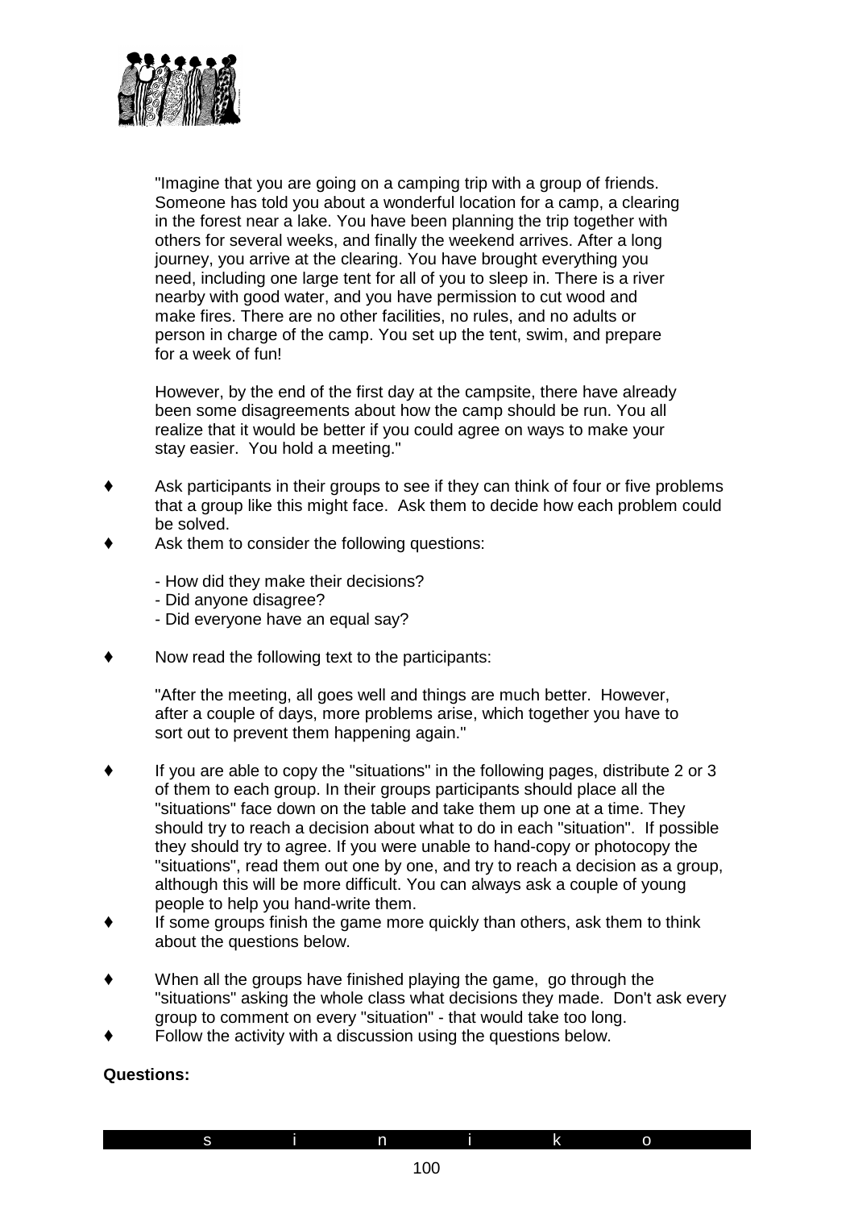"Imagine that you are going on a camping trip with a group of friends. Someone has told you about a wonderful location for a camp, a clearing in the forest near a lake. You have been planning the trip together with others for several weeks, and finally the weekend arrives. After a long journey, you arrive at the clearing. You have brought everything you need, including one large tent for all of you to sleep in. There is a river nearby with good water, and you have permission to cut wood and make fires. There are no other facilities, no rules, and no adults or person in charge of the camp. You set up the tent, swim, and prepare for a week of fun!

However, by the end of the first day at the campsite, there have already been some disagreements about how the camp should be run. You all realize that it would be better if you could agree on ways to make your stay easier. You hold a meeting."

- Ask participants in their groups to see if they can think of four or five problems that a group like this might face. Ask them to decide how each problem could be solved.
- Ask them to consider the following questions:

  - How did they make their decisions?
  - Did anyone disagree?
  - Did everyone have an equal say?

- Now read the following text to the participants:

  "After the meeting, all goes well and things are much better. However, after a couple of days, more problems arise, which together you have to sort out to prevent them happening again."

- If you are able to copy the "situations" in the following pages, distribute 2 or 3 of them to each group. In their groups participants should place all the "situations" face down on the table and take them up one at a time. They should try to reach a decision about what to do in each "situation". If possible they should try to agree. If you were unable to hand-copy or photocopy the "situations", read them out one by one, and try to reach a decision as a group, although this will be more difficult. You can always ask a couple of young people to help you hand-write them.
- If some groups finish the game more quickly than others, ask them to think about the questions below.
- When all the groups have finished playing the game, go through the "situations" asking the whole class what decisions they made. Don't ask every group to comment on every "situation" - that would take too long.
- Follow the activity with a discussion using the questions below.

**Questions:**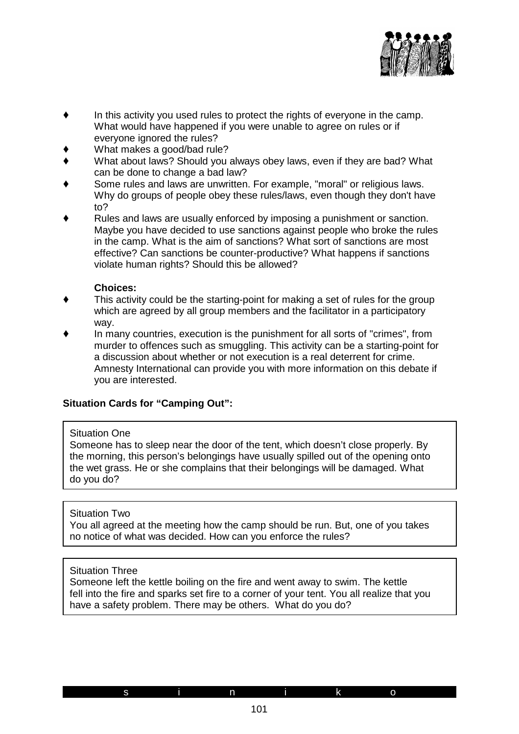- In this activity you used rules to protect the rights of everyone in the camp. What would have happened if you were unable to agree on rules or if everyone ignored the rules?
- What makes a good/bad rule?
- What about laws? Should you always obey laws, even if they are bad? What can be done to change a bad law?
- Some rules and laws are unwritten. For example, "moral" or religious laws. Why do groups of people obey these rules/laws, even though they don't have to?
- Rules and laws are usually enforced by imposing a punishment or sanction. Maybe you have decided to use sanctions against people who broke the rules in the camp. What is the aim of sanctions? What sort of sanctions are most effective? Can sanctions be counter-productive? What happens if sanctions violate human rights? Should this be allowed?

**Choices:**

- This activity could be the starting-point for making a set of rules for the group which are agreed by all group members and the facilitator in a participatory way.
- In many countries, execution is the punishment for all sorts of "crimes", from murder to offences such as smuggling. This activity can be a starting-point for a discussion about whether or not execution is a real deterrent for crime. Amnesty International can provide you with more information on this debate if you are interested.

**Situation Cards for "Camping Out":**

Situation One
Someone has to sleep near the door of the tent, which doesn't close properly. By the morning, this person's belongings have usually spilled out of the opening onto the wet grass. He or she complains that their belongings will be damaged. What do you do?

Situation Two
You all agreed at the meeting how the camp should be run. But, one of you takes no notice of what was decided. How can you enforce the rules?

Situation Three
Someone left the kettle boiling on the fire and went away to swim. The kettle fell into the fire and sparks set fire to a corner of your tent. You all realize that you have a safety problem. There may be others. What do you do?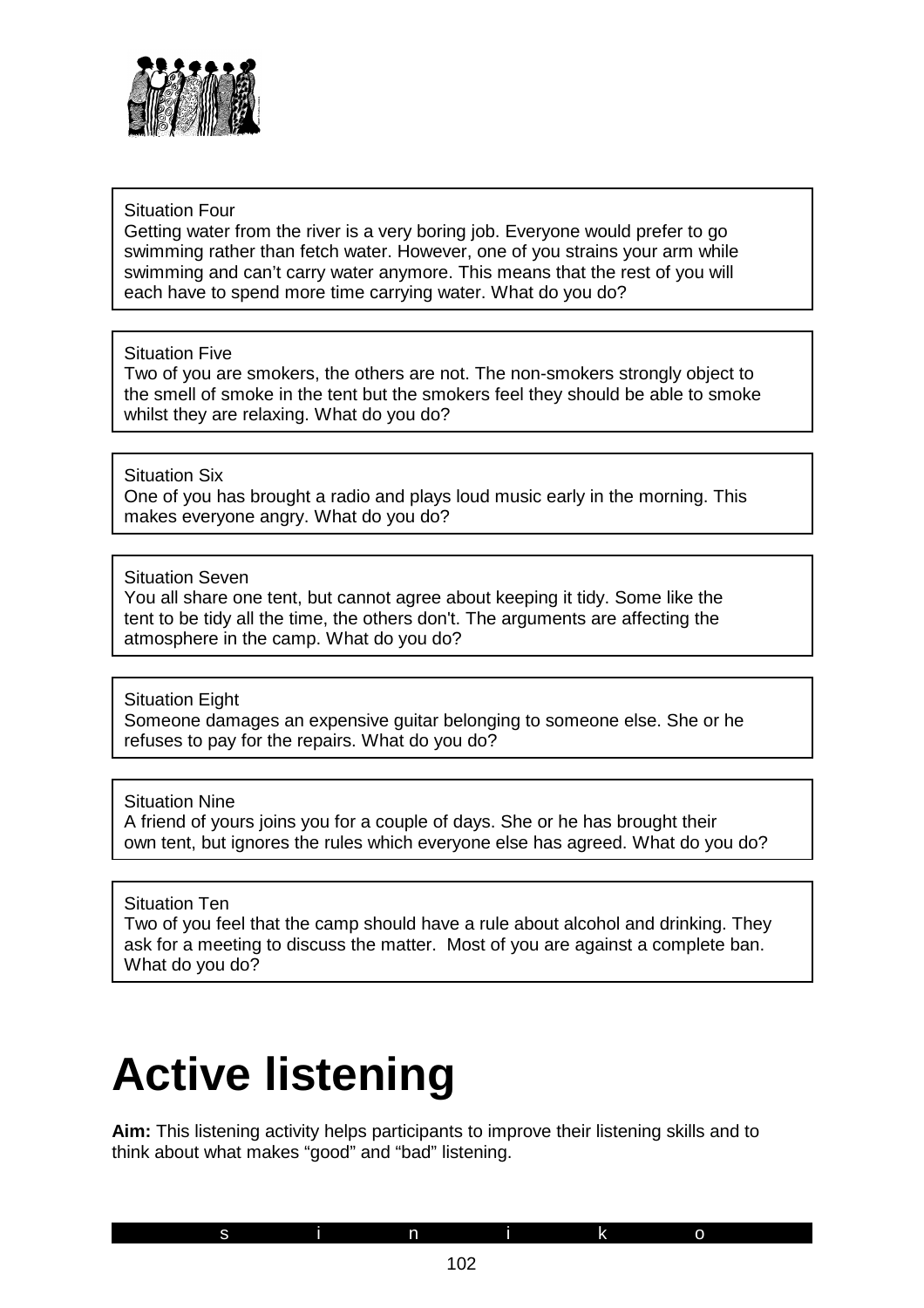Situation Four
Getting water from the river is a very boring job. Everyone would prefer to go swimming rather than fetch water. However, one of you strains your arm while swimming and can't carry water anymore. This means that the rest of you will each have to spend more time carrying water. What do you do?

Situation Five
Two of you are smokers, the others are not. The non-smokers strongly object to the smell of smoke in the tent but the smokers feel they should be able to smoke whilst they are relaxing. What do you do?

Situation Six
One of you has brought a radio and plays loud music early in the morning. This makes everyone angry. What do you do?

Situation Seven
You all share one tent, but cannot agree about keeping it tidy. Some like the tent to be tidy all the time, the others don't. The arguments are affecting the atmosphere in the camp. What do you do?

Situation Eight
Someone damages an expensive guitar belonging to someone else. She or he refuses to pay for the repairs. What do you do?

Situation Nine
A friend of yours joins you for a couple of days. She or he has brought their own tent, but ignores the rules which everyone else has agreed. What do you do?

Situation Ten
Two of you feel that the camp should have a rule about alcohol and drinking. They ask for a meeting to discuss the matter. Most of you are against a complete ban. What do you do?

# Active listening

**Aim:** This listening activity helps participants to improve their listening skills and to think about what makes "good" and "bad" listening.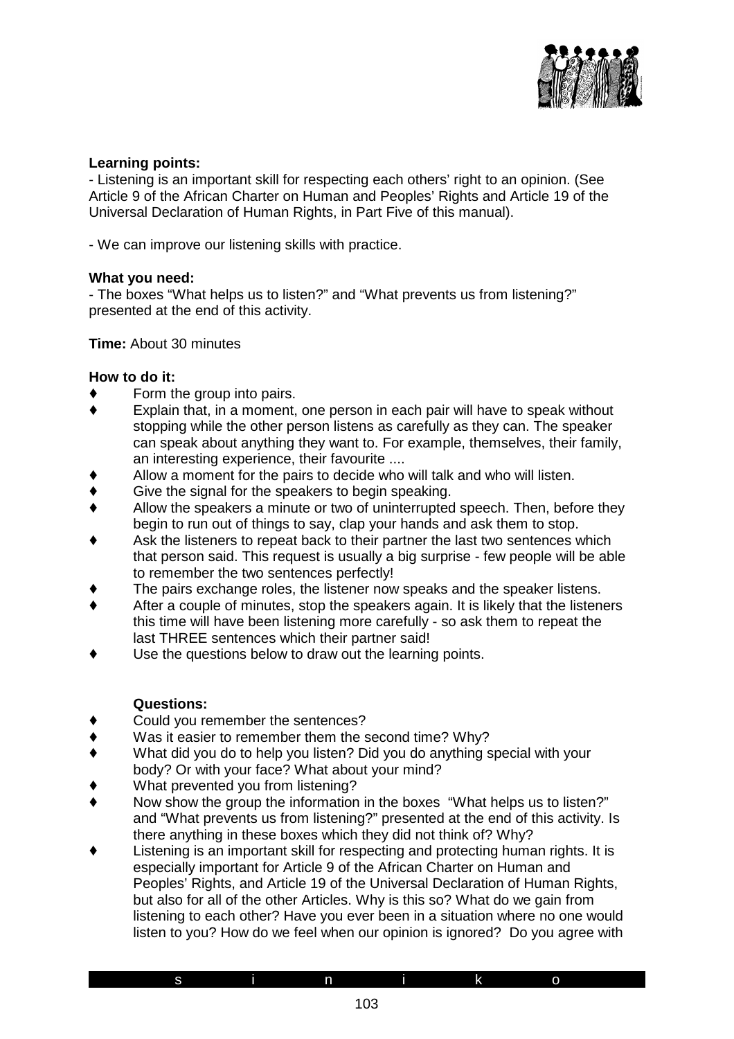**Learning points:**

- Listening is an important skill for respecting each others' right to an opinion. (See Article 9 of the African Charter on Human and Peoples' Rights and Article 19 of the Universal Declaration of Human Rights, in Part Five of this manual).

- We can improve our listening skills with practice.

**What you need:**

- The boxes "What helps us to listen?" and "What prevents us from listening?" presented at the end of this activity.

**Time:** About 30 minutes

**How to do it:**

- ♦ Form the group into pairs.
- ♦ Explain that, in a moment, one person in each pair will have to speak without stopping while the other person listens as carefully as they can. The speaker can speak about anything they want to. For example, themselves, their family, an interesting experience, their favourite ....
- ♦ Allow a moment for the pairs to decide who will talk and who will listen.
- ♦ Give the signal for the speakers to begin speaking.
- ♦ Allow the speakers a minute or two of uninterrupted speech. Then, before they begin to run out of things to say, clap your hands and ask them to stop.
- ♦ Ask the listeners to repeat back to their partner the last two sentences which that person said. This request is usually a big surprise - few people will be able to remember the two sentences perfectly!
- ♦ The pairs exchange roles, the listener now speaks and the speaker listens.
- ♦ After a couple of minutes, stop the speakers again. It is likely that the listeners this time will have been listening more carefully - so ask them to repeat the last THREE sentences which their partner said!
- ♦ Use the questions below to draw out the learning points.

**Questions:**

- ♦ Could you remember the sentences?
- ♦ Was it easier to remember them the second time? Why?
- ♦ What did you do to help you listen? Did you do anything special with your body? Or with your face? What about your mind?
- ♦ What prevented you from listening?
- ♦ Now show the group the information in the boxes "What helps us to listen?" and "What prevents us from listening?" presented at the end of this activity. Is there anything in these boxes which they did not think of? Why?
- ♦ Listening is an important skill for respecting and protecting human rights. It is especially important for Article 9 of the African Charter on Human and Peoples' Rights, and Article 19 of the Universal Declaration of Human Rights, but also for all of the other Articles. Why is this so? What do we gain from listening to each other? Have you ever been in a situation where no one would listen to you? How do we feel when our opinion is ignored? Do you agree with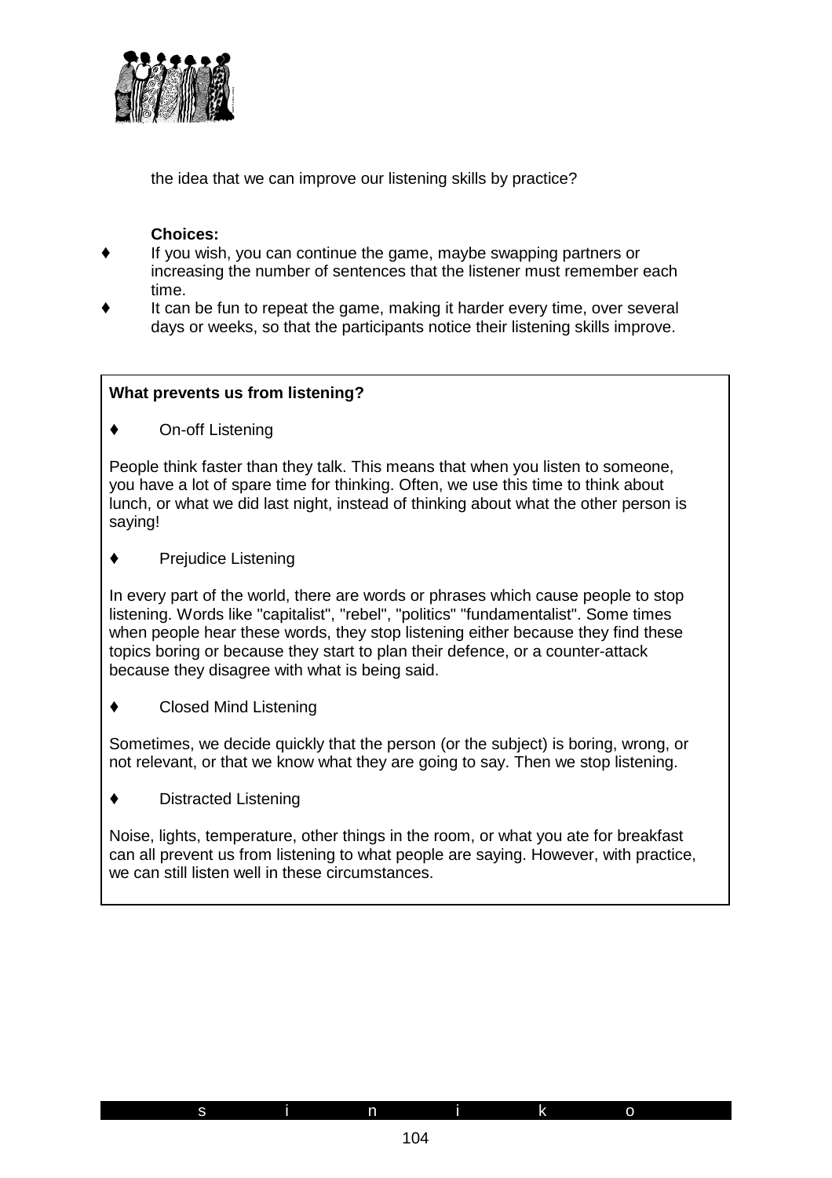the idea that we can improve our listening skills by practice?

**Choices:**

- If you wish, you can continue the game, maybe swapping partners or increasing the number of sentences that the listener must remember each time.
- It can be fun to repeat the game, making it harder every time, over several days or weeks, so that the participants notice their listening skills improve.

**What prevents us from listening?**

- On-off Listening

People think faster than they talk. This means that when you listen to someone, you have a lot of spare time for thinking. Often, we use this time to think about lunch, or what we did last night, instead of thinking about what the other person is saying!

- Prejudice Listening

In every part of the world, there are words or phrases which cause people to stop listening. Words like "capitalist", "rebel", "politics" "fundamentalist". Some times when people hear these words, they stop listening either because they find these topics boring or because they start to plan their defence, or a counter-attack because they disagree with what is being said.

- Closed Mind Listening

Sometimes, we decide quickly that the person (or the subject) is boring, wrong, or not relevant, or that we know what they are going to say. Then we stop listening.

- Distracted Listening

Noise, lights, temperature, other things in the room, or what you ate for breakfast can all prevent us from listening to what people are saying. However, with practice, we can still listen well in these circumstances.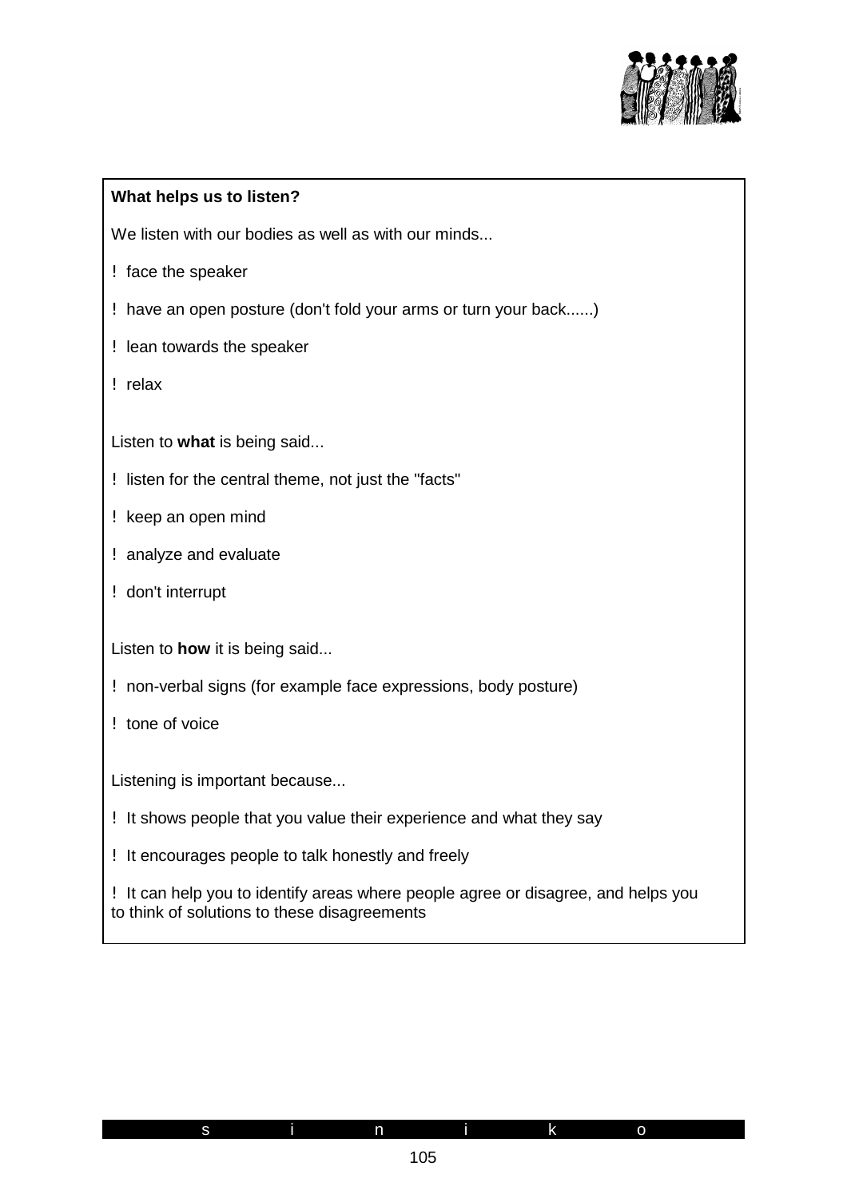**What helps us to listen?**

We listen with our bodies as well as with our minds...

- face the speaker
- have an open posture (don't fold your arms or turn your back......)
- lean towards the speaker
- relax

Listen to **what** is being said...

- listen for the central theme, not just the "facts"
- keep an open mind
- analyze and evaluate
- don't interrupt

Listen to **how** it is being said...

- non-verbal signs (for example face expressions, body posture)
- tone of voice

Listening is important because...

- It shows people that you value their experience and what they say
- It encourages people to talk honestly and freely
- It can help you to identify areas where people agree or disagree, and helps you to think of solutions to these disagreements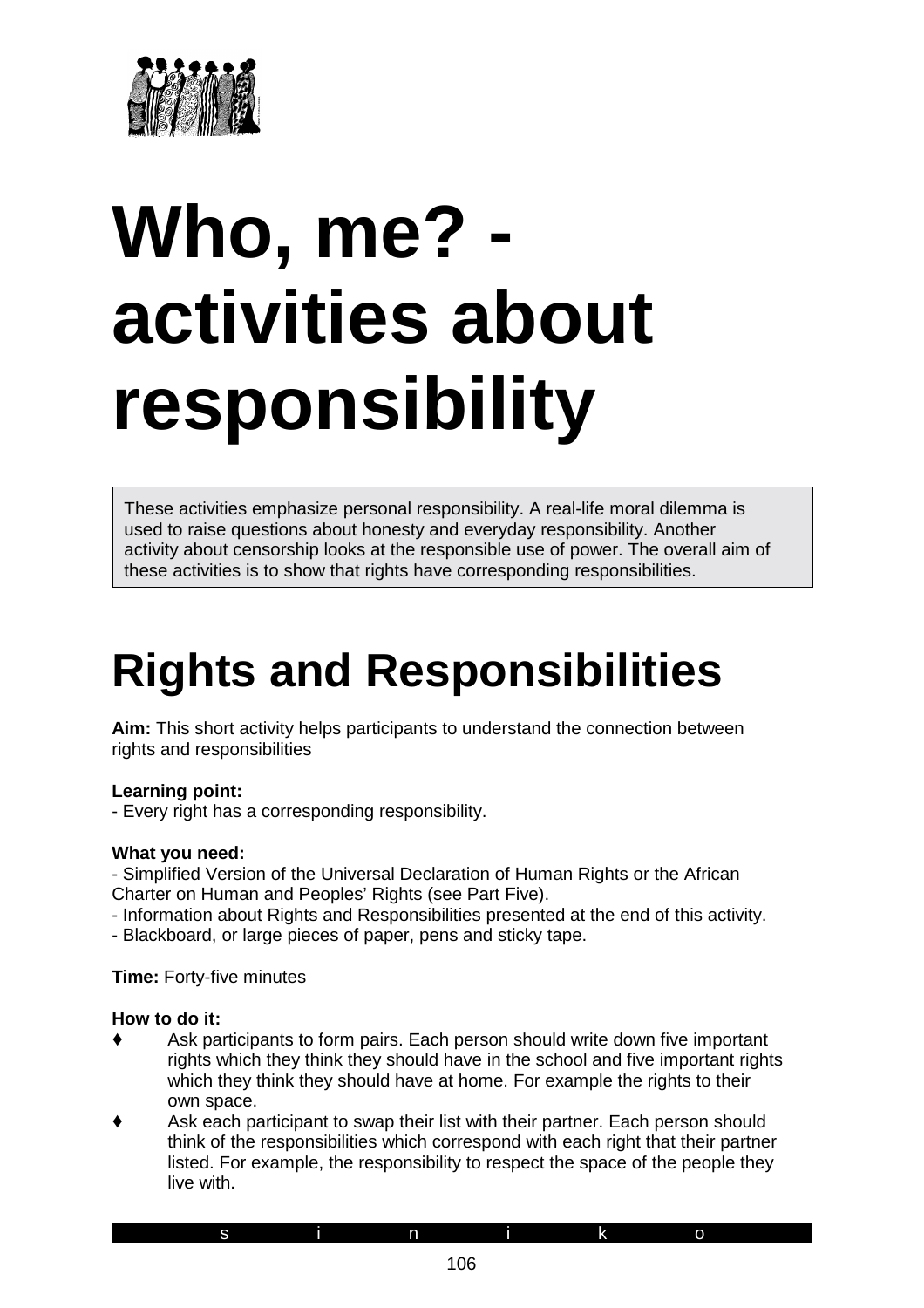# Who, me? - activities about responsibility

These activities emphasize personal responsibility. A real-life moral dilemma is used to raise questions about honesty and everyday responsibility. Another activity about censorship looks at the responsible use of power. The overall aim of these activities is to show that rights have corresponding responsibilities.

## Rights and Responsibilities

**Aim:** This short activity helps participants to understand the connection between rights and responsibilities

**Learning point:**
- Every right has a corresponding responsibility.

**What you need:**
- Simplified Version of the Universal Declaration of Human Rights or the African Charter on Human and Peoples' Rights (see Part Five).
- Information about Rights and Responsibilities presented at the end of this activity.
- Blackboard, or large pieces of paper, pens and sticky tape.

**Time:** Forty-five minutes

**How to do it:**

- Ask participants to form pairs. Each person should write down five important rights which they think they should have in the school and five important rights which they think they should have at home. For example the rights to their own space.
- Ask each participant to swap their list with their partner. Each person should think of the responsibilities which correspond with each right that their partner listed. For example, the responsibility to respect the space of the people they live with.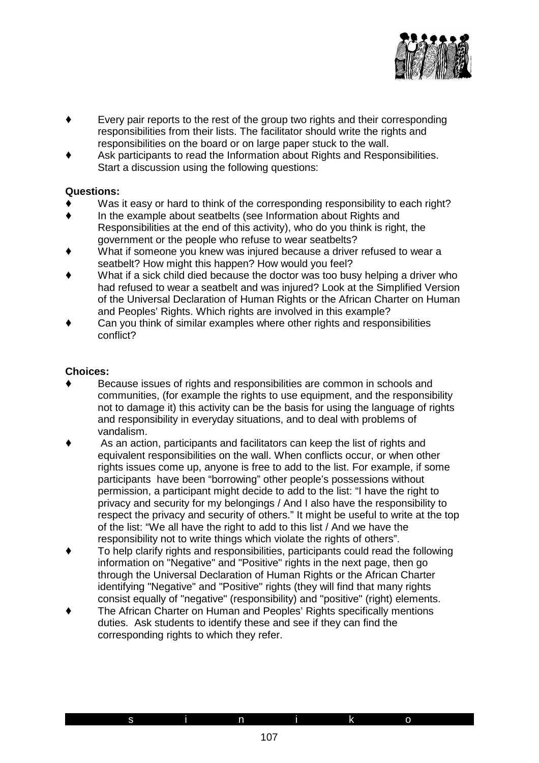- Every pair reports to the rest of the group two rights and their corresponding responsibilities from their lists. The facilitator should write the rights and responsibilities on the board or on large paper stuck to the wall.
- Ask participants to read the Information about Rights and Responsibilities. Start a discussion using the following questions:

**Questions:**

- Was it easy or hard to think of the corresponding responsibility to each right?
- In the example about seatbelts (see Information about Rights and Responsibilities at the end of this activity), who do you think is right, the government or the people who refuse to wear seatbelts?
- What if someone you knew was injured because a driver refused to wear a seatbelt? How might this happen? How would you feel?
- What if a sick child died because the doctor was too busy helping a driver who had refused to wear a seatbelt and was injured? Look at the Simplified Version of the Universal Declaration of Human Rights or the African Charter on Human and Peoples' Rights. Which rights are involved in this example?
- Can you think of similar examples where other rights and responsibilities conflict?

**Choices:**

- Because issues of rights and responsibilities are common in schools and communities, (for example the rights to use equipment, and the responsibility not to damage it) this activity can be the basis for using the language of rights and responsibility in everyday situations, and to deal with problems of vandalism.
- As an action, participants and facilitators can keep the list of rights and equivalent responsibilities on the wall. When conflicts occur, or when other rights issues come up, anyone is free to add to the list. For example, if some participants have been "borrowing" other people's possessions without permission, a participant might decide to add to the list: "I have the right to privacy and security for my belongings / And I also have the responsibility to respect the privacy and security of others." It might be useful to write at the top of the list: "We all have the right to add to this list / And we have the responsibility not to write things which violate the rights of others".
- To help clarify rights and responsibilities, participants could read the following information on "Negative" and "Positive" rights in the next page, then go through the Universal Declaration of Human Rights or the African Charter identifying "Negative" and "Positive" rights (they will find that many rights consist equally of "negative" (responsibility) and "positive" (right) elements.
- The African Charter on Human and Peoples' Rights specifically mentions duties. Ask students to identify these and see if they can find the corresponding rights to which they refer.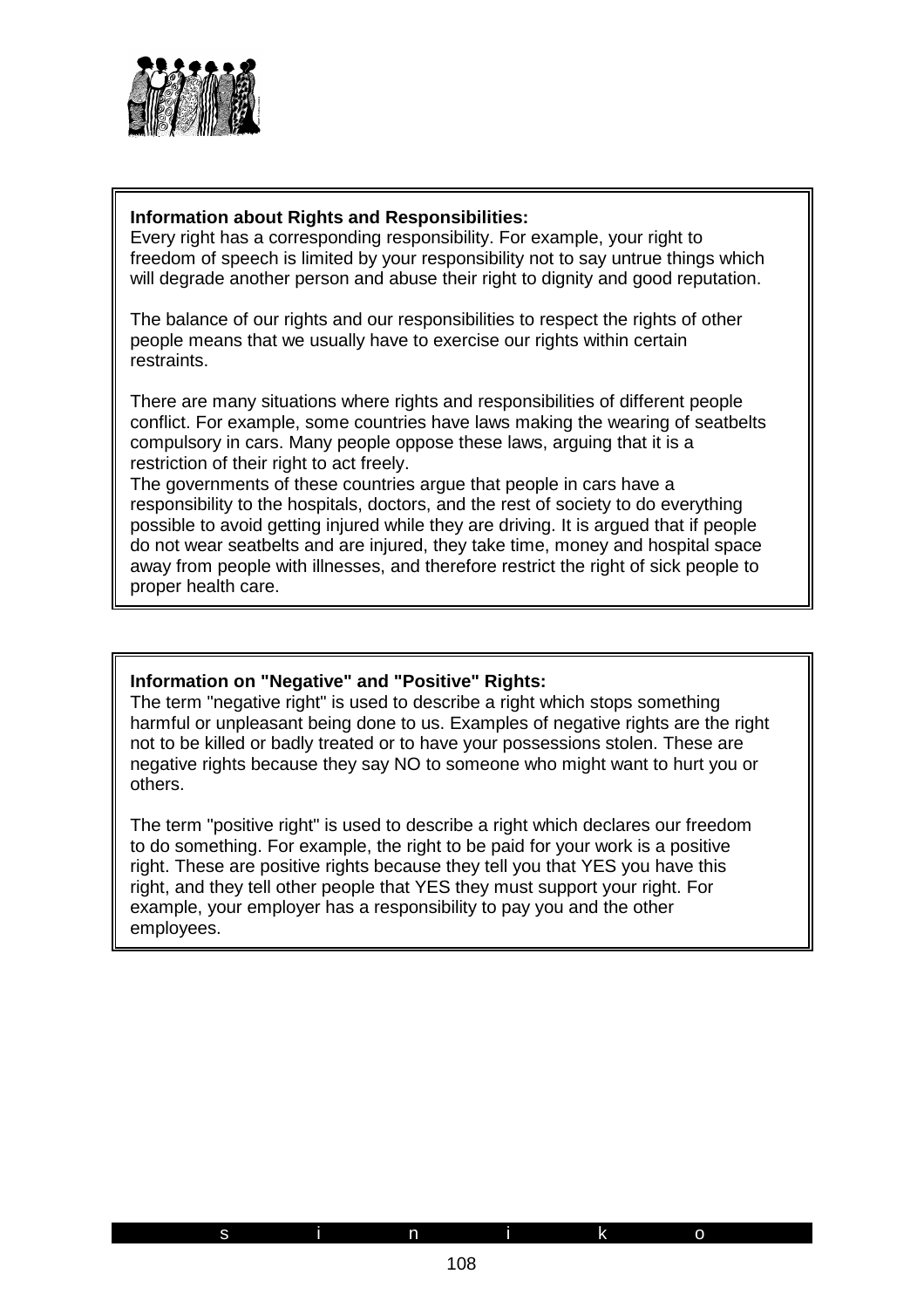**Information about Rights and Responsibilities:**
Every right has a corresponding responsibility. For example, your right to freedom of speech is limited by your responsibility not to say untrue things which will degrade another person and abuse their right to dignity and good reputation.

The balance of our rights and our responsibilities to respect the rights of other people means that we usually have to exercise our rights within certain restraints.

There are many situations where rights and responsibilities of different people conflict. For example, some countries have laws making the wearing of seatbelts compulsory in cars. Many people oppose these laws, arguing that it is a restriction of their right to act freely.
The governments of these countries argue that people in cars have a responsibility to the hospitals, doctors, and the rest of society to do everything possible to avoid getting injured while they are driving. It is argued that if people do not wear seatbelts and are injured, they take time, money and hospital space away from people with illnesses, and therefore restrict the right of sick people to proper health care.

**Information on "Negative" and "Positive" Rights:**
The term "negative right" is used to describe a right which stops something harmful or unpleasant being done to us. Examples of negative rights are the right not to be killed or badly treated or to have your possessions stolen. These are negative rights because they say NO to someone who might want to hurt you or others.

The term "positive right" is used to describe a right which declares our freedom to do something. For example, the right to be paid for your work is a positive right. These are positive rights because they tell you that YES you have this right, and they tell other people that YES they must support your right. For example, your employer has a responsibility to pay you and the other employees.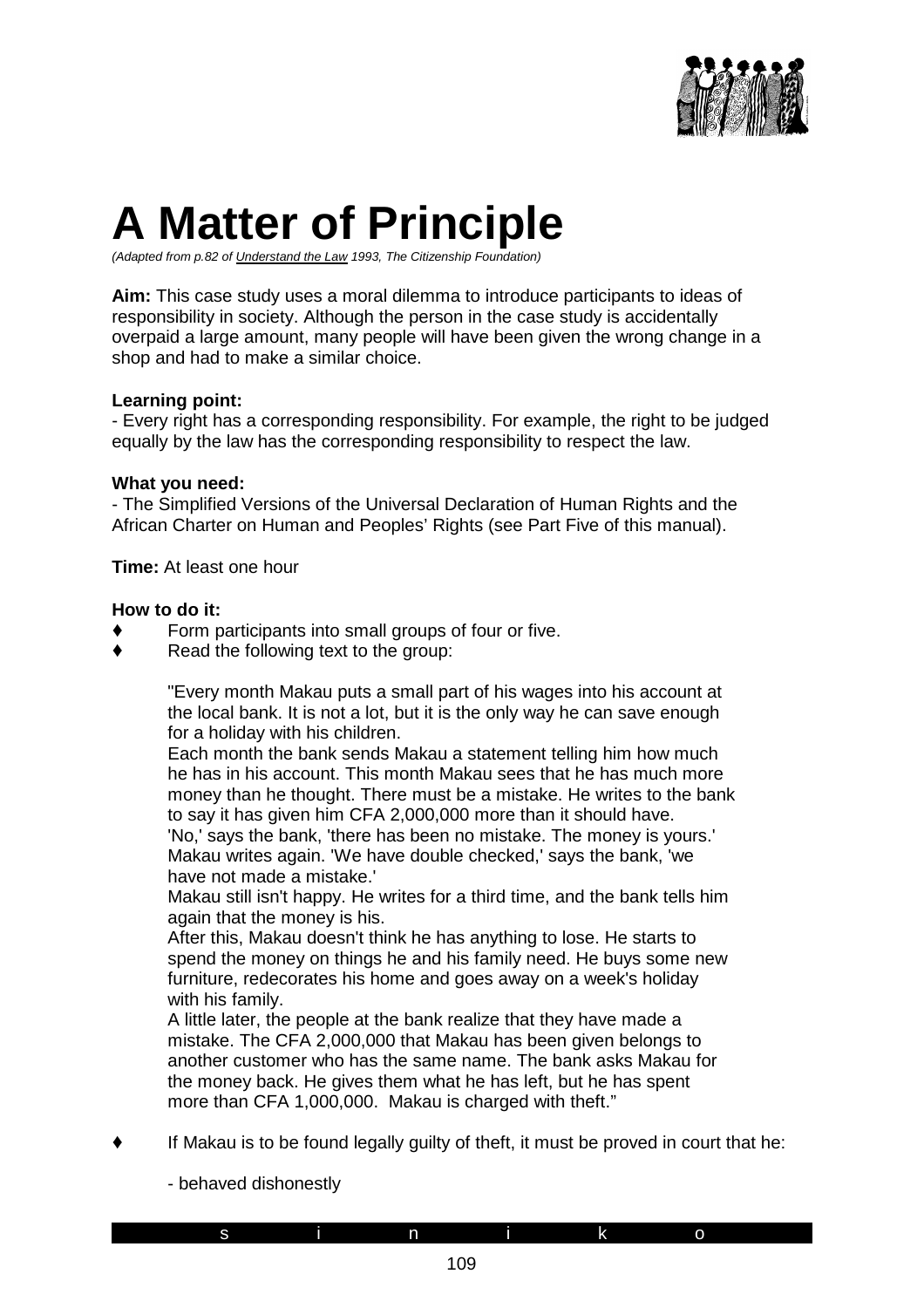# A Matter of Principle

*(Adapted from p.82 of Understand the Law 1993, The Citizenship Foundation)*

**Aim:** This case study uses a moral dilemma to introduce participants to ideas of responsibility in society. Although the person in the case study is accidentally overpaid a large amount, many people will have been given the wrong change in a shop and had to make a similar choice.

**Learning point:**
- Every right has a corresponding responsibility. For example, the right to be judged equally by the law has the corresponding responsibility to respect the law.

**What you need:**
- The Simplified Versions of the Universal Declaration of Human Rights and the African Charter on Human and Peoples' Rights (see Part Five of this manual).

**Time:** At least one hour

**How to do it:**

- Form participants into small groups of four or five.
- Read the following text to the group:

  "Every month Makau puts a small part of his wages into his account at the local bank. It is not a lot, but it is the only way he can save enough for a holiday with his children.
  Each month the bank sends Makau a statement telling him how much he has in his account. This month Makau sees that he has much more money than he thought. There must be a mistake. He writes to the bank to say it has given him CFA 2,000,000 more than it should have.
  'No,' says the bank, 'there has been no mistake. The money is yours.'
  Makau writes again. 'We have double checked,' says the bank, 'we have not made a mistake.'
  Makau still isn't happy. He writes for a third time, and the bank tells him again that the money is his.
  After this, Makau doesn't think he has anything to lose. He starts to spend the money on things he and his family need. He buys some new furniture, redecorates his home and goes away on a week's holiday with his family.
  A little later, the people at the bank realize that they have made a mistake. The CFA 2,000,000 that Makau has been given belongs to another customer who has the same name. The bank asks Makau for the money back. He gives them what he has left, but he has spent more than CFA 1,000,000. Makau is charged with theft."

- If Makau is to be found legally guilty of theft, it must be proved in court that he:

  - behaved dishonestly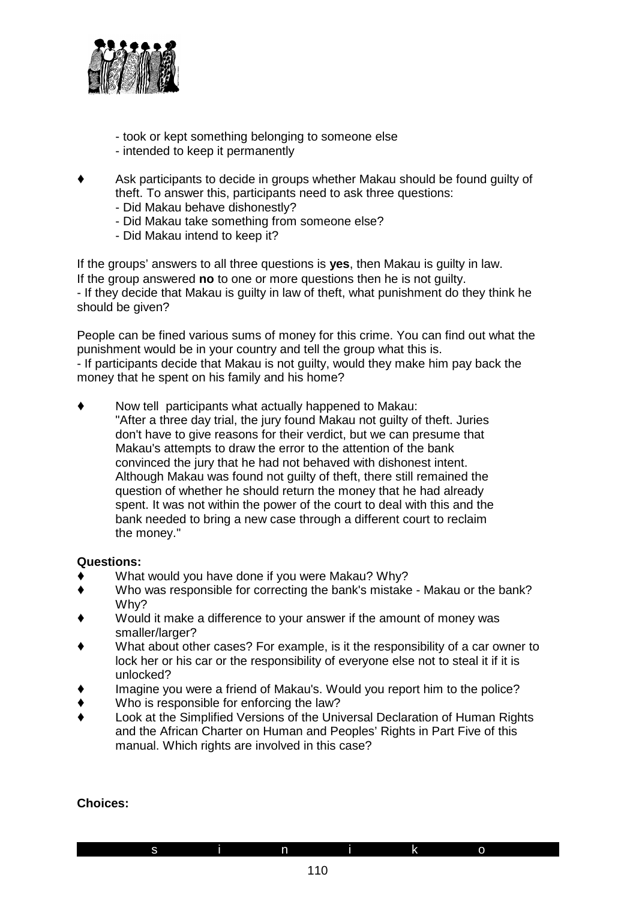- took or kept something belonging to someone else
- intended to keep it permanently

- Ask participants to decide in groups whether Makau should be found guilty of theft. To answer this, participants need to ask three questions:
  - Did Makau behave dishonestly?
  - Did Makau take something from someone else?
  - Did Makau intend to keep it?

If the groups' answers to all three questions is **yes**, then Makau is guilty in law. If the group answered **no** to one or more questions then he is not guilty.
- If they decide that Makau is guilty in law of theft, what punishment do they think he should be given?

People can be fined various sums of money for this crime. You can find out what the punishment would be in your country and tell the group what this is.
- If participants decide that Makau is not guilty, would they make him pay back the money that he spent on his family and his home?

- Now tell participants what actually happened to Makau:
  "After a three day trial, the jury found Makau not guilty of theft. Juries don't have to give reasons for their verdict, but we can presume that Makau's attempts to draw the error to the attention of the bank convinced the jury that he had not behaved with dishonest intent. Although Makau was found not guilty of theft, there still remained the question of whether he should return the money that he had already spent. It was not within the power of the court to deal with this and the bank needed to bring a new case through a different court to reclaim the money."

**Questions:**

- What would you have done if you were Makau? Why?
- Who was responsible for correcting the bank's mistake - Makau or the bank? Why?
- Would it make a difference to your answer if the amount of money was smaller/larger?
- What about other cases? For example, is it the responsibility of a car owner to lock her or his car or the responsibility of everyone else not to steal it if it is unlocked?
- Imagine you were a friend of Makau's. Would you report him to the police?
- Who is responsible for enforcing the law?
- Look at the Simplified Versions of the Universal Declaration of Human Rights and the African Charter on Human and Peoples' Rights in Part Five of this manual. Which rights are involved in this case?

**Choices:**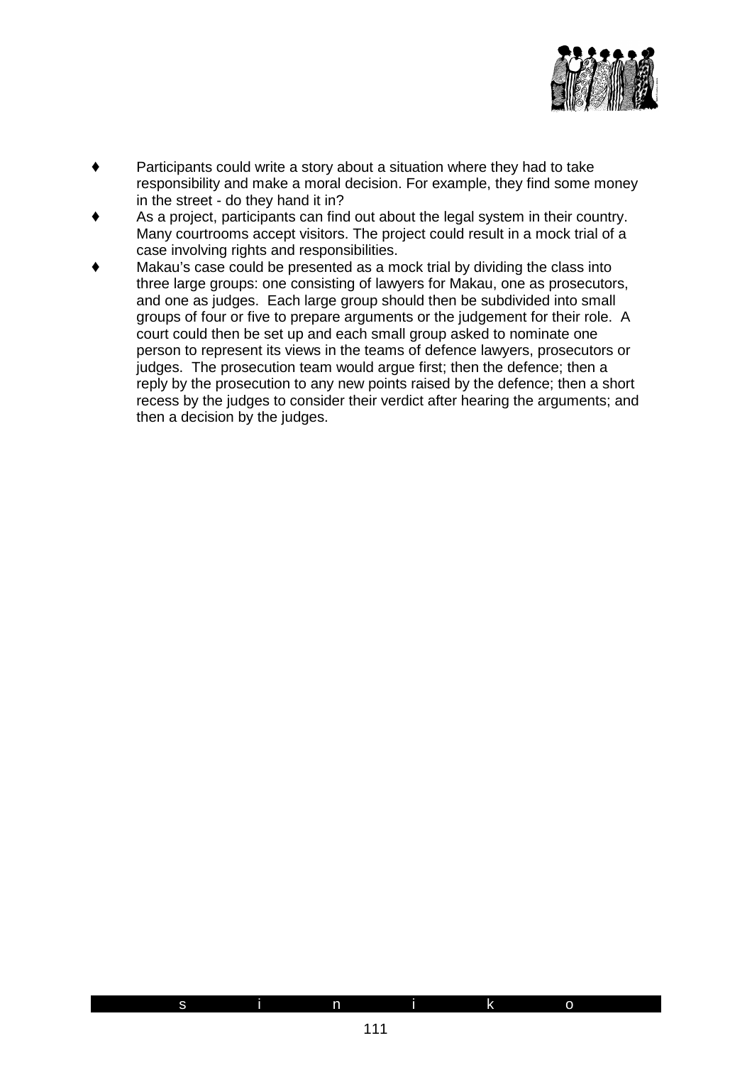- Participants could write a story about a situation where they had to take responsibility and make a moral decision. For example, they find some money in the street - do they hand it in?
- As a project, participants can find out about the legal system in their country. Many courtrooms accept visitors. The project could result in a mock trial of a case involving rights and responsibilities.
- Makau's case could be presented as a mock trial by dividing the class into three large groups: one consisting of lawyers for Makau, one as prosecutors, and one as judges. Each large group should then be subdivided into small groups of four or five to prepare arguments or the judgement for their role. A court could then be set up and each small group asked to nominate one person to represent its views in the teams of defence lawyers, prosecutors or judges. The prosecution team would argue first; then the defence; then a reply by the prosecution to any new points raised by the defence; then a short recess by the judges to consider their verdict after hearing the arguments; and then a decision by the judges.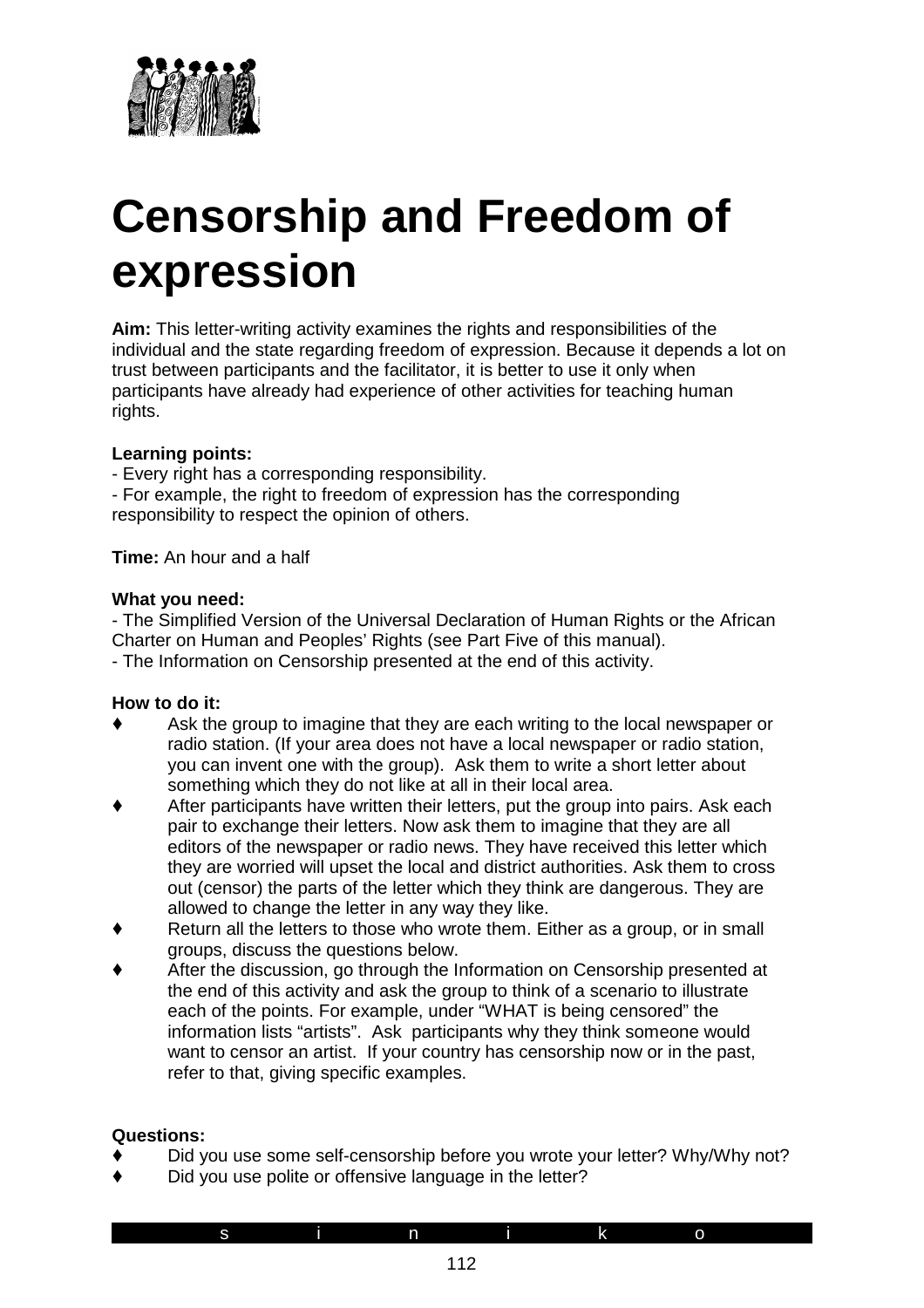# Censorship and Freedom of expression

**Aim:** This letter-writing activity examines the rights and responsibilities of the individual and the state regarding freedom of expression. Because it depends a lot on trust between participants and the facilitator, it is better to use it only when participants have already had experience of other activities for teaching human rights.

**Learning points:**
- Every right has a corresponding responsibility.
- For example, the right to freedom of expression has the corresponding responsibility to respect the opinion of others.

**Time:** An hour and a half

**What you need:**
- The Simplified Version of the Universal Declaration of Human Rights or the African Charter on Human and Peoples' Rights (see Part Five of this manual).
- The Information on Censorship presented at the end of this activity.

**How to do it:**

- ♦ Ask the group to imagine that they are each writing to the local newspaper or radio station. (If your area does not have a local newspaper or radio station, you can invent one with the group). Ask them to write a short letter about something which they do not like at all in their local area.
- ♦ After participants have written their letters, put the group into pairs. Ask each pair to exchange their letters. Now ask them to imagine that they are all editors of the newspaper or radio news. They have received this letter which they are worried will upset the local and district authorities. Ask them to cross out (censor) the parts of the letter which they think are dangerous. They are allowed to change the letter in any way they like.
- ♦ Return all the letters to those who wrote them. Either as a group, or in small groups, discuss the questions below.
- ♦ After the discussion, go through the Information on Censorship presented at the end of this activity and ask the group to think of a scenario to illustrate each of the points. For example, under "WHAT is being censored" the information lists "artists". Ask participants why they think someone would want to censor an artist. If your country has censorship now or in the past, refer to that, giving specific examples.

**Questions:**

- ♦ Did you use some self-censorship before you wrote your letter? Why/Why not?
- ♦ Did you use polite or offensive language in the letter?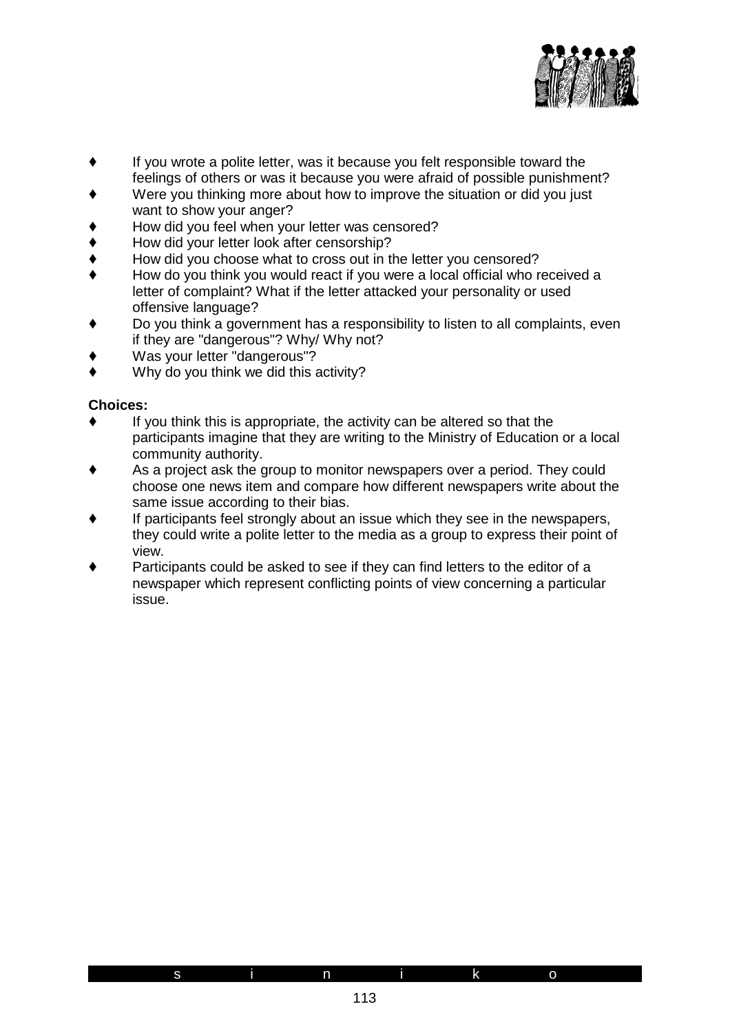- If you wrote a polite letter, was it because you felt responsible toward the feelings of others or was it because you were afraid of possible punishment?
- Were you thinking more about how to improve the situation or did you just want to show your anger?
- How did you feel when your letter was censored?
- How did your letter look after censorship?
- How did you choose what to cross out in the letter you censored?
- How do you think you would react if you were a local official who received a letter of complaint? What if the letter attacked your personality or used offensive language?
- Do you think a government has a responsibility to listen to all complaints, even if they are "dangerous"? Why/ Why not?
- Was your letter "dangerous"?
- Why do you think we did this activity?

**Choices:**

- If you think this is appropriate, the activity can be altered so that the participants imagine that they are writing to the Ministry of Education or a local community authority.
- As a project ask the group to monitor newspapers over a period. They could choose one news item and compare how different newspapers write about the same issue according to their bias.
- If participants feel strongly about an issue which they see in the newspapers, they could write a polite letter to the media as a group to express their point of view.
- Participants could be asked to see if they can find letters to the editor of a newspaper which represent conflicting points of view concerning a particular issue.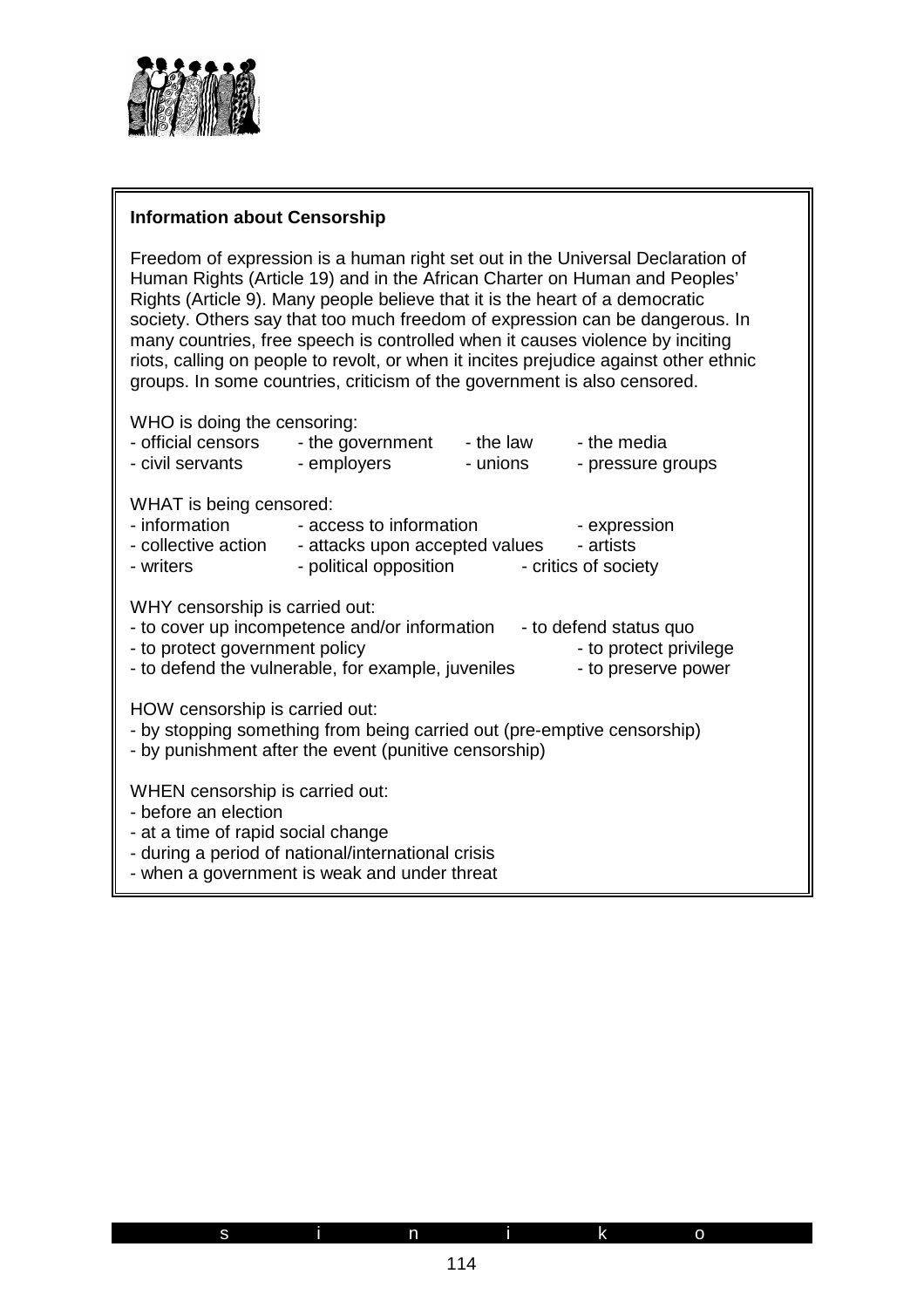## Information about Censorship

Freedom of expression is a human right set out in the Universal Declaration of Human Rights (Article 19) and in the African Charter on Human and Peoples' Rights (Article 9). Many people believe that it is the heart of a democratic society. Others say that too much freedom of expression can be dangerous. In many countries, free speech is controlled when it causes violence by inciting riots, calling on people to revolt, or when it incites prejudice against other ethnic groups. In some countries, criticism of the government is also censored.

WHO is doing the censoring:
- official censors
- the government
- the law
- the media
- civil servants
- employers
- unions
- pressure groups

WHAT is being censored:
- information
- access to information
- expression
- collective action
- attacks upon accepted values
- artists
- writers
- political opposition
- critics of society

WHY censorship is carried out:
- to cover up incompetence and/or information
- to defend status quo
- to protect government policy
- to protect privilege
- to defend the vulnerable, for example, juveniles
- to preserve power

HOW censorship is carried out:
- by stopping something from being carried out (pre-emptive censorship)
- by punishment after the event (punitive censorship)

WHEN censorship is carried out:
- before an election
- at a time of rapid social change
- during a period of national/international crisis
- when a government is weak and under threat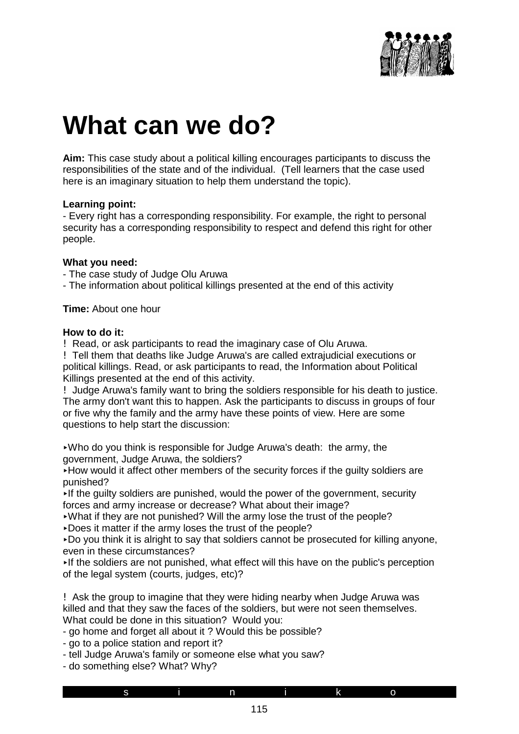# What can we do?

**Aim:** This case study about a political killing encourages participants to discuss the responsibilities of the state and of the individual. (Tell learners that the case used here is an imaginary situation to help them understand the topic).

**Learning point:**
- Every right has a corresponding responsibility. For example, the right to personal security has a corresponding responsibility to respect and defend this right for other people.

**What you need:**
- The case study of Judge Olu Aruwa
- The information about political killings presented at the end of this activity

**Time:** About one hour

**How to do it:**

! Read, or ask participants to read the imaginary case of Olu Aruwa.

! Tell them that deaths like Judge Aruwa's are called extrajudicial executions or political killings. Read, or ask participants to read, the Information about Political Killings presented at the end of this activity.

! Judge Aruwa's family want to bring the soldiers responsible for his death to justice. The army don't want this to happen. Ask the participants to discuss in groups of four or five why the family and the army have these points of view. Here are some questions to help start the discussion:

- Who do you think is responsible for Judge Aruwa's death: the army, the government, Judge Aruwa, the soldiers?
- How would it affect other members of the security forces if the guilty soldiers are punished?
- If the guilty soldiers are punished, would the power of the government, security forces and army increase or decrease? What about their image?
- What if they are not punished? Will the army lose the trust of the people?
- Does it matter if the army loses the trust of the people?
- Do you think it is alright to say that soldiers cannot be prosecuted for killing anyone, even in these circumstances?
- If the soldiers are not punished, what effect will this have on the public's perception of the legal system (courts, judges, etc)?

! Ask the group to imagine that they were hiding nearby when Judge Aruwa was killed and that they saw the faces of the soldiers, but were not seen themselves. What could be done in this situation? Would you:

- go home and forget all about it ? Would this be possible?
- go to a police station and report it?
- tell Judge Aruwa's family or someone else what you saw?
- do something else? What? Why?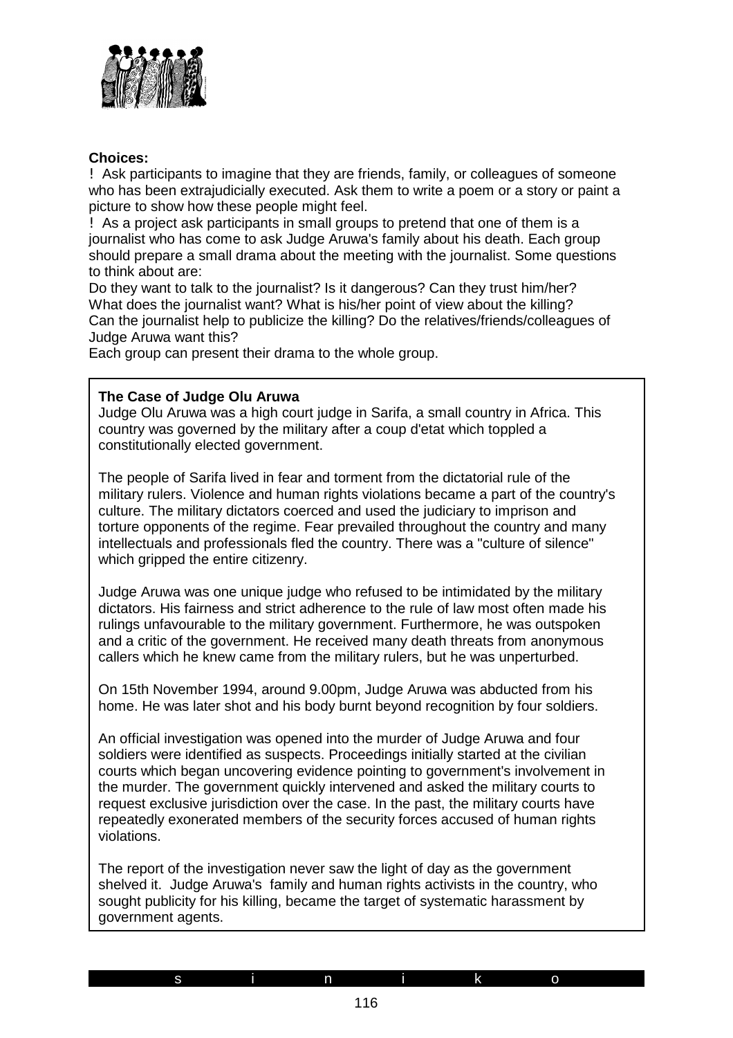**Choices:**

- Ask participants to imagine that they are friends, family, or colleagues of someone who has been extrajudicially executed. Ask them to write a poem or a story or paint a picture to show how these people might feel.
- As a project ask participants in small groups to pretend that one of them is a journalist who has come to ask Judge Aruwa's family about his death. Each group should prepare a small drama about the meeting with the journalist. Some questions to think about are:

Do they want to talk to the journalist? Is it dangerous? Can they trust him/her?
What does the journalist want? What is his/her point of view about the killing?
Can the journalist help to publicize the killing? Do the relatives/friends/colleagues of Judge Aruwa want this?
Each group can present their drama to the whole group.

**The Case of Judge Olu Aruwa**

Judge Olu Aruwa was a high court judge in Sarifa, a small country in Africa. This country was governed by the military after a coup d'etat which toppled a constitutionally elected government.

The people of Sarifa lived in fear and torment from the dictatorial rule of the military rulers. Violence and human rights violations became a part of the country's culture. The military dictators coerced and used the judiciary to imprison and torture opponents of the regime. Fear prevailed throughout the country and many intellectuals and professionals fled the country. There was a "culture of silence" which gripped the entire citizenry.

Judge Aruwa was one unique judge who refused to be intimidated by the military dictators. His fairness and strict adherence to the rule of law most often made his rulings unfavourable to the military government. Furthermore, he was outspoken and a critic of the government. He received many death threats from anonymous callers which he knew came from the military rulers, but he was unperturbed.

On 15th November 1994, around 9.00pm, Judge Aruwa was abducted from his home. He was later shot and his body burnt beyond recognition by four soldiers.

An official investigation was opened into the murder of Judge Aruwa and four soldiers were identified as suspects. Proceedings initially started at the civilian courts which began uncovering evidence pointing to government's involvement in the murder. The government quickly intervened and asked the military courts to request exclusive jurisdiction over the case. In the past, the military courts have repeatedly exonerated members of the security forces accused of human rights violations.

The report of the investigation never saw the light of day as the government shelved it. Judge Aruwa's family and human rights activists in the country, who sought publicity for his killing, became the target of systematic harassment by government agents.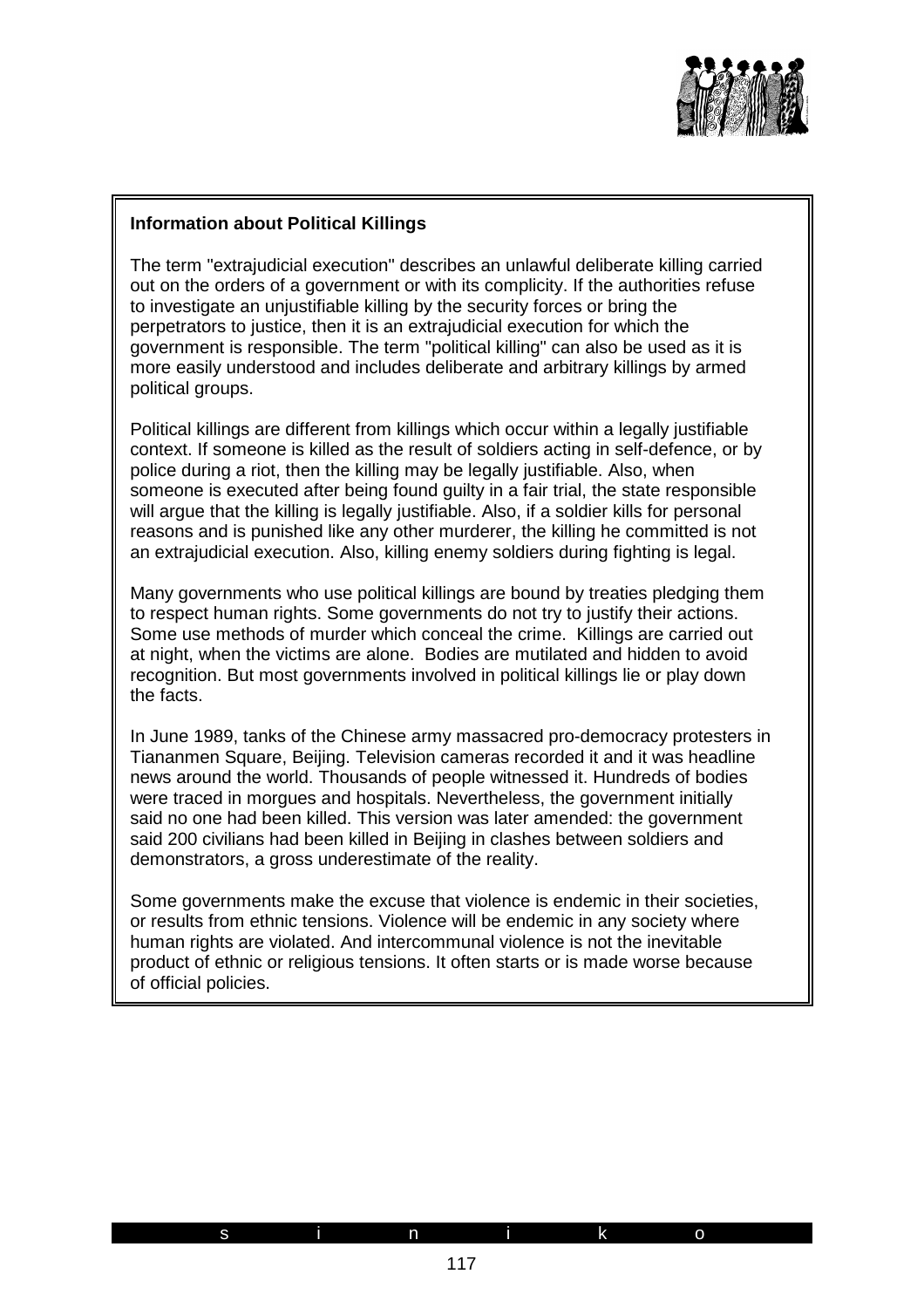**Information about Political Killings**

The term "extrajudicial execution" describes an unlawful deliberate killing carried out on the orders of a government or with its complicity. If the authorities refuse to investigate an unjustifiable killing by the security forces or bring the perpetrators to justice, then it is an extrajudicial execution for which the government is responsible. The term "political killing" can also be used as it is more easily understood and includes deliberate and arbitrary killings by armed political groups.

Political killings are different from killings which occur within a legally justifiable context. If someone is killed as the result of soldiers acting in self-defence, or by police during a riot, then the killing may be legally justifiable. Also, when someone is executed after being found guilty in a fair trial, the state responsible will argue that the killing is legally justifiable. Also, if a soldier kills for personal reasons and is punished like any other murderer, the killing he committed is not an extrajudicial execution. Also, killing enemy soldiers during fighting is legal.

Many governments who use political killings are bound by treaties pledging them to respect human rights. Some governments do not try to justify their actions. Some use methods of murder which conceal the crime. Killings are carried out at night, when the victims are alone. Bodies are mutilated and hidden to avoid recognition. But most governments involved in political killings lie or play down the facts.

In June 1989, tanks of the Chinese army massacred pro-democracy protesters in Tiananmen Square, Beijing. Television cameras recorded it and it was headline news around the world. Thousands of people witnessed it. Hundreds of bodies were traced in morgues and hospitals. Nevertheless, the government initially said no one had been killed. This version was later amended: the government said 200 civilians had been killed in Beijing in clashes between soldiers and demonstrators, a gross underestimate of the reality.

Some governments make the excuse that violence is endemic in their societies, or results from ethnic tensions. Violence will be endemic in any society where human rights are violated. And intercommunal violence is not the inevitable product of ethnic or religious tensions. It often starts or is made worse because of official policies.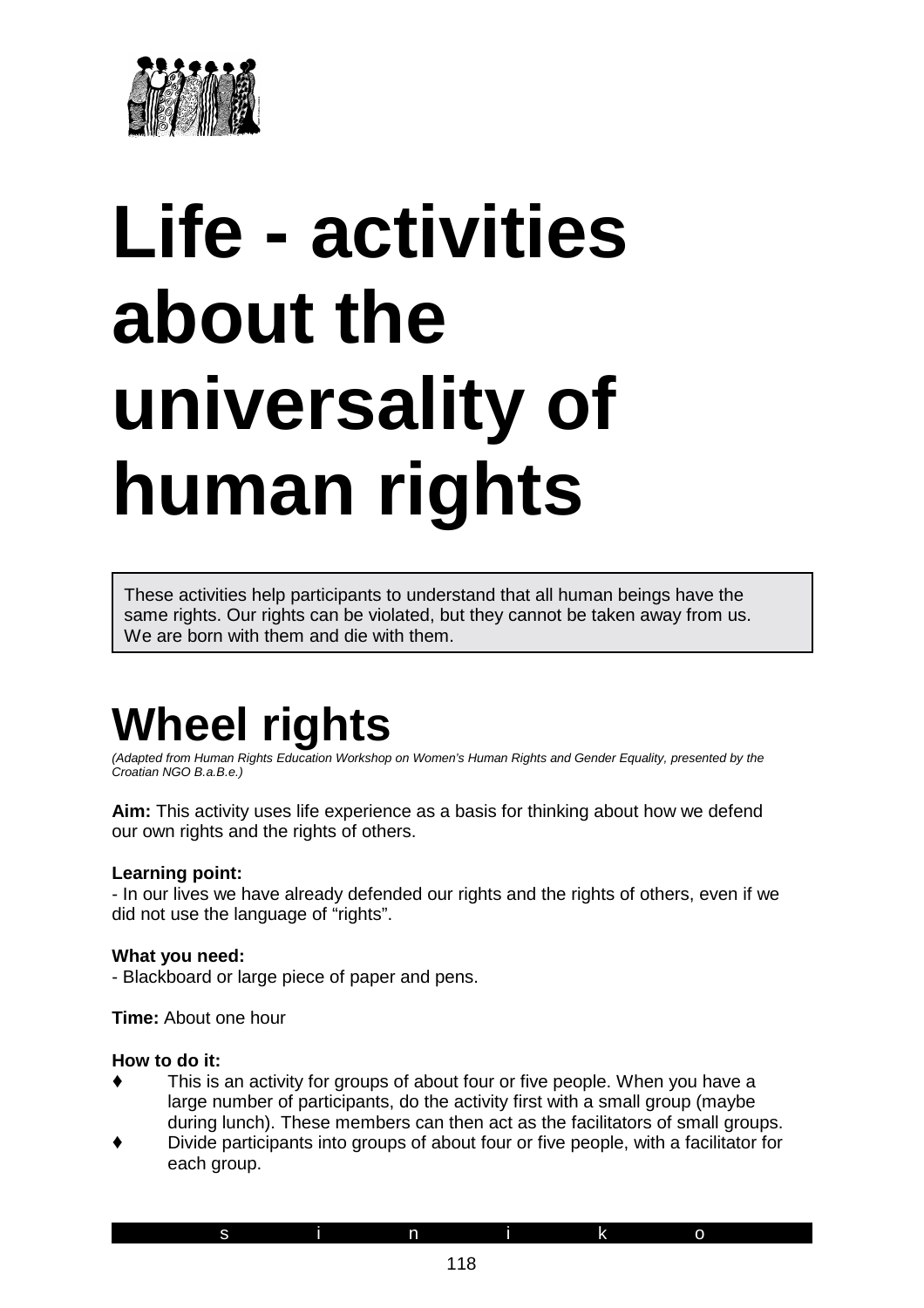# Life - activities about the universality of human rights

> These activities help participants to understand that all human beings have the same rights. Our rights can be violated, but they cannot be taken away from us. We are born with them and die with them.

## Wheel rights

*(Adapted from Human Rights Education Workshop on Women's Human Rights and Gender Equality, presented by the Croatian NGO B.a.B.e.)*

**Aim:** This activity uses life experience as a basis for thinking about how we defend our own rights and the rights of others.

**Learning point:**
- In our lives we have already defended our rights and the rights of others, even if we did not use the language of "rights".

**What you need:**
- Blackboard or large piece of paper and pens.

**Time:** About one hour

**How to do it:**
- This is an activity for groups of about four or five people. When you have a large number of participants, do the activity first with a small group (maybe during lunch). These members can then act as the facilitators of small groups.
- Divide participants into groups of about four or five people, with a facilitator for each group.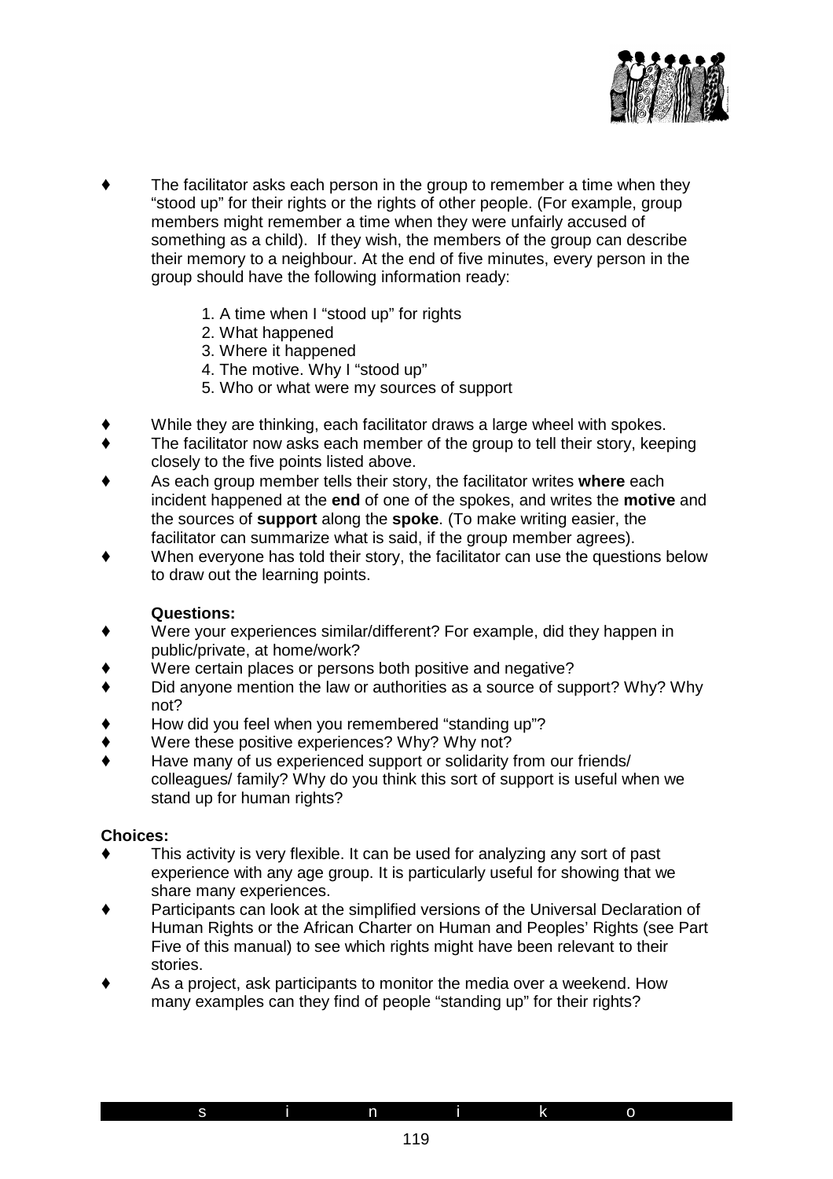- The facilitator asks each person in the group to remember a time when they "stood up" for their rights or the rights of other people. (For example, group members might remember a time when they were unfairly accused of something as a child). If they wish, the members of the group can describe their memory to a neighbour. At the end of five minutes, every person in the group should have the following information ready:

    1. A time when I "stood up" for rights
    2. What happened
    3. Where it happened
    4. The motive. Why I "stood up"
    5. Who or what were my sources of support

- While they are thinking, each facilitator draws a large wheel with spokes.
- The facilitator now asks each member of the group to tell their story, keeping closely to the five points listed above.
- As each group member tells their story, the facilitator writes **where** each incident happened at the **end** of one of the spokes, and writes the **motive** and the sources of **support** along the **spoke**. (To make writing easier, the facilitator can summarize what is said, if the group member agrees).
- When everyone has told their story, the facilitator can use the questions below to draw out the learning points.

**Questions:**

- Were your experiences similar/different? For example, did they happen in public/private, at home/work?
- Were certain places or persons both positive and negative?
- Did anyone mention the law or authorities as a source of support? Why? Why not?
- How did you feel when you remembered "standing up"?
- Were these positive experiences? Why? Why not?
- Have many of us experienced support or solidarity from our friends/ colleagues/ family? Why do you think this sort of support is useful when we stand up for human rights?

**Choices:**

- This activity is very flexible. It can be used for analyzing any sort of past experience with any age group. It is particularly useful for showing that we share many experiences.
- Participants can look at the simplified versions of the Universal Declaration of Human Rights or the African Charter on Human and Peoples' Rights (see Part Five of this manual) to see which rights might have been relevant to their stories.
- As a project, ask participants to monitor the media over a weekend. How many examples can they find of people "standing up" for their rights?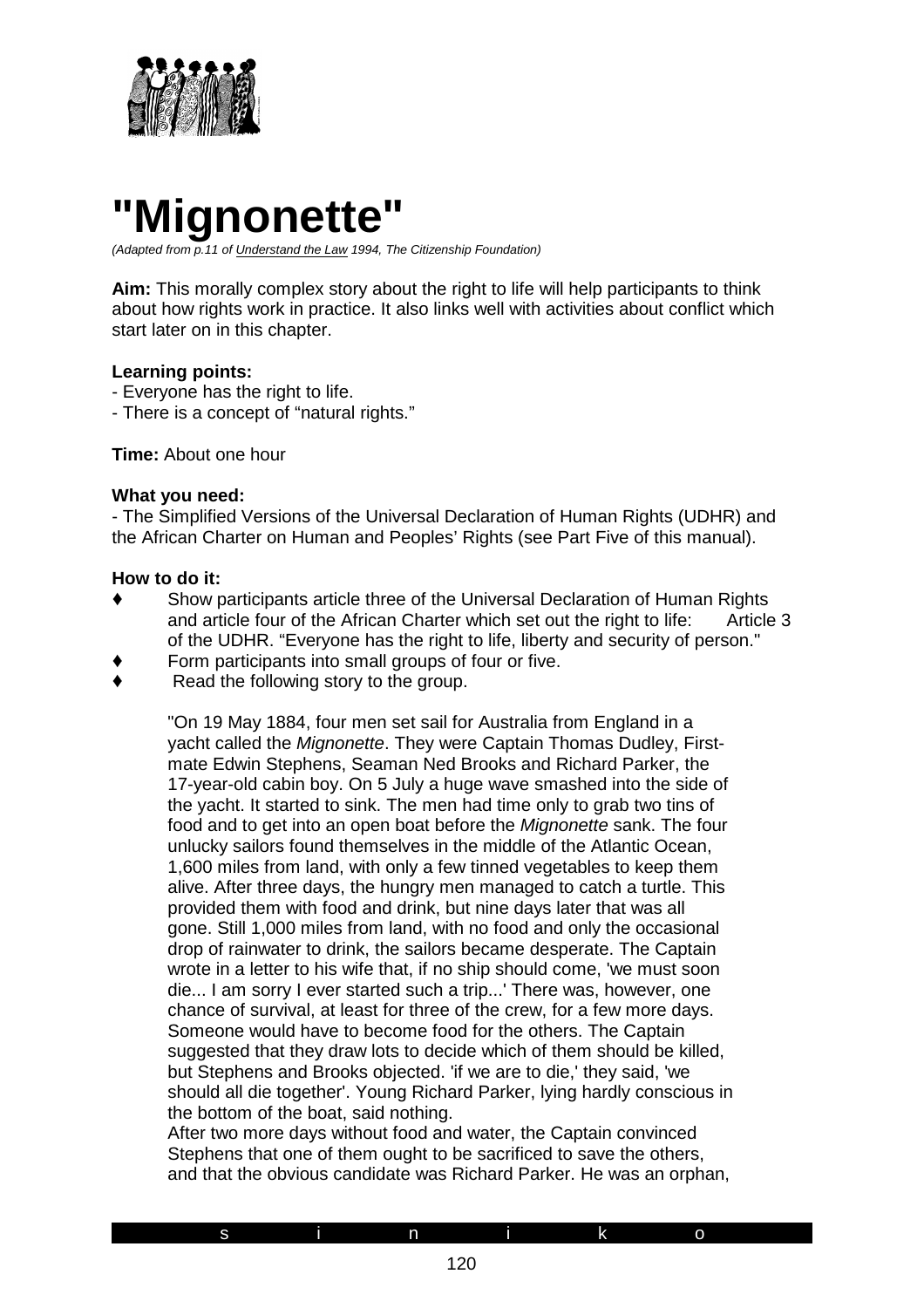# "Mignonette"

*(Adapted from p.11 of Understand the Law 1994, The Citizenship Foundation)*

**Aim:** This morally complex story about the right to life will help participants to think about how rights work in practice. It also links well with activities about conflict which start later on in this chapter.

**Learning points:**
- Everyone has the right to life.
- There is a concept of "natural rights."

**Time:** About one hour

**What you need:**
- The Simplified Versions of the Universal Declaration of Human Rights (UDHR) and the African Charter on Human and Peoples' Rights (see Part Five of this manual).

**How to do it:**

♦ Show participants article three of the Universal Declaration of Human Rights and article four of the African Charter which set out the right to life: Article 3 of the UDHR. "Everyone has the right to life, liberty and security of person."

♦ Form participants into small groups of four or five.

♦ Read the following story to the group.

"On 19 May 1884, four men set sail for Australia from England in a yacht called the *Mignonette*. They were Captain Thomas Dudley, First-mate Edwin Stephens, Seaman Ned Brooks and Richard Parker, the 17-year-old cabin boy. On 5 July a huge wave smashed into the side of the yacht. It started to sink. The men had time only to grab two tins of food and to get into an open boat before the *Mignonette* sank. The four unlucky sailors found themselves in the middle of the Atlantic Ocean, 1,600 miles from land, with only a few tinned vegetables to keep them alive. After three days, the hungry men managed to catch a turtle. This provided them with food and drink, but nine days later that was all gone. Still 1,000 miles from land, with no food and only the occasional drop of rainwater to drink, the sailors became desperate. The Captain wrote in a letter to his wife that, if no ship should come, 'we must soon die... I am sorry I ever started such a trip...' There was, however, one chance of survival, at least for three of the crew, for a few more days. Someone would have to become food for the others. The Captain suggested that they draw lots to decide which of them should be killed, but Stephens and Brooks objected. 'if we are to die,' they said, 'we should all die together'. Young Richard Parker, lying hardly conscious in the bottom of the boat, said nothing.

After two more days without food and water, the Captain convinced Stephens that one of them ought to be sacrificed to save the others, and that the obvious candidate was Richard Parker. He was an orphan,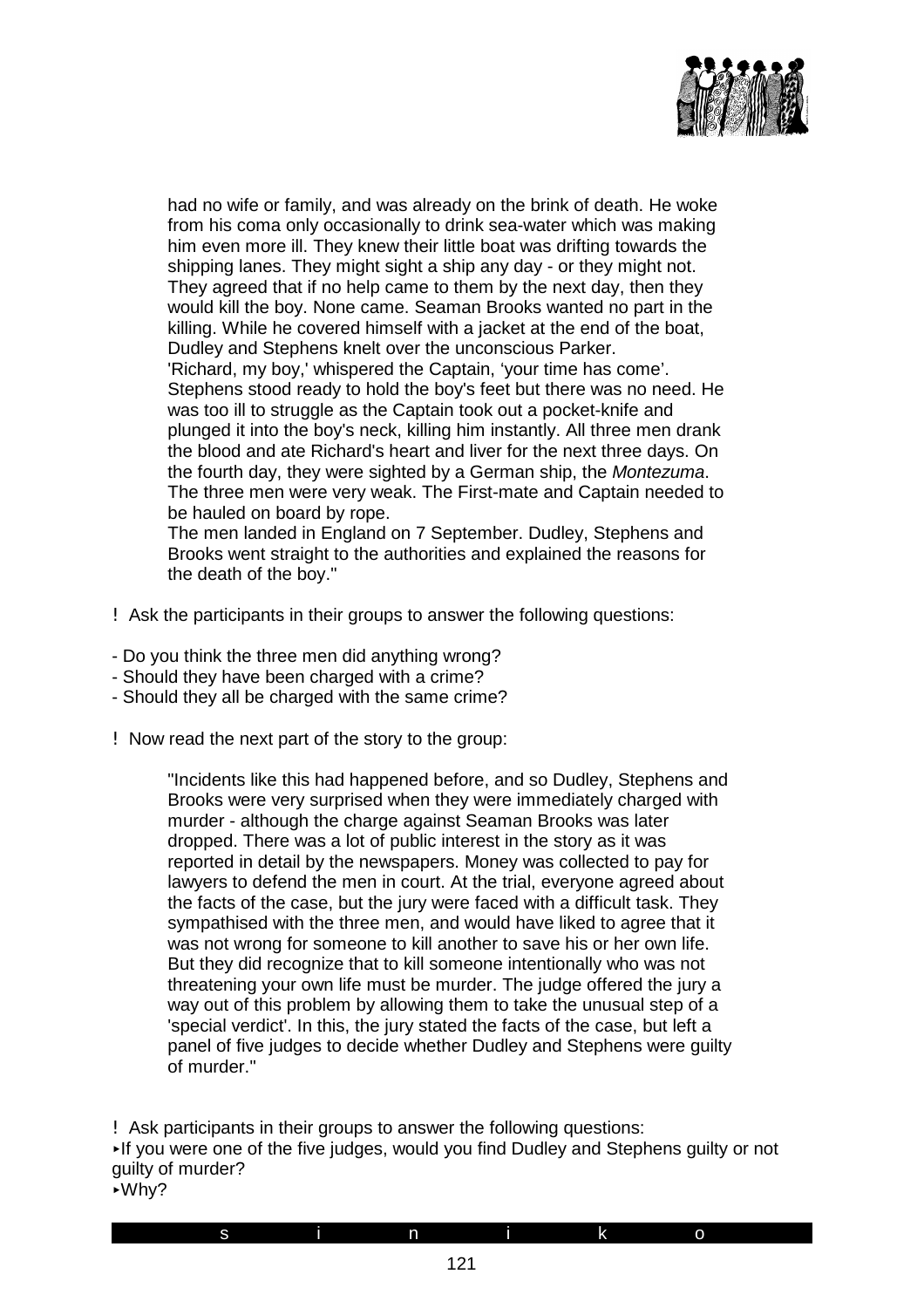had no wife or family, and was already on the brink of death. He woke from his coma only occasionally to drink sea-water which was making him even more ill. They knew their little boat was drifting towards the shipping lanes. They might sight a ship any day - or they might not. They agreed that if no help came to them by the next day, then they would kill the boy. None came. Seaman Brooks wanted no part in the killing. While he covered himself with a jacket at the end of the boat, Dudley and Stephens knelt over the unconscious Parker.
'Richard, my boy,' whispered the Captain, 'your time has come'.
Stephens stood ready to hold the boy's feet but there was no need. He was too ill to struggle as the Captain took out a pocket-knife and plunged it into the boy's neck, killing him instantly. All three men drank the blood and ate Richard's heart and liver for the next three days. On the fourth day, they were sighted by a German ship, the *Montezuma*. The three men were very weak. The First-mate and Captain needed to be hauled on board by rope.
The men landed in England on 7 September. Dudley, Stephens and Brooks went straight to the authorities and explained the reasons for the death of the boy."

! Ask the participants in their groups to answer the following questions:

- Do you think the three men did anything wrong?
- Should they have been charged with a crime?
- Should they all be charged with the same crime?

! Now read the next part of the story to the group:

> "Incidents like this had happened before, and so Dudley, Stephens and Brooks were very surprised when they were immediately charged with murder - although the charge against Seaman Brooks was later dropped. There was a lot of public interest in the story as it was reported in detail by the newspapers. Money was collected to pay for lawyers to defend the men in court. At the trial, everyone agreed about the facts of the case, but the jury were faced with a difficult task. They sympathised with the three men, and would have liked to agree that it was not wrong for someone to kill another to save his or her own life. But they did recognize that to kill someone intentionally who was not threatening your own life must be murder. The judge offered the jury a way out of this problem by allowing them to take the unusual step of a 'special verdict'. In this, the jury stated the facts of the case, but left a panel of five judges to decide whether Dudley and Stephens were guilty of murder."

! Ask participants in their groups to answer the following questions:

‣ If you were one of the five judges, would you find Dudley and Stephens guilty or not guilty of murder?

‣ Why?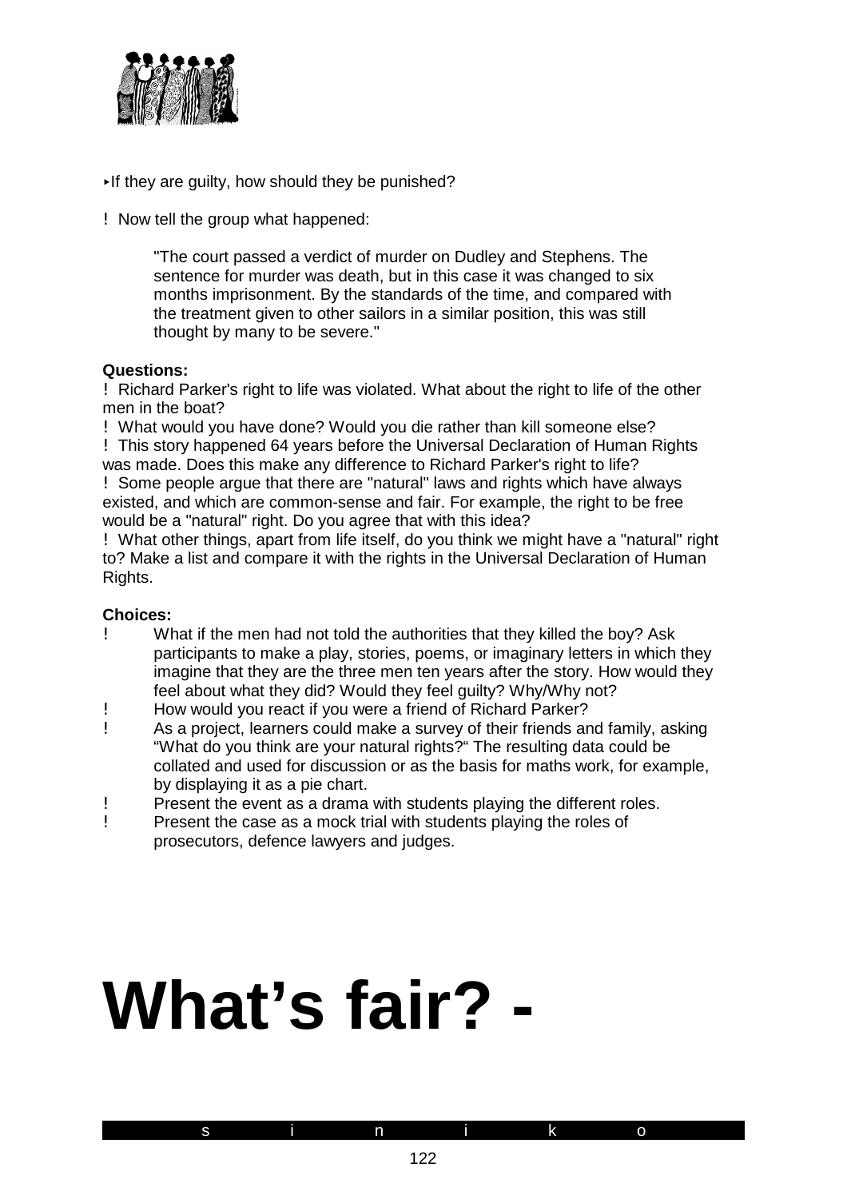‣If they are guilty, how should they be punished?

! Now tell the group what happened:

> "The court passed a verdict of murder on Dudley and Stephens. The sentence for murder was death, but in this case it was changed to six months imprisonment. By the standards of the time, and compared with the treatment given to other sailors in a similar position, this was still thought by many to be severe."

**Questions:**

! Richard Parker's right to life was violated. What about the right to life of the other men in the boat?

! What would you have done? Would you die rather than kill someone else?

! This story happened 64 years before the Universal Declaration of Human Rights was made. Does this make any difference to Richard Parker's right to life?

! Some people argue that there are "natural" laws and rights which have always existed, and which are common-sense and fair. For example, the right to be free would be a "natural" right. Do you agree that with this idea?

! What other things, apart from life itself, do you think we might have a "natural" right to? Make a list and compare it with the rights in the Universal Declaration of Human Rights.

**Choices:**

! What if the men had not told the authorities that they killed the boy? Ask participants to make a play, stories, poems, or imaginary letters in which they imagine that they are the three men ten years after the story. How would they feel about what they did? Would they feel guilty? Why/Why not?

! How would you react if you were a friend of Richard Parker?

! As a project, learners could make a survey of their friends and family, asking "What do you think are your natural rights?" The resulting data could be collated and used for discussion or as the basis for maths work, for example, by displaying it as a pie chart.

! Present the event as a drama with students playing the different roles.

! Present the case as a mock trial with students playing the roles of prosecutors, defence lawyers and judges.

# What's fair? -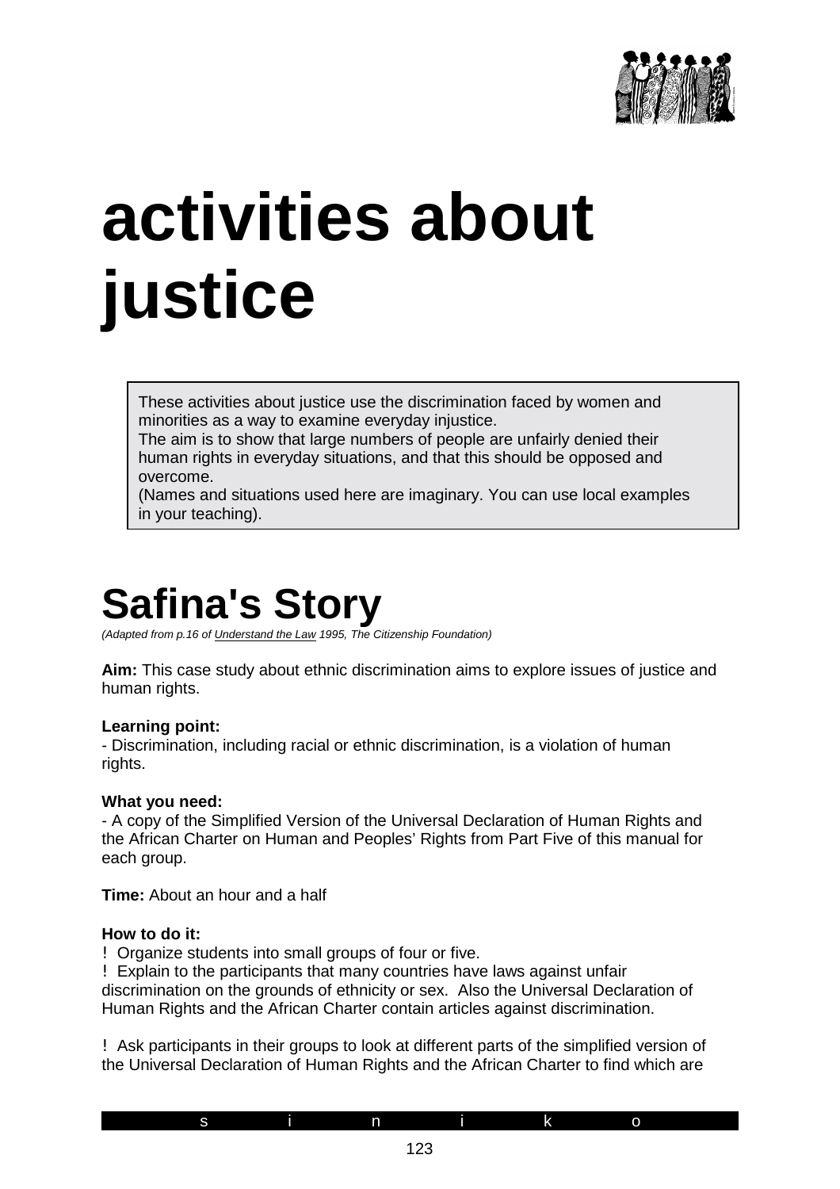# activities about justice

These activities about justice use the discrimination faced by women and minorities as a way to examine everyday injustice.
The aim is to show that large numbers of people are unfairly denied their human rights in everyday situations, and that this should be opposed and overcome.
(Names and situations used here are imaginary. You can use local examples in your teaching).

## Safina's Story

*(Adapted from p.16 of Understand the Law 1995, The Citizenship Foundation)*

**Aim:** This case study about ethnic discrimination aims to explore issues of justice and human rights.

**Learning point:**
- Discrimination, including racial or ethnic discrimination, is a violation of human rights.

**What you need:**
- A copy of the Simplified Version of the Universal Declaration of Human Rights and the African Charter on Human and Peoples' Rights from Part Five of this manual for each group.

**Time:** About an hour and a half

**How to do it:**

- Organize students into small groups of four or five.
- Explain to the participants that many countries have laws against unfair discrimination on the grounds of ethnicity or sex. Also the Universal Declaration of Human Rights and the African Charter contain articles against discrimination.

- Ask participants in their groups to look at different parts of the simplified version of the Universal Declaration of Human Rights and the African Charter to find which are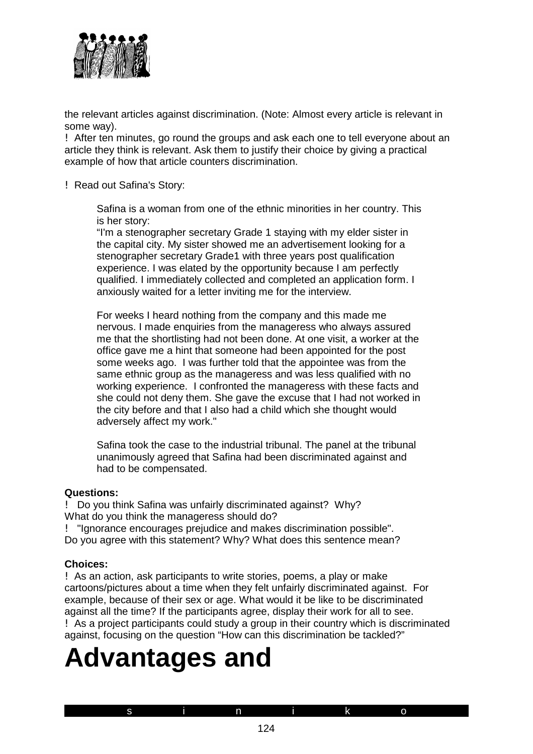the relevant articles against discrimination. (Note: Almost every article is relevant in some way).

! After ten minutes, go round the groups and ask each one to tell everyone about an article they think is relevant. Ask them to justify their choice by giving a practical example of how that article counters discrimination.

! Read out Safina's Story:

> Safina is a woman from one of the ethnic minorities in her country. This is her story:
> “I'm a stenographer secretary Grade 1 staying with my elder sister in the capital city. My sister showed me an advertisement looking for a stenographer secretary Grade1 with three years post qualification experience. I was elated by the opportunity because I am perfectly qualified. I immediately collected and completed an application form. I anxiously waited for a letter inviting me for the interview.
>
> For weeks I heard nothing from the company and this made me nervous. I made enquiries from the manageress who always assured me that the shortlisting had not been done. At one visit, a worker at the office gave me a hint that someone had been appointed for the post some weeks ago. I was further told that the appointee was from the same ethnic group as the manageress and was less qualified with no working experience. I confronted the manageress with these facts and she could not deny them. She gave the excuse that I had not worked in the city before and that I also had a child which she thought would adversely affect my work."
>
> Safina took the case to the industrial tribunal. The panel at the tribunal unanimously agreed that Safina had been discriminated against and had to be compensated.

**Questions:**

! Do you think Safina was unfairly discriminated against? Why?
What do you think the manageress should do?

! "Ignorance encourages prejudice and makes discrimination possible".
Do you agree with this statement? Why? What does this sentence mean?

**Choices:**

! As an action, ask participants to write stories, poems, a play or make cartoons/pictures about a time when they felt unfairly discriminated against. For example, because of their sex or age. What would it be like to be discriminated against all the time? If the participants agree, display their work for all to see.

! As a project participants could study a group in their country which is discriminated against, focusing on the question “How can this discrimination be tackled?”

# Advantages and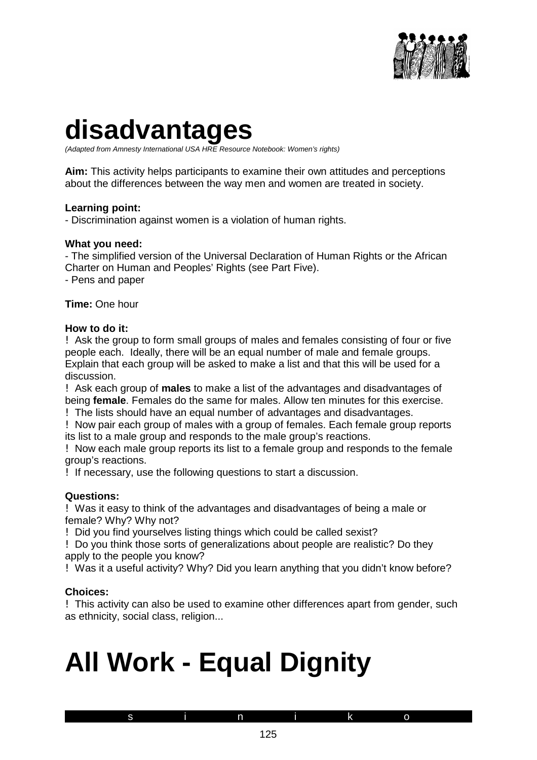# disadvantages

*(Adapted from Amnesty International USA HRE Resource Notebook: Women's rights)*

**Aim:** This activity helps participants to examine their own attitudes and perceptions about the differences between the way men and women are treated in society.

**Learning point:**
- Discrimination against women is a violation of human rights.

**What you need:**
- The simplified version of the Universal Declaration of Human Rights or the African Charter on Human and Peoples' Rights (see Part Five).
- Pens and paper

**Time:** One hour

**How to do it:**

- Ask the group to form small groups of males and females consisting of four or five people each. Ideally, there will be an equal number of male and female groups. Explain that each group will be asked to make a list and that this will be used for a discussion.
- Ask each group of **males** to make a list of the advantages and disadvantages of being **female**. Females do the same for males. Allow ten minutes for this exercise.
- The lists should have an equal number of advantages and disadvantages.
- Now pair each group of males with a group of females. Each female group reports its list to a male group and responds to the male group's reactions.
- Now each male group reports its list to a female group and responds to the female group's reactions.
- If necessary, use the following questions to start a discussion.

**Questions:**

- Was it easy to think of the advantages and disadvantages of being a male or female? Why? Why not?
- Did you find yourselves listing things which could be called sexist?
- Do you think those sorts of generalizations about people are realistic? Do they apply to the people you know?
- Was it a useful activity? Why? Did you learn anything that you didn't know before?

**Choices:**

- This activity can also be used to examine other differences apart from gender, such as ethnicity, social class, religion...

# All Work - Equal Dignity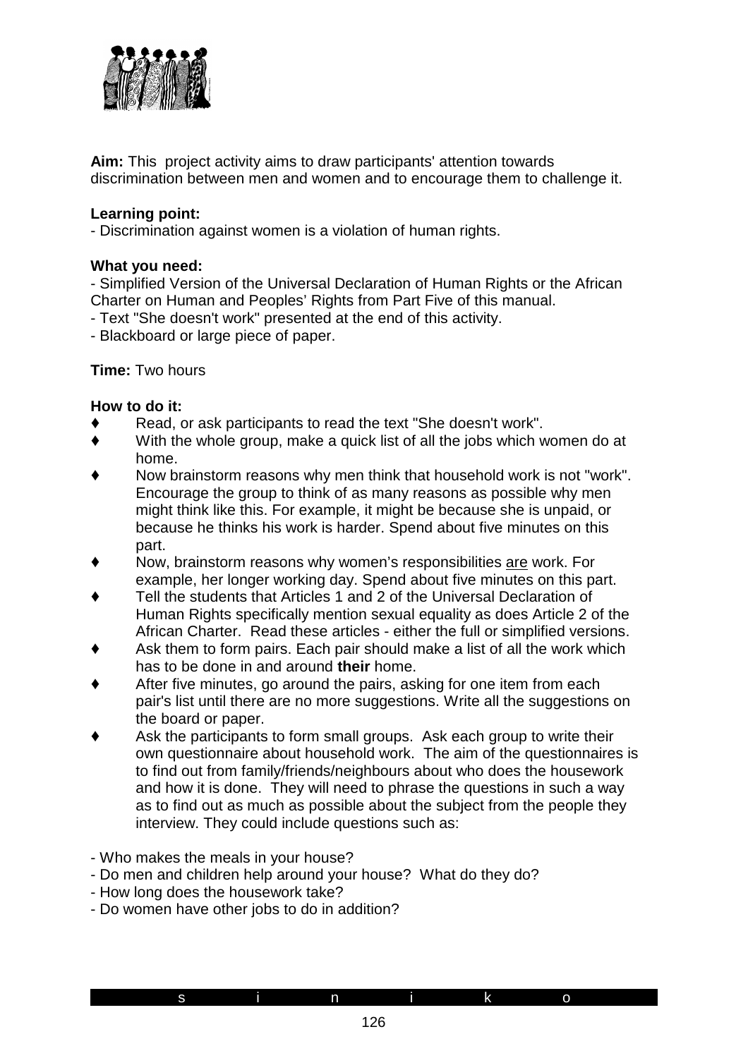**Aim:** This project activity aims to draw participants' attention towards discrimination between men and women and to encourage them to challenge it.

**Learning point:**
- Discrimination against women is a violation of human rights.

**What you need:**
- Simplified Version of the Universal Declaration of Human Rights or the African Charter on Human and Peoples' Rights from Part Five of this manual.
- Text "She doesn't work" presented at the end of this activity.
- Blackboard or large piece of paper.

**Time:** Two hours

**How to do it:**

- Read, or ask participants to read the text "She doesn't work".
- With the whole group, make a quick list of all the jobs which women do at home.
- Now brainstorm reasons why men think that household work is not "work". Encourage the group to think of as many reasons as possible why men might think like this. For example, it might be because she is unpaid, or because he thinks his work is harder. Spend about five minutes on this part.
- Now, brainstorm reasons why women's responsibilities <u>are</u> work. For example, her longer working day. Spend about five minutes on this part.
- Tell the students that Articles 1 and 2 of the Universal Declaration of Human Rights specifically mention sexual equality as does Article 2 of the African Charter. Read these articles - either the full or simplified versions.
- Ask them to form pairs. Each pair should make a list of all the work which has to be done in and around **their** home.
- After five minutes, go around the pairs, asking for one item from each pair's list until there are no more suggestions. Write all the suggestions on the board or paper.
- Ask the participants to form small groups. Ask each group to write their own questionnaire about household work. The aim of the questionnaires is to find out from family/friends/neighbours about who does the housework and how it is done. They will need to phrase the questions in such a way as to find out as much as possible about the subject from the people they interview. They could include questions such as:

- Who makes the meals in your house?
- Do men and children help around your house? What do they do?
- How long does the housework take?
- Do women have other jobs to do in addition?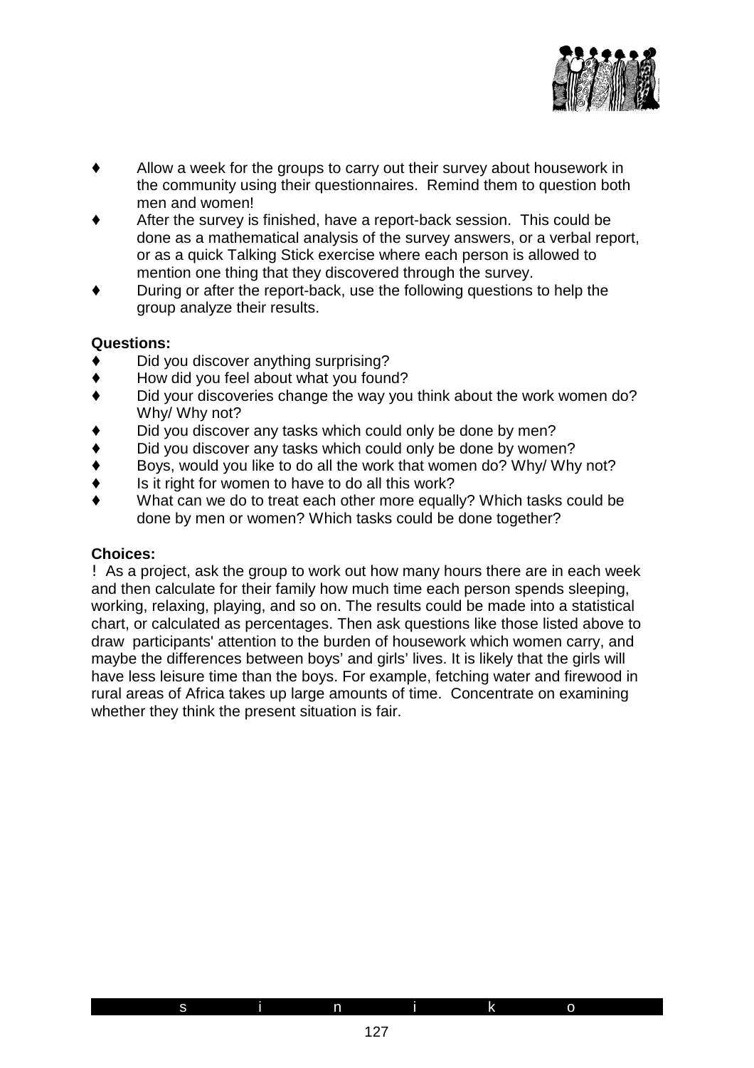- Allow a week for the groups to carry out their survey about housework in the community using their questionnaires. Remind them to question both men and women!
- After the survey is finished, have a report-back session. This could be done as a mathematical analysis of the survey answers, or a verbal report, or as a quick Talking Stick exercise where each person is allowed to mention one thing that they discovered through the survey.
- During or after the report-back, use the following questions to help the group analyze their results.

**Questions:**

- Did you discover anything surprising?
- How did you feel about what you found?
- Did your discoveries change the way you think about the work women do? Why/ Why not?
- Did you discover any tasks which could only be done by men?
- Did you discover any tasks which could only be done by women?
- Boys, would you like to do all the work that women do? Why/ Why not?
- Is it right for women to have to do all this work?
- What can we do to treat each other more equally? Which tasks could be done by men or women? Which tasks could be done together?

**Choices:**

! As a project, ask the group to work out how many hours there are in each week and then calculate for their family how much time each person spends sleeping, working, relaxing, playing, and so on. The results could be made into a statistical chart, or calculated as percentages. Then ask questions like those listed above to draw participants' attention to the burden of housework which women carry, and maybe the differences between boys' and girls' lives. It is likely that the girls will have less leisure time than the boys. For example, fetching water and firewood in rural areas of Africa takes up large amounts of time. Concentrate on examining whether they think the present situation is fair.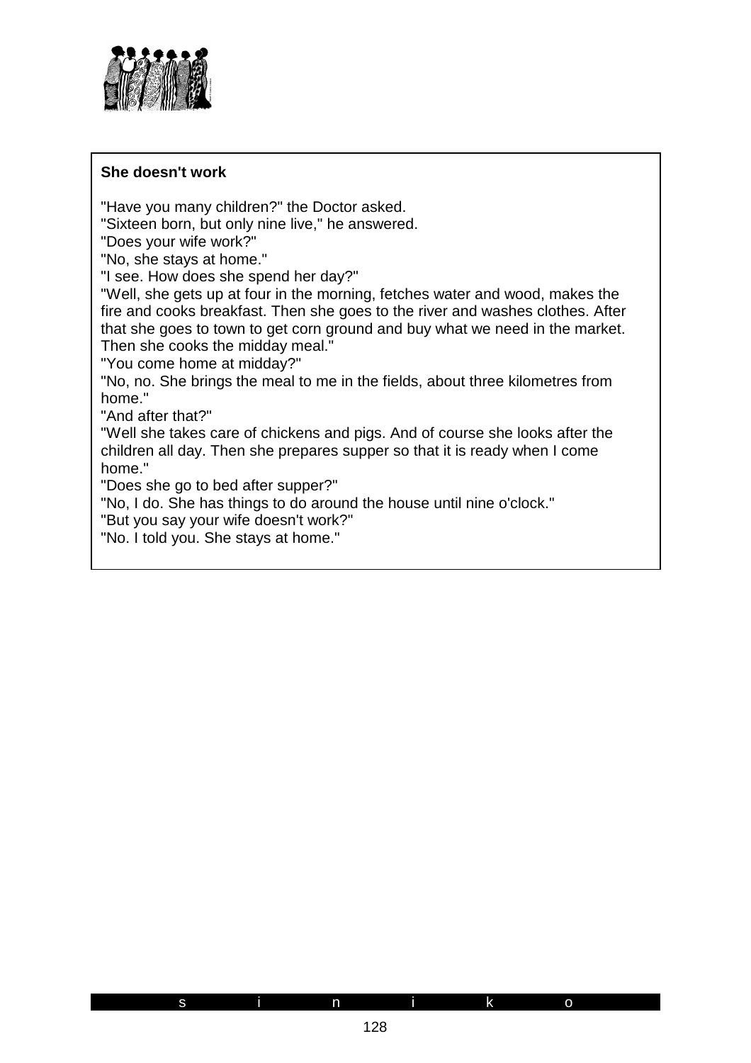**She doesn't work**

"Have you many children?" the Doctor asked.
"Sixteen born, but only nine live," he answered.
"Does your wife work?"
"No, she stays at home."
"I see. How does she spend her day?"
"Well, she gets up at four in the morning, fetches water and wood, makes the fire and cooks breakfast. Then she goes to the river and washes clothes. After that she goes to town to get corn ground and buy what we need in the market. Then she cooks the midday meal."
"You come home at midday?"
"No, no. She brings the meal to me in the fields, about three kilometres from home."
"And after that?"
"Well she takes care of chickens and pigs. And of course she looks after the children all day. Then she prepares supper so that it is ready when I come home."
"Does she go to bed after supper?"
"No, I do. She has things to do around the house until nine o'clock."
"But you say your wife doesn't work?"
"No. I told you. She stays at home."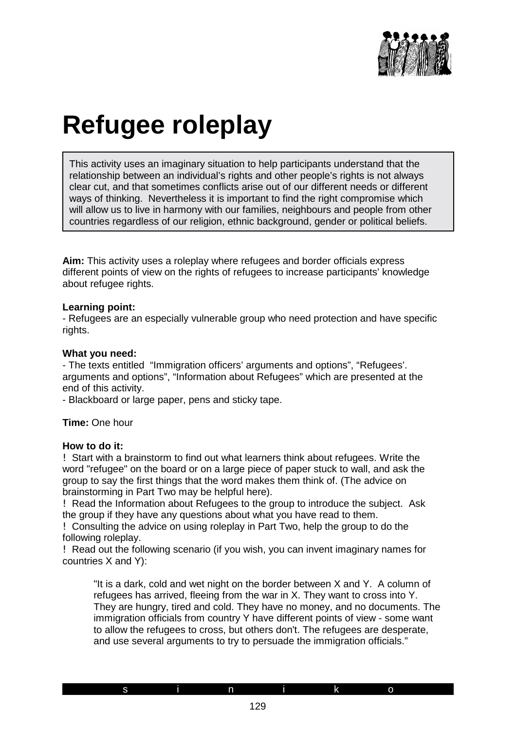# Refugee roleplay

This activity uses an imaginary situation to help participants understand that the relationship between an individual's rights and other people's rights is not always clear cut, and that sometimes conflicts arise out of our different needs or different ways of thinking. Nevertheless it is important to find the right compromise which will allow us to live in harmony with our families, neighbours and people from other countries regardless of our religion, ethnic background, gender or political beliefs.

**Aim:** This activity uses a roleplay where refugees and border officials express different points of view on the rights of refugees to increase participants' knowledge about refugee rights.

**Learning point:**
- Refugees are an especially vulnerable group who need protection and have specific rights.

**What you need:**
- The texts entitled "Immigration officers' arguments and options", "Refugees'. arguments and options", "Information about Refugees" which are presented at the end of this activity.
- Blackboard or large paper, pens and sticky tape.

**Time:** One hour

**How to do it:**

! Start with a brainstorm to find out what learners think about refugees. Write the word "refugee" on the board or on a large piece of paper stuck to wall, and ask the group to say the first things that the word makes them think of. (The advice on brainstorming in Part Two may be helpful here).

! Read the Information about Refugees to the group to introduce the subject. Ask the group if they have any questions about what you have read to them.

! Consulting the advice on using roleplay in Part Two, help the group to do the following roleplay.

! Read out the following scenario (if you wish, you can invent imaginary names for countries X and Y):

> "It is a dark, cold and wet night on the border between X and Y. A column of refugees has arrived, fleeing from the war in X. They want to cross into Y. They are hungry, tired and cold. They have no money, and no documents. The immigration officials from country Y have different points of view - some want to allow the refugees to cross, but others don't. The refugees are desperate, and use several arguments to try to persuade the immigration officials."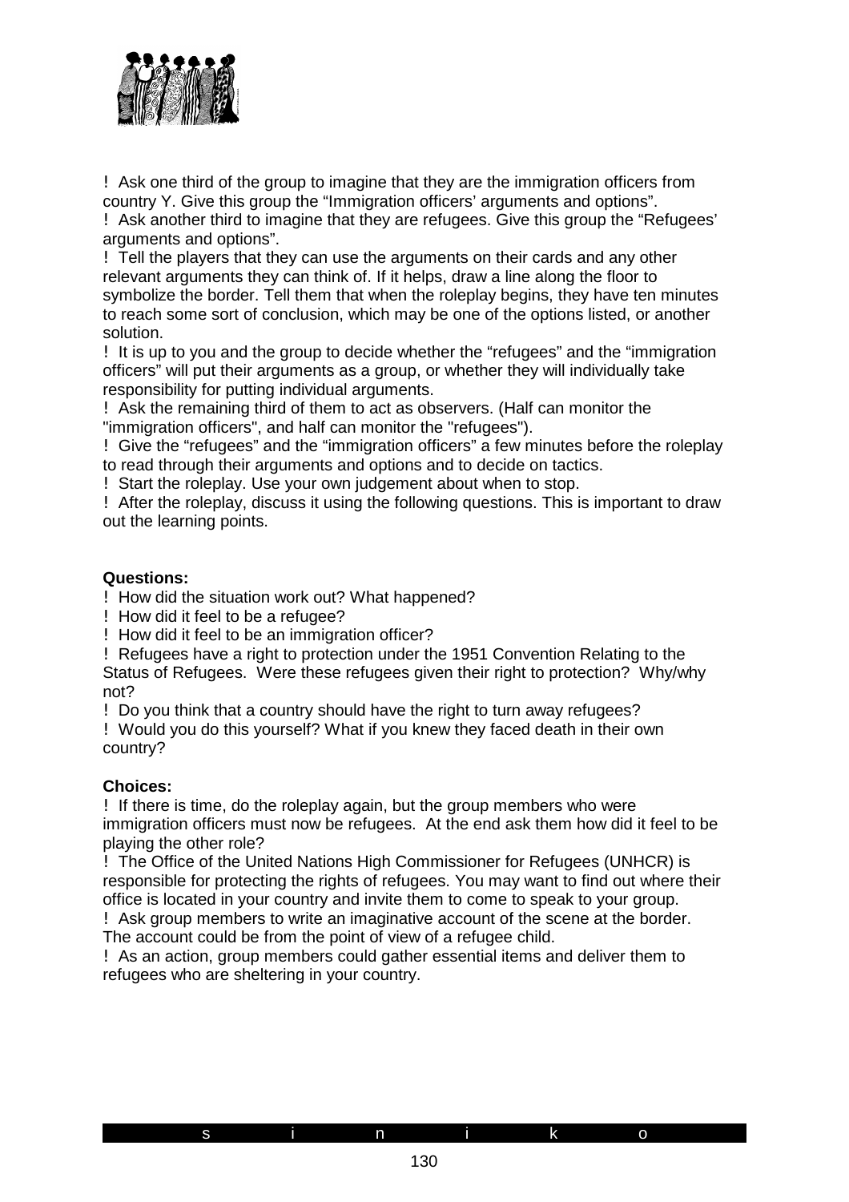- Ask one third of the group to imagine that they are the immigration officers from country Y. Give this group the "Immigration officers' arguments and options".
- Ask another third to imagine that they are refugees. Give this group the "Refugees' arguments and options".
- Tell the players that they can use the arguments on their cards and any other relevant arguments they can think of. If it helps, draw a line along the floor to symbolize the border. Tell them that when the roleplay begins, they have ten minutes to reach some sort of conclusion, which may be one of the options listed, or another solution.
- It is up to you and the group to decide whether the "refugees" and the "immigration officers" will put their arguments as a group, or whether they will individually take responsibility for putting individual arguments.
- Ask the remaining third of them to act as observers. (Half can monitor the "immigration officers", and half can monitor the "refugees").
- Give the "refugees" and the "immigration officers" a few minutes before the roleplay to read through their arguments and options and to decide on tactics.
- Start the roleplay. Use your own judgement about when to stop.
- After the roleplay, discuss it using the following questions. This is important to draw out the learning points.

**Questions:**

- How did the situation work out? What happened?
- How did it feel to be a refugee?
- How did it feel to be an immigration officer?
- Refugees have a right to protection under the 1951 Convention Relating to the Status of Refugees. Were these refugees given their right to protection? Why/why not?
- Do you think that a country should have the right to turn away refugees?
- Would you do this yourself? What if you knew they faced death in their own country?

**Choices:**

- If there is time, do the roleplay again, but the group members who were immigration officers must now be refugees. At the end ask them how did it feel to be playing the other role?
- The Office of the United Nations High Commissioner for Refugees (UNHCR) is responsible for protecting the rights of refugees. You may want to find out where their office is located in your country and invite them to come to speak to your group.
- Ask group members to write an imaginative account of the scene at the border. The account could be from the point of view of a refugee child.
- As an action, group members could gather essential items and deliver them to refugees who are sheltering in your country.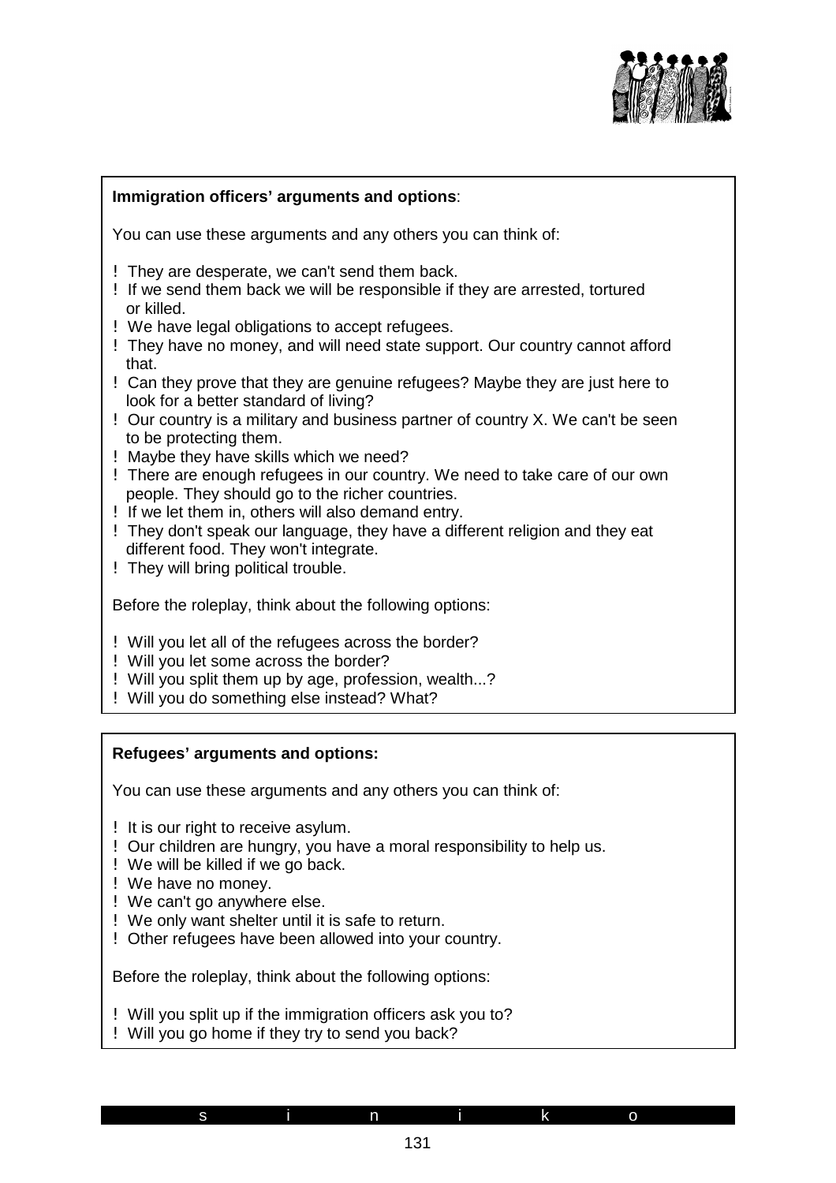**Immigration officers' arguments and options**:

You can use these arguments and any others you can think of:

- They are desperate, we can't send them back.
- If we send them back we will be responsible if they are arrested, tortured or killed.
- We have legal obligations to accept refugees.
- They have no money, and will need state support. Our country cannot afford that.
- Can they prove that they are genuine refugees? Maybe they are just here to look for a better standard of living?
- Our country is a military and business partner of country X. We can't be seen to be protecting them.
- Maybe they have skills which we need?
- There are enough refugees in our country. We need to take care of our own people. They should go to the richer countries.
- If we let them in, others will also demand entry.
- They don't speak our language, they have a different religion and they eat different food. They won't integrate.
- They will bring political trouble.

Before the roleplay, think about the following options:

- Will you let all of the refugees across the border?
- Will you let some across the border?
- Will you split them up by age, profession, wealth...?
- Will you do something else instead? What?

**Refugees' arguments and options:**

You can use these arguments and any others you can think of:

- It is our right to receive asylum.
- Our children are hungry, you have a moral responsibility to help us.
- We will be killed if we go back.
- We have no money.
- We can't go anywhere else.
- We only want shelter until it is safe to return.
- Other refugees have been allowed into your country.

Before the roleplay, think about the following options:

- Will you split up if the immigration officers ask you to?
- Will you go home if they try to send you back?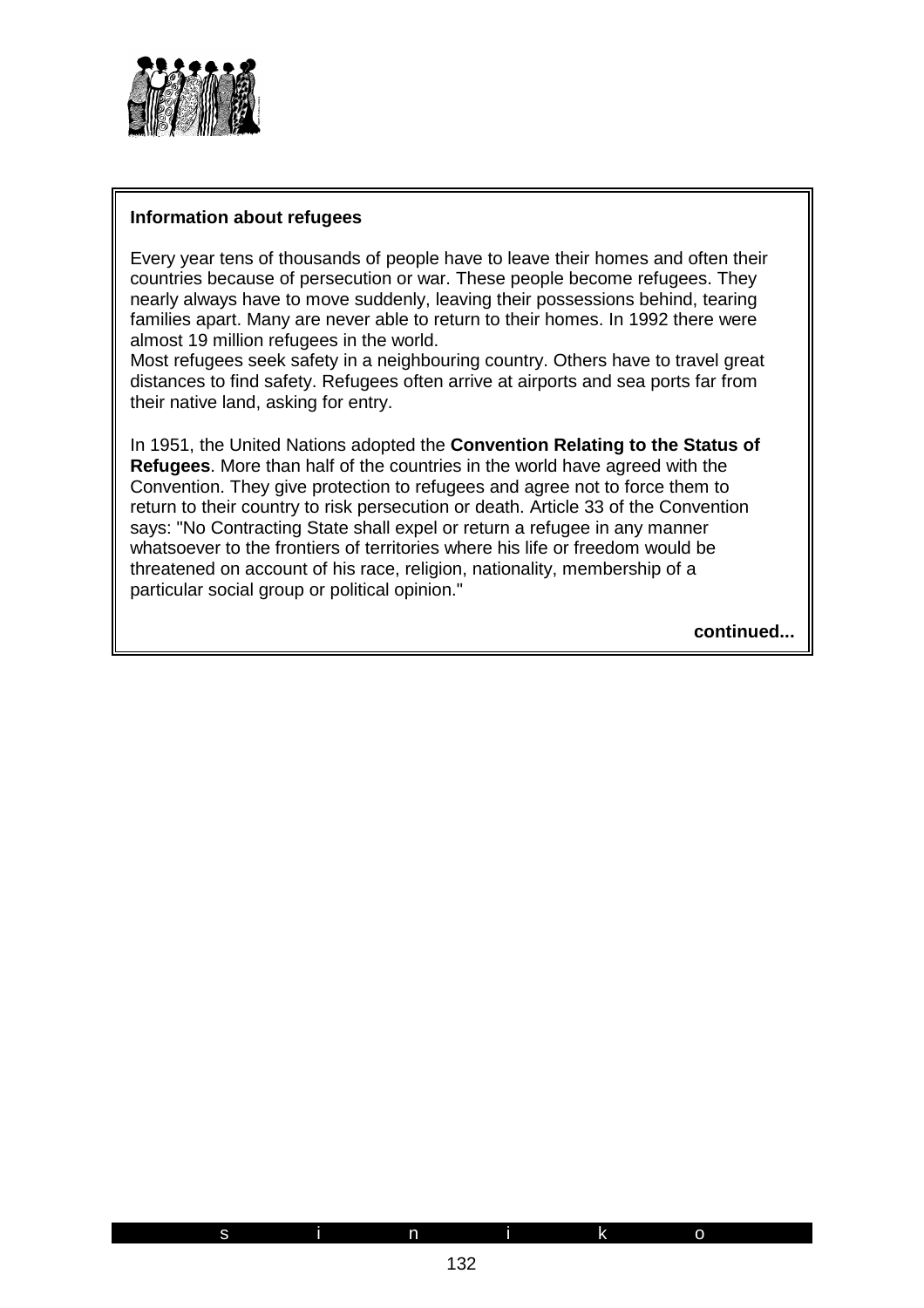**Information about refugees**

Every year tens of thousands of people have to leave their homes and often their countries because of persecution or war. These people become refugees. They nearly always have to move suddenly, leaving their possessions behind, tearing families apart. Many are never able to return to their homes. In 1992 there were almost 19 million refugees in the world.
Most refugees seek safety in a neighbouring country. Others have to travel great distances to find safety. Refugees often arrive at airports and sea ports far from their native land, asking for entry.

In 1951, the United Nations adopted the **Convention Relating to the Status of Refugees**. More than half of the countries in the world have agreed with the Convention. They give protection to refugees and agree not to force them to return to their country to risk persecution or death. Article 33 of the Convention says: "No Contracting State shall expel or return a refugee in any manner whatsoever to the frontiers of territories where his life or freedom would be threatened on account of his race, religion, nationality, membership of a particular social group or political opinion."

**continued...**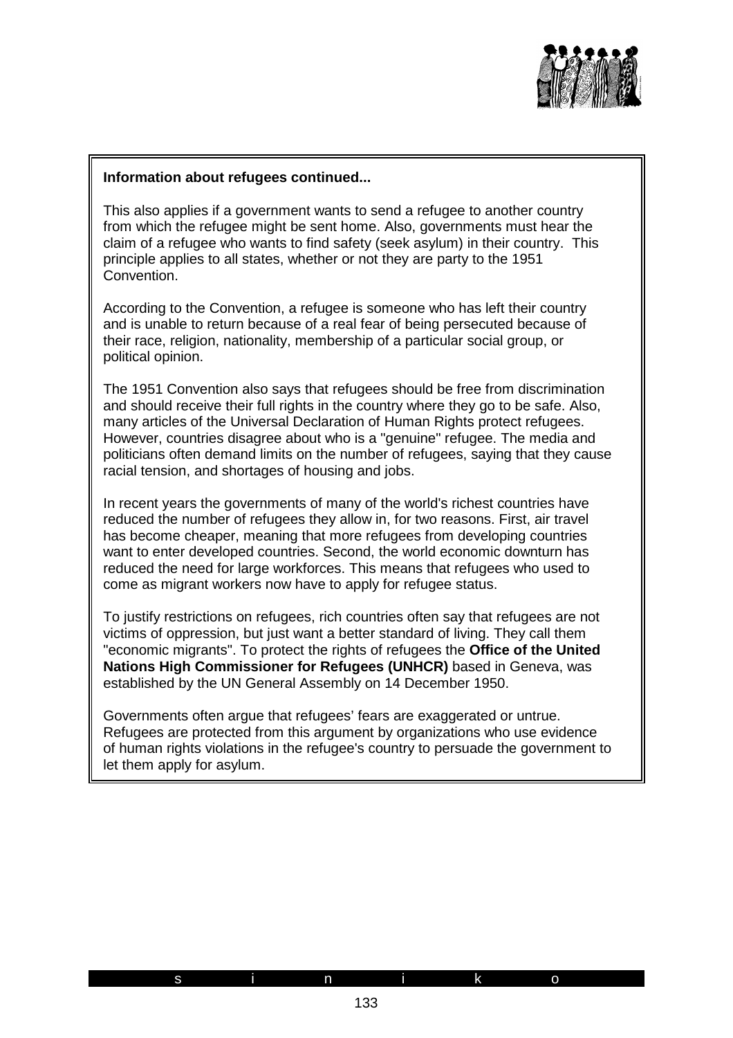**Information about refugees continued...**

This also applies if a government wants to send a refugee to another country from which the refugee might be sent home. Also, governments must hear the claim of a refugee who wants to find safety (seek asylum) in their country. This principle applies to all states, whether or not they are party to the 1951 Convention.

According to the Convention, a refugee is someone who has left their country and is unable to return because of a real fear of being persecuted because of their race, religion, nationality, membership of a particular social group, or political opinion.

The 1951 Convention also says that refugees should be free from discrimination and should receive their full rights in the country where they go to be safe. Also, many articles of the Universal Declaration of Human Rights protect refugees. However, countries disagree about who is a "genuine" refugee. The media and politicians often demand limits on the number of refugees, saying that they cause racial tension, and shortages of housing and jobs.

In recent years the governments of many of the world's richest countries have reduced the number of refugees they allow in, for two reasons. First, air travel has become cheaper, meaning that more refugees from developing countries want to enter developed countries. Second, the world economic downturn has reduced the need for large workforces. This means that refugees who used to come as migrant workers now have to apply for refugee status.

To justify restrictions on refugees, rich countries often say that refugees are not victims of oppression, but just want a better standard of living. They call them "economic migrants". To protect the rights of refugees the **Office of the United Nations High Commissioner for Refugees (UNHCR)** based in Geneva, was established by the UN General Assembly on 14 December 1950.

Governments often argue that refugees' fears are exaggerated or untrue. Refugees are protected from this argument by organizations who use evidence of human rights violations in the refugee's country to persuade the government to let them apply for asylum.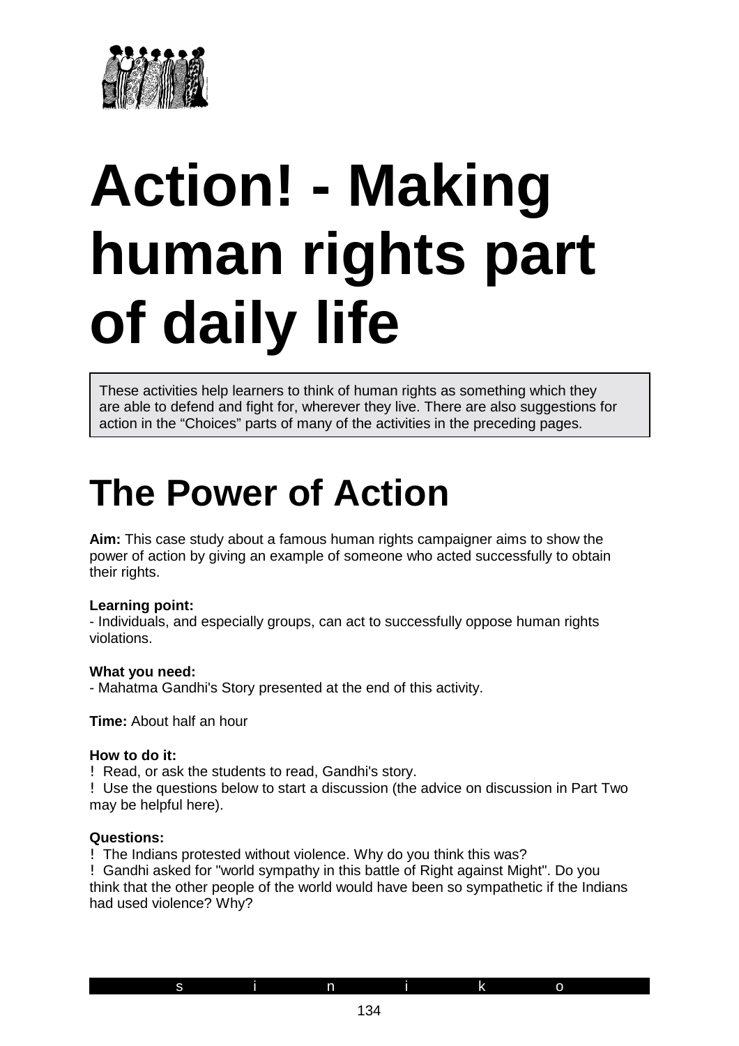# Action! - Making human rights part of daily life

These activities help learners to think of human rights as something which they are able to defend and fight for, wherever they live. There are also suggestions for action in the "Choices" parts of many of the activities in the preceding pages.

## The Power of Action

**Aim:** This case study about a famous human rights campaigner aims to show the power of action by giving an example of someone who acted successfully to obtain their rights.

**Learning point:**
- Individuals, and especially groups, can act to successfully oppose human rights violations.

**What you need:**
- Mahatma Gandhi's Story presented at the end of this activity.

**Time:** About half an hour

**How to do it:**
! Read, or ask the students to read, Gandhi's story.
! Use the questions below to start a discussion (the advice on discussion in Part Two may be helpful here).

**Questions:**
! The Indians protested without violence. Why do you think this was?
! Gandhi asked for "world sympathy in this battle of Right against Might". Do you think that the other people of the world would have been so sympathetic if the Indians had used violence? Why?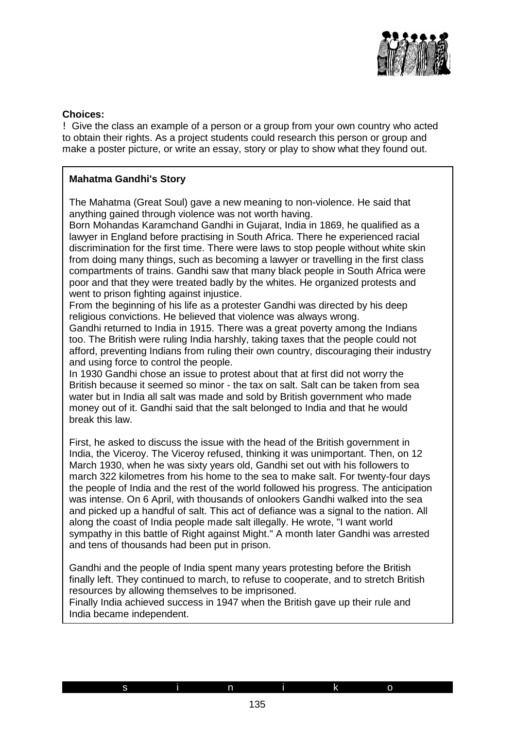**Choices:**

! Give the class an example of a person or a group from your own country who acted to obtain their rights. As a project students could research this person or group and make a poster picture, or write an essay, story or play to show what they found out.

**Mahatma Gandhi's Story**

The Mahatma (Great Soul) gave a new meaning to non-violence. He said that anything gained through violence was not worth having.

Born Mohandas Karamchand Gandhi in Gujarat, India in 1869, he qualified as a lawyer in England before practising in South Africa. There he experienced racial discrimination for the first time. There were laws to stop people without white skin from doing many things, such as becoming a lawyer or travelling in the first class compartments of trains. Gandhi saw that many black people in South Africa were poor and that they were treated badly by the whites. He organized protests and went to prison fighting against injustice.

From the beginning of his life as a protester Gandhi was directed by his deep religious convictions. He believed that violence was always wrong.

Gandhi returned to India in 1915. There was a great poverty among the Indians too. The British were ruling India harshly, taking taxes that the people could not afford, preventing Indians from ruling their own country, discouraging their industry and using force to control the people.

In 1930 Gandhi chose an issue to protest about that at first did not worry the British because it seemed so minor - the tax on salt. Salt can be taken from sea water but in India all salt was made and sold by British government who made money out of it. Gandhi said that the salt belonged to India and that he would break this law.

First, he asked to discuss the issue with the head of the British government in India, the Viceroy. The Viceroy refused, thinking it was unimportant. Then, on 12 March 1930, when he was sixty years old, Gandhi set out with his followers to march 322 kilometres from his home to the sea to make salt. For twenty-four days the people of India and the rest of the world followed his progress. The anticipation was intense. On 6 April, with thousands of onlookers Gandhi walked into the sea and picked up a handful of salt. This act of defiance was a signal to the nation. All along the coast of India people made salt illegally. He wrote, "I want world sympathy in this battle of Right against Might." A month later Gandhi was arrested and tens of thousands had been put in prison.

Gandhi and the people of India spent many years protesting before the British finally left. They continued to march, to refuse to cooperate, and to stretch British resources by allowing themselves to be imprisoned.

Finally India achieved success in 1947 when the British gave up their rule and India became independent.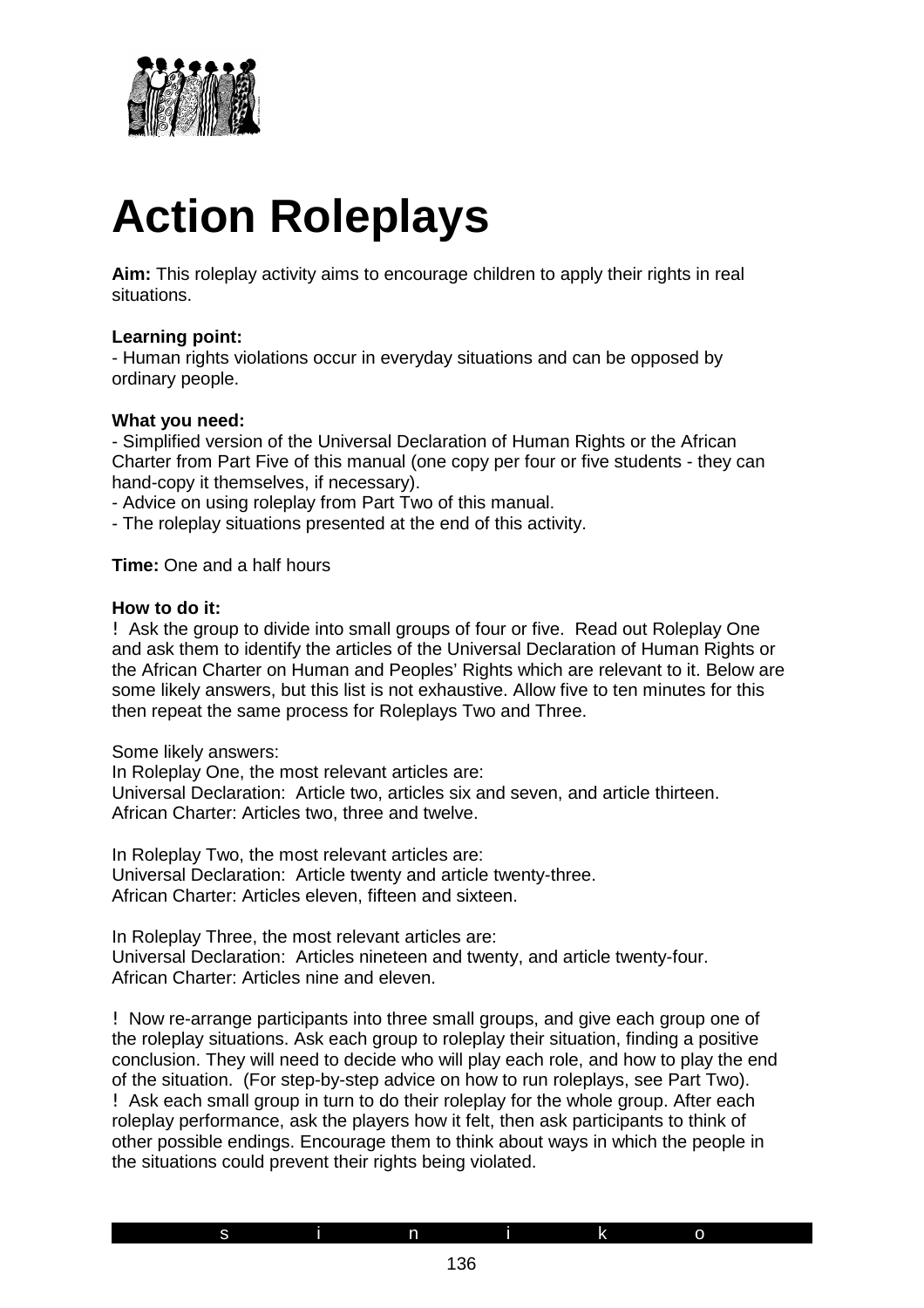# Action Roleplays

**Aim:** This roleplay activity aims to encourage children to apply their rights in real situations.

**Learning point:**
- Human rights violations occur in everyday situations and can be opposed by ordinary people.

**What you need:**
- Simplified version of the Universal Declaration of Human Rights or the African Charter from Part Five of this manual (one copy per four or five students - they can hand-copy it themselves, if necessary).
- Advice on using roleplay from Part Two of this manual.
- The roleplay situations presented at the end of this activity.

**Time:** One and a half hours

**How to do it:**

! Ask the group to divide into small groups of four or five. Read out Roleplay One and ask them to identify the articles of the Universal Declaration of Human Rights or the African Charter on Human and Peoples' Rights which are relevant to it. Below are some likely answers, but this list is not exhaustive. Allow five to ten minutes for this then repeat the same process for Roleplays Two and Three.

Some likely answers:
In Roleplay One, the most relevant articles are:
Universal Declaration: Article two, articles six and seven, and article thirteen.
African Charter: Articles two, three and twelve.

In Roleplay Two, the most relevant articles are:
Universal Declaration: Article twenty and article twenty-three.
African Charter: Articles eleven, fifteen and sixteen.

In Roleplay Three, the most relevant articles are:
Universal Declaration: Articles nineteen and twenty, and article twenty-four.
African Charter: Articles nine and eleven.

! Now re-arrange participants into three small groups, and give each group one of the roleplay situations. Ask each group to roleplay their situation, finding a positive conclusion. They will need to decide who will play each role, and how to play the end of the situation. (For step-by-step advice on how to run roleplays, see Part Two).
! Ask each small group in turn to do their roleplay for the whole group. After each roleplay performance, ask the players how it felt, then ask participants to think of other possible endings. Encourage them to think about ways in which the people in the situations could prevent their rights being violated.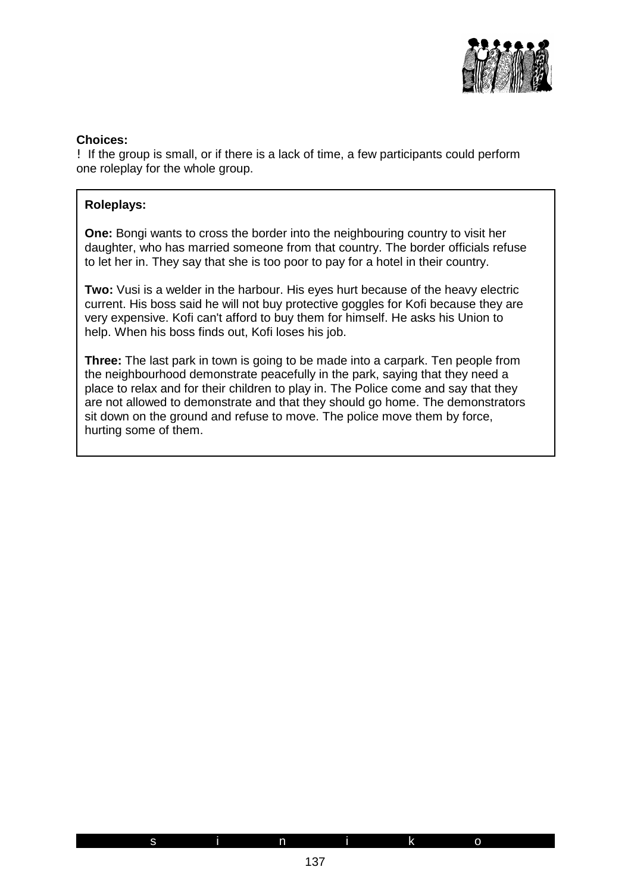**Choices:**

! If the group is small, or if there is a lack of time, a few participants could perform one roleplay for the whole group.

**Roleplays:**

**One:** Bongi wants to cross the border into the neighbouring country to visit her daughter, who has married someone from that country. The border officials refuse to let her in. They say that she is too poor to pay for a hotel in their country.

**Two:** Vusi is a welder in the harbour. His eyes hurt because of the heavy electric current. His boss said he will not buy protective goggles for Kofi because they are very expensive. Kofi can't afford to buy them for himself. He asks his Union to help. When his boss finds out, Kofi loses his job.

**Three:** The last park in town is going to be made into a carpark. Ten people from the neighbourhood demonstrate peacefully in the park, saying that they need a place to relax and for their children to play in. The Police come and say that they are not allowed to demonstrate and that they should go home. The demonstrators sit down on the ground and refuse to move. The police move them by force, hurting some of them.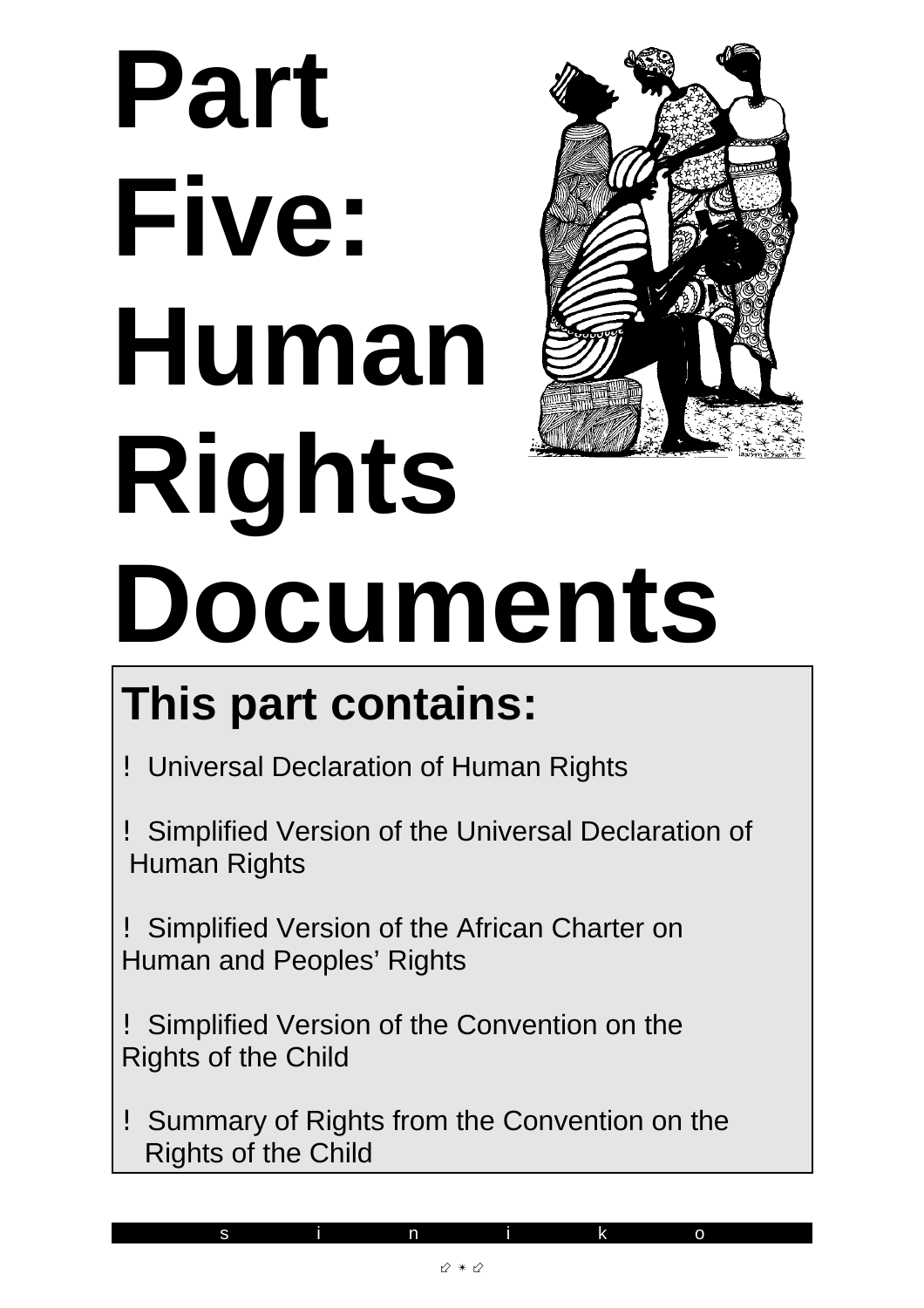# Part Five: Human Rights Documents

## This part contains:

- Universal Declaration of Human Rights
- Simplified Version of the Universal Declaration of Human Rights
- Simplified Version of the African Charter on Human and Peoples' Rights
- Simplified Version of the Convention on the Rights of the Child
- Summary of Rights from the Convention on the Rights of the Child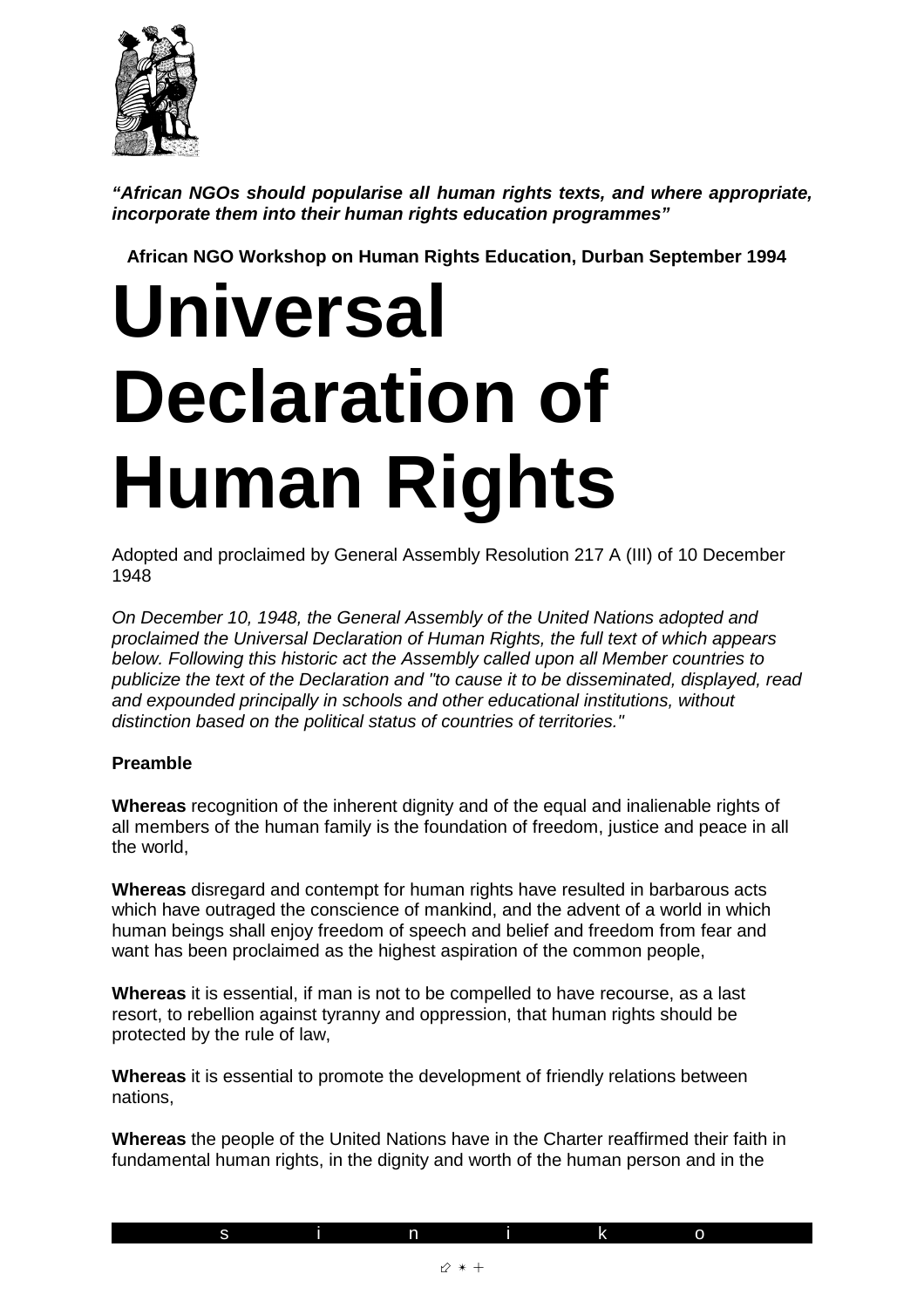***"African NGOs should popularise all human rights texts, and where appropriate, incorporate them into their human rights education programmes"***

**African NGO Workshop on Human Rights Education, Durban September 1994**

# Universal Declaration of Human Rights

Adopted and proclaimed by General Assembly Resolution 217 A (III) of 10 December 1948

*On December 10, 1948, the General Assembly of the United Nations adopted and proclaimed the Universal Declaration of Human Rights, the full text of which appears below. Following this historic act the Assembly called upon all Member countries to publicize the text of the Declaration and "to cause it to be disseminated, displayed, read and expounded principally in schools and other educational institutions, without distinction based on the political status of countries of territories."*

**Preamble**

**Whereas** recognition of the inherent dignity and of the equal and inalienable rights of all members of the human family is the foundation of freedom, justice and peace in all the world,

**Whereas** disregard and contempt for human rights have resulted in barbarous acts which have outraged the conscience of mankind, and the advent of a world in which human beings shall enjoy freedom of speech and belief and freedom from fear and want has been proclaimed as the highest aspiration of the common people,

**Whereas** it is essential, if man is not to be compelled to have recourse, as a last resort, to rebellion against tyranny and oppression, that human rights should be protected by the rule of law,

**Whereas** it is essential to promote the development of friendly relations between nations,

**Whereas** the people of the United Nations have in the Charter reaffirmed their faith in fundamental human rights, in the dignity and worth of the human person and in the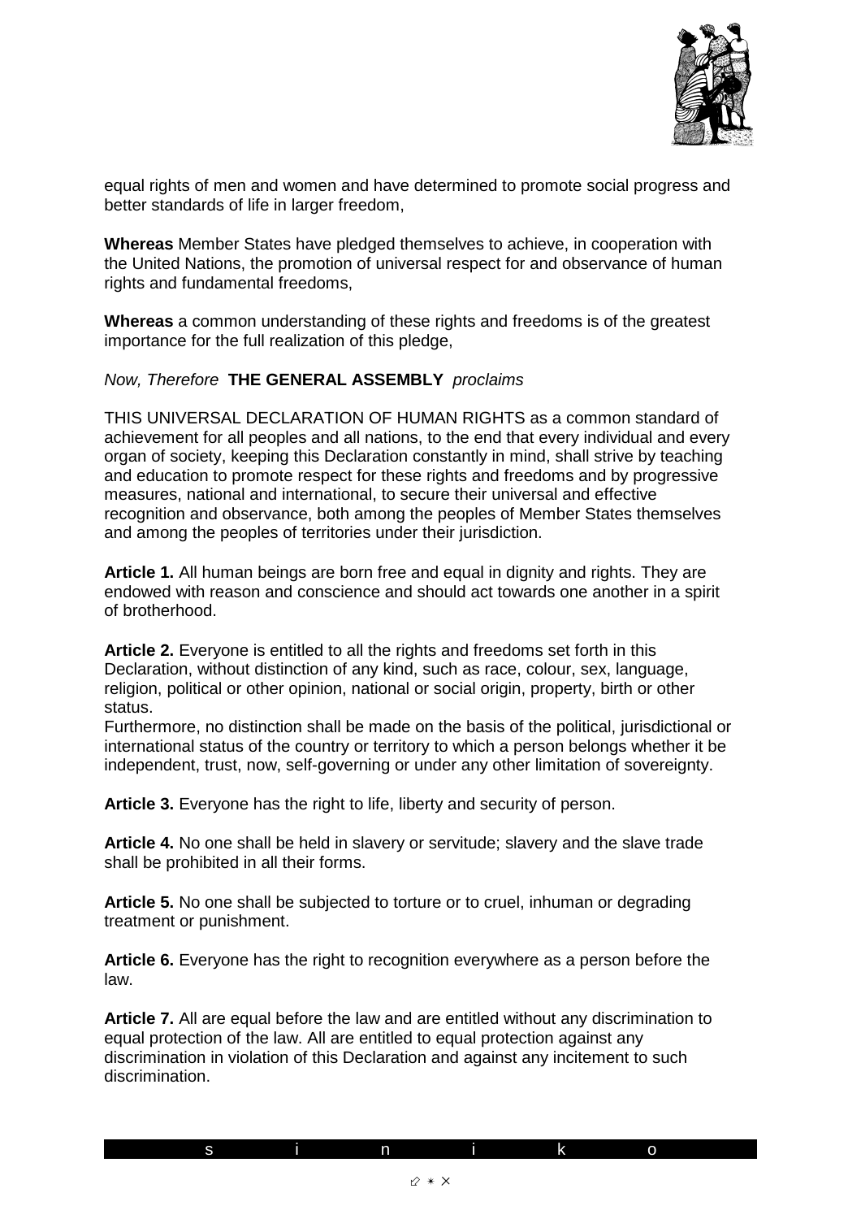equal rights of men and women and have determined to promote social progress and better standards of life in larger freedom,

**Whereas** Member States have pledged themselves to achieve, in cooperation with the United Nations, the promotion of universal respect for and observance of human rights and fundamental freedoms,

**Whereas** a common understanding of these rights and freedoms is of the greatest importance for the full realization of this pledge,

*Now, Therefore* **THE GENERAL ASSEMBLY** *proclaims*

THIS UNIVERSAL DECLARATION OF HUMAN RIGHTS as a common standard of achievement for all peoples and all nations, to the end that every individual and every organ of society, keeping this Declaration constantly in mind, shall strive by teaching and education to promote respect for these rights and freedoms and by progressive measures, national and international, to secure their universal and effective recognition and observance, both among the peoples of Member States themselves and among the peoples of territories under their jurisdiction.

**Article 1.** All human beings are born free and equal in dignity and rights. They are endowed with reason and conscience and should act towards one another in a spirit of brotherhood.

**Article 2.** Everyone is entitled to all the rights and freedoms set forth in this Declaration, without distinction of any kind, such as race, colour, sex, language, religion, political or other opinion, national or social origin, property, birth or other status.
Furthermore, no distinction shall be made on the basis of the political, jurisdictional or international status of the country or territory to which a person belongs whether it be independent, trust, now, self-governing or under any other limitation of sovereignty.

**Article 3.** Everyone has the right to life, liberty and security of person.

**Article 4.** No one shall be held in slavery or servitude; slavery and the slave trade shall be prohibited in all their forms.

**Article 5.** No one shall be subjected to torture or to cruel, inhuman or degrading treatment or punishment.

**Article 6.** Everyone has the right to recognition everywhere as a person before the law.

**Article 7.** All are equal before the law and are entitled without any discrimination to equal protection of the law. All are entitled to equal protection against any discrimination in violation of this Declaration and against any incitement to such discrimination.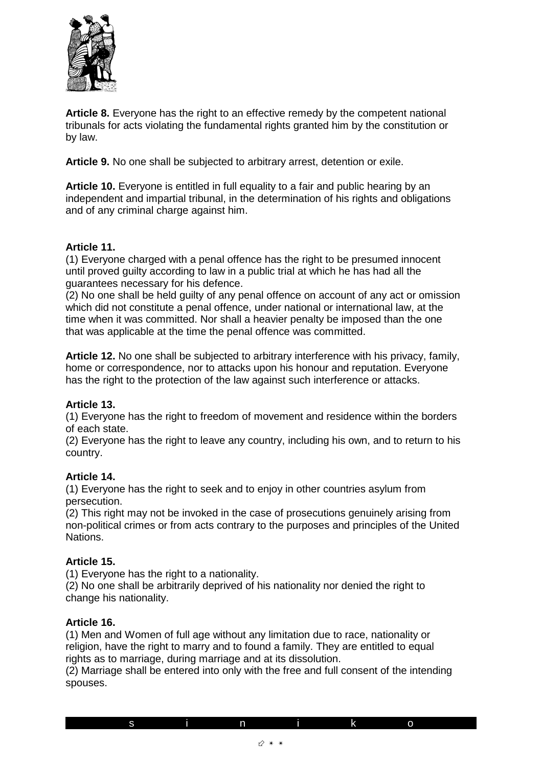**Article 8.** Everyone has the right to an effective remedy by the competent national tribunals for acts violating the fundamental rights granted him by the constitution or by law.

**Article 9.** No one shall be subjected to arbitrary arrest, detention or exile.

**Article 10.** Everyone is entitled in full equality to a fair and public hearing by an independent and impartial tribunal, in the determination of his rights and obligations and of any criminal charge against him.

**Article 11.**
(1) Everyone charged with a penal offence has the right to be presumed innocent until proved guilty according to law in a public trial at which he has had all the guarantees necessary for his defence.
(2) No one shall be held guilty of any penal offence on account of any act or omission which did not constitute a penal offence, under national or international law, at the time when it was committed. Nor shall a heavier penalty be imposed than the one that was applicable at the time the penal offence was committed.

**Article 12.** No one shall be subjected to arbitrary interference with his privacy, family, home or correspondence, nor to attacks upon his honour and reputation. Everyone has the right to the protection of the law against such interference or attacks.

**Article 13.**
(1) Everyone has the right to freedom of movement and residence within the borders of each state.
(2) Everyone has the right to leave any country, including his own, and to return to his country.

**Article 14.**
(1) Everyone has the right to seek and to enjoy in other countries asylum from persecution.
(2) This right may not be invoked in the case of prosecutions genuinely arising from non-political crimes or from acts contrary to the purposes and principles of the United Nations.

**Article 15.**
(1) Everyone has the right to a nationality.
(2) No one shall be arbitrarily deprived of his nationality nor denied the right to change his nationality.

**Article 16.**
(1) Men and Women of full age without any limitation due to race, nationality or religion, have the right to marry and to found a family. They are entitled to equal rights as to marriage, during marriage and at its dissolution.
(2) Marriage shall be entered into only with the free and full consent of the intending spouses.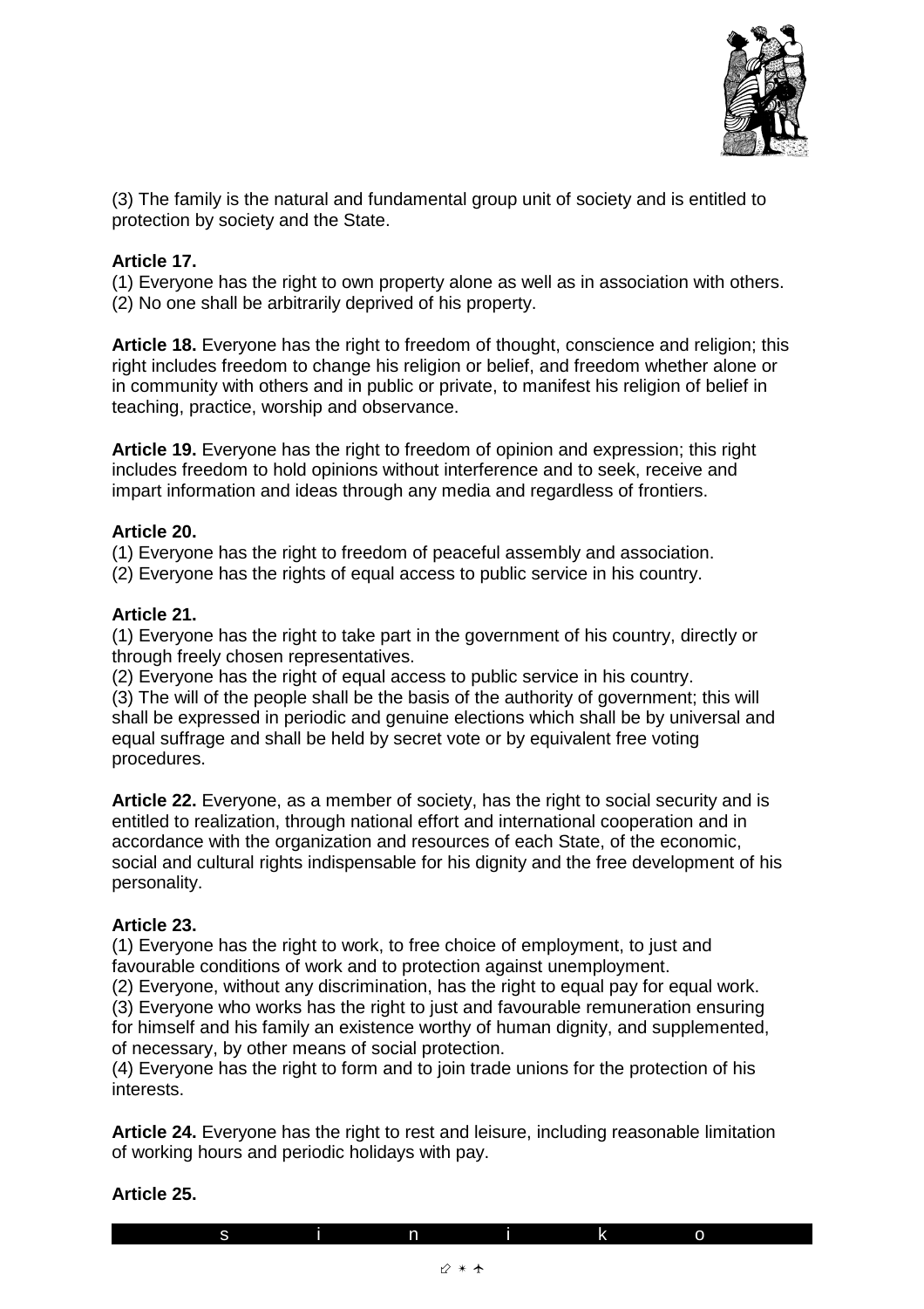(3) The family is the natural and fundamental group unit of society and is entitled to protection by society and the State.

**Article 17.**
(1) Everyone has the right to own property alone as well as in association with others.
(2) No one shall be arbitrarily deprived of his property.

**Article 18.** Everyone has the right to freedom of thought, conscience and religion; this right includes freedom to change his religion or belief, and freedom whether alone or in community with others and in public or private, to manifest his religion of belief in teaching, practice, worship and observance.

**Article 19.** Everyone has the right to freedom of opinion and expression; this right includes freedom to hold opinions without interference and to seek, receive and impart information and ideas through any media and regardless of frontiers.

**Article 20.**
(1) Everyone has the right to freedom of peaceful assembly and association.
(2) Everyone has the rights of equal access to public service in his country.

**Article 21.**
(1) Everyone has the right to take part in the government of his country, directly or through freely chosen representatives.
(2) Everyone has the right of equal access to public service in his country.
(3) The will of the people shall be the basis of the authority of government; this will shall be expressed in periodic and genuine elections which shall be by universal and equal suffrage and shall be held by secret vote or by equivalent free voting procedures.

**Article 22.** Everyone, as a member of society, has the right to social security and is entitled to realization, through national effort and international cooperation and in accordance with the organization and resources of each State, of the economic, social and cultural rights indispensable for his dignity and the free development of his personality.

**Article 23.**
(1) Everyone has the right to work, to free choice of employment, to just and favourable conditions of work and to protection against unemployment.
(2) Everyone, without any discrimination, has the right to equal pay for equal work.
(3) Everyone who works has the right to just and favourable remuneration ensuring for himself and his family an existence worthy of human dignity, and supplemented, of necessary, by other means of social protection.
(4) Everyone has the right to form and to join trade unions for the protection of his interests.

**Article 24.** Everyone has the right to rest and leisure, including reasonable limitation of working hours and periodic holidays with pay.

**Article 25.**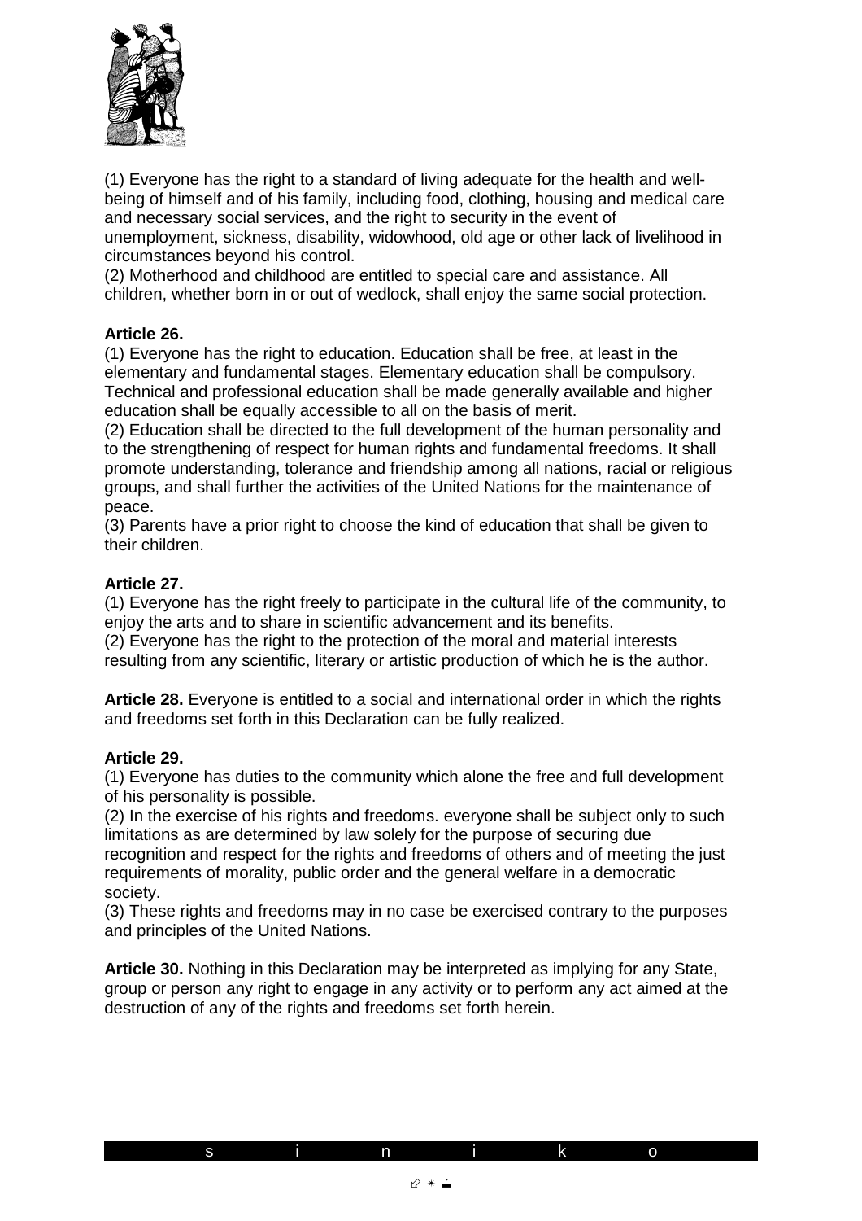(1) Everyone has the right to a standard of living adequate for the health and well-being of himself and of his family, including food, clothing, housing and medical care and necessary social services, and the right to security in the event of unemployment, sickness, disability, widowhood, old age or other lack of livelihood in circumstances beyond his control.
(2) Motherhood and childhood are entitled to special care and assistance. All children, whether born in or out of wedlock, shall enjoy the same social protection.

**Article 26.**
(1) Everyone has the right to education. Education shall be free, at least in the elementary and fundamental stages. Elementary education shall be compulsory. Technical and professional education shall be made generally available and higher education shall be equally accessible to all on the basis of merit.
(2) Education shall be directed to the full development of the human personality and to the strengthening of respect for human rights and fundamental freedoms. It shall promote understanding, tolerance and friendship among all nations, racial or religious groups, and shall further the activities of the United Nations for the maintenance of peace.
(3) Parents have a prior right to choose the kind of education that shall be given to their children.

**Article 27.**
(1) Everyone has the right freely to participate in the cultural life of the community, to enjoy the arts and to share in scientific advancement and its benefits.
(2) Everyone has the right to the protection of the moral and material interests resulting from any scientific, literary or artistic production of which he is the author.

**Article 28.** Everyone is entitled to a social and international order in which the rights and freedoms set forth in this Declaration can be fully realized.

**Article 29.**
(1) Everyone has duties to the community which alone the free and full development of his personality is possible.
(2) In the exercise of his rights and freedoms. everyone shall be subject only to such limitations as are determined by law solely for the purpose of securing due recognition and respect for the rights and freedoms of others and of meeting the just requirements of morality, public order and the general welfare in a democratic society.
(3) These rights and freedoms may in no case be exercised contrary to the purposes and principles of the United Nations.

**Article 30.** Nothing in this Declaration may be interpreted as implying for any State, group or person any right to engage in any activity or to perform any act aimed at the destruction of any of the rights and freedoms set forth herein.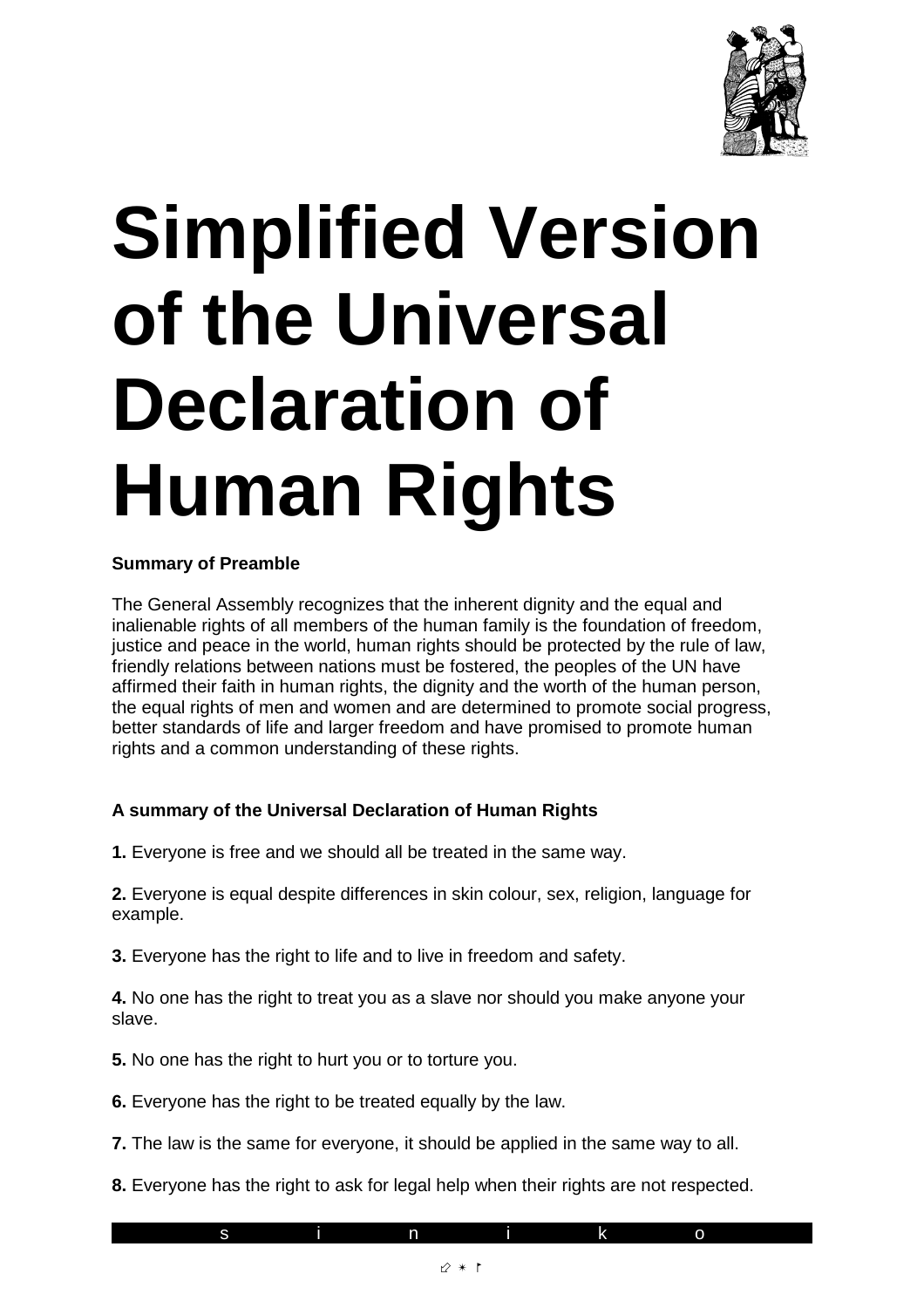# Simplified Version of the Universal Declaration of Human Rights

**Summary of Preamble**

The General Assembly recognizes that the inherent dignity and the equal and inalienable rights of all members of the human family is the foundation of freedom, justice and peace in the world, human rights should be protected by the rule of law, friendly relations between nations must be fostered, the peoples of the UN have affirmed their faith in human rights, the dignity and the worth of the human person, the equal rights of men and women and are determined to promote social progress, better standards of life and larger freedom and have promised to promote human rights and a common understanding of these rights.

**A summary of the Universal Declaration of Human Rights**

**1.** Everyone is free and we should all be treated in the same way.

**2.** Everyone is equal despite differences in skin colour, sex, religion, language for example.

**3.** Everyone has the right to life and to live in freedom and safety.

**4.** No one has the right to treat you as a slave nor should you make anyone your slave.

**5.** No one has the right to hurt you or to torture you.

**6.** Everyone has the right to be treated equally by the law.

**7.** The law is the same for everyone, it should be applied in the same way to all.

**8.** Everyone has the right to ask for legal help when their rights are not respected.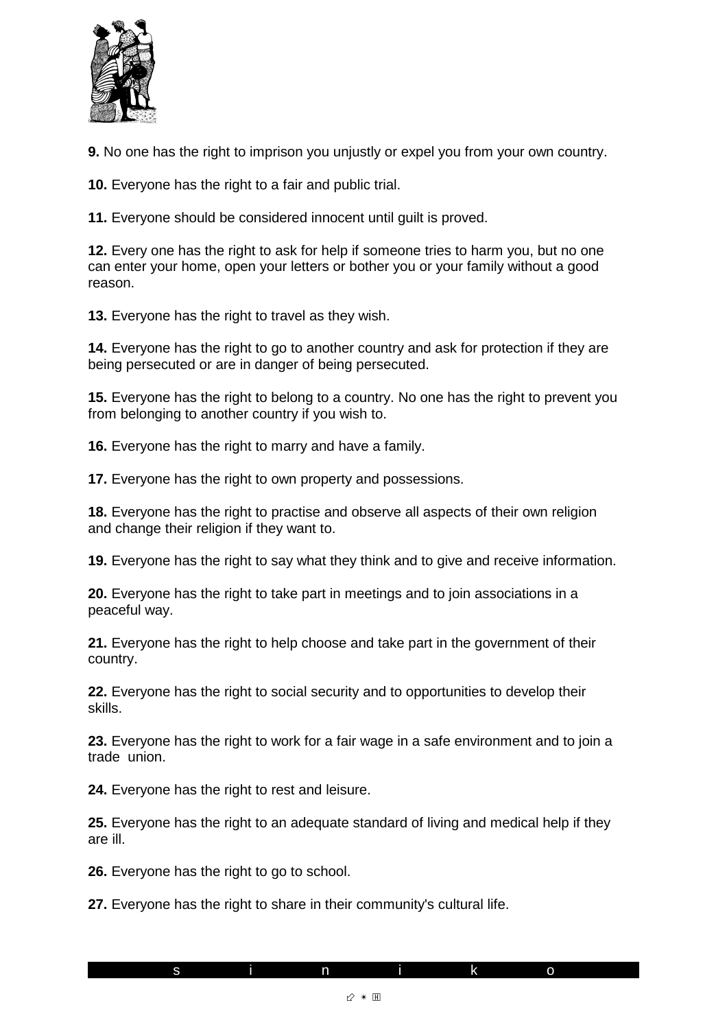**9.** No one has the right to imprison you unjustly or expel you from your own country.

**10.** Everyone has the right to a fair and public trial.

**11.** Everyone should be considered innocent until guilt is proved.

**12.** Every one has the right to ask for help if someone tries to harm you, but no one can enter your home, open your letters or bother you or your family without a good reason.

**13.** Everyone has the right to travel as they wish.

**14.** Everyone has the right to go to another country and ask for protection if they are being persecuted or are in danger of being persecuted.

**15.** Everyone has the right to belong to a country. No one has the right to prevent you from belonging to another country if you wish to.

**16.** Everyone has the right to marry and have a family.

**17.** Everyone has the right to own property and possessions.

**18.** Everyone has the right to practise and observe all aspects of their own religion and change their religion if they want to.

**19.** Everyone has the right to say what they think and to give and receive information.

**20.** Everyone has the right to take part in meetings and to join associations in a peaceful way.

**21.** Everyone has the right to help choose and take part in the government of their country.

**22.** Everyone has the right to social security and to opportunities to develop their skills.

**23.** Everyone has the right to work for a fair wage in a safe environment and to join a trade union.

**24.** Everyone has the right to rest and leisure.

**25.** Everyone has the right to an adequate standard of living and medical help if they are ill.

**26.** Everyone has the right to go to school.

**27.** Everyone has the right to share in their community's cultural life.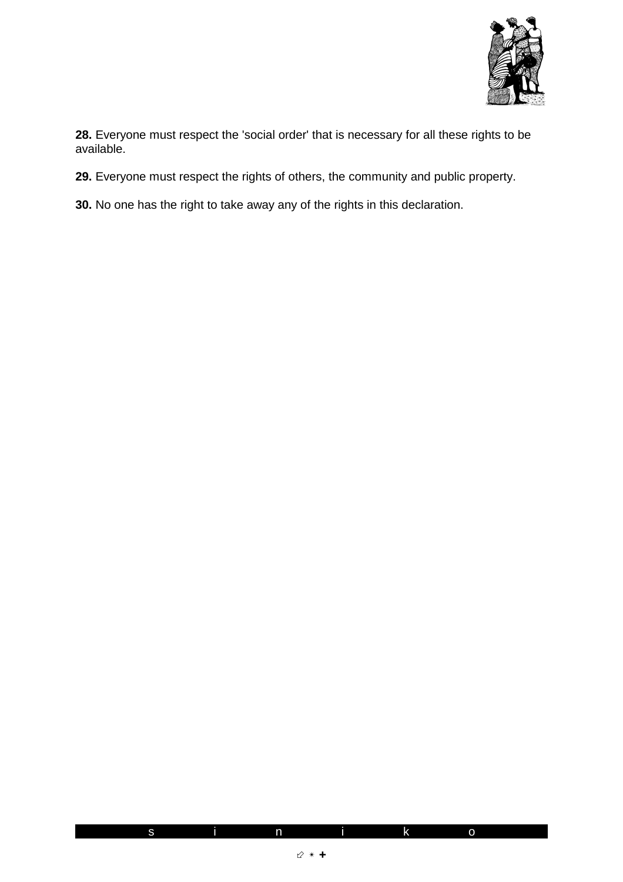**28.** Everyone must respect the 'social order' that is necessary for all these rights to be available.

**29.** Everyone must respect the rights of others, the community and public property.

**30.** No one has the right to take away any of the rights in this declaration.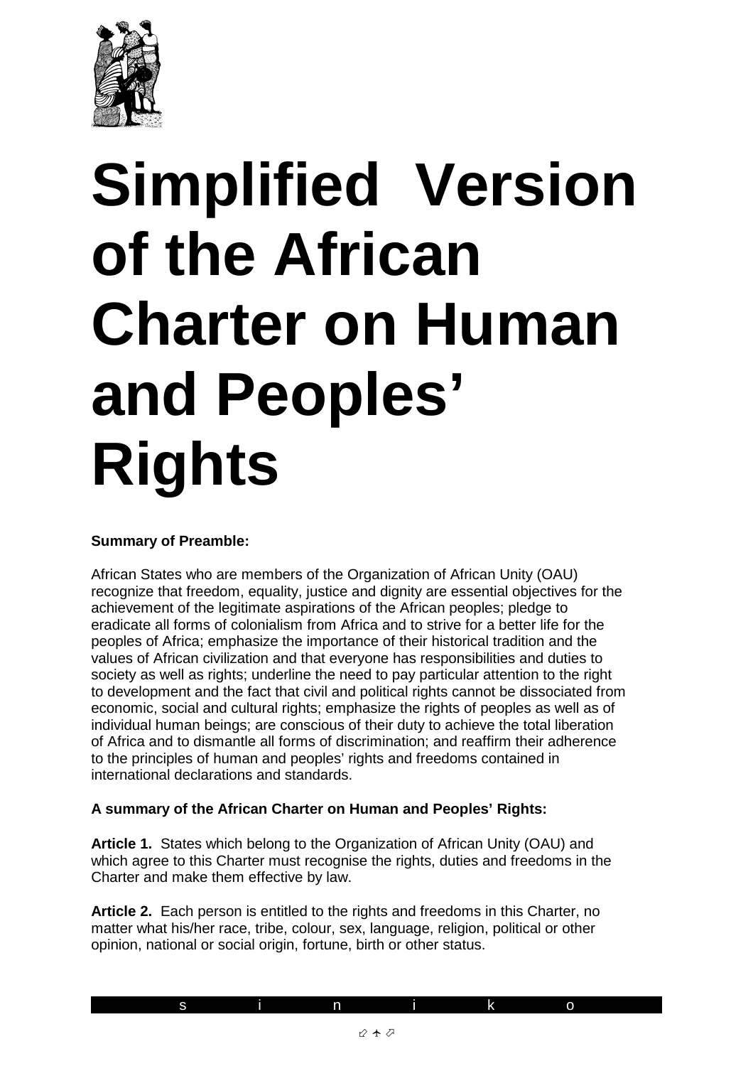# Simplified Version of the African Charter on Human and Peoples' Rights

**Summary of Preamble:**

African States who are members of the Organization of African Unity (OAU) recognize that freedom, equality, justice and dignity are essential objectives for the achievement of the legitimate aspirations of the African peoples; pledge to eradicate all forms of colonialism from Africa and to strive for a better life for the peoples of Africa; emphasize the importance of their historical tradition and the values of African civilization and that everyone has responsibilities and duties to society as well as rights; underline the need to pay particular attention to the right to development and the fact that civil and political rights cannot be dissociated from economic, social and cultural rights; emphasize the rights of peoples as well as of individual human beings; are conscious of their duty to achieve the total liberation of Africa and to dismantle all forms of discrimination; and reaffirm their adherence to the principles of human and peoples' rights and freedoms contained in international declarations and standards.

**A summary of the African Charter on Human and Peoples' Rights:**

**Article 1.** States which belong to the Organization of African Unity (OAU) and which agree to this Charter must recognise the rights, duties and freedoms in the Charter and make them effective by law.

**Article 2.** Each person is entitled to the rights and freedoms in this Charter, no matter what his/her race, tribe, colour, sex, language, religion, political or other opinion, national or social origin, fortune, birth or other status.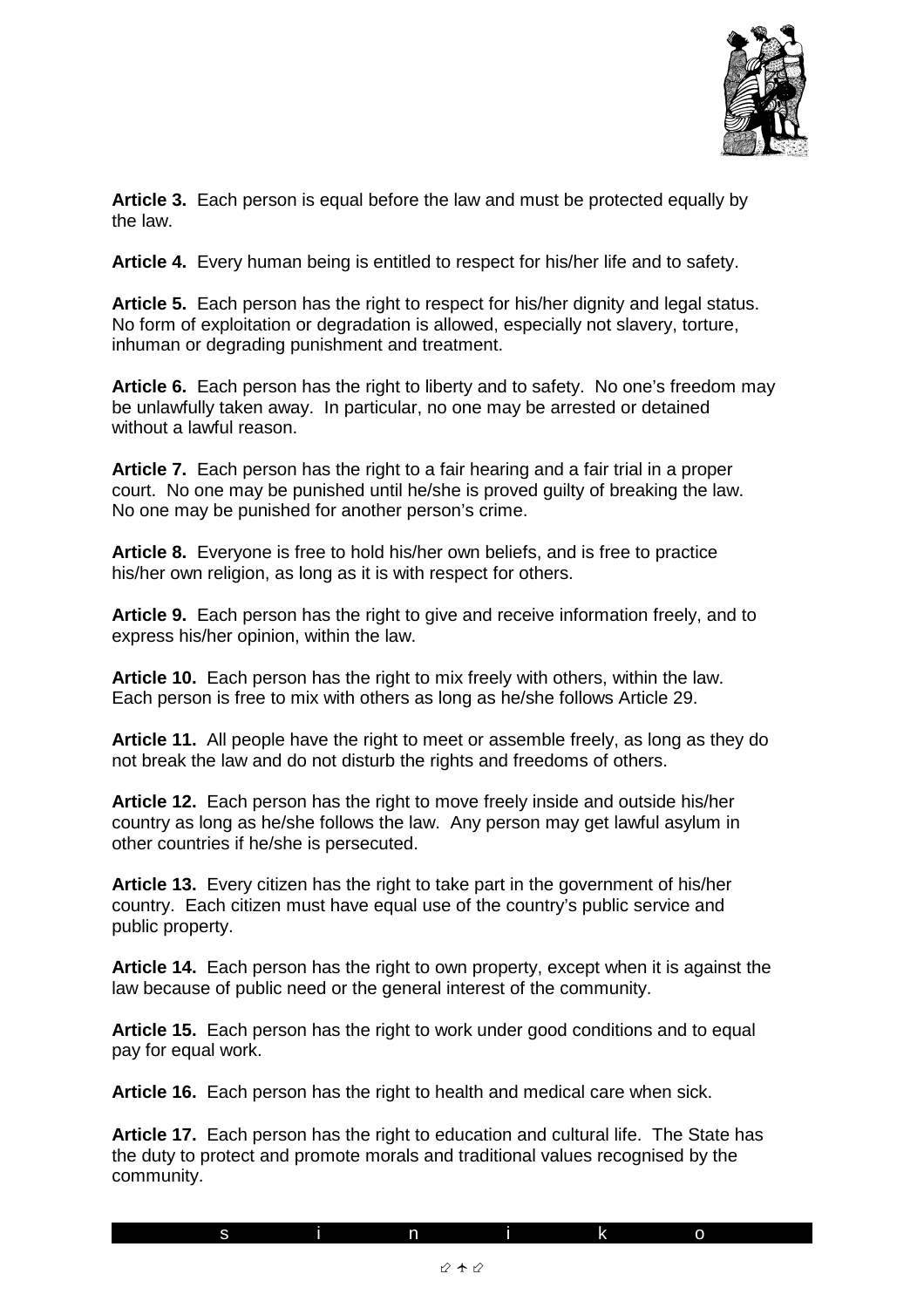**Article 3.** Each person is equal before the law and must be protected equally by the law.

**Article 4.** Every human being is entitled to respect for his/her life and to safety.

**Article 5.** Each person has the right to respect for his/her dignity and legal status. No form of exploitation or degradation is allowed, especially not slavery, torture, inhuman or degrading punishment and treatment.

**Article 6.** Each person has the right to liberty and to safety. No one's freedom may be unlawfully taken away. In particular, no one may be arrested or detained without a lawful reason.

**Article 7.** Each person has the right to a fair hearing and a fair trial in a proper court. No one may be punished until he/she is proved guilty of breaking the law. No one may be punished for another person's crime.

**Article 8.** Everyone is free to hold his/her own beliefs, and is free to practice his/her own religion, as long as it is with respect for others.

**Article 9.** Each person has the right to give and receive information freely, and to express his/her opinion, within the law.

**Article 10.** Each person has the right to mix freely with others, within the law. Each person is free to mix with others as long as he/she follows Article 29.

**Article 11.** All people have the right to meet or assemble freely, as long as they do not break the law and do not disturb the rights and freedoms of others.

**Article 12.** Each person has the right to move freely inside and outside his/her country as long as he/she follows the law. Any person may get lawful asylum in other countries if he/she is persecuted.

**Article 13.** Every citizen has the right to take part in the government of his/her country. Each citizen must have equal use of the country's public service and public property.

**Article 14.** Each person has the right to own property, except when it is against the law because of public need or the general interest of the community.

**Article 15.** Each person has the right to work under good conditions and to equal pay for equal work.

**Article 16.** Each person has the right to health and medical care when sick.

**Article 17.** Each person has the right to education and cultural life. The State has the duty to protect and promote morals and traditional values recognised by the community.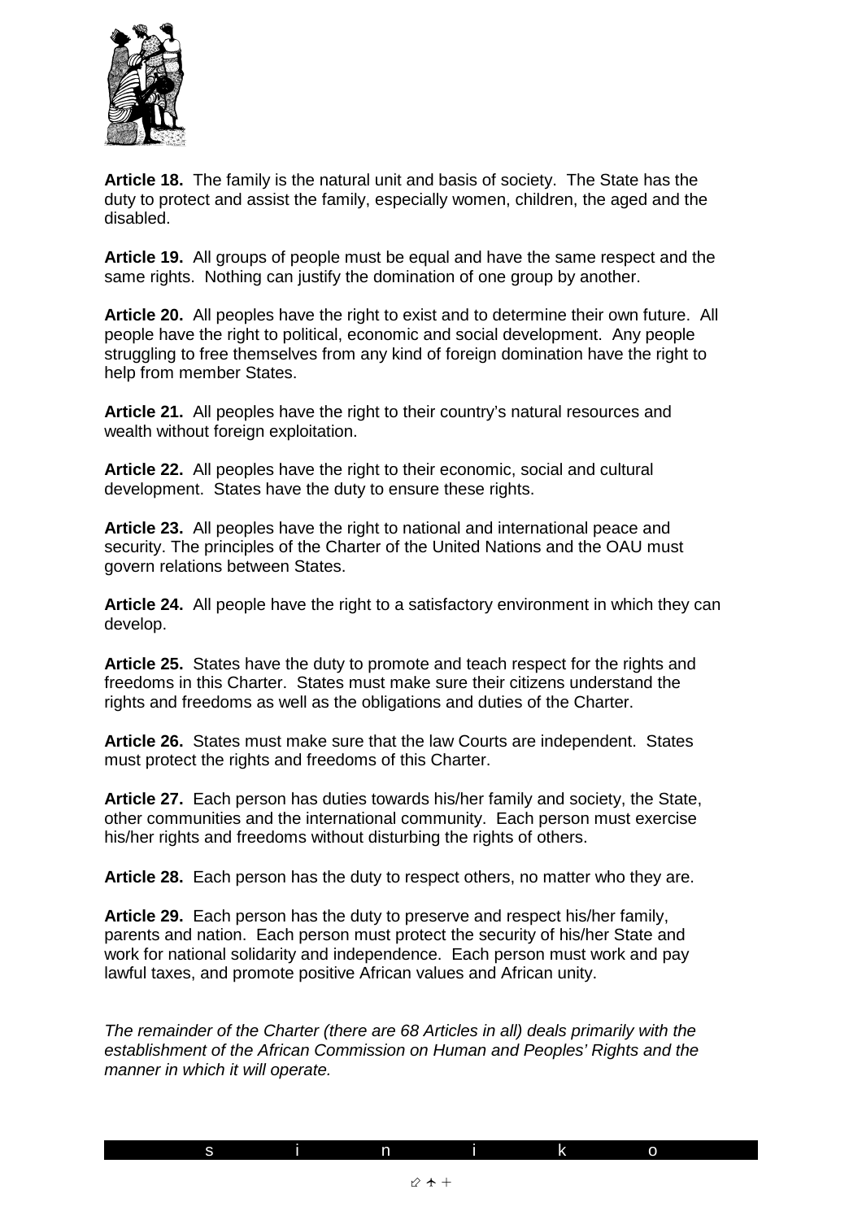**Article 18.** The family is the natural unit and basis of society. The State has the duty to protect and assist the family, especially women, children, the aged and the disabled.

**Article 19.** All groups of people must be equal and have the same respect and the same rights. Nothing can justify the domination of one group by another.

**Article 20.** All peoples have the right to exist and to determine their own future. All people have the right to political, economic and social development. Any people struggling to free themselves from any kind of foreign domination have the right to help from member States.

**Article 21.** All peoples have the right to their country's natural resources and wealth without foreign exploitation.

**Article 22.** All peoples have the right to their economic, social and cultural development. States have the duty to ensure these rights.

**Article 23.** All peoples have the right to national and international peace and security. The principles of the Charter of the United Nations and the OAU must govern relations between States.

**Article 24.** All people have the right to a satisfactory environment in which they can develop.

**Article 25.** States have the duty to promote and teach respect for the rights and freedoms in this Charter. States must make sure their citizens understand the rights and freedoms as well as the obligations and duties of the Charter.

**Article 26.** States must make sure that the law Courts are independent. States must protect the rights and freedoms of this Charter.

**Article 27.** Each person has duties towards his/her family and society, the State, other communities and the international community. Each person must exercise his/her rights and freedoms without disturbing the rights of others.

**Article 28.** Each person has the duty to respect others, no matter who they are.

**Article 29.** Each person has the duty to preserve and respect his/her family, parents and nation. Each person must protect the security of his/her State and work for national solidarity and independence. Each person must work and pay lawful taxes, and promote positive African values and African unity.

*The remainder of the Charter (there are 68 Articles in all) deals primarily with the establishment of the African Commission on Human and Peoples' Rights and the manner in which it will operate.*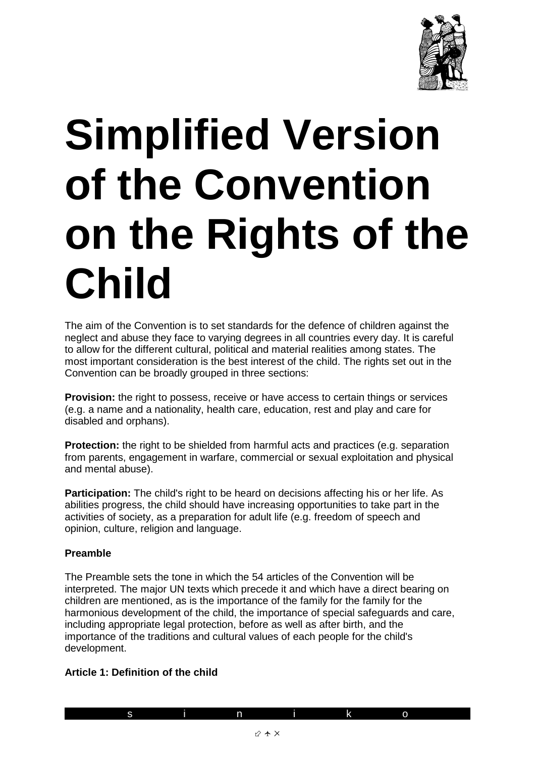# Simplified Version of the Convention on the Rights of the Child

The aim of the Convention is to set standards for the defence of children against the neglect and abuse they face to varying degrees in all countries every day. It is careful to allow for the different cultural, political and material realities among states. The most important consideration is the best interest of the child. The rights set out in the Convention can be broadly grouped in three sections:

**Provision:** the right to possess, receive or have access to certain things or services (e.g. a name and a nationality, health care, education, rest and play and care for disabled and orphans).

**Protection:** the right to be shielded from harmful acts and practices (e.g. separation from parents, engagement in warfare, commercial or sexual exploitation and physical and mental abuse).

**Participation:** The child's right to be heard on decisions affecting his or her life. As abilities progress, the child should have increasing opportunities to take part in the activities of society, as a preparation for adult life (e.g. freedom of speech and opinion, culture, religion and language.

**Preamble**

The Preamble sets the tone in which the 54 articles of the Convention will be interpreted. The major UN texts which precede it and which have a direct bearing on children are mentioned, as is the importance of the family for the family for the harmonious development of the child, the importance of special safeguards and care, including appropriate legal protection, before as well as after birth, and the importance of the traditions and cultural values of each people for the child's development.

**Article 1: Definition of the child**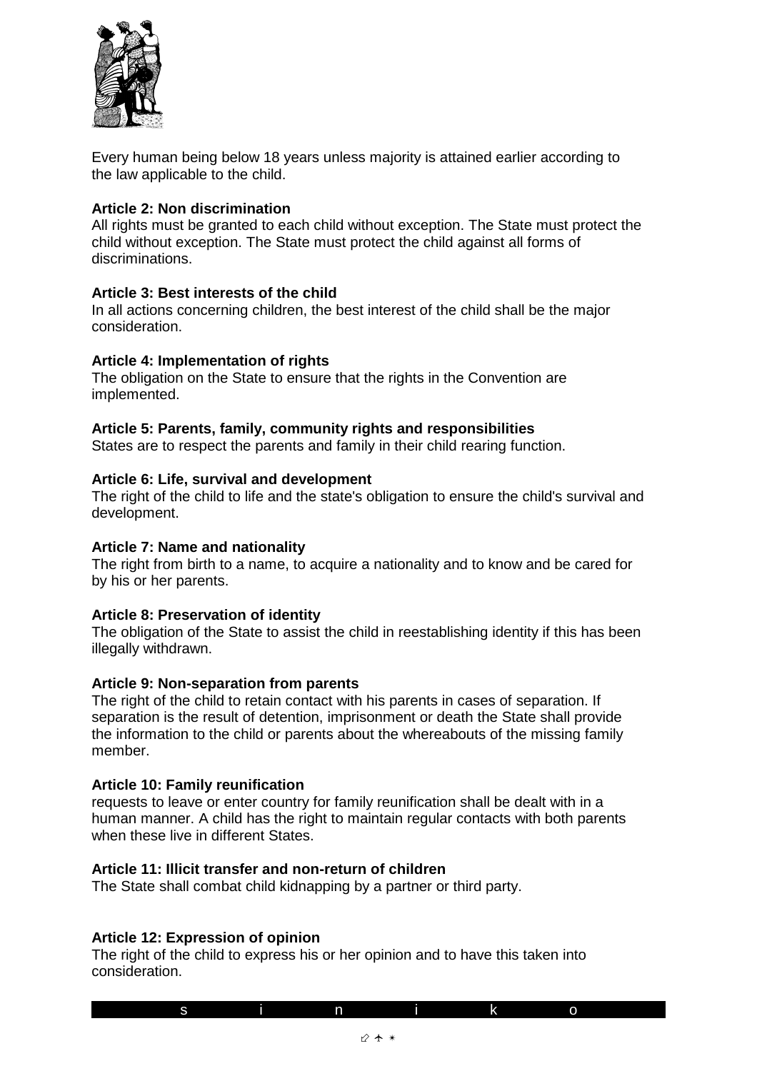Every human being below 18 years unless majority is attained earlier according to the law applicable to the child.

**Article 2: Non discrimination**
All rights must be granted to each child without exception. The State must protect the child without exception. The State must protect the child against all forms of discriminations.

**Article 3: Best interests of the child**
In all actions concerning children, the best interest of the child shall be the major consideration.

**Article 4: Implementation of rights**
The obligation on the State to ensure that the rights in the Convention are implemented.

**Article 5: Parents, family, community rights and responsibilities**
States are to respect the parents and family in their child rearing function.

**Article 6: Life, survival and development**
The right of the child to life and the state's obligation to ensure the child's survival and development.

**Article 7: Name and nationality**
The right from birth to a name, to acquire a nationality and to know and be cared for by his or her parents.

**Article 8: Preservation of identity**
The obligation of the State to assist the child in reestablishing identity if this has been illegally withdrawn.

**Article 9: Non-separation from parents**
The right of the child to retain contact with his parents in cases of separation. If separation is the result of detention, imprisonment or death the State shall provide the information to the child or parents about the whereabouts of the missing family member.

**Article 10: Family reunification**
requests to leave or enter country for family reunification shall be dealt with in a human manner. A child has the right to maintain regular contacts with both parents when these live in different States.

**Article 11: Illicit transfer and non-return of children**
The State shall combat child kidnapping by a partner or third party.

**Article 12: Expression of opinion**
The right of the child to express his or her opinion and to have this taken into consideration.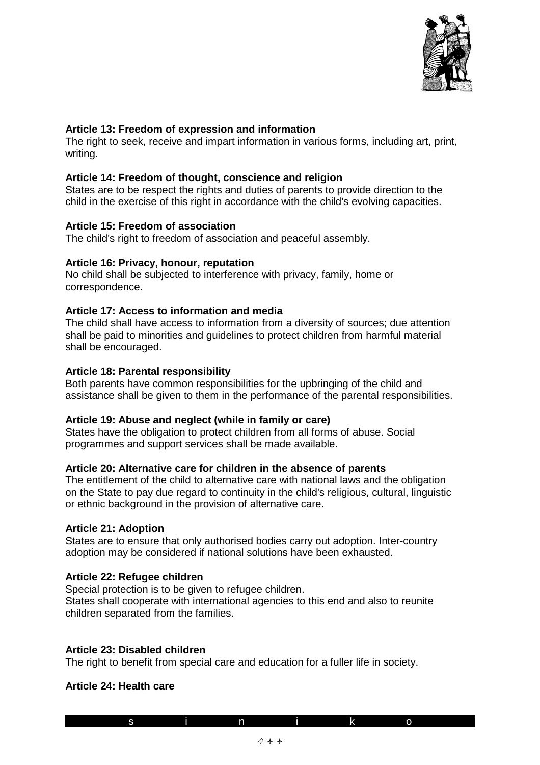**Article 13: Freedom of expression and information**
The right to seek, receive and impart information in various forms, including art, print, writing.

**Article 14: Freedom of thought, conscience and religion**
States are to be respect the rights and duties of parents to provide direction to the child in the exercise of this right in accordance with the child's evolving capacities.

**Article 15: Freedom of association**
The child's right to freedom of association and peaceful assembly.

**Article 16: Privacy, honour, reputation**
No child shall be subjected to interference with privacy, family, home or correspondence.

**Article 17: Access to information and media**
The child shall have access to information from a diversity of sources; due attention shall be paid to minorities and guidelines to protect children from harmful material shall be encouraged.

**Article 18: Parental responsibility**
Both parents have common responsibilities for the upbringing of the child and assistance shall be given to them in the performance of the parental responsibilities.

**Article 19: Abuse and neglect (while in family or care)**
States have the obligation to protect children from all forms of abuse. Social programmes and support services shall be made available.

**Article 20: Alternative care for children in the absence of parents**
The entitlement of the child to alternative care with national laws and the obligation on the State to pay due regard to continuity in the child's religious, cultural, linguistic or ethnic background in the provision of alternative care.

**Article 21: Adoption**
States are to ensure that only authorised bodies carry out adoption. Inter-country adoption may be considered if national solutions have been exhausted.

**Article 22: Refugee children**
Special protection is to be given to refugee children.
States shall cooperate with international agencies to this end and also to reunite children separated from the families.

**Article 23: Disabled children**
The right to benefit from special care and education for a fuller life in society.

**Article 24: Health care**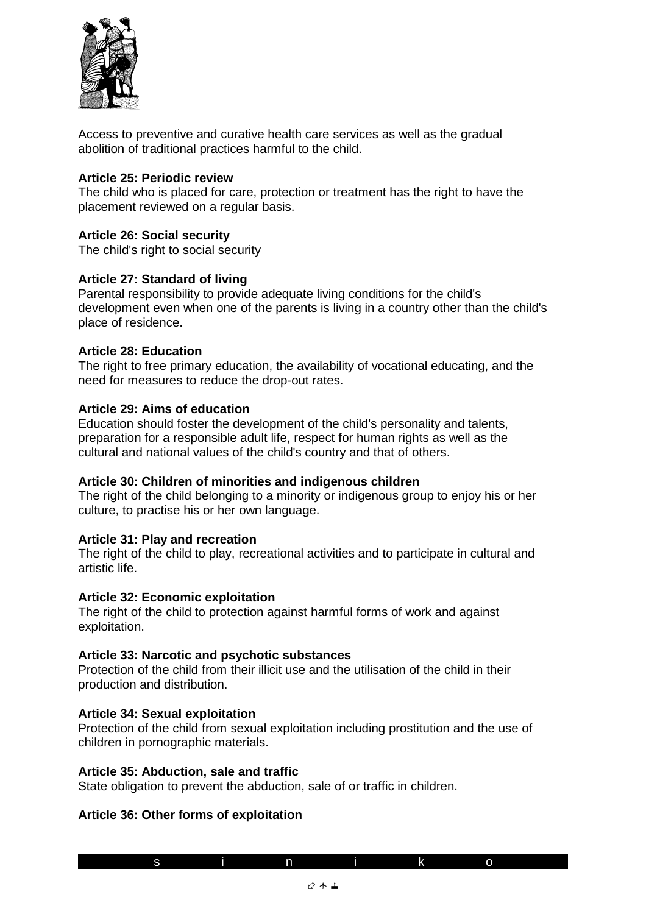Access to preventive and curative health care services as well as the gradual abolition of traditional practices harmful to the child.

**Article 25: Periodic review**

The child who is placed for care, protection or treatment has the right to have the placement reviewed on a regular basis.

**Article 26: Social security**

The child's right to social security

**Article 27: Standard of living**

Parental responsibility to provide adequate living conditions for the child's development even when one of the parents is living in a country other than the child's place of residence.

**Article 28: Education**

The right to free primary education, the availability of vocational educating, and the need for measures to reduce the drop-out rates.

**Article 29: Aims of education**

Education should foster the development of the child's personality and talents, preparation for a responsible adult life, respect for human rights as well as the cultural and national values of the child's country and that of others.

**Article 30: Children of minorities and indigenous children**

The right of the child belonging to a minority or indigenous group to enjoy his or her culture, to practise his or her own language.

**Article 31: Play and recreation**

The right of the child to play, recreational activities and to participate in cultural and artistic life.

**Article 32: Economic exploitation**

The right of the child to protection against harmful forms of work and against exploitation.

**Article 33: Narcotic and psychotic substances**

Protection of the child from their illicit use and the utilisation of the child in their production and distribution.

**Article 34: Sexual exploitation**

Protection of the child from sexual exploitation including prostitution and the use of children in pornographic materials.

**Article 35: Abduction, sale and traffic**

State obligation to prevent the abduction, sale of or traffic in children.

**Article 36: Other forms of exploitation**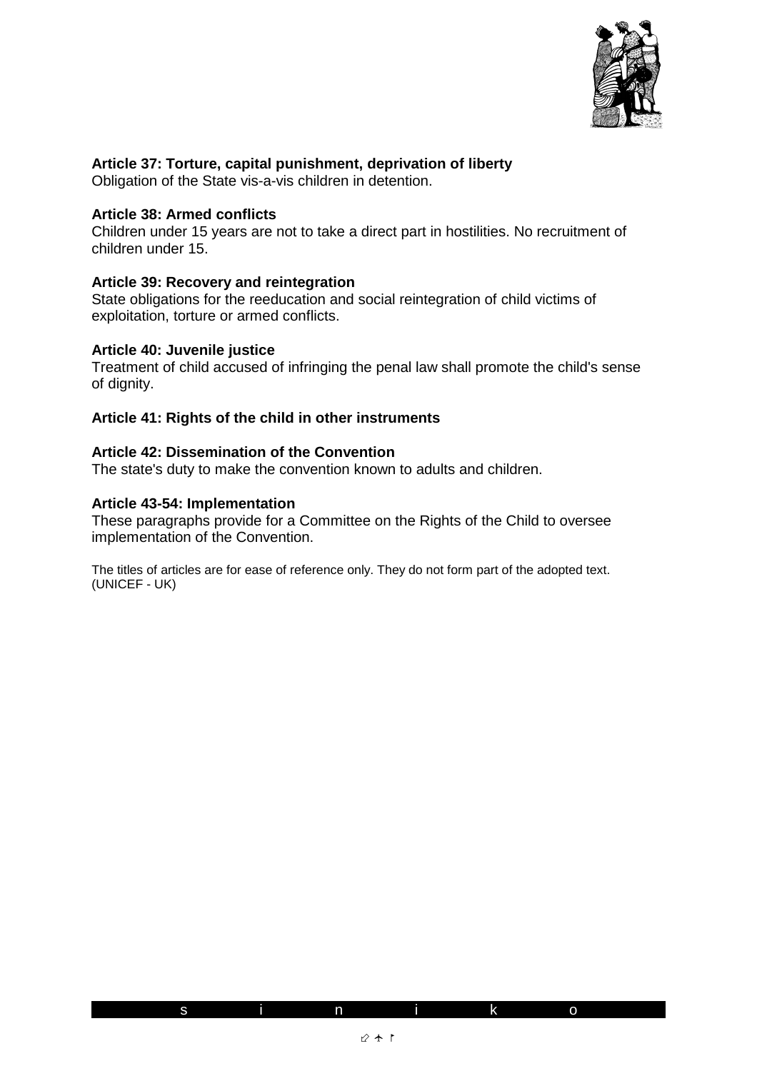**Article 37: Torture, capital punishment, deprivation of liberty**
Obligation of the State vis-a-vis children in detention.

**Article 38: Armed conflicts**
Children under 15 years are not to take a direct part in hostilities. No recruitment of children under 15.

**Article 39: Recovery and reintegration**
State obligations for the reeducation and social reintegration of child victims of exploitation, torture or armed conflicts.

**Article 40: Juvenile justice**
Treatment of child accused of infringing the penal law shall promote the child's sense of dignity.

**Article 41: Rights of the child in other instruments**

**Article 42: Dissemination of the Convention**
The state's duty to make the convention known to adults and children.

**Article 43-54: Implementation**
These paragraphs provide for a Committee on the Rights of the Child to oversee implementation of the Convention.

The titles of articles are for ease of reference only. They do not form part of the adopted text. (UNICEF - UK)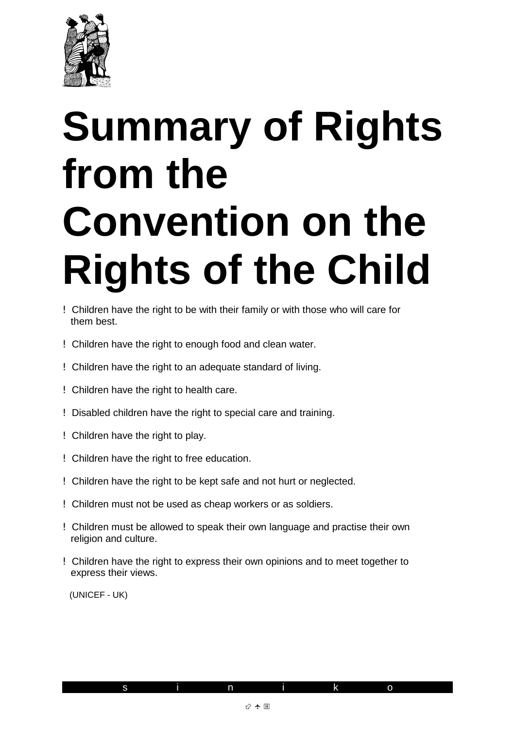# Summary of Rights from the Convention on the Rights of the Child

- Children have the right to be with their family or with those who will care for them best.
- Children have the right to enough food and clean water.
- Children have the right to an adequate standard of living.
- Children have the right to health care.
- Disabled children have the right to special care and training.
- Children have the right to play.
- Children have the right to free education.
- Children have the right to be kept safe and not hurt or neglected.
- Children must not be used as cheap workers or as soldiers.
- Children must be allowed to speak their own language and practise their own religion and culture.
- Children have the right to express their own opinions and to meet together to express their views.

(UNICEF - UK)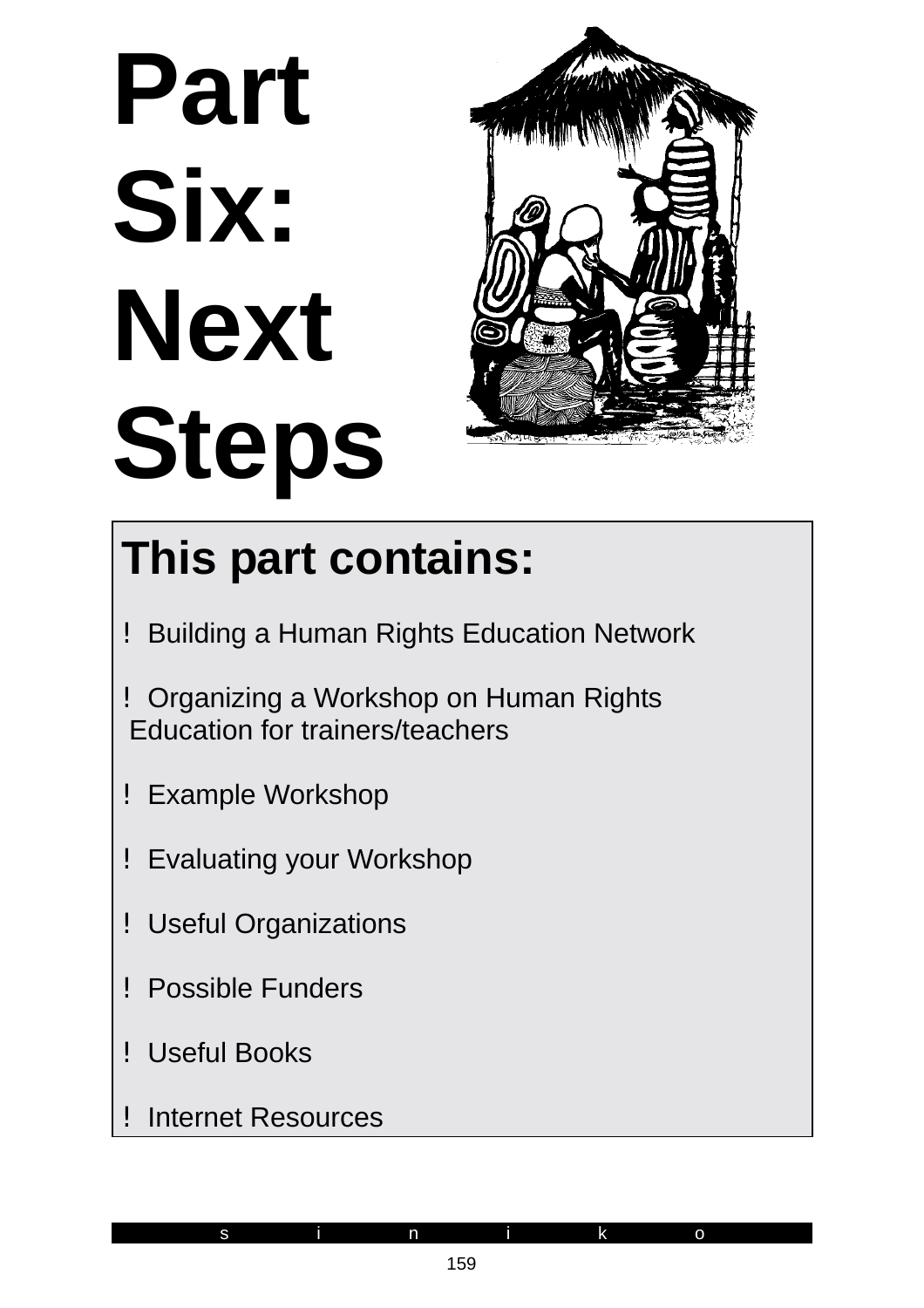# Part Six: Next Steps

## This part contains:

- Building a Human Rights Education Network
- Organizing a Workshop on Human Rights Education for trainers/teachers
- Example Workshop
- Evaluating your Workshop
- Useful Organizations
- Possible Funders
- Useful Books
- Internet Resources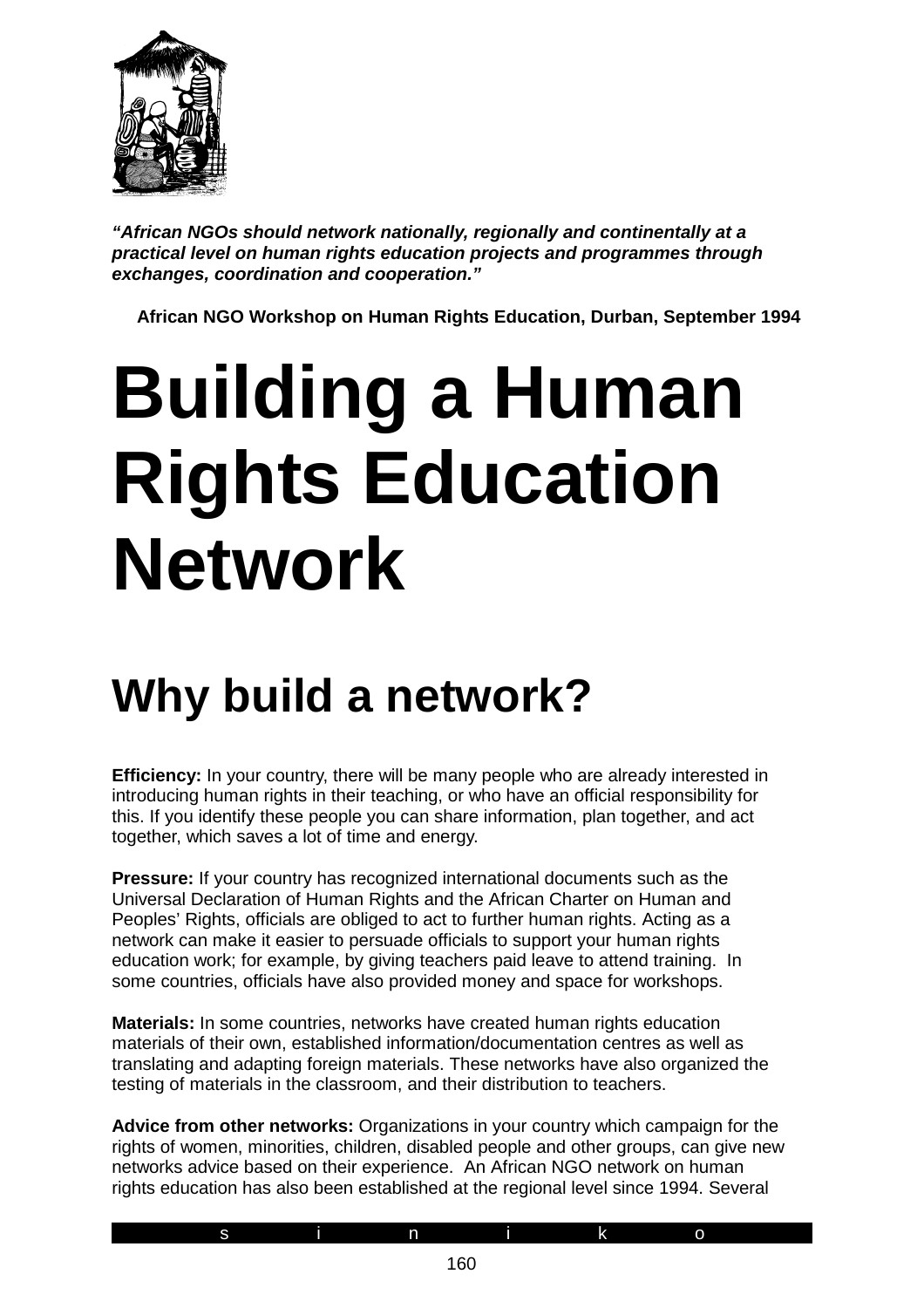*"African NGOs should network nationally, regionally and continentally at a practical level on human rights education projects and programmes through exchanges, coordination and cooperation."*

**African NGO Workshop on Human Rights Education, Durban, September 1994**

# Building a Human Rights Education Network

## Why build a network?

**Efficiency:** In your country, there will be many people who are already interested in introducing human rights in their teaching, or who have an official responsibility for this. If you identify these people you can share information, plan together, and act together, which saves a lot of time and energy.

**Pressure:** If your country has recognized international documents such as the Universal Declaration of Human Rights and the African Charter on Human and Peoples' Rights, officials are obliged to act to further human rights. Acting as a network can make it easier to persuade officials to support your human rights education work; for example, by giving teachers paid leave to attend training. In some countries, officials have also provided money and space for workshops.

**Materials:** In some countries, networks have created human rights education materials of their own, established information/documentation centres as well as translating and adapting foreign materials. These networks have also organized the testing of materials in the classroom, and their distribution to teachers.

**Advice from other networks:** Organizations in your country which campaign for the rights of women, minorities, children, disabled people and other groups, can give new networks advice based on their experience. An African NGO network on human rights education has also been established at the regional level since 1994. Several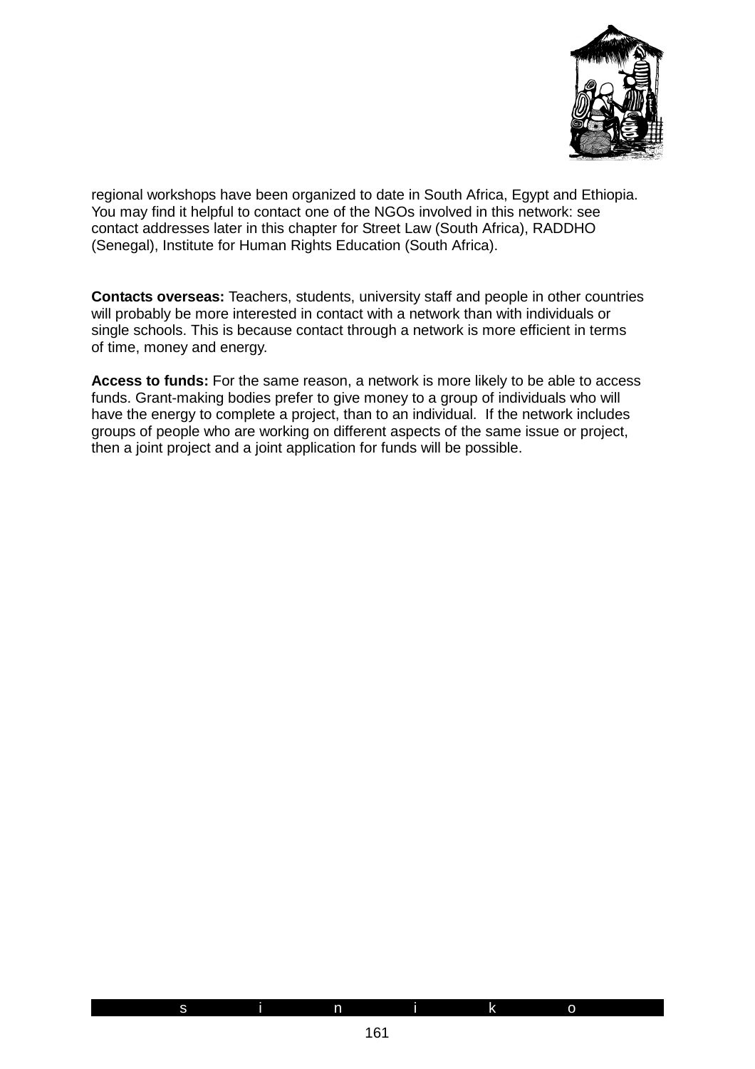regional workshops have been organized to date in South Africa, Egypt and Ethiopia. You may find it helpful to contact one of the NGOs involved in this network: see contact addresses later in this chapter for Street Law (South Africa), RADDHO (Senegal), Institute for Human Rights Education (South Africa).

**Contacts overseas:** Teachers, students, university staff and people in other countries will probably be more interested in contact with a network than with individuals or single schools. This is because contact through a network is more efficient in terms of time, money and energy.

**Access to funds:** For the same reason, a network is more likely to be able to access funds. Grant-making bodies prefer to give money to a group of individuals who will have the energy to complete a project, than to an individual. If the network includes groups of people who are working on different aspects of the same issue or project, then a joint project and a joint application for funds will be possible.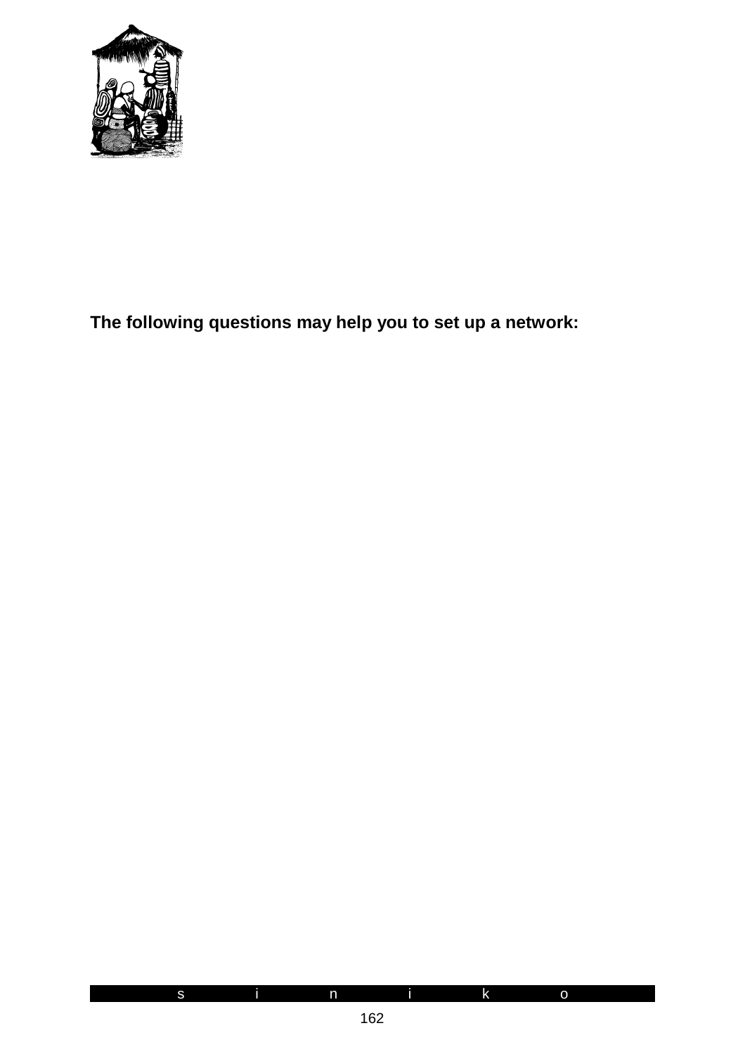**The following questions may help you to set up a network:**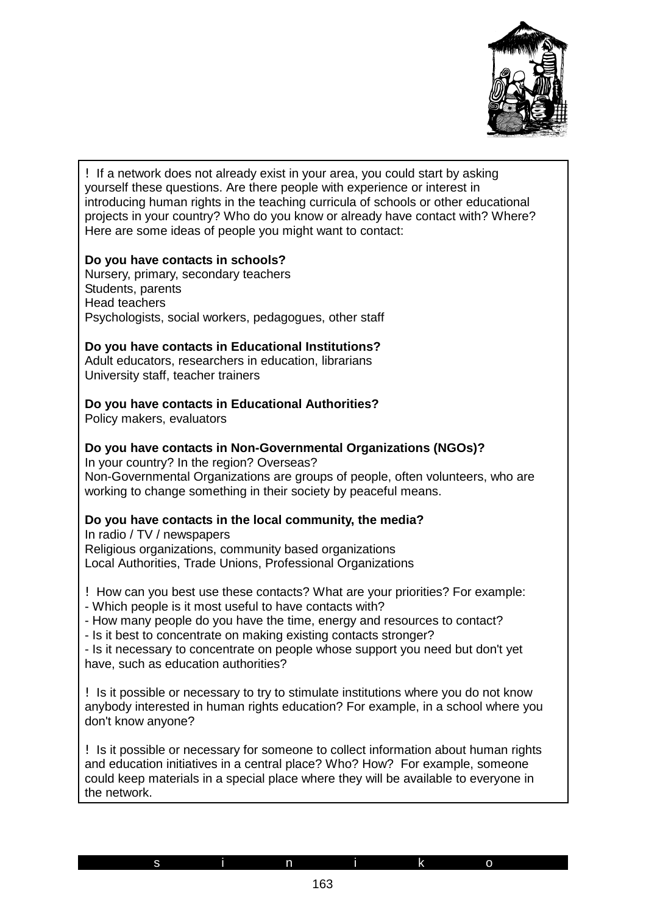! If a network does not already exist in your area, you could start by asking yourself these questions. Are there people with experience or interest in introducing human rights in the teaching curricula of schools or other educational projects in your country? Who do you know or already have contact with? Where? Here are some ideas of people you might want to contact:

**Do you have contacts in schools?**
Nursery, primary, secondary teachers
Students, parents
Head teachers
Psychologists, social workers, pedagogues, other staff

**Do you have contacts in Educational Institutions?**
Adult educators, researchers in education, librarians
University staff, teacher trainers

**Do you have contacts in Educational Authorities?**
Policy makers, evaluators

**Do you have contacts in Non-Governmental Organizations (NGOs)?**
In your country? In the region? Overseas?
Non-Governmental Organizations are groups of people, often volunteers, who are working to change something in their society by peaceful means.

**Do you have contacts in the local community, the media?**
In radio / TV / newspapers
Religious organizations, community based organizations
Local Authorities, Trade Unions, Professional Organizations

! How can you best use these contacts? What are your priorities? For example:
- Which people is it most useful to have contacts with?
- How many people do you have the time, energy and resources to contact?
- Is it best to concentrate on making existing contacts stronger?
- Is it necessary to concentrate on people whose support you need but don't yet have, such as education authorities?

! Is it possible or necessary to try to stimulate institutions where you do not know anybody interested in human rights education? For example, in a school where you don't know anyone?

! Is it possible or necessary for someone to collect information about human rights and education initiatives in a central place? Who? How? For example, someone could keep materials in a special place where they will be available to everyone in the network.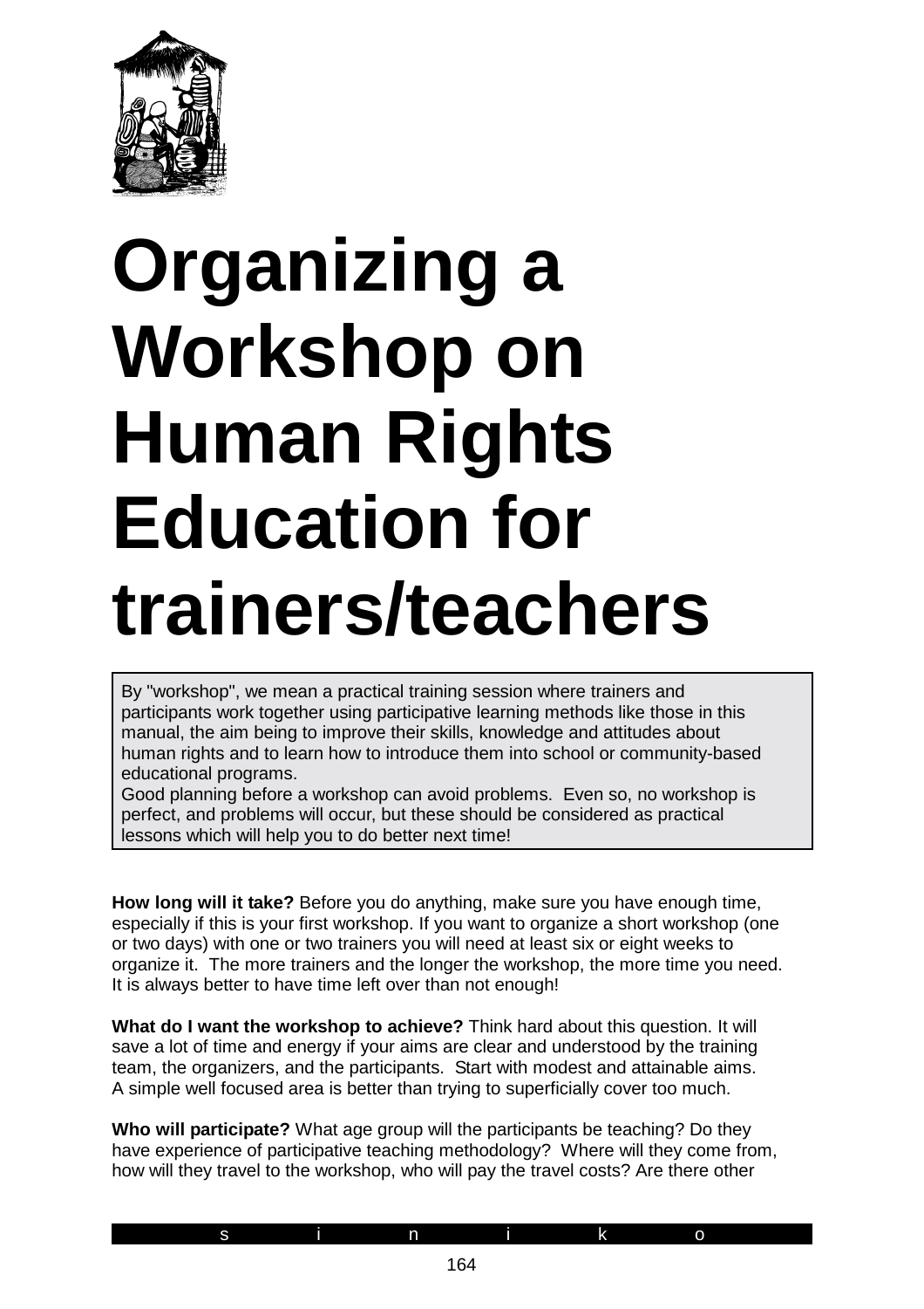# Organizing a Workshop on Human Rights Education for trainers/teachers

By "workshop", we mean a practical training session where trainers and participants work together using participative learning methods like those in this manual, the aim being to improve their skills, knowledge and attitudes about human rights and to learn how to introduce them into school or community-based educational programs.
Good planning before a workshop can avoid problems. Even so, no workshop is perfect, and problems will occur, but these should be considered as practical lessons which will help you to do better next time!

**How long will it take?** Before you do anything, make sure you have enough time, especially if this is your first workshop. If you want to organize a short workshop (one or two days) with one or two trainers you will need at least six or eight weeks to organize it. The more trainers and the longer the workshop, the more time you need. It is always better to have time left over than not enough!

**What do I want the workshop to achieve?** Think hard about this question. It will save a lot of time and energy if your aims are clear and understood by the training team, the organizers, and the participants. Start with modest and attainable aims. A simple well focused area is better than trying to superficially cover too much.

**Who will participate?** What age group will the participants be teaching? Do they have experience of participative teaching methodology? Where will they come from, how will they travel to the workshop, who will pay the travel costs? Are there other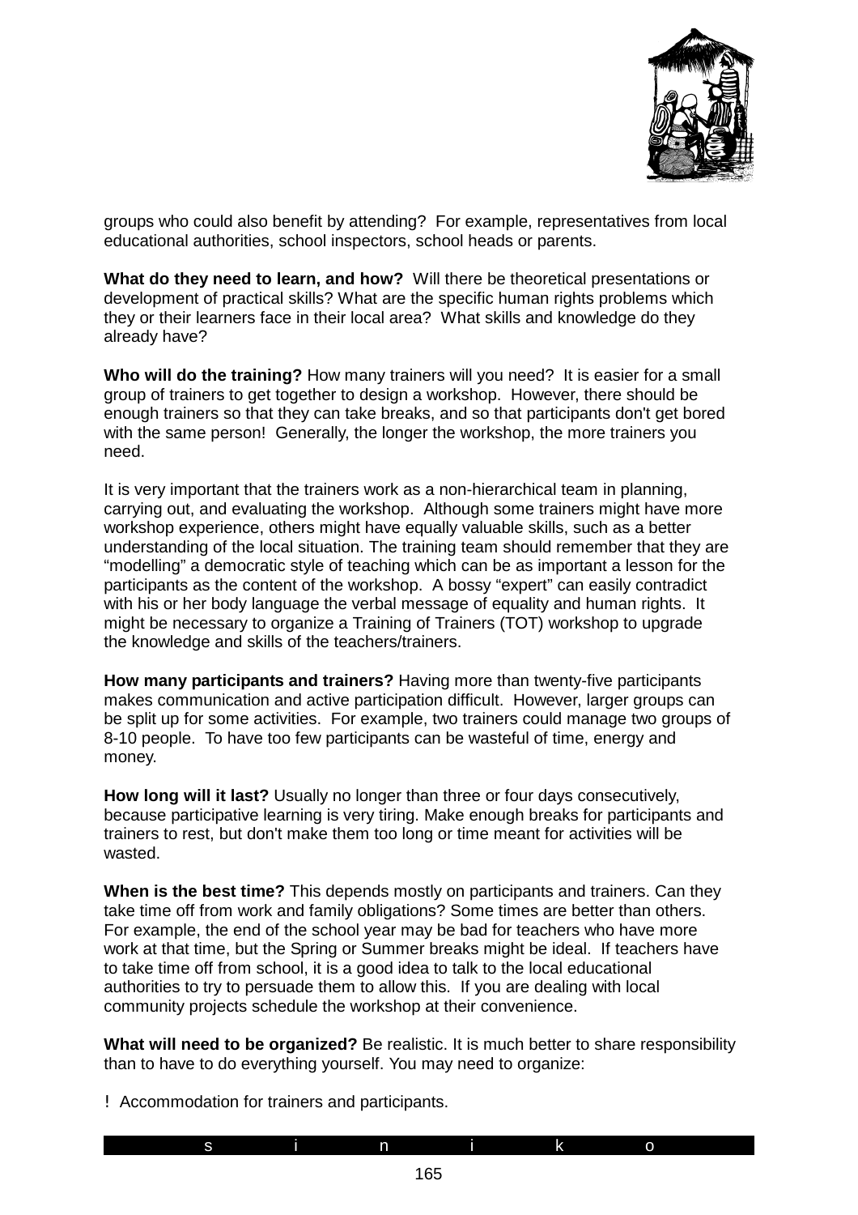groups who could also benefit by attending? For example, representatives from local educational authorities, school inspectors, school heads or parents.

**What do they need to learn, and how?** Will there be theoretical presentations or development of practical skills? What are the specific human rights problems which they or their learners face in their local area? What skills and knowledge do they already have?

**Who will do the training?** How many trainers will you need? It is easier for a small group of trainers to get together to design a workshop. However, there should be enough trainers so that they can take breaks, and so that participants don't get bored with the same person! Generally, the longer the workshop, the more trainers you need.

It is very important that the trainers work as a non-hierarchical team in planning, carrying out, and evaluating the workshop. Although some trainers might have more workshop experience, others might have equally valuable skills, such as a better understanding of the local situation. The training team should remember that they are "modelling" a democratic style of teaching which can be as important a lesson for the participants as the content of the workshop. A bossy "expert" can easily contradict with his or her body language the verbal message of equality and human rights. It might be necessary to organize a Training of Trainers (TOT) workshop to upgrade the knowledge and skills of the teachers/trainers.

**How many participants and trainers?** Having more than twenty-five participants makes communication and active participation difficult. However, larger groups can be split up for some activities. For example, two trainers could manage two groups of 8-10 people. To have too few participants can be wasteful of time, energy and money.

**How long will it last?** Usually no longer than three or four days consecutively, because participative learning is very tiring. Make enough breaks for participants and trainers to rest, but don't make them too long or time meant for activities will be wasted.

**When is the best time?** This depends mostly on participants and trainers. Can they take time off from work and family obligations? Some times are better than others. For example, the end of the school year may be bad for teachers who have more work at that time, but the Spring or Summer breaks might be ideal. If teachers have to take time off from school, it is a good idea to talk to the local educational authorities to try to persuade them to allow this. If you are dealing with local community projects schedule the workshop at their convenience.

**What will need to be organized?** Be realistic. It is much better to share responsibility than to have to do everything yourself. You may need to organize:

- Accommodation for trainers and participants.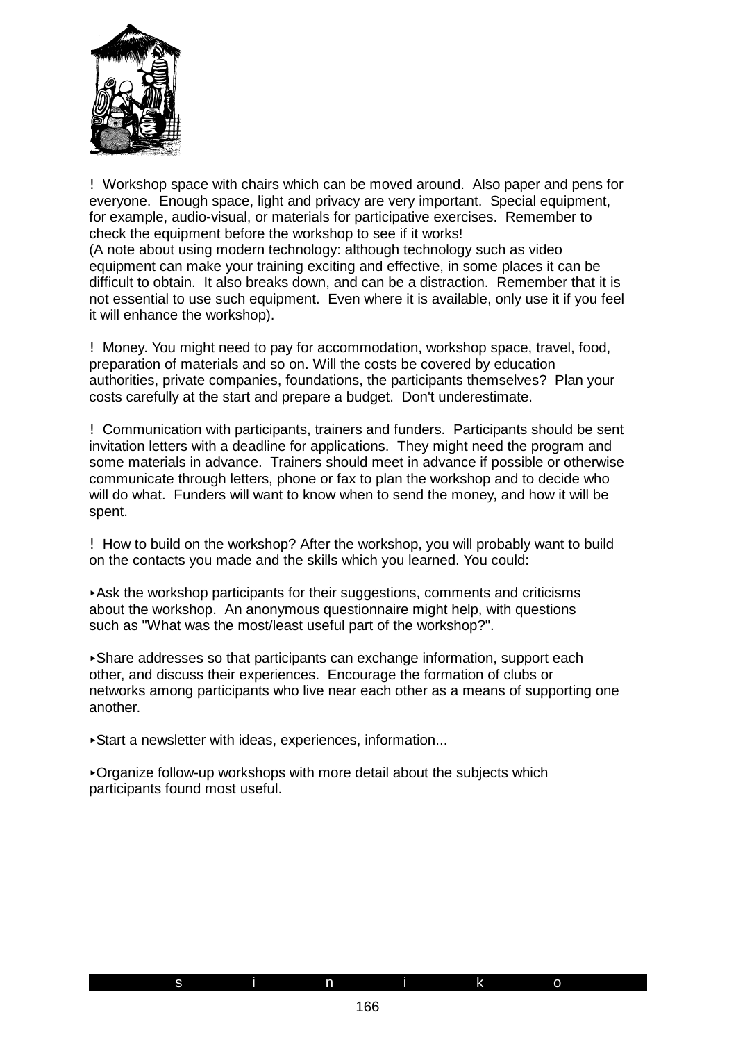! Workshop space with chairs which can be moved around. Also paper and pens for everyone. Enough space, light and privacy are very important. Special equipment, for example, audio-visual, or materials for participative exercises. Remember to check the equipment before the workshop to see if it works!
(A note about using modern technology: although technology such as video equipment can make your training exciting and effective, in some places it can be difficult to obtain. It also breaks down, and can be a distraction. Remember that it is not essential to use such equipment. Even where it is available, only use it if you feel it will enhance the workshop).

! Money. You might need to pay for accommodation, workshop space, travel, food, preparation of materials and so on. Will the costs be covered by education authorities, private companies, foundations, the participants themselves? Plan your costs carefully at the start and prepare a budget. Don't underestimate.

! Communication with participants, trainers and funders. Participants should be sent invitation letters with a deadline for applications. They might need the program and some materials in advance. Trainers should meet in advance if possible or otherwise communicate through letters, phone or fax to plan the workshop and to decide who will do what. Funders will want to know when to send the money, and how it will be spent.

! How to build on the workshop? After the workshop, you will probably want to build on the contacts you made and the skills which you learned. You could:

- Ask the workshop participants for their suggestions, comments and criticisms about the workshop. An anonymous questionnaire might help, with questions such as "What was the most/least useful part of the workshop?".

- Share addresses so that participants can exchange information, support each other, and discuss their experiences. Encourage the formation of clubs or networks among participants who live near each other as a means of supporting one another.

- Start a newsletter with ideas, experiences, information...

- Organize follow-up workshops with more detail about the subjects which participants found most useful.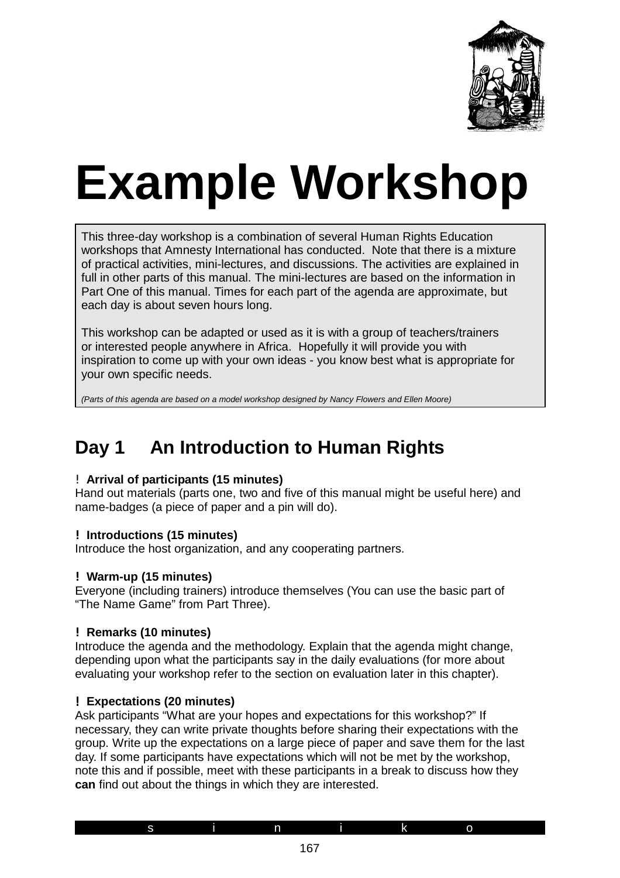# Example Workshop

This three-day workshop is a combination of several Human Rights Education workshops that Amnesty International has conducted. Note that there is a mixture of practical activities, mini-lectures, and discussions. The activities are explained in full in other parts of this manual. The mini-lectures are based on the information in Part One of this manual. Times for each part of the agenda are approximate, but each day is about seven hours long.

This workshop can be adapted or used as it is with a group of teachers/trainers or interested people anywhere in Africa. Hopefully it will provide you with inspiration to come up with your own ideas - you know best what is appropriate for your own specific needs.

*(Parts of this agenda are based on a model workshop designed by Nancy Flowers and Ellen Moore)*

## Day 1 An Introduction to Human Rights

**! Arrival of participants (15 minutes)**
Hand out materials (parts one, two and five of this manual might be useful here) and name-badges (a piece of paper and a pin will do).

**! Introductions (15 minutes)**
Introduce the host organization, and any cooperating partners.

**! Warm-up (15 minutes)**
Everyone (including trainers) introduce themselves (You can use the basic part of "The Name Game" from Part Three).

**! Remarks (10 minutes)**
Introduce the agenda and the methodology. Explain that the agenda might change, depending upon what the participants say in the daily evaluations (for more about evaluating your workshop refer to the section on evaluation later in this chapter).

**! Expectations (20 minutes)**
Ask participants "What are your hopes and expectations for this workshop?" If necessary, they can write private thoughts before sharing their expectations with the group. Write up the expectations on a large piece of paper and save them for the last day. If some participants have expectations which will not be met by the workshop, note this and if possible, meet with these participants in a break to discuss how they **can** find out about the things in which they are interested.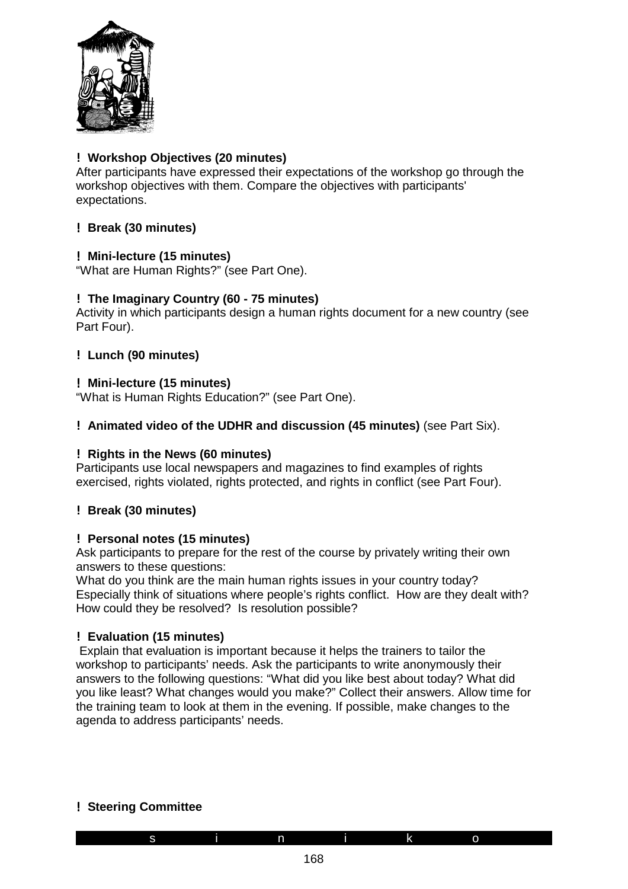**! Workshop Objectives (20 minutes)**
After participants have expressed their expectations of the workshop go through the workshop objectives with them. Compare the objectives with participants' expectations.

**! Break (30 minutes)**

**! Mini-lecture (15 minutes)**
"What are Human Rights?" (see Part One).

**! The Imaginary Country (60 - 75 minutes)**
Activity in which participants design a human rights document for a new country (see Part Four).

**! Lunch (90 minutes)**

**! Mini-lecture (15 minutes)**
"What is Human Rights Education?" (see Part One).

**! Animated video of the UDHR and discussion (45 minutes)** (see Part Six).

**! Rights in the News (60 minutes)**
Participants use local newspapers and magazines to find examples of rights exercised, rights violated, rights protected, and rights in conflict (see Part Four).

**! Break (30 minutes)**

**! Personal notes (15 minutes)**
Ask participants to prepare for the rest of the course by privately writing their own answers to these questions:
What do you think are the main human rights issues in your country today? Especially think of situations where people's rights conflict. How are they dealt with? How could they be resolved? Is resolution possible?

**! Evaluation (15 minutes)**
Explain that evaluation is important because it helps the trainers to tailor the workshop to participants' needs. Ask the participants to write anonymously their answers to the following questions: "What did you like best about today? What did you like least? What changes would you make?" Collect their answers. Allow time for the training team to look at them in the evening. If possible, make changes to the agenda to address participants' needs.

**! Steering Committee**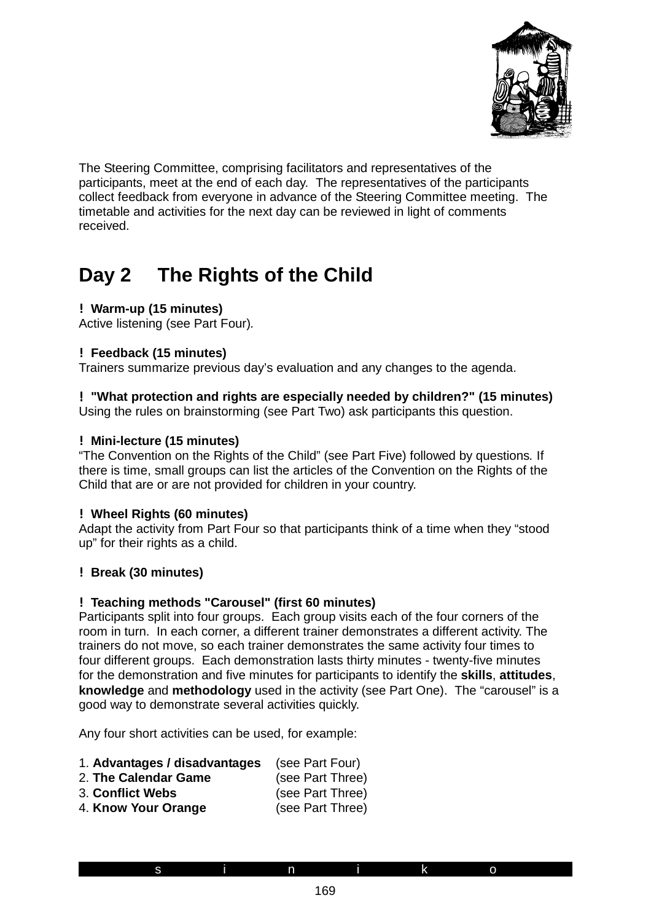The Steering Committee, comprising facilitators and representatives of the participants, meet at the end of each day. The representatives of the participants collect feedback from everyone in advance of the Steering Committee meeting. The timetable and activities for the next day can be reviewed in light of comments received.

## Day 2 The Rights of the Child

**! Warm-up (15 minutes)**
Active listening (see Part Four).

**! Feedback (15 minutes)**
Trainers summarize previous day's evaluation and any changes to the agenda.

**! "What protection and rights are especially needed by children?" (15 minutes)**
Using the rules on brainstorming (see Part Two) ask participants this question.

**! Mini-lecture (15 minutes)**
"The Convention on the Rights of the Child" (see Part Five) followed by questions. If there is time, small groups can list the articles of the Convention on the Rights of the Child that are or are not provided for children in your country.

**! Wheel Rights (60 minutes)**
Adapt the activity from Part Four so that participants think of a time when they "stood up" for their rights as a child.

**! Break (30 minutes)**

**! Teaching methods "Carousel" (first 60 minutes)**
Participants split into four groups. Each group visits each of the four corners of the room in turn. In each corner, a different trainer demonstrates a different activity. The trainers do not move, so each trainer demonstrates the same activity four times to four different groups. Each demonstration lasts thirty minutes - twenty-five minutes for the demonstration and five minutes for participants to identify the **skills**, **attitudes**, **knowledge** and **methodology** used in the activity (see Part One). The "carousel" is a good way to demonstrate several activities quickly.

Any four short activities can be used, for example:

1. **Advantages / disadvantages** (see Part Four)
2. **The Calendar Game** (see Part Three)
3. **Conflict Webs** (see Part Three)
4. **Know Your Orange** (see Part Three)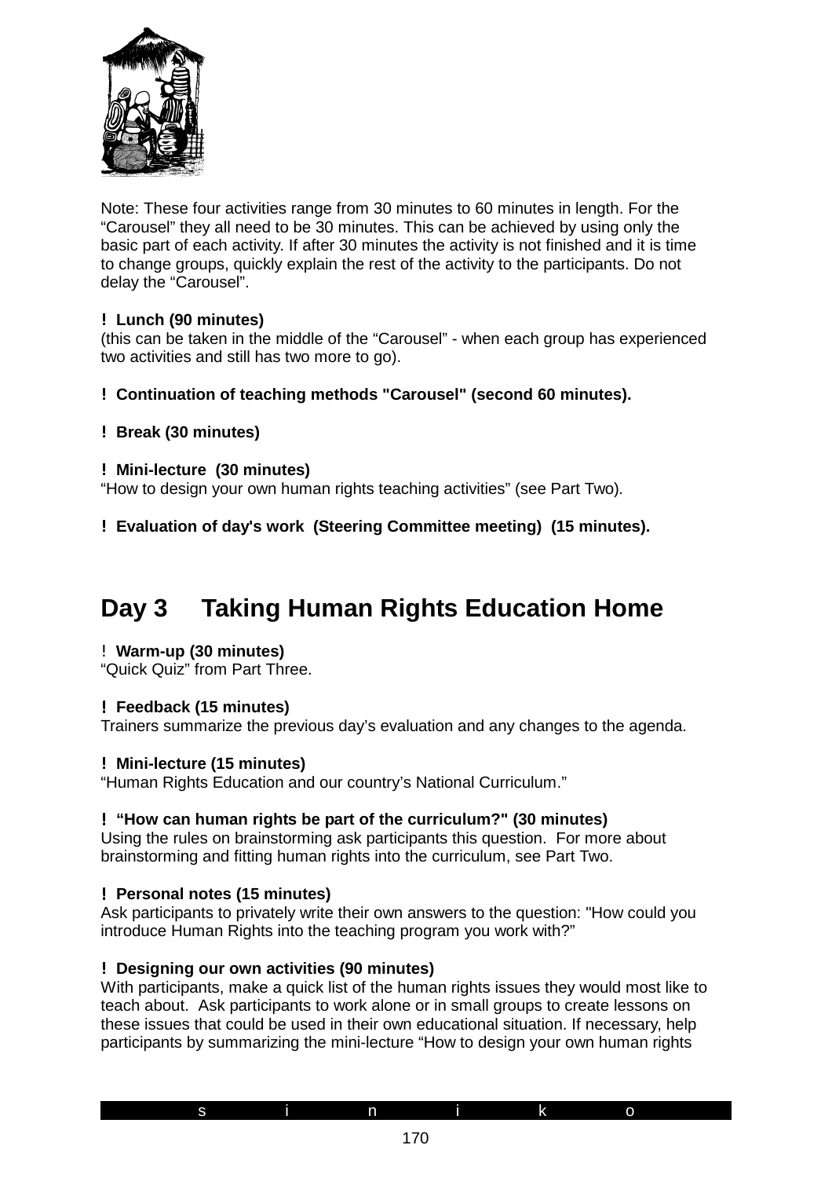Note: These four activities range from 30 minutes to 60 minutes in length. For the "Carousel" they all need to be 30 minutes. This can be achieved by using only the basic part of each activity. If after 30 minutes the activity is not finished and it is time to change groups, quickly explain the rest of the activity to the participants. Do not delay the "Carousel".

! **Lunch (90 minutes)**
(this can be taken in the middle of the "Carousel" - when each group has experienced two activities and still has two more to go).

! **Continuation of teaching methods "Carousel" (second 60 minutes).**

! **Break (30 minutes)**

! **Mini-lecture (30 minutes)**
"How to design your own human rights teaching activities" (see Part Two).

! **Evaluation of day's work (Steering Committee meeting) (15 minutes).**

# Day 3 Taking Human Rights Education Home

! **Warm-up (30 minutes)**
"Quick Quiz" from Part Three.

! **Feedback (15 minutes)**
Trainers summarize the previous day's evaluation and any changes to the agenda.

! **Mini-lecture (15 minutes)**
"Human Rights Education and our country's National Curriculum."

! **"How can human rights be part of the curriculum?" (30 minutes)**
Using the rules on brainstorming ask participants this question. For more about brainstorming and fitting human rights into the curriculum, see Part Two.

! **Personal notes (15 minutes)**
Ask participants to privately write their own answers to the question: "How could you introduce Human Rights into the teaching program you work with?"

! **Designing our own activities (90 minutes)**
With participants, make a quick list of the human rights issues they would most like to teach about. Ask participants to work alone or in small groups to create lessons on these issues that could be used in their own educational situation. If necessary, help participants by summarizing the mini-lecture "How to design your own human rights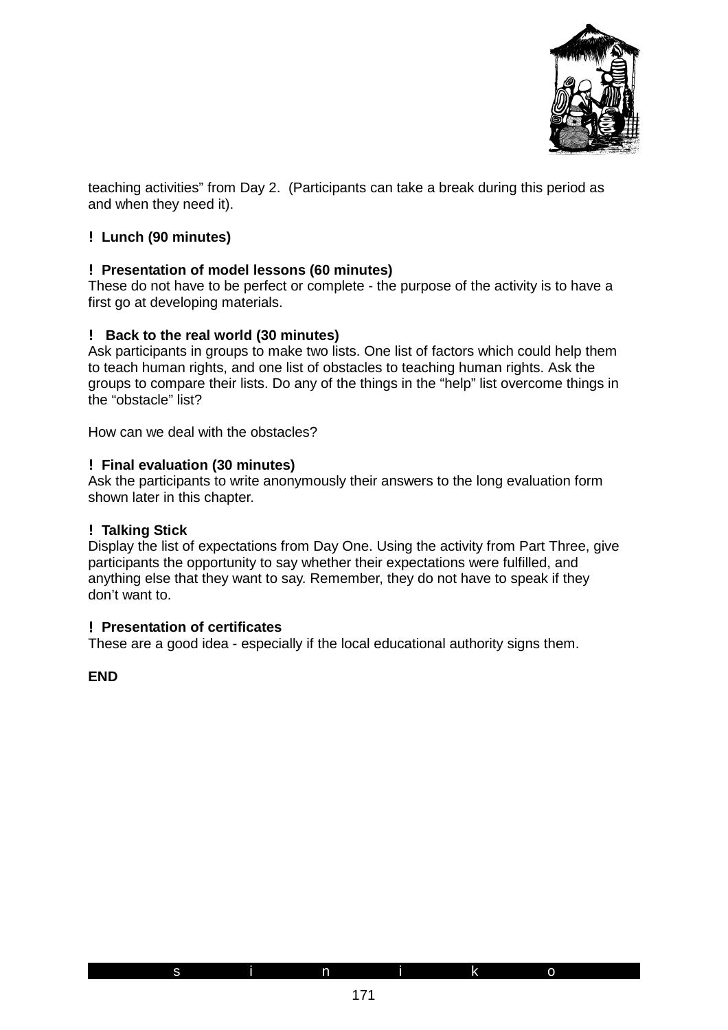teaching activities" from Day 2. (Participants can take a break during this period as and when they need it).

**! Lunch (90 minutes)**

**! Presentation of model lessons (60 minutes)**
These do not have to be perfect or complete - the purpose of the activity is to have a first go at developing materials.

**! Back to the real world (30 minutes)**
Ask participants in groups to make two lists. One list of factors which could help them to teach human rights, and one list of obstacles to teaching human rights. Ask the groups to compare their lists. Do any of the things in the "help" list overcome things in the "obstacle" list?

How can we deal with the obstacles?

**! Final evaluation (30 minutes)**
Ask the participants to write anonymously their answers to the long evaluation form shown later in this chapter.

**! Talking Stick**
Display the list of expectations from Day One. Using the activity from Part Three, give participants the opportunity to say whether their expectations were fulfilled, and anything else that they want to say. Remember, they do not have to speak if they don't want to.

**! Presentation of certificates**
These are a good idea - especially if the local educational authority signs them.

**END**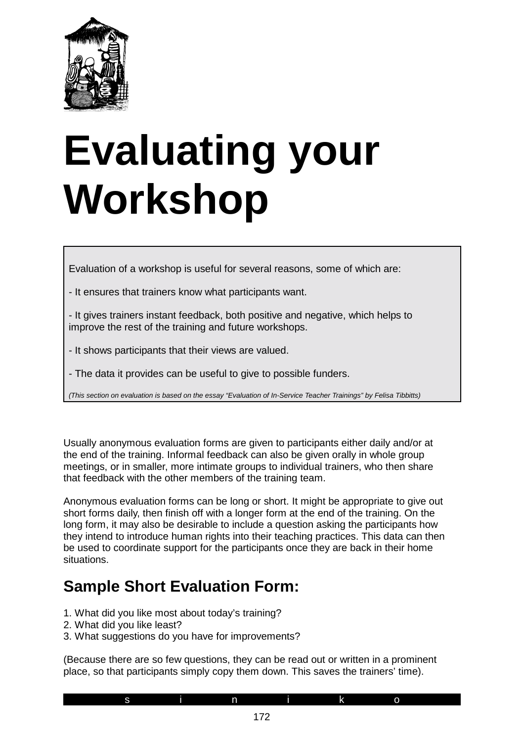# Evaluating your Workshop

Evaluation of a workshop is useful for several reasons, some of which are:

- It ensures that trainers know what participants want.

- It gives trainers instant feedback, both positive and negative, which helps to improve the rest of the training and future workshops.

- It shows participants that their views are valued.

- The data it provides can be useful to give to possible funders.

*(This section on evaluation is based on the essay "Evaluation of In-Service Teacher Trainings" by Felisa Tibbitts)*

Usually anonymous evaluation forms are given to participants either daily and/or at the end of the training. Informal feedback can also be given orally in whole group meetings, or in smaller, more intimate groups to individual trainers, who then share that feedback with the other members of the training team.

Anonymous evaluation forms can be long or short. It might be appropriate to give out short forms daily, then finish off with a longer form at the end of the training. On the long form, it may also be desirable to include a question asking the participants how they intend to introduce human rights into their teaching practices. This data can then be used to coordinate support for the participants once they are back in their home situations.

## Sample Short Evaluation Form:

1. What did you like most about today's training?
2. What did you like least?
3. What suggestions do you have for improvements?

(Because there are so few questions, they can be read out or written in a prominent place, so that participants simply copy them down. This saves the trainers' time).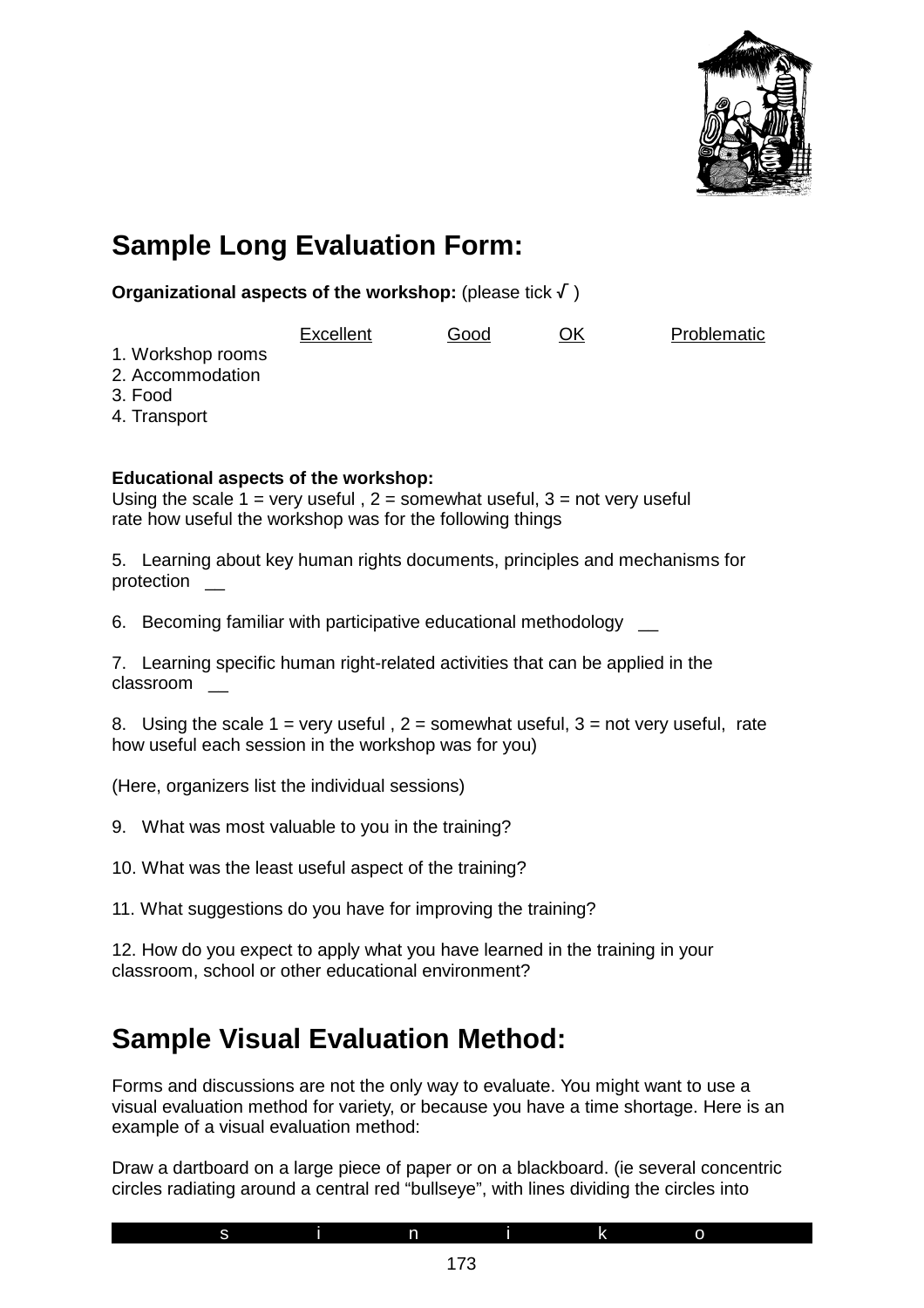## Sample Long Evaluation Form:

**Organizational aspects of the workshop:** (please tick √ )

| | Excellent | Good | OK | Problematic |
|---|---|---|---|---|
| 1. Workshop rooms | | | | |
| 2. Accommodation | | | | |
| 3. Food | | | | |
| 4. Transport | | | | |

**Educational aspects of the workshop:**
Using the scale 1 = very useful , 2 = somewhat useful, 3 = not very useful
rate how useful the workshop was for the following things

5. Learning about key human rights documents, principles and mechanisms for protection __

6. Becoming familiar with participative educational methodology __

7. Learning specific human right-related activities that can be applied in the classroom __

8. Using the scale 1 = very useful , 2 = somewhat useful, 3 = not very useful, rate how useful each session in the workshop was for you)

(Here, organizers list the individual sessions)

9. What was most valuable to you in the training?

10. What was the least useful aspect of the training?

11. What suggestions do you have for improving the training?

12. How do you expect to apply what you have learned in the training in your classroom, school or other educational environment?

## Sample Visual Evaluation Method:

Forms and discussions are not the only way to evaluate. You might want to use a visual evaluation method for variety, or because you have a time shortage. Here is an example of a visual evaluation method:

Draw a dartboard on a large piece of paper or on a blackboard. (ie several concentric circles radiating around a central red "bullseye", with lines dividing the circles into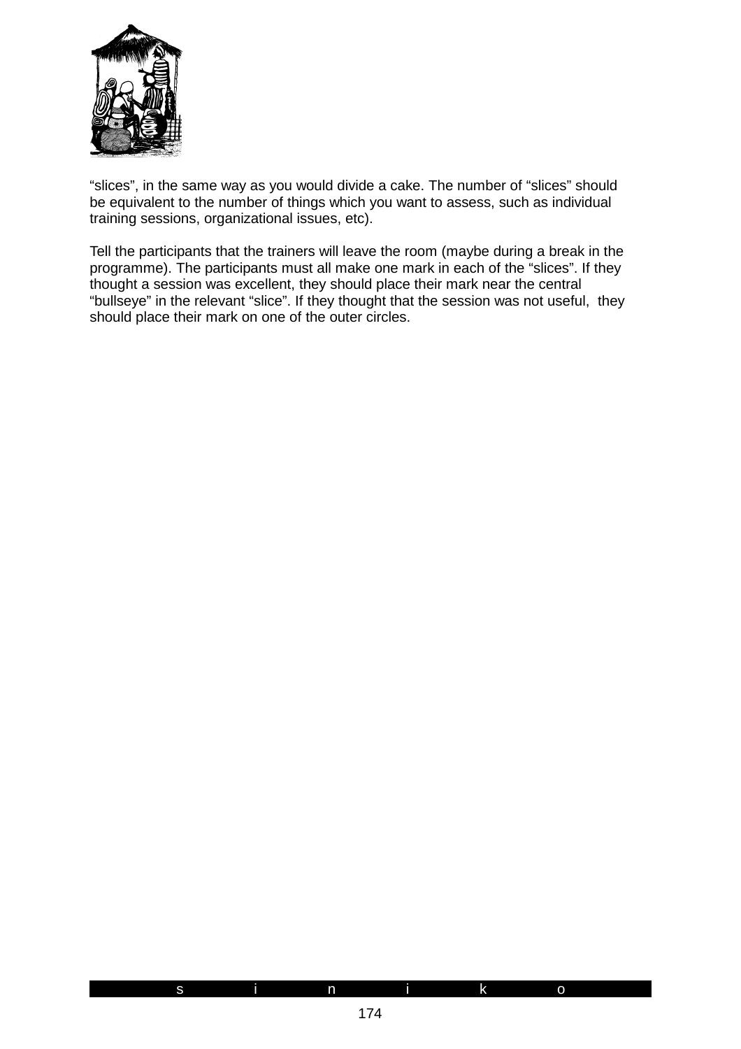"slices", in the same way as you would divide a cake. The number of "slices" should be equivalent to the number of things which you want to assess, such as individual training sessions, organizational issues, etc).

Tell the participants that the trainers will leave the room (maybe during a break in the programme). The participants must all make one mark in each of the "slices". If they thought a session was excellent, they should place their mark near the central "bullseye" in the relevant "slice". If they thought that the session was not useful, they should place their mark on one of the outer circles.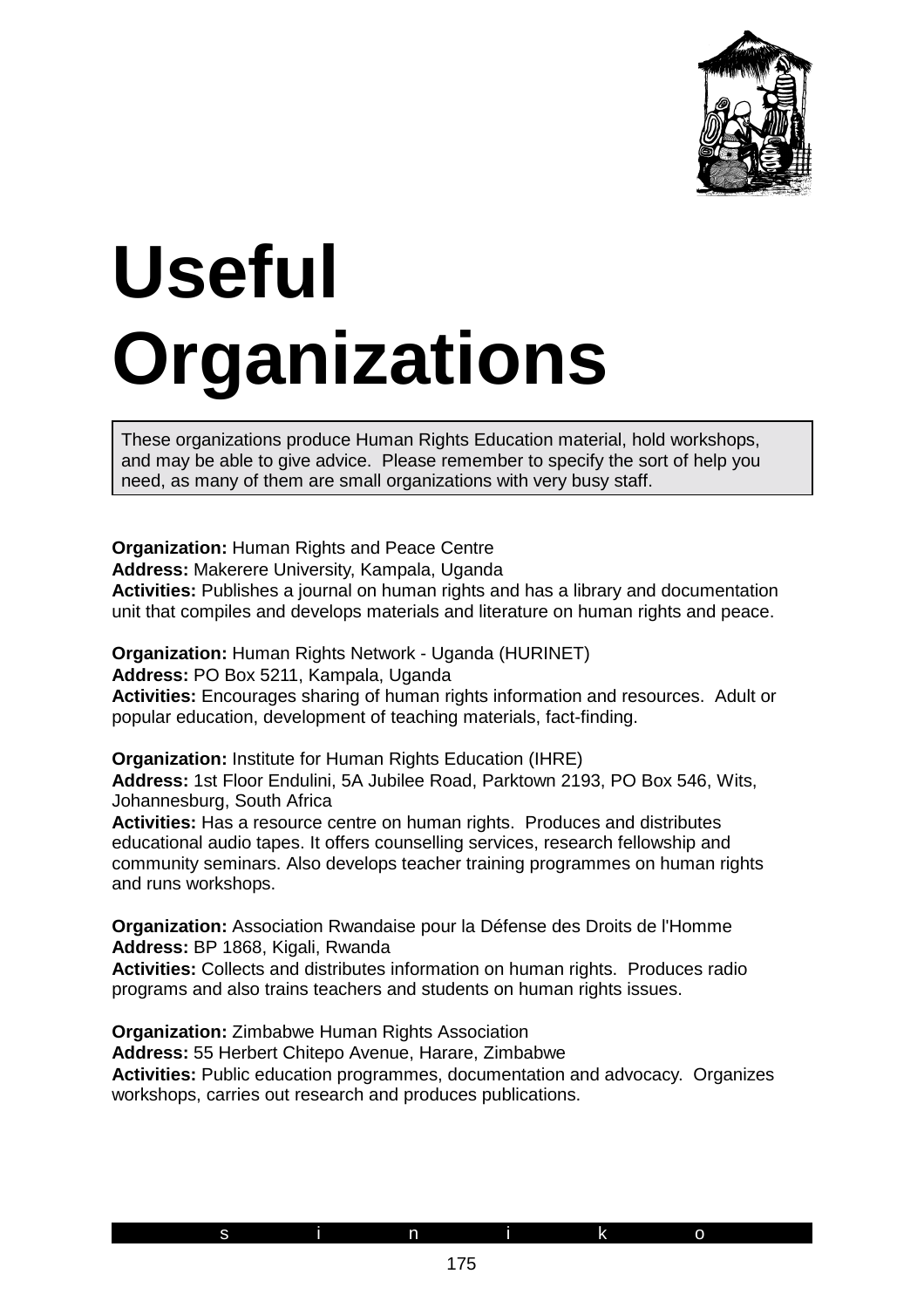# Useful Organizations

These organizations produce Human Rights Education material, hold workshops, and may be able to give advice. Please remember to specify the sort of help you need, as many of them are small organizations with very busy staff.

**Organization:** Human Rights and Peace Centre
**Address:** Makerere University, Kampala, Uganda
**Activities:** Publishes a journal on human rights and has a library and documentation unit that compiles and develops materials and literature on human rights and peace.

**Organization:** Human Rights Network - Uganda (HURINET)
**Address:** PO Box 5211, Kampala, Uganda
**Activities:** Encourages sharing of human rights information and resources. Adult or popular education, development of teaching materials, fact-finding.

**Organization:** Institute for Human Rights Education (IHRE)
**Address:** 1st Floor Endulini, 5A Jubilee Road, Parktown 2193, PO Box 546, Wits, Johannesburg, South Africa
**Activities:** Has a resource centre on human rights. Produces and distributes educational audio tapes. It offers counselling services, research fellowship and community seminars. Also develops teacher training programmes on human rights and runs workshops.

**Organization:** Association Rwandaise pour la Défense des Droits de l'Homme
**Address:** BP 1868, Kigali, Rwanda
**Activities:** Collects and distributes information on human rights. Produces radio programs and also trains teachers and students on human rights issues.

**Organization:** Zimbabwe Human Rights Association
**Address:** 55 Herbert Chitepo Avenue, Harare, Zimbabwe
**Activities:** Public education programmes, documentation and advocacy. Organizes workshops, carries out research and produces publications.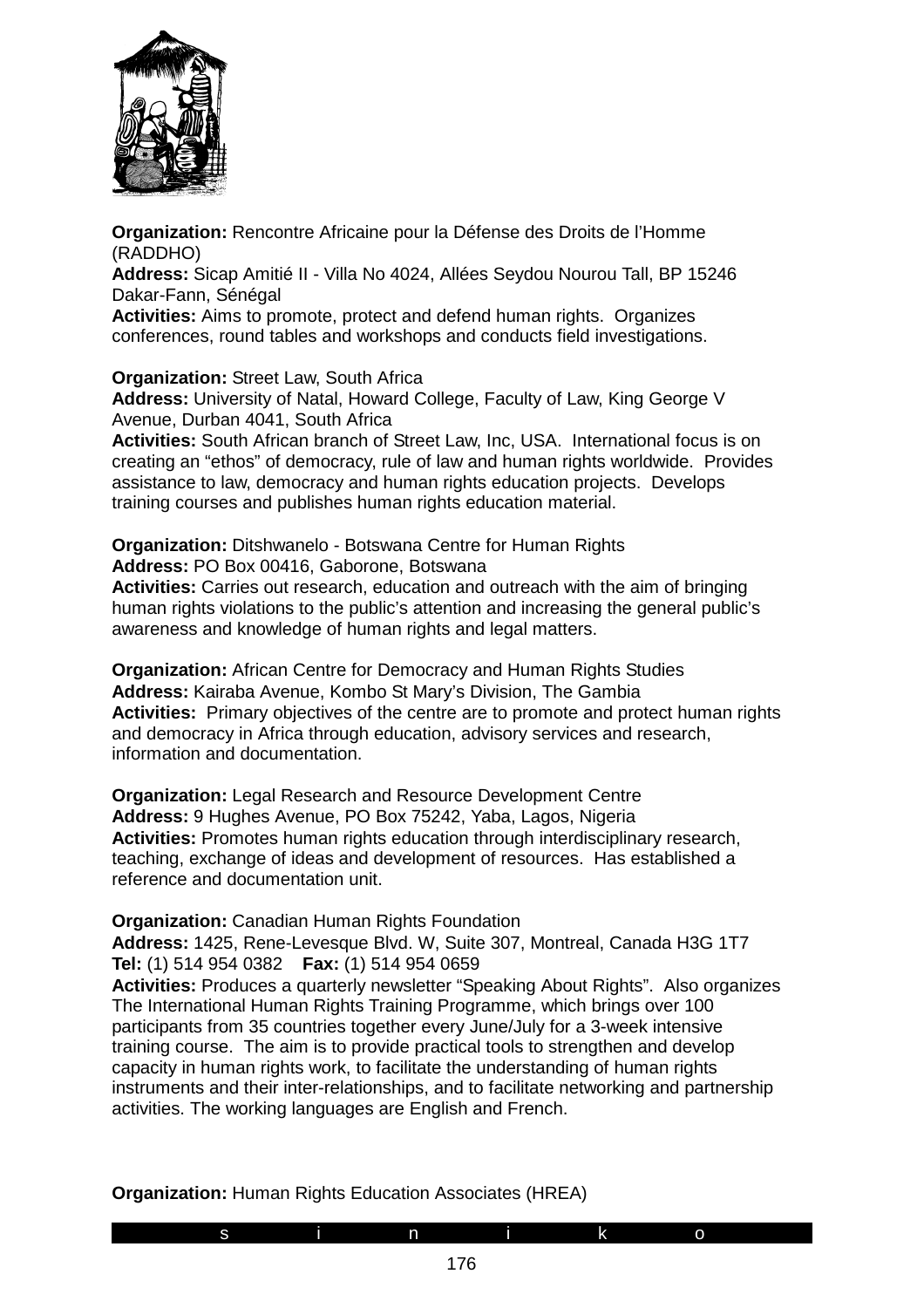**Organization:** Rencontre Africaine pour la Défense des Droits de l'Homme (RADDHO)
**Address:** Sicap Amitié II - Villa No 4024, Allées Seydou Nourou Tall, BP 15246 Dakar-Fann, Sénégal
**Activities:** Aims to promote, protect and defend human rights. Organizes conferences, round tables and workshops and conducts field investigations.

**Organization:** Street Law, South Africa
**Address:** University of Natal, Howard College, Faculty of Law, King George V Avenue, Durban 4041, South Africa
**Activities:** South African branch of Street Law, Inc, USA. International focus is on creating an "ethos" of democracy, rule of law and human rights worldwide. Provides assistance to law, democracy and human rights education projects. Develops training courses and publishes human rights education material.

**Organization:** Ditshwanelo - Botswana Centre for Human Rights
**Address:** PO Box 00416, Gaborone, Botswana
**Activities:** Carries out research, education and outreach with the aim of bringing human rights violations to the public's attention and increasing the general public's awareness and knowledge of human rights and legal matters.

**Organization:** African Centre for Democracy and Human Rights Studies
**Address:** Kairaba Avenue, Kombo St Mary's Division, The Gambia
**Activities:** Primary objectives of the centre are to promote and protect human rights and democracy in Africa through education, advisory services and research, information and documentation.

**Organization:** Legal Research and Resource Development Centre
**Address:** 9 Hughes Avenue, PO Box 75242, Yaba, Lagos, Nigeria
**Activities:** Promotes human rights education through interdisciplinary research, teaching, exchange of ideas and development of resources. Has established a reference and documentation unit.

**Organization:** Canadian Human Rights Foundation
**Address:** 1425, Rene-Levesque Blvd. W, Suite 307, Montreal, Canada H3G 1T7
**Tel:** (1) 514 954 0382 **Fax:** (1) 514 954 0659
**Activities:** Produces a quarterly newsletter "Speaking About Rights". Also organizes The International Human Rights Training Programme, which brings over 100 participants from 35 countries together every June/July for a 3-week intensive training course. The aim is to provide practical tools to strengthen and develop capacity in human rights work, to facilitate the understanding of human rights instruments and their inter-relationships, and to facilitate networking and partnership activities. The working languages are English and French.

**Organization:** Human Rights Education Associates (HREA)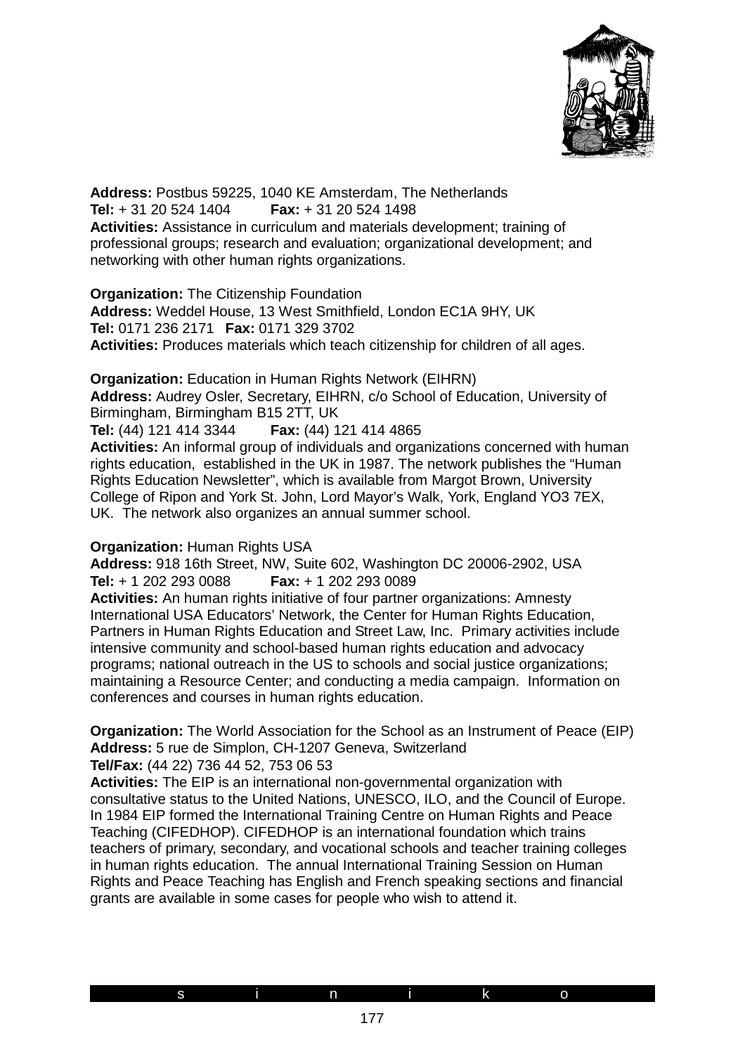**Address:** Postbus 59225, 1040 KE Amsterdam, The Netherlands
**Tel:** + 31 20 524 1404 **Fax:** + 31 20 524 1498
**Activities:** Assistance in curriculum and materials development; training of professional groups; research and evaluation; organizational development; and networking with other human rights organizations.

**Organization:** The Citizenship Foundation
**Address:** Weddel House, 13 West Smithfield, London EC1A 9HY, UK
**Tel:** 0171 236 2171 **Fax:** 0171 329 3702
**Activities:** Produces materials which teach citizenship for children of all ages.

**Organization:** Education in Human Rights Network (EIHRN)
**Address:** Audrey Osler, Secretary, EIHRN, c/o School of Education, University of Birmingham, Birmingham B15 2TT, UK
**Tel:** (44) 121 414 3344 **Fax:** (44) 121 414 4865
**Activities:** An informal group of individuals and organizations concerned with human rights education, established in the UK in 1987. The network publishes the "Human Rights Education Newsletter", which is available from Margot Brown, University College of Ripon and York St. John, Lord Mayor's Walk, York, England YO3 7EX, UK. The network also organizes an annual summer school.

**Organization:** Human Rights USA
**Address:** 918 16th Street, NW, Suite 602, Washington DC 20006-2902, USA
**Tel:** + 1 202 293 0088 **Fax:** + 1 202 293 0089
**Activities:** An human rights initiative of four partner organizations: Amnesty International USA Educators' Network, the Center for Human Rights Education, Partners in Human Rights Education and Street Law, Inc. Primary activities include intensive community and school-based human rights education and advocacy programs; national outreach in the US to schools and social justice organizations; maintaining a Resource Center; and conducting a media campaign. Information on conferences and courses in human rights education.

**Organization:** The World Association for the School as an Instrument of Peace (EIP)
**Address:** 5 rue de Simplon, CH-1207 Geneva, Switzerland
**Tel/Fax:** (44 22) 736 44 52, 753 06 53
**Activities:** The EIP is an international non-governmental organization with consultative status to the United Nations, UNESCO, ILO, and the Council of Europe. In 1984 EIP formed the International Training Centre on Human Rights and Peace Teaching (CIFEDHOP). CIFEDHOP is an international foundation which trains teachers of primary, secondary, and vocational schools and teacher training colleges in human rights education. The annual International Training Session on Human Rights and Peace Teaching has English and French speaking sections and financial grants are available in some cases for people who wish to attend it.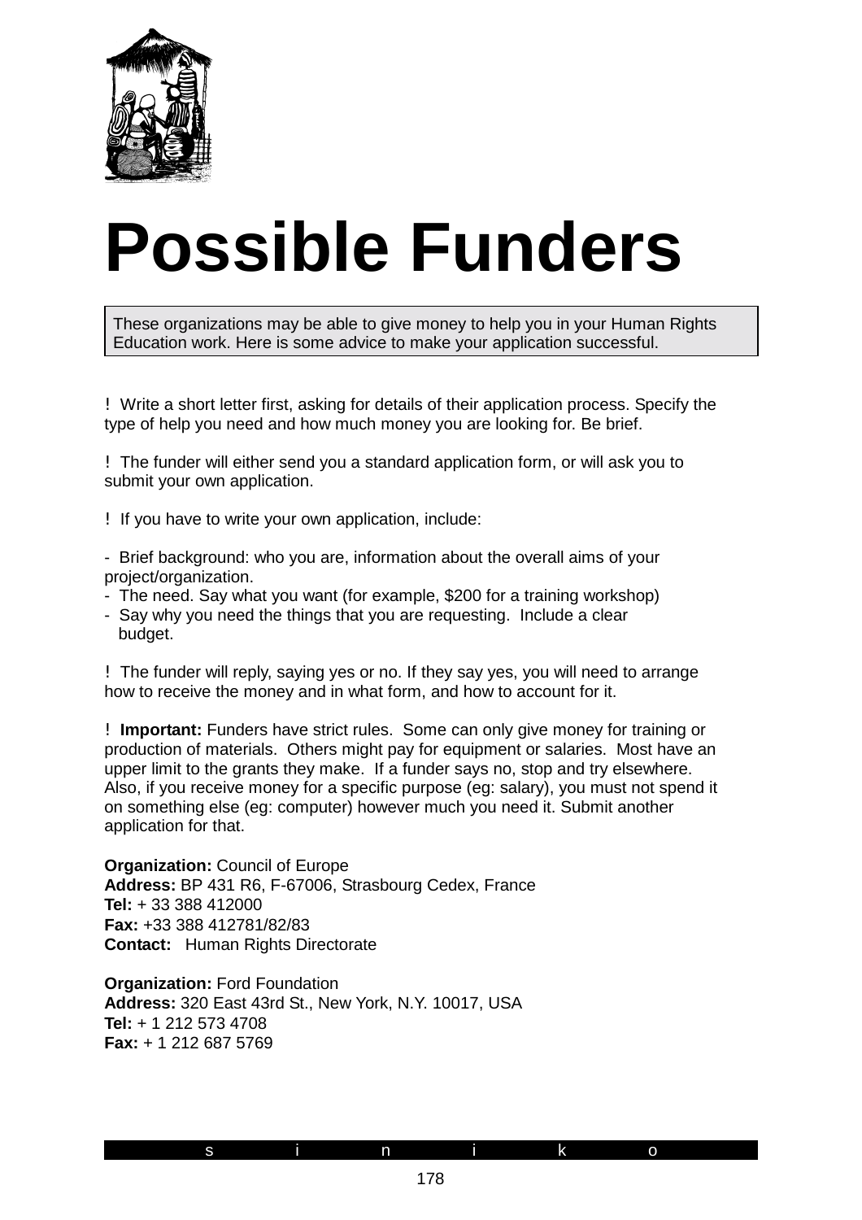# Possible Funders

These organizations may be able to give money to help you in your Human Rights Education work. Here is some advice to make your application successful.

! Write a short letter first, asking for details of their application process. Specify the type of help you need and how much money you are looking for. Be brief.

! The funder will either send you a standard application form, or will ask you to submit your own application.

! If you have to write your own application, include:

- Brief background: who you are, information about the overall aims of your project/organization.
- The need. Say what you want (for example, $200 for a training workshop)
- Say why you need the things that you are requesting. Include a clear budget.

! The funder will reply, saying yes or no. If they say yes, you will need to arrange how to receive the money and in what form, and how to account for it.

! **Important:** Funders have strict rules. Some can only give money for training or production of materials. Others might pay for equipment or salaries. Most have an upper limit to the grants they make. If a funder says no, stop and try elsewhere. Also, if you receive money for a specific purpose (eg: salary), you must not spend it on something else (eg: computer) however much you need it. Submit another application for that.

**Organization:** Council of Europe
**Address:** BP 431 R6, F-67006, Strasbourg Cedex, France
**Tel:** + 33 388 412000
**Fax:** +33 388 412781/82/83
**Contact:** Human Rights Directorate

**Organization:** Ford Foundation
**Address:** 320 East 43rd St., New York, N.Y. 10017, USA
**Tel:** + 1 212 573 4708
**Fax:** + 1 212 687 5769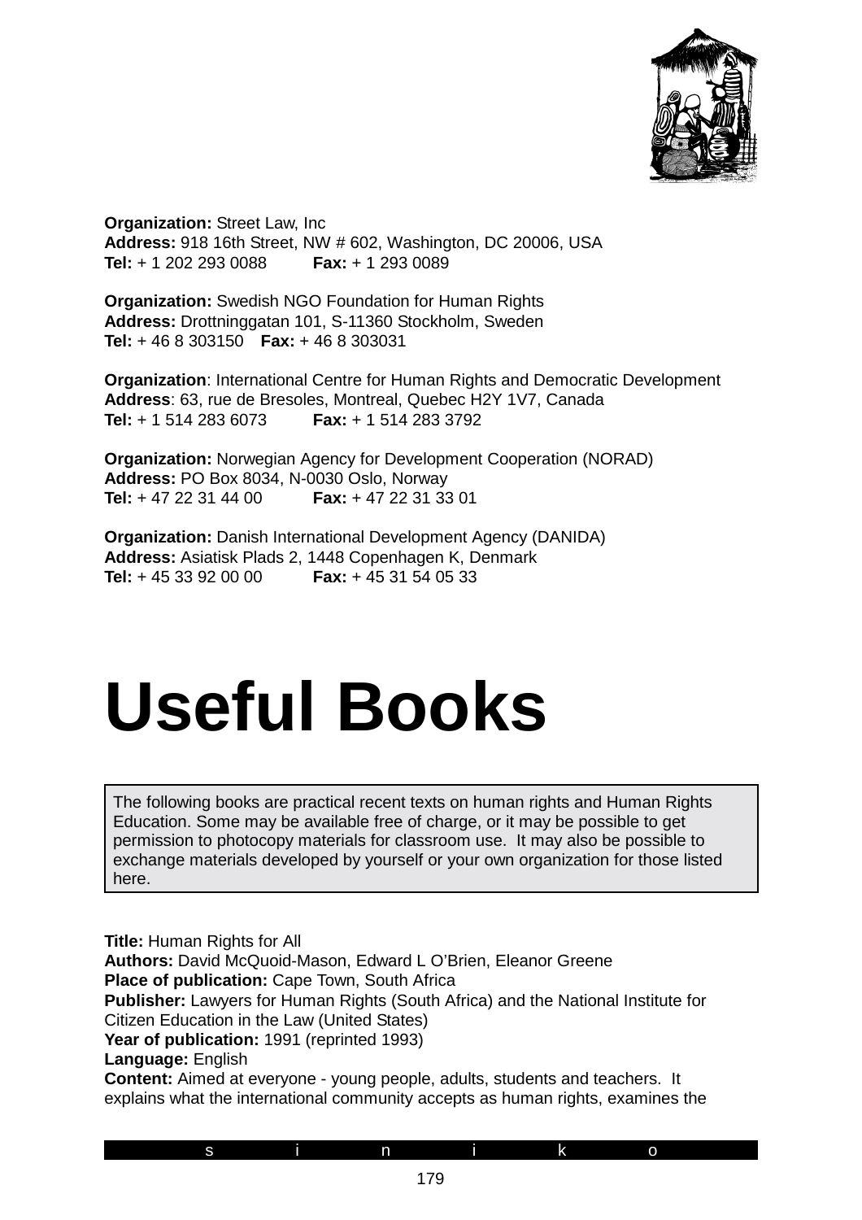**Organization:** Street Law, Inc
**Address:** 918 16th Street, NW # 602, Washington, DC 20006, USA
**Tel:** + 1 202 293 0088 **Fax:** + 1 293 0089

**Organization:** Swedish NGO Foundation for Human Rights
**Address:** Drottninggatan 101, S-11360 Stockholm, Sweden
**Tel:** + 46 8 303150 **Fax:** + 46 8 303031

**Organization**: International Centre for Human Rights and Democratic Development
**Address**: 63, rue de Bresoles, Montreal, Quebec H2Y 1V7, Canada
**Tel:** + 1 514 283 6073 **Fax:** + 1 514 283 3792

**Organization:** Norwegian Agency for Development Cooperation (NORAD)
**Address:** PO Box 8034, N-0030 Oslo, Norway
**Tel:** + 47 22 31 44 00 **Fax:** + 47 22 31 33 01

**Organization:** Danish International Development Agency (DANIDA)
**Address:** Asiatisk Plads 2, 1448 Copenhagen K, Denmark
**Tel:** + 45 33 92 00 00 **Fax:** + 45 31 54 05 33

# Useful Books

The following books are practical recent texts on human rights and Human Rights Education. Some may be available free of charge, or it may be possible to get permission to photocopy materials for classroom use. It may also be possible to exchange materials developed by yourself or your own organization for those listed here.

**Title:** Human Rights for All
**Authors:** David McQuoid-Mason, Edward L O'Brien, Eleanor Greene
**Place of publication:** Cape Town, South Africa
**Publisher:** Lawyers for Human Rights (South Africa) and the National Institute for Citizen Education in the Law (United States)
**Year of publication:** 1991 (reprinted 1993)
**Language:** English
**Content:** Aimed at everyone - young people, adults, students and teachers. It explains what the international community accepts as human rights, examines the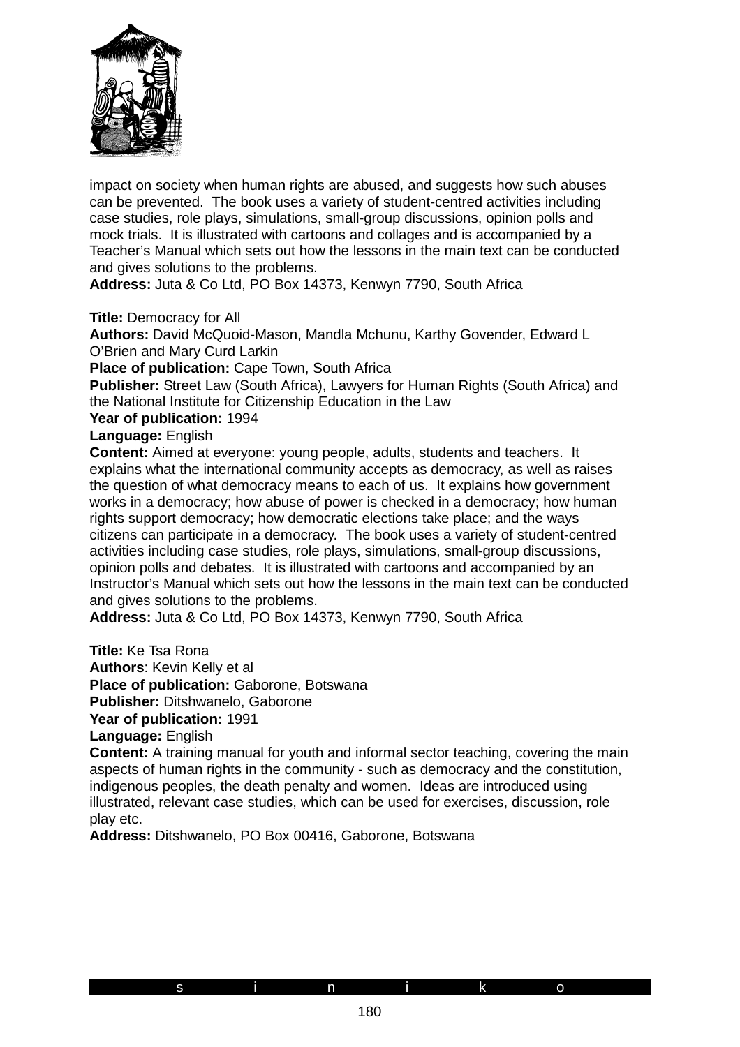impact on society when human rights are abused, and suggests how such abuses can be prevented. The book uses a variety of student-centred activities including case studies, role plays, simulations, small-group discussions, opinion polls and mock trials. It is illustrated with cartoons and collages and is accompanied by a Teacher's Manual which sets out how the lessons in the main text can be conducted and gives solutions to the problems.
**Address:** Juta & Co Ltd, PO Box 14373, Kenwyn 7790, South Africa

**Title:** Democracy for All
**Authors:** David McQuoid-Mason, Mandla Mchunu, Karthy Govender, Edward L O'Brien and Mary Curd Larkin
**Place of publication:** Cape Town, South Africa
**Publisher:** Street Law (South Africa), Lawyers for Human Rights (South Africa) and the National Institute for Citizenship Education in the Law
**Year of publication:** 1994
**Language:** English
**Content:** Aimed at everyone: young people, adults, students and teachers. It explains what the international community accepts as democracy, as well as raises the question of what democracy means to each of us. It explains how government works in a democracy; how abuse of power is checked in a democracy; how human rights support democracy; how democratic elections take place; and the ways citizens can participate in a democracy. The book uses a variety of student-centred activities including case studies, role plays, simulations, small-group discussions, opinion polls and debates. It is illustrated with cartoons and accompanied by an Instructor's Manual which sets out how the lessons in the main text can be conducted and gives solutions to the problems.
**Address:** Juta & Co Ltd, PO Box 14373, Kenwyn 7790, South Africa

**Title:** Ke Tsa Rona
**Authors**: Kevin Kelly et al
**Place of publication:** Gaborone, Botswana
**Publisher:** Ditshwanelo, Gaborone
**Year of publication:** 1991
**Language:** English
**Content:** A training manual for youth and informal sector teaching, covering the main aspects of human rights in the community - such as democracy and the constitution, indigenous peoples, the death penalty and women. Ideas are introduced using illustrated, relevant case studies, which can be used for exercises, discussion, role play etc.
**Address:** Ditshwanelo, PO Box 00416, Gaborone, Botswana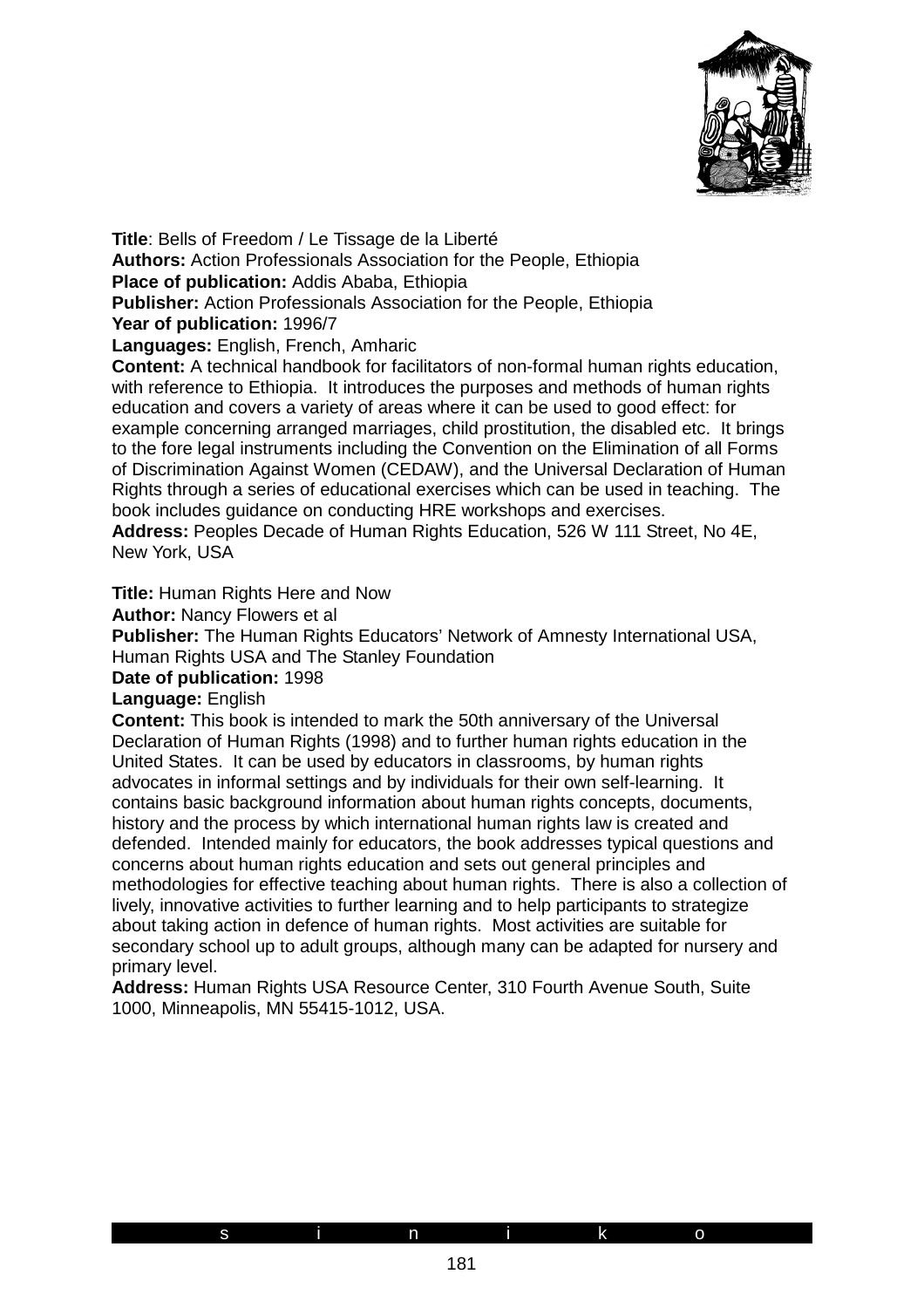**Title**: Bells of Freedom / Le Tissage de la Liberté
**Authors:** Action Professionals Association for the People, Ethiopia
**Place of publication:** Addis Ababa, Ethiopia
**Publisher:** Action Professionals Association for the People, Ethiopia
**Year of publication:** 1996/7
**Languages:** English, French, Amharic
**Content:** A technical handbook for facilitators of non-formal human rights education, with reference to Ethiopia. It introduces the purposes and methods of human rights education and covers a variety of areas where it can be used to good effect: for example concerning arranged marriages, child prostitution, the disabled etc. It brings to the fore legal instruments including the Convention on the Elimination of all Forms of Discrimination Against Women (CEDAW), and the Universal Declaration of Human Rights through a series of educational exercises which can be used in teaching. The book includes guidance on conducting HRE workshops and exercises.
**Address:** Peoples Decade of Human Rights Education, 526 W 111 Street, No 4E, New York, USA

**Title:** Human Rights Here and Now
**Author:** Nancy Flowers et al
**Publisher:** The Human Rights Educators' Network of Amnesty International USA, Human Rights USA and The Stanley Foundation
**Date of publication:** 1998
**Language:** English
**Content:** This book is intended to mark the 50th anniversary of the Universal Declaration of Human Rights (1998) and to further human rights education in the United States. It can be used by educators in classrooms, by human rights advocates in informal settings and by individuals for their own self-learning. It contains basic background information about human rights concepts, documents, history and the process by which international human rights law is created and defended. Intended mainly for educators, the book addresses typical questions and concerns about human rights education and sets out general principles and methodologies for effective teaching about human rights. There is also a collection of lively, innovative activities to further learning and to help participants to strategize about taking action in defence of human rights. Most activities are suitable for secondary school up to adult groups, although many can be adapted for nursery and primary level.
**Address:** Human Rights USA Resource Center, 310 Fourth Avenue South, Suite 1000, Minneapolis, MN 55415-1012, USA.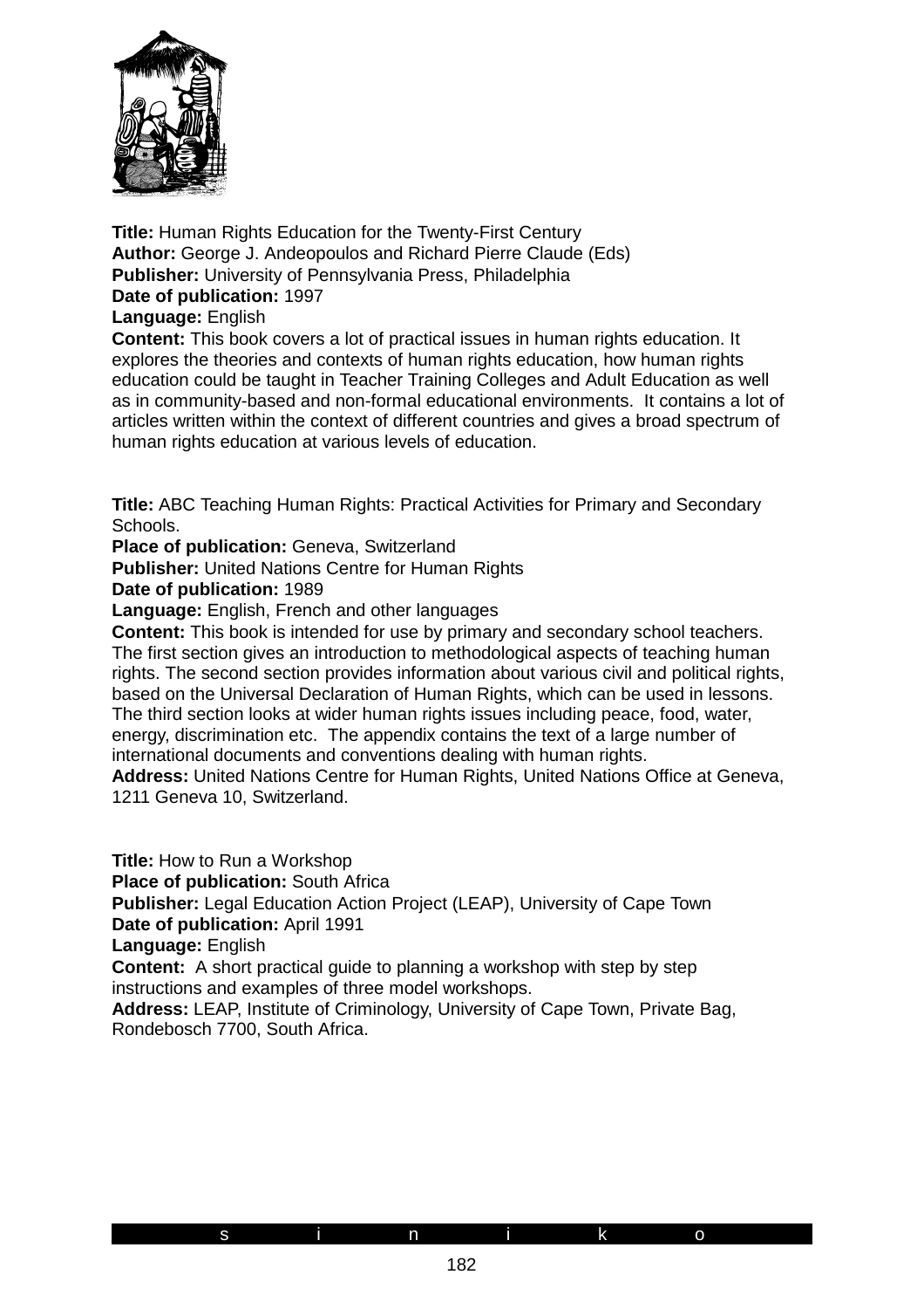**Title:** Human Rights Education for the Twenty-First Century
**Author:** George J. Andeopoulos and Richard Pierre Claude (Eds)
**Publisher:** University of Pennsylvania Press, Philadelphia
**Date of publication:** 1997
**Language:** English
**Content:** This book covers a lot of practical issues in human rights education. It explores the theories and contexts of human rights education, how human rights education could be taught in Teacher Training Colleges and Adult Education as well as in community-based and non-formal educational environments. It contains a lot of articles written within the context of different countries and gives a broad spectrum of human rights education at various levels of education.

**Title:** ABC Teaching Human Rights: Practical Activities for Primary and Secondary Schools.
**Place of publication:** Geneva, Switzerland
**Publisher:** United Nations Centre for Human Rights
**Date of publication:** 1989
**Language:** English, French and other languages
**Content:** This book is intended for use by primary and secondary school teachers. The first section gives an introduction to methodological aspects of teaching human rights. The second section provides information about various civil and political rights, based on the Universal Declaration of Human Rights, which can be used in lessons. The third section looks at wider human rights issues including peace, food, water, energy, discrimination etc. The appendix contains the text of a large number of international documents and conventions dealing with human rights.
**Address:** United Nations Centre for Human Rights, United Nations Office at Geneva, 1211 Geneva 10, Switzerland.

**Title:** How to Run a Workshop
**Place of publication:** South Africa
**Publisher:** Legal Education Action Project (LEAP), University of Cape Town
**Date of publication:** April 1991
**Language:** English
**Content:** A short practical guide to planning a workshop with step by step instructions and examples of three model workshops.
**Address:** LEAP, Institute of Criminology, University of Cape Town, Private Bag, Rondebosch 7700, South Africa.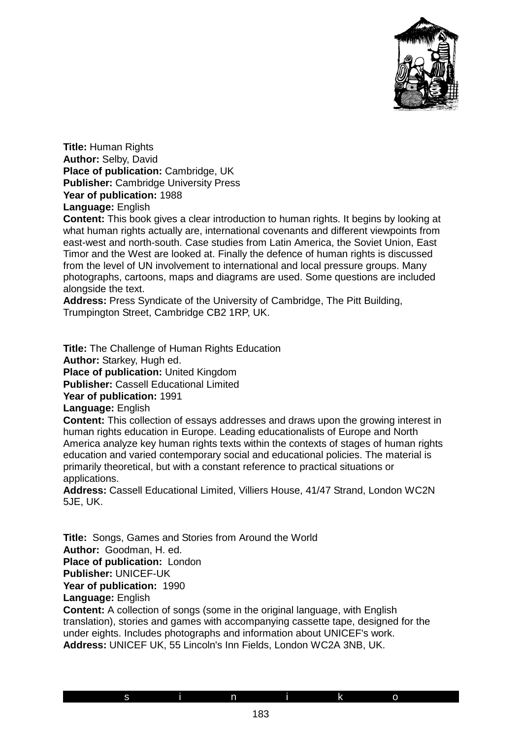**Title:** Human Rights
**Author:** Selby, David
**Place of publication:** Cambridge, UK
**Publisher:** Cambridge University Press
**Year of publication:** 1988
**Language:** English
**Content:** This book gives a clear introduction to human rights. It begins by looking at what human rights actually are, international covenants and different viewpoints from east-west and north-south. Case studies from Latin America, the Soviet Union, East Timor and the West are looked at. Finally the defence of human rights is discussed from the level of UN involvement to international and local pressure groups. Many photographs, cartoons, maps and diagrams are used. Some questions are included alongside the text.
**Address:** Press Syndicate of the University of Cambridge, The Pitt Building, Trumpington Street, Cambridge CB2 1RP, UK.

**Title:** The Challenge of Human Rights Education
**Author:** Starkey, Hugh ed.
**Place of publication:** United Kingdom
**Publisher:** Cassell Educational Limited
**Year of publication:** 1991
**Language:** English
**Content:** This collection of essays addresses and draws upon the growing interest in human rights education in Europe. Leading educationalists of Europe and North America analyze key human rights texts within the contexts of stages of human rights education and varied contemporary social and educational policies. The material is primarily theoretical, but with a constant reference to practical situations or applications.
**Address:** Cassell Educational Limited, Villiers House, 41/47 Strand, London WC2N 5JE, UK.

**Title:** Songs, Games and Stories from Around the World
**Author:** Goodman, H. ed.
**Place of publication:** London
**Publisher:** UNICEF-UK
**Year of publication:** 1990
**Language:** English
**Content:** A collection of songs (some in the original language, with English translation), stories and games with accompanying cassette tape, designed for the under eights. Includes photographs and information about UNICEF's work.
**Address:** UNICEF UK, 55 Lincoln's Inn Fields, London WC2A 3NB, UK.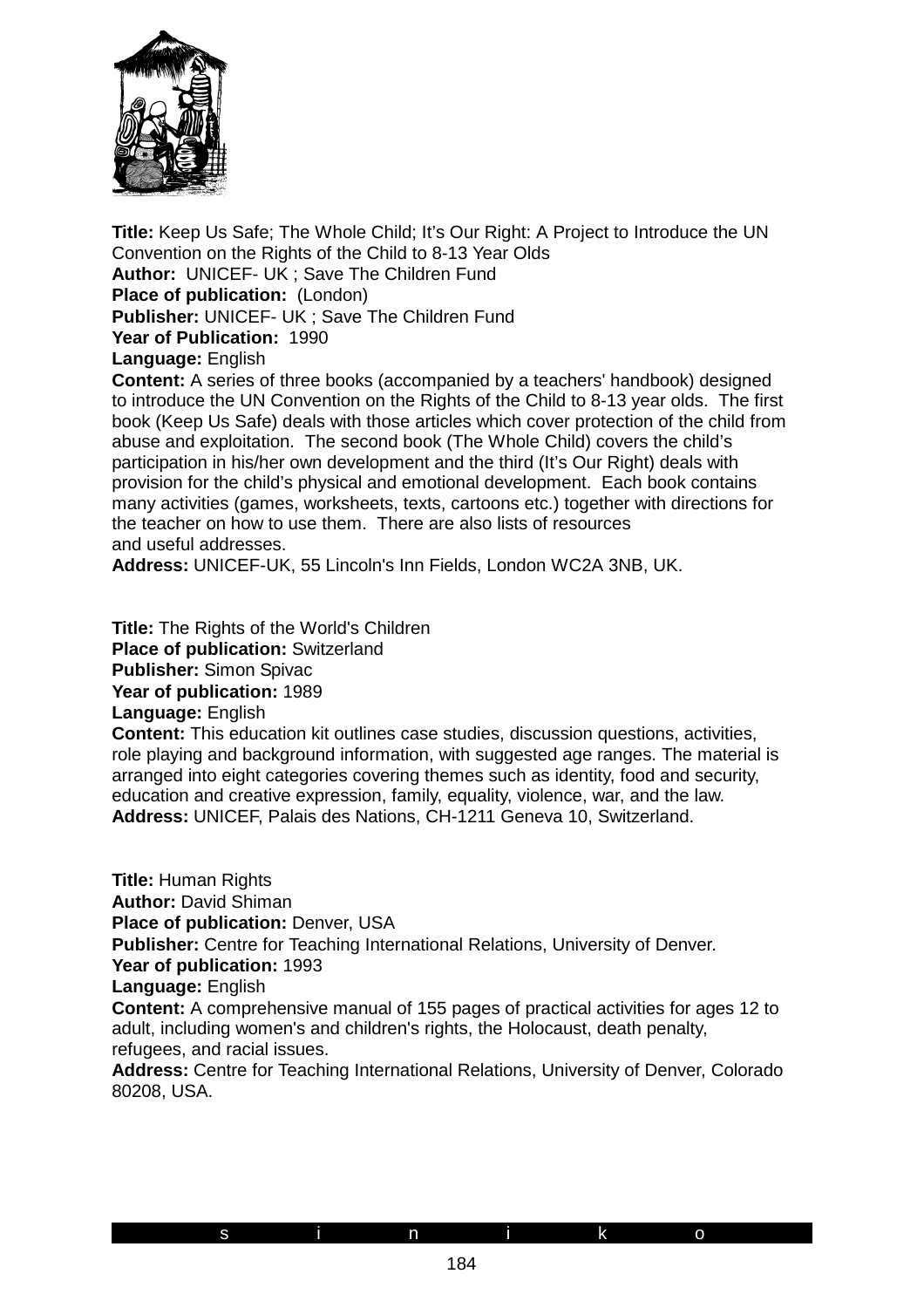**Title:** Keep Us Safe; The Whole Child; It's Our Right: A Project to Introduce the UN Convention on the Rights of the Child to 8-13 Year Olds
**Author:** UNICEF- UK ; Save The Children Fund
**Place of publication:** (London)
**Publisher:** UNICEF- UK ; Save The Children Fund
**Year of Publication:** 1990
**Language:** English
**Content:** A series of three books (accompanied by a teachers' handbook) designed to introduce the UN Convention on the Rights of the Child to 8-13 year olds. The first book (Keep Us Safe) deals with those articles which cover protection of the child from abuse and exploitation. The second book (The Whole Child) covers the child's participation in his/her own development and the third (It's Our Right) deals with provision for the child's physical and emotional development. Each book contains many activities (games, worksheets, texts, cartoons etc.) together with directions for the teacher on how to use them. There are also lists of resources and useful addresses.
**Address:** UNICEF-UK, 55 Lincoln's Inn Fields, London WC2A 3NB, UK.

**Title:** The Rights of the World's Children
**Place of publication:** Switzerland
**Publisher:** Simon Spivac
**Year of publication:** 1989
**Language:** English
**Content:** This education kit outlines case studies, discussion questions, activities, role playing and background information, with suggested age ranges. The material is arranged into eight categories covering themes such as identity, food and security, education and creative expression, family, equality, violence, war, and the law.
**Address:** UNICEF, Palais des Nations, CH-1211 Geneva 10, Switzerland.

**Title:** Human Rights
**Author:** David Shiman
**Place of publication:** Denver, USA
**Publisher:** Centre for Teaching International Relations, University of Denver.
**Year of publication:** 1993
**Language:** English
**Content:** A comprehensive manual of 155 pages of practical activities for ages 12 to adult, including women's and children's rights, the Holocaust, death penalty, refugees, and racial issues.
**Address:** Centre for Teaching International Relations, University of Denver, Colorado 80208, USA.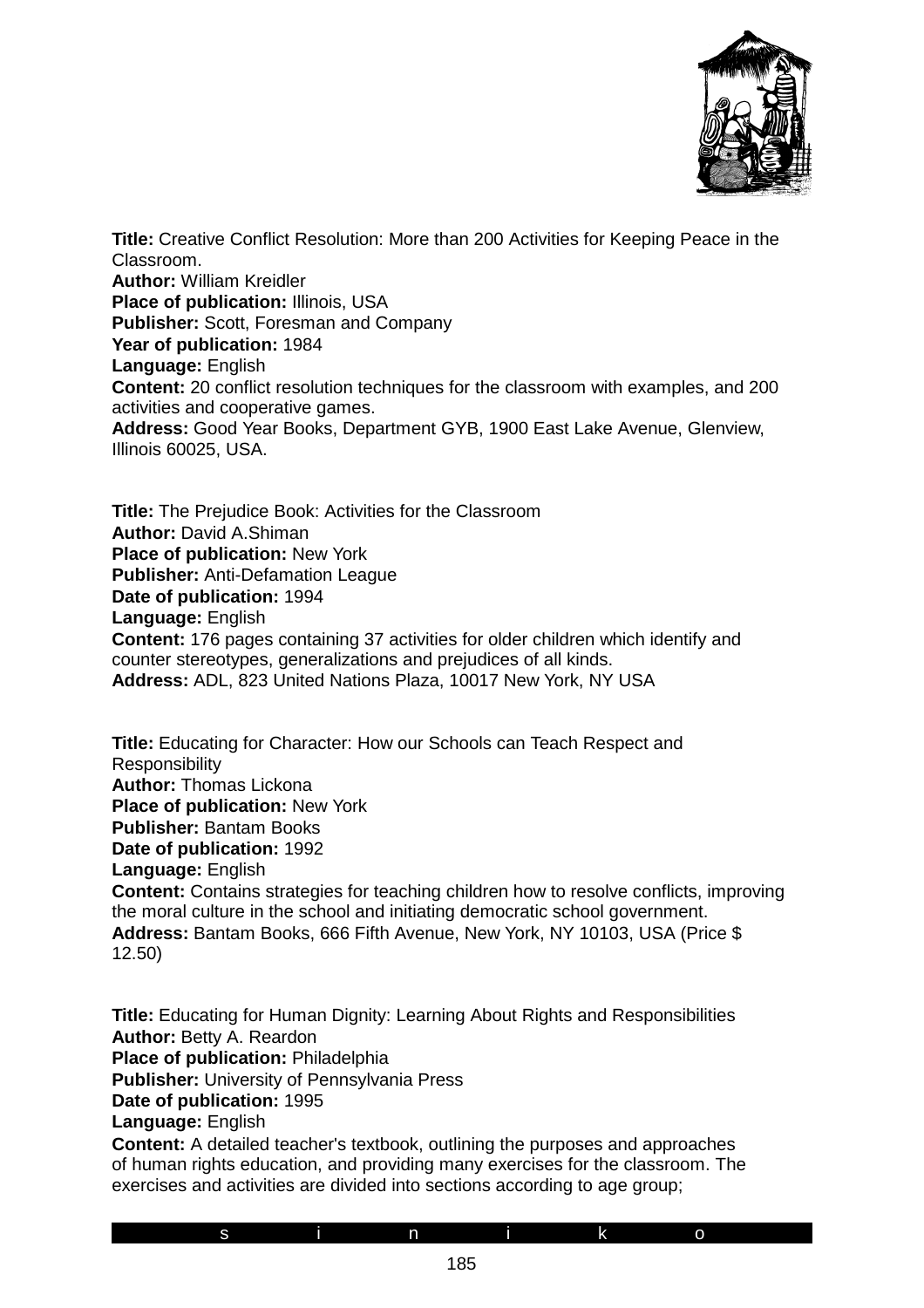**Title:** Creative Conflict Resolution: More than 200 Activities for Keeping Peace in the Classroom.
**Author:** William Kreidler
**Place of publication:** Illinois, USA
**Publisher:** Scott, Foresman and Company
**Year of publication:** 1984
**Language:** English
**Content:** 20 conflict resolution techniques for the classroom with examples, and 200 activities and cooperative games.
**Address:** Good Year Books, Department GYB, 1900 East Lake Avenue, Glenview, Illinois 60025, USA.

**Title:** The Prejudice Book: Activities for the Classroom
**Author:** David A.Shiman
**Place of publication:** New York
**Publisher:** Anti-Defamation League
**Date of publication:** 1994
**Language:** English
**Content:** 176 pages containing 37 activities for older children which identify and counter stereotypes, generalizations and prejudices of all kinds.
**Address:** ADL, 823 United Nations Plaza, 10017 New York, NY USA

**Title:** Educating for Character: How our Schools can Teach Respect and Responsibility
**Author:** Thomas Lickona
**Place of publication:** New York
**Publisher:** Bantam Books
**Date of publication:** 1992
**Language:** English
**Content:** Contains strategies for teaching children how to resolve conflicts, improving the moral culture in the school and initiating democratic school government.
**Address:** Bantam Books, 666 Fifth Avenue, New York, NY 10103, USA (Price $ 12.50)

**Title:** Educating for Human Dignity: Learning About Rights and Responsibilities
**Author:** Betty A. Reardon
**Place of publication:** Philadelphia
**Publisher:** University of Pennsylvania Press
**Date of publication:** 1995
**Language:** English
**Content:** A detailed teacher's textbook, outlining the purposes and approaches of human rights education, and providing many exercises for the classroom. The exercises and activities are divided into sections according to age group;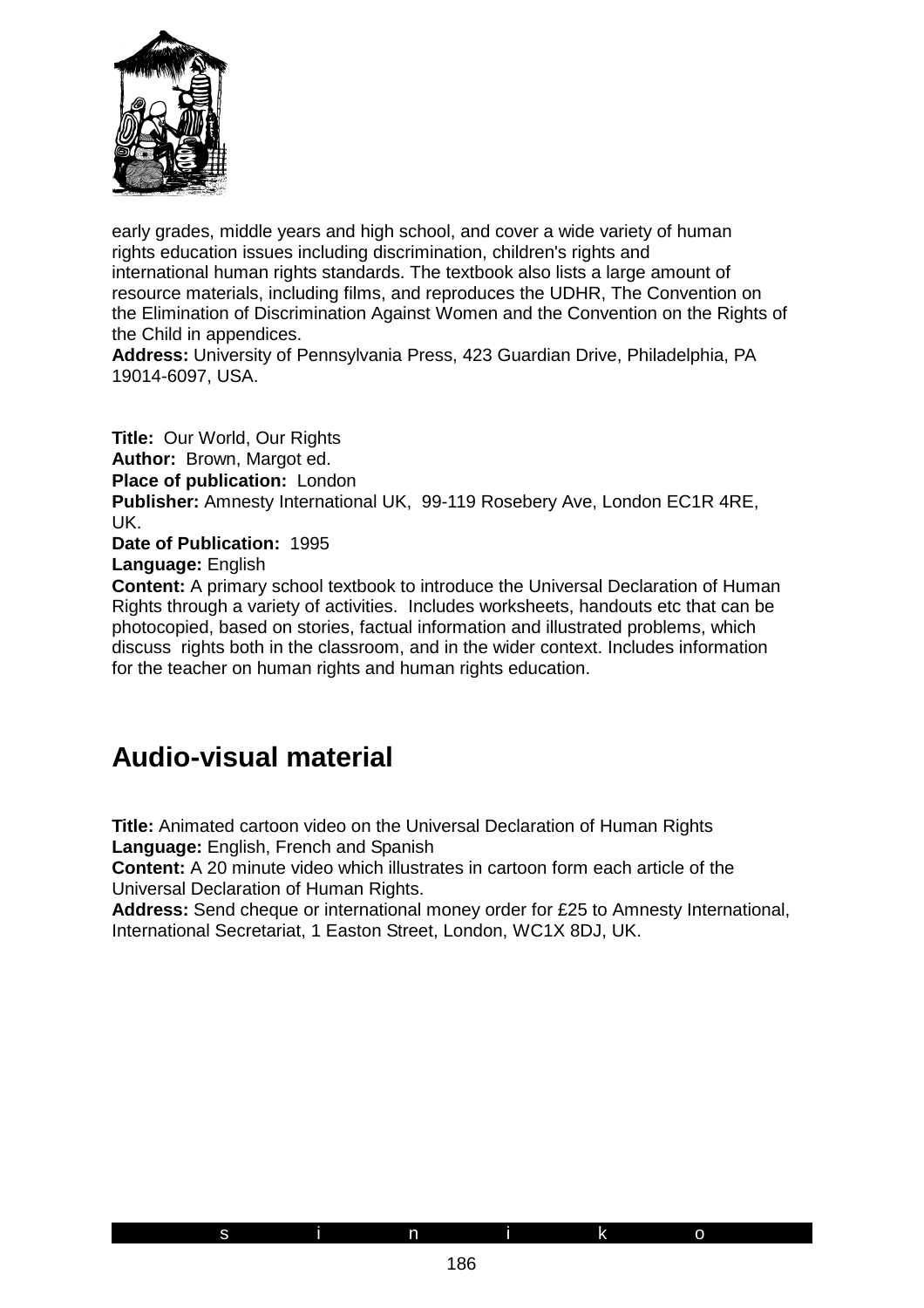early grades, middle years and high school, and cover a wide variety of human rights education issues including discrimination, children's rights and international human rights standards. The textbook also lists a large amount of resource materials, including films, and reproduces the UDHR, The Convention on the Elimination of Discrimination Against Women and the Convention on the Rights of the Child in appendices.
**Address:** University of Pennsylvania Press, 423 Guardian Drive, Philadelphia, PA 19014-6097, USA.

**Title:** Our World, Our Rights
**Author:** Brown, Margot ed.
**Place of publication:** London
**Publisher:** Amnesty International UK, 99-119 Rosebery Ave, London EC1R 4RE, UK.
**Date of Publication:** 1995
**Language:** English
**Content:** A primary school textbook to introduce the Universal Declaration of Human Rights through a variety of activities. Includes worksheets, handouts etc that can be photocopied, based on stories, factual information and illustrated problems, which discuss rights both in the classroom, and in the wider context. Includes information for the teacher on human rights and human rights education.

## Audio-visual material

**Title:** Animated cartoon video on the Universal Declaration of Human Rights
**Language:** English, French and Spanish
**Content:** A 20 minute video which illustrates in cartoon form each article of the Universal Declaration of Human Rights.
**Address:** Send cheque or international money order for £25 to Amnesty International, International Secretariat, 1 Easton Street, London, WC1X 8DJ, UK.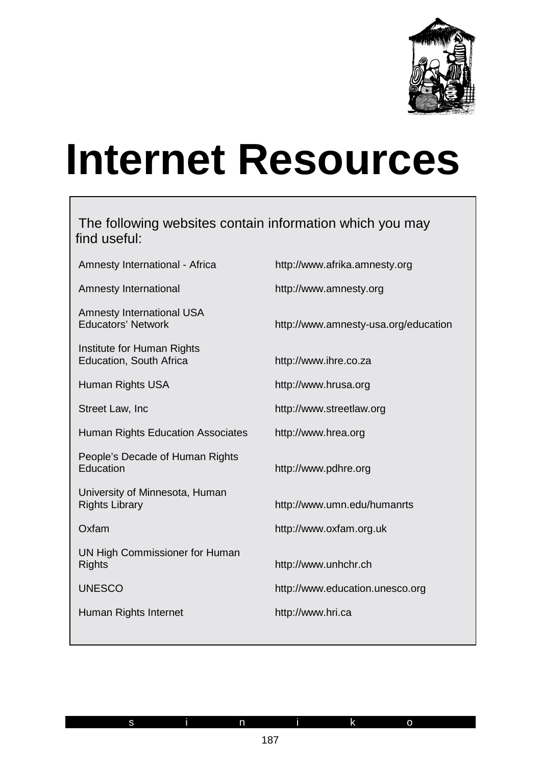# Internet Resources

The following websites contain information which you may find useful:

| | |
|---|---|
| Amnesty International - Africa | http://www.afrika.amnesty.org |
| Amnesty International | http://www.amnesty.org |
| Amnesty International USA Educators' Network | http://www.amnesty-usa.org/education |
| Institute for Human Rights Education, South Africa | http://www.ihre.co.za |
| Human Rights USA | http://www.hrusa.org |
| Street Law, Inc | http://www.streetlaw.org |
| Human Rights Education Associates | http://www.hrea.org |
| People's Decade of Human Rights Education | http://www.pdhre.org |
| University of Minnesota, Human Rights Library | http://www.umn.edu/humanrts |
| Oxfam | http://www.oxfam.org.uk |
| UN High Commissioner for Human Rights | http://www.unhchr.ch |
| UNESCO | http://www.education.unesco.org |
| Human Rights Internet | http://www.hri.ca |